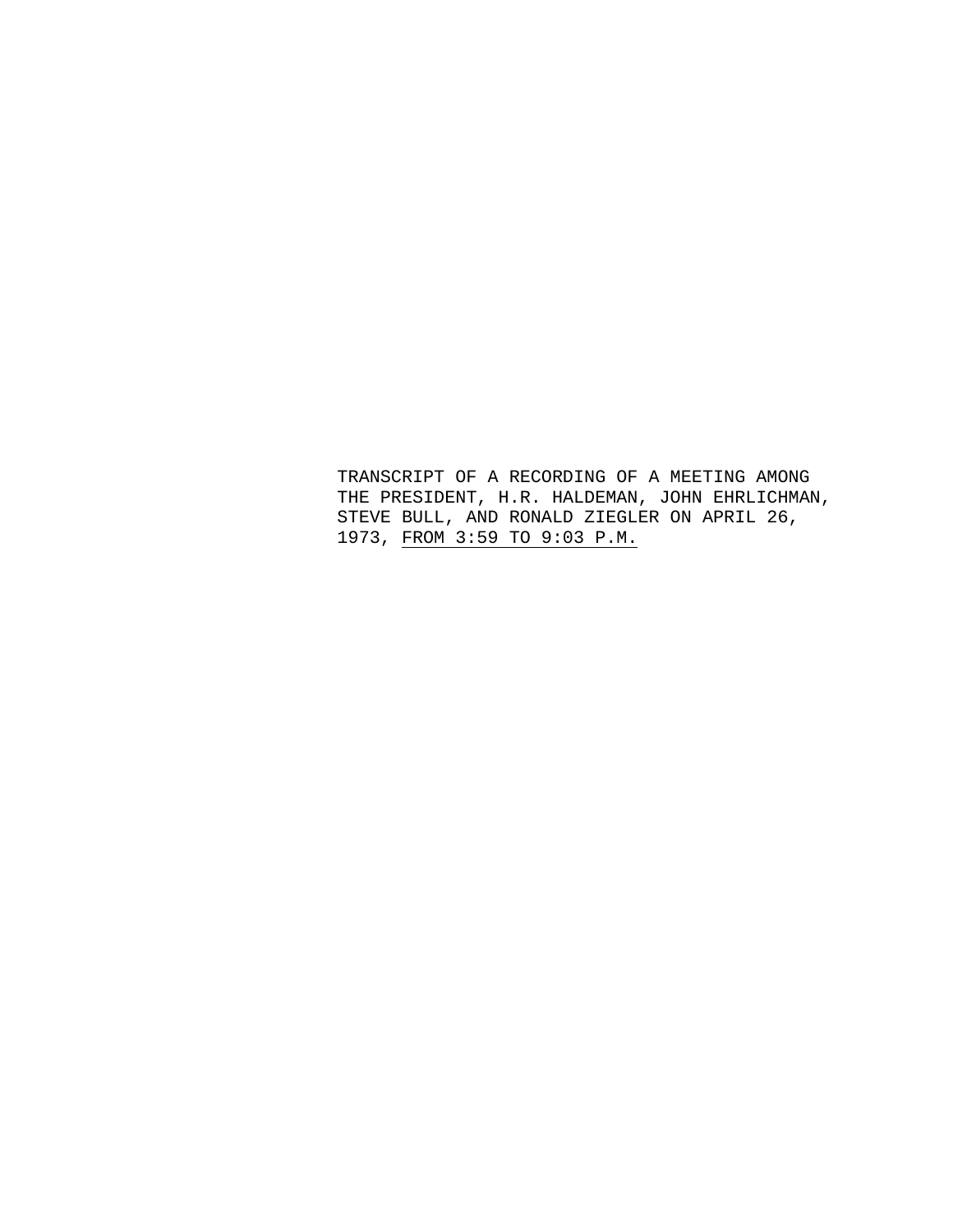TRANSCRIPT OF A RECORDING OF A MEETING AMONG THE PRESIDENT, H.R. HALDEMAN, JOHN EHRLICHMAN, STEVE BULL, AND RONALD ZIEGLER ON APRIL 26, 1973, FROM 3:59 TO 9:03 P.M.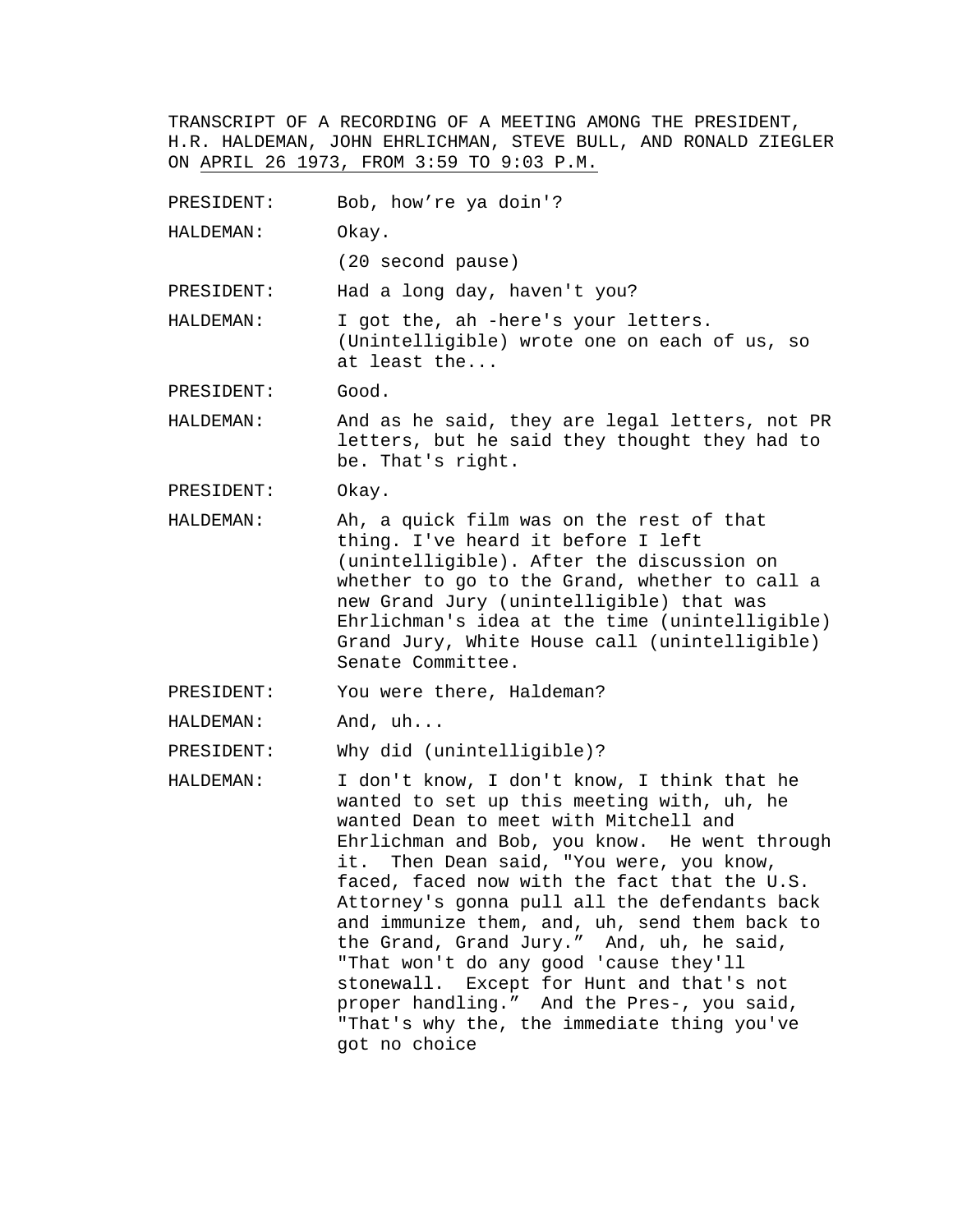TRANSCRIPT OF A RECORDING OF A MEETING AMONG THE PRESIDENT, H.R. HALDEMAN, JOHN EHRLICHMAN, STEVE BULL, AND RONALD ZIEGLER ON APRIL 26 1973, FROM 3:59 TO 9:03 P.M.

PRESIDENT: Bob, how're ya doin'?

HALDEMAN: Okay.

(20 second pause)

PRESIDENT: Had a long day, haven't you?

HALDEMAN: I got the, ah -here's your letters. (Unintelligible) wrote one on each of us, so at least the...

PRESIDENT: Good.

HALDEMAN: And as he said, they are legal letters, not PR letters, but he said they thought they had to be. That's right.

PRESIDENT: Okay.

HALDEMAN: Ah, a quick film was on the rest of that thing. I've heard it before I left (unintelligible). After the discussion on whether to go to the Grand, whether to call a new Grand Jury (unintelligible) that was Ehrlichman's idea at the time (unintelligible) Grand Jury, White House call (unintelligible) Senate Committee.

PRESIDENT: You were there, Haldeman?

HALDEMAN: And, uh...

PRESIDENT: Why did (unintelligible)?

HALDEMAN: I don't know, I don't know, I think that he wanted to set up this meeting with, uh, he wanted Dean to meet with Mitchell and Ehrlichman and Bob, you know. He went through it. Then Dean said, "You were, you know, faced, faced now with the fact that the U.S. Attorney's gonna pull all the defendants back and immunize them, and, uh, send them back to the Grand, Grand Jury." And, uh, he said, "That won't do any good 'cause they'll stonewall. Except for Hunt and that's not proper handling." And the Pres-, you said, "That's why the, the immediate thing you've got no choice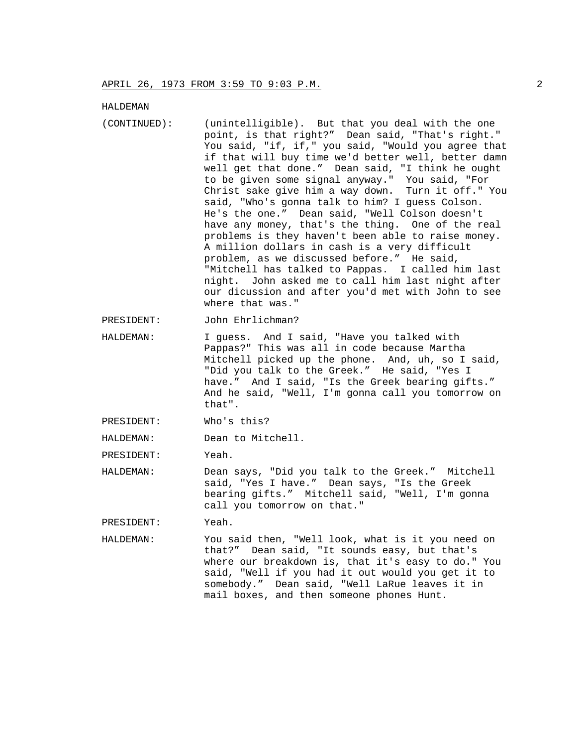HALDEMAN

(CONTINUED): (unintelligible). But that you deal with the one point, is that right?" Dean said, "That's right." You said, "if, if," you said, "Would you agree that if that will buy time we'd better well, better damn well get that done." Dean said, "I think he ought to be given some signal anyway." You said, "For Christ sake give him a way down. Turn it off." You said, "Who's gonna talk to him? I guess Colson. He's the one." Dean said, "Well Colson doesn't have any money, that's the thing. One of the real problems is they haven't been able to raise money. A million dollars in cash is a very difficult problem, as we discussed before." He said, "Mitchell has talked to Pappas. I called him last night. John asked me to call him last night after our dicussion and after you'd met with John to see where that was."

PRESIDENT: John Ehrlichman?

HALDEMAN: I guess. And I said, "Have you talked with Pappas?" This was all in code because Martha Mitchell picked up the phone. And, uh, so I said, "Did you talk to the Greek." He said, "Yes I have." And I said, "Is the Greek bearing gifts." And he said, "Well, I'm gonna call you tomorrow on that".

PRESIDENT: Who's this?

HALDEMAN: Dean to Mitchell.

PRESIDENT: Yeah.

HALDEMAN: Dean says, "Did you talk to the Greek." Mitchell said, "Yes I have." Dean says, "Is the Greek bearing gifts." Mitchell said, "Well, I'm gonna call you tomorrow on that."

PRESIDENT: Yeah.

HALDEMAN: You said then, "Well look, what is it you need on that?" Dean said, "It sounds easy, but that's where our breakdown is, that it's easy to do." You said, "Well if you had it out would you get it to somebody." Dean said, "Well LaRue leaves it in mail boxes, and then someone phones Hunt.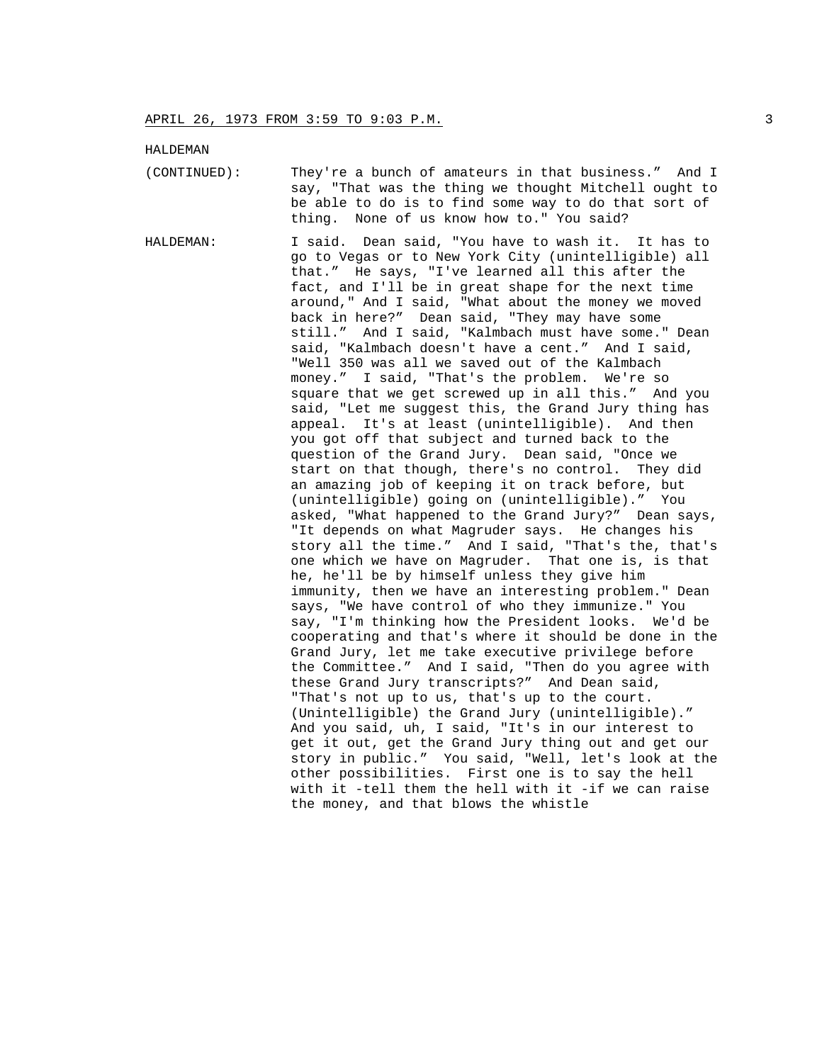HALDEMAN

(CONTINUED): They're a bunch of amateurs in that business." And I say, "That was the thing we thought Mitchell ought to be able to do is to find some way to do that sort of thing. None of us know how to." You said?

HALDEMAN: I said. Dean said, "You have to wash it. It has to go to Vegas or to New York City (unintelligible) all that." He says, "I've learned all this after the fact, and I'll be in great shape for the next time around," And I said, "What about the money we moved back in here?" Dean said, "They may have some still." And I said, "Kalmbach must have some." Dean said, "Kalmbach doesn't have a cent." And I said, "Well 350 was all we saved out of the Kalmbach money." I said, "That's the problem. We're so square that we get screwed up in all this." And you said, "Let me suggest this, the Grand Jury thing has appeal. It's at least (unintelligible). And then you got off that subject and turned back to the question of the Grand Jury. Dean said, "Once we start on that though, there's no control. They did an amazing job of keeping it on track before, but (unintelligible) going on (unintelligible)." You asked, "What happened to the Grand Jury?" Dean says, "It depends on what Magruder says. He changes his story all the time." And I said, "That's the, that's one which we have on Magruder. That one is, is that he, he'll be by himself unless they give him immunity, then we have an interesting problem." Dean says, "We have control of who they immunize." You say, "I'm thinking how the President looks. We'd be cooperating and that's where it should be done in the Grand Jury, let me take executive privilege before the Committee." And I said, "Then do you agree with these Grand Jury transcripts?" And Dean said, "That's not up to us, that's up to the court. (Unintelligible) the Grand Jury (unintelligible)." And you said, uh, I said, "It's in our interest to get it out, get the Grand Jury thing out and get our story in public." You said, "Well, let's look at the other possibilities. First one is to say the hell with it -tell them the hell with it -if we can raise the money, and that blows the whistle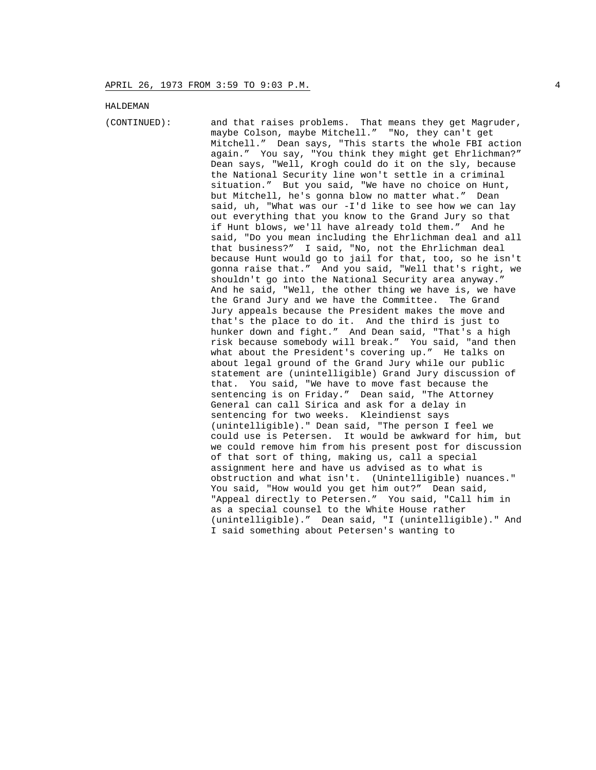HALDEMAN

(CONTINUED): and that raises problems. That means they get Magruder, maybe Colson, maybe Mitchell." "No, they can't get Mitchell." Dean says, "This starts the whole FBI action again." You say, "You think they might get Ehrlichman?" Dean says, "Well, Krogh could do it on the sly, because the National Security line won't settle in a criminal situation." But you said, "We have no choice on Hunt, but Mitchell, he's gonna blow no matter what." Dean said, uh, "What was our -I'd like to see how we can lay out everything that you know to the Grand Jury so that if Hunt blows, we'll have already told them." And he said, "Do you mean including the Ehrlichman deal and all that business?" I said, "No, not the Ehrlichman deal because Hunt would go to jail for that, too, so he isn't gonna raise that." And you said, "Well that's right, we shouldn't go into the National Security area anyway." And he said, "Well, the other thing we have is, we have the Grand Jury and we have the Committee. The Grand Jury appeals because the President makes the move and that's the place to do it. And the third is just to hunker down and fight." And Dean said, "That's a high risk because somebody will break." You said, "and then what about the President's covering up." He talks on about legal ground of the Grand Jury while our public statement are (unintelligible) Grand Jury discussion of that. You said, "We have to move fast because the sentencing is on Friday." Dean said, "The Attorney General can call Sirica and ask for a delay in sentencing for two weeks. Kleindienst says (unintelligible)." Dean said, "The person I feel we could use is Petersen. It would be awkward for him, but we could remove him from his present post for discussion of that sort of thing, making us, call a special assignment here and have us advised as to what is obstruction and what isn't. (Unintelligible) nuances." You said, "How would you get him out?" Dean said, "Appeal directly to Petersen." You said, "Call him in as a special counsel to the White House rather (unintelligible)." Dean said, "I (unintelligible)." And I said something about Petersen's wanting to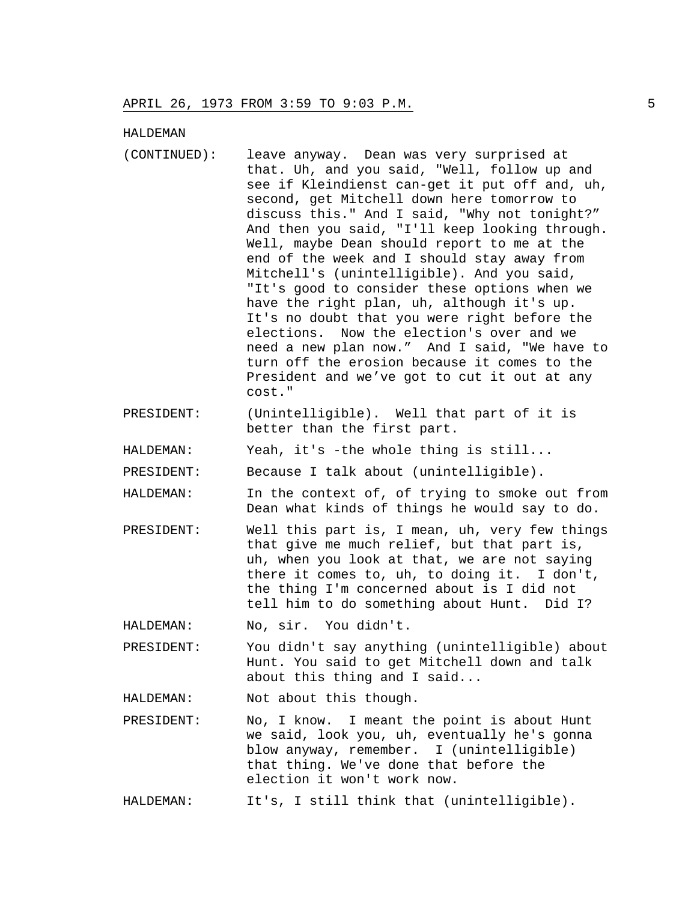HALDEMAN

(CONTINUED): leave anyway. Dean was very surprised at that. Uh, and you said, "Well, follow up and see if Kleindienst can-get it put off and, uh, second, get Mitchell down here tomorrow to discuss this." And I said, "Why not tonight?" And then you said, "I'll keep looking through. Well, maybe Dean should report to me at the end of the week and I should stay away from Mitchell's (unintelligible). And you said, "It's good to consider these options when we have the right plan, uh, although it's up. It's no doubt that you were right before the elections. Now the election's over and we need a new plan now." And I said, "We have to turn off the erosion because it comes to the President and we've got to cut it out at any cost."

PRESIDENT: (Unintelligible). Well that part of it is better than the first part.

HALDEMAN: Yeah, it's -the whole thing is still...

PRESIDENT: Because I talk about (unintelligible).

HALDEMAN: In the context of, of trying to smoke out from Dean what kinds of things he would say to do.

PRESIDENT: Well this part is, I mean, uh, very few things that give me much relief, but that part is, uh, when you look at that, we are not saying there it comes to, uh, to doing it. I don't, the thing I'm concerned about is I did not tell him to do something about Hunt. Did I?

HALDEMAN: No, sir. You didn't.

PRESIDENT: You didn't say anything (unintelligible) about Hunt. You said to get Mitchell down and talk about this thing and I said...

HALDEMAN: Not about this though.

PRESIDENT: No, I know. I meant the point is about Hunt we said, look you, uh, eventually he's gonna blow anyway, remember. I (unintelligible) that thing. We've done that before the election it won't work now.

HALDEMAN: It's, I still think that (unintelligible).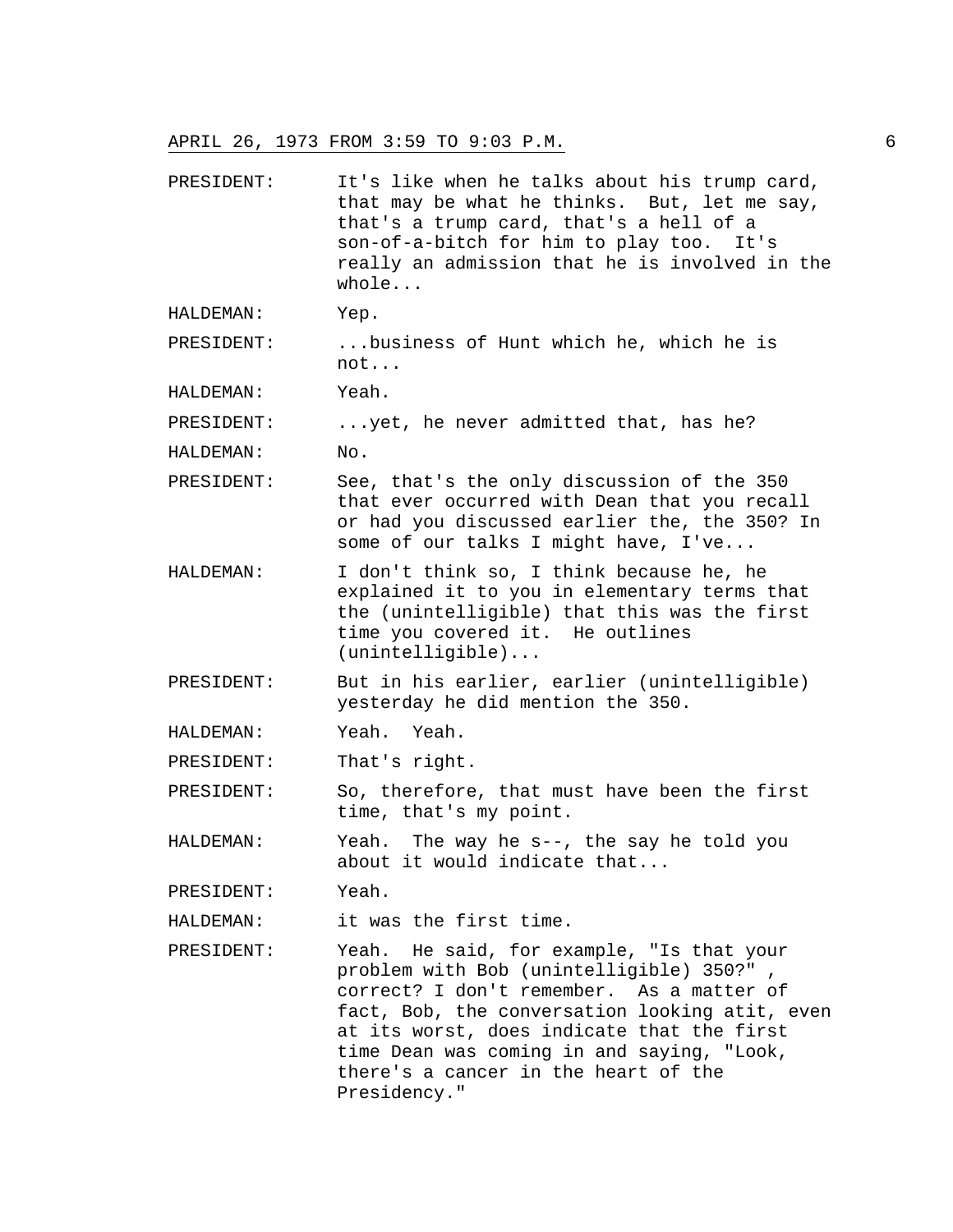APRIL 26, 1973 FROM 3:59 TO 9:03 P.M.

PRESIDENT: It's like when he talks about his trump card, that may be what he thinks. But, let me say, that's a trump card, that's a hell of a son-of-a-bitch for him to play too. It's really an admission that he is involved in the whole...

HALDEMAN: Yep.

PRESIDENT: ...business of Hunt which he, which he is not...

HALDEMAN: Yeah.

PRESIDENT: ...yet, he never admitted that, has he?

HALDEMAN: No.

PRESIDENT: See, that's the only discussion of the 350 that ever occurred with Dean that you recall or had you discussed earlier the, the 350? In some of our talks I might have, I've...

HALDEMAN: I don't think so, I think because he, he explained it to you in elementary terms that the (unintelligible) that this was the first time you covered it. He outlines (unintelligible)...

PRESIDENT: But in his earlier, earlier (unintelligible) yesterday he did mention the 350.

HALDEMAN: Yeah. Yeah.

PRESIDENT: That's right.

PRESIDENT: So, therefore, that must have been the first time, that's my point.

HALDEMAN: Yeah. The way he s--, the say he told you about it would indicate that...

PRESIDENT: Yeah.

HALDEMAN: it was the first time.

PRESIDENT: Yeah. He said, for example, "Is that your problem with Bob (unintelligible) 350?" , correct? I don't remember. As a matter of fact, Bob, the conversation looking atit, even at its worst, does indicate that the first time Dean was coming in and saying, "Look, there's a cancer in the heart of the Presidency."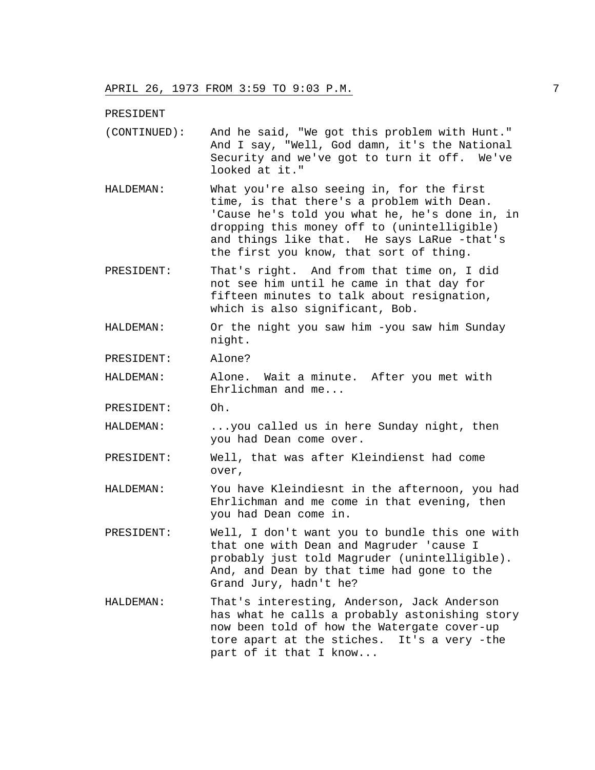PRESIDENT (CONTINUED): And he said, "We got this problem with Hunt." And I say, "Well, God damn, it's the National Security and we've got to turn it off. We've looked at it."

HALDEMAN: What you're also seeing in, for the first time, is that there's a problem with Dean. 'Cause he's told you what he, he's done in, in dropping this money off to (unintelligible) and things like that. He says LaRue -that's the first you know, that sort of thing.

PRESIDENT: That's right. And from that time on, I did not see him until he came in that day for fifteen minutes to talk about resignation, which is also significant, Bob.

HALDEMAN: Or the night you saw him -you saw him Sunday night.

PRESIDENT: Alone?

HALDEMAN: Alone. Wait a minute. After you met with Ehrlichman and me...

PRESIDENT: Oh.

HALDEMAN: ...you called us in here Sunday night, then you had Dean come over.

PRESIDENT: Well, that was after Kleindienst had come over,

HALDEMAN: You have Kleindiesnt in the afternoon, you had Ehrlichman and me come in that evening, then you had Dean come in.

PRESIDENT: Well, I don't want you to bundle this one with that one with Dean and Magruder 'cause I probably just told Magruder (unintelligible). And, and Dean by that time had gone to the Grand Jury, hadn't he?

HALDEMAN: That's interesting, Anderson, Jack Anderson has what he calls a probably astonishing story now been told of how the Watergate cover-up tore apart at the stiches. It's a very -the part of it that I know...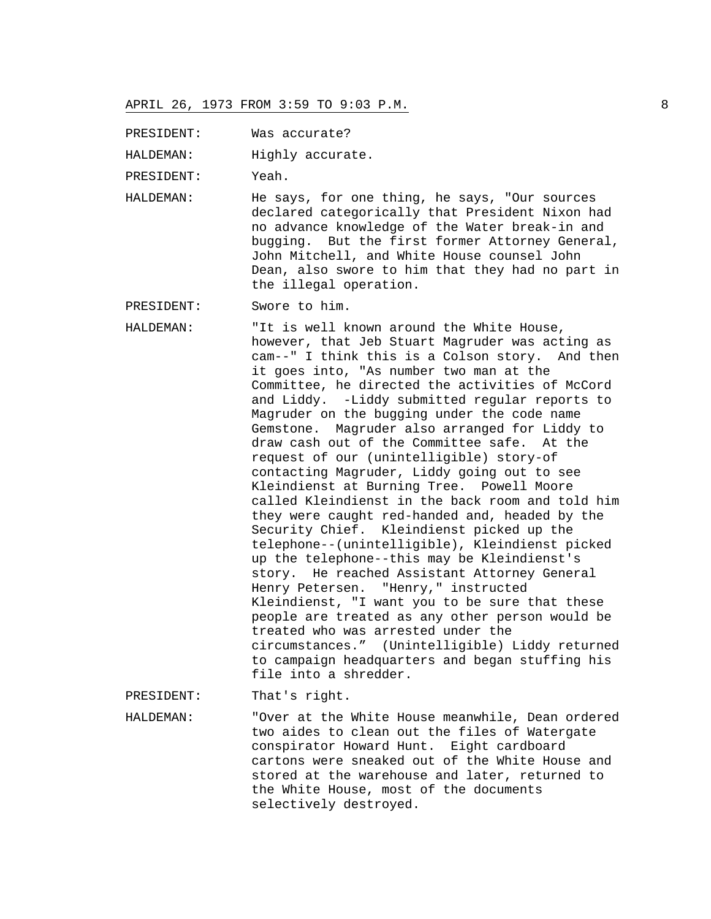PRESIDENT: Was accurate?

HALDEMAN: Highly accurate.

PRESIDENT: Yeah.

HALDEMAN: He says, for one thing, he says, "Our sources declared categorically that President Nixon had no advance knowledge of the Water break-in and bugging. But the first former Attorney General, John Mitchell, and White House counsel John Dean, also swore to him that they had no part in the illegal operation.

PRESIDENT: Swore to him.

HALDEMAN: "It is well known around the White House, however, that Jeb Stuart Magruder was acting as cam--" I think this is a Colson story. And then it goes into, "As number two man at the Committee, he directed the activities of McCord and Liddy. -Liddy submitted regular reports to Magruder on the bugging under the code name Gemstone. Magruder also arranged for Liddy to draw cash out of the Committee safe. At the request of our (unintelligible) story-of contacting Magruder, Liddy going out to see Kleindienst at Burning Tree. Powell Moore called Kleindienst in the back room and told him they were caught red-handed and, headed by the Security Chief. Kleindienst picked up the telephone--(unintelligible), Kleindienst picked up the telephone--this may be Kleindienst's story. He reached Assistant Attorney General Henry Petersen. "Henry," instructed Kleindienst, "I want you to be sure that these people are treated as any other person would be treated who was arrested under the circumstances." (Unintelligible) Liddy returned to campaign headquarters and began stuffing his file into a shredder.

PRESIDENT: That's right.

HALDEMAN: "Over at the White House meanwhile, Dean ordered two aides to clean out the files of Watergate conspirator Howard Hunt. Eight cardboard cartons were sneaked out of the White House and stored at the warehouse and later, returned to the White House, most of the documents selectively destroyed.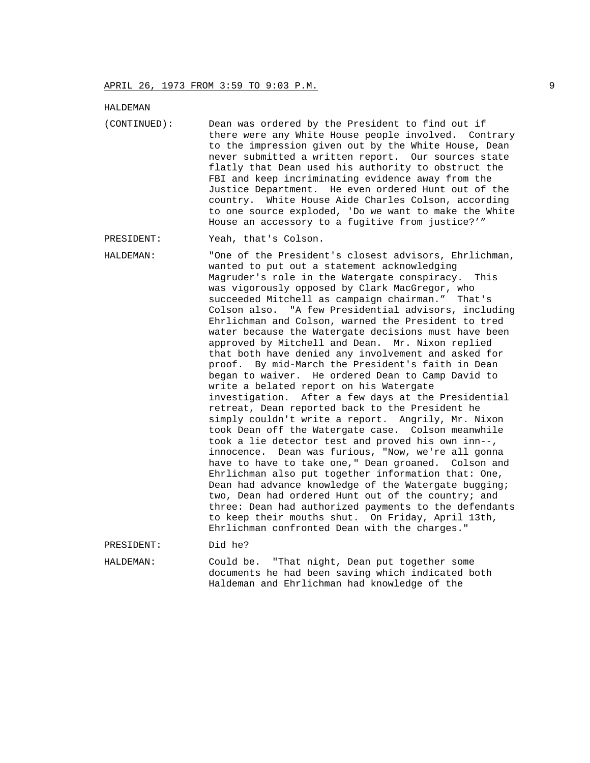HALDEMAN

(CONTINUED): Dean was ordered by the President to find out if there were any White House people involved. Contrary to the impression given out by the White House, Dean never submitted a written report. Our sources state flatly that Dean used his authority to obstruct the FBI and keep incriminating evidence away from the Justice Department. He even ordered Hunt out of the country. White House Aide Charles Colson, according to one source exploded, 'Do we want to make the White House an accessory to a fugitive from justice?'"

PRESIDENT: Yeah, that's Colson.

HALDEMAN: "One of the President's closest advisors, Ehrlichman, wanted to put out a statement acknowledging Magruder's role in the Watergate conspiracy. This was vigorously opposed by Clark MacGregor, who succeeded Mitchell as campaign chairman." That's Colson also. "A few Presidential advisors, including Ehrlichman and Colson, warned the President to tred water because the Watergate decisions must have been approved by Mitchell and Dean. Mr. Nixon replied that both have denied any involvement and asked for proof. By mid-March the President's faith in Dean began to waiver. He ordered Dean to Camp David to write a belated report on his Watergate investigation. After a few days at the Presidential retreat, Dean reported back to the President he simply couldn't write a report. Angrily, Mr. Nixon took Dean off the Watergate case. Colson meanwhile took a lie detector test and proved his own inn--, innocence. Dean was furious, "Now, we're all gonna have to have to take one," Dean groaned. Colson and Ehrlichman also put together information that: One, Dean had advance knowledge of the Watergate bugging; two, Dean had ordered Hunt out of the country; and three: Dean had authorized payments to the defendants to keep their mouths shut. On Friday, April 13th, Ehrlichman confronted Dean with the charges."

PRESIDENT: Did he?

HALDEMAN: Could be. "That night, Dean put together some documents he had been saving which indicated both Haldeman and Ehrlichman had knowledge of the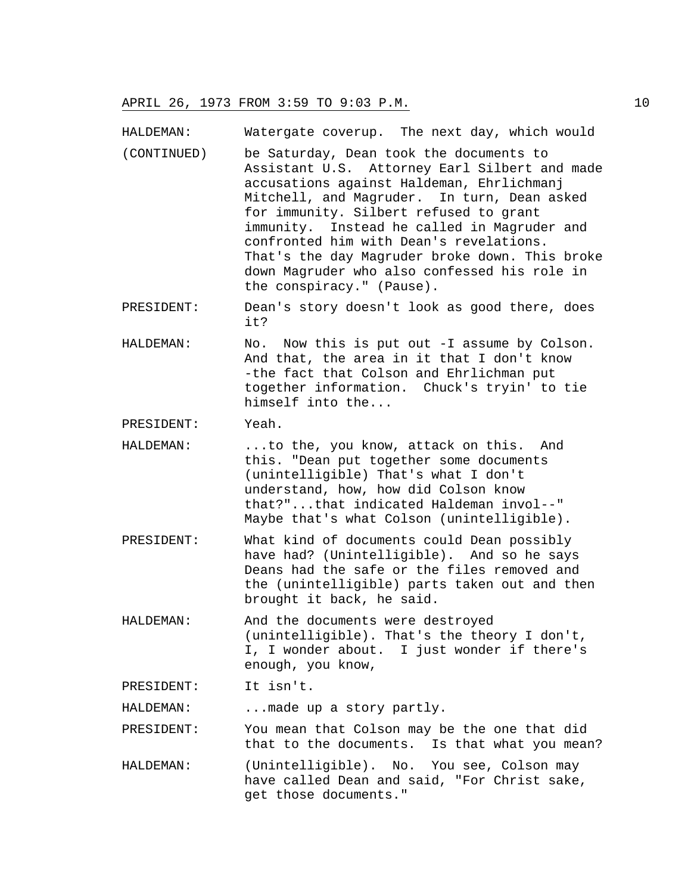HALDEMAN: Watergate coverup. The next day, which would

(CONTINUED) be Saturday, Dean took the documents to Assistant U.S. Attorney Earl Silbert and made accusations against Haldeman, Ehrlichmanj Mitchell, and Magruder. In turn, Dean asked for immunity. Silbert refused to grant immunity. Instead he called in Magruder and confronted him with Dean's revelations. That's the day Magruder broke down. This broke down Magruder who also confessed his role in the conspiracy." (Pause).

PRESIDENT: Dean's story doesn't look as good there, does it?

HALDEMAN: No. Now this is put out -I assume by Colson. And that, the area in it that I don't know -the fact that Colson and Ehrlichman put together information. Chuck's tryin' to tie himself into the...

PRESIDENT: Yeah.

HALDEMAN: ...to the, you know, attack on this. And this. "Dean put together some documents (unintelligible) That's what I don't understand, how, how did Colson know that?"...that indicated Haldeman invol--" Maybe that's what Colson (unintelligible).

PRESIDENT: What kind of documents could Dean possibly have had? (Unintelligible). And so he says Deans had the safe or the files removed and the (unintelligible) parts taken out and then brought it back, he said.

HALDEMAN: And the documents were destroyed (unintelligible). That's the theory I don't, I, I wonder about. I just wonder if there's enough, you know,

PRESIDENT: It isn't.

HALDEMAN: ...made up a story partly.

PRESIDENT: You mean that Colson may be the one that did that to the documents. Is that what you mean?

HALDEMAN: (Unintelligible). No. You see, Colson may have called Dean and said, "For Christ sake, get those documents."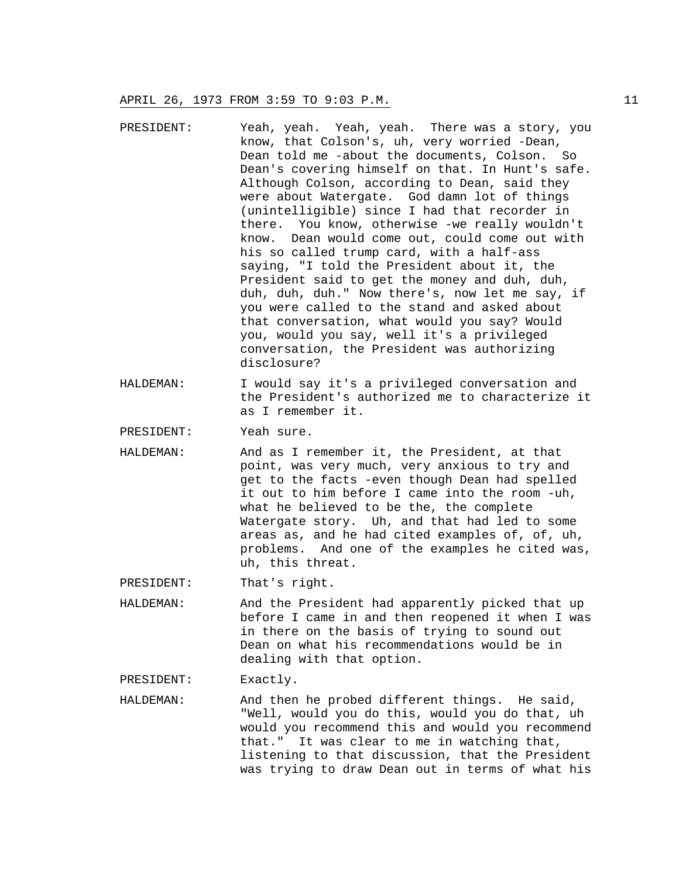PRESIDENT: Yeah, yeah. Yeah, yeah. There was a story, you know, that Colson's, uh, very worried -Dean, Dean told me -about the documents, Colson. So Dean's covering himself on that. In Hunt's safe. Although Colson, according to Dean, said they were about Watergate. God damn lot of things (unintelligible) since I had that recorder in there. You know, otherwise -we really wouldn't know. Dean would come out, could come out with his so called trump card, with a half-ass saying, "I told the President about it, the President said to get the money and duh, duh, duh, duh, duh." Now there's, now let me say, if you were called to the stand and asked about that conversation, what would you say? Would you, would you say, well it's a privileged conversation, the President was authorizing disclosure?

HALDEMAN: I would say it's a privileged conversation and the President's authorized me to characterize it as I remember it.

PRESIDENT: Yeah sure.

HALDEMAN: And as I remember it, the President, at that point, was very much, very anxious to try and get to the facts -even though Dean had spelled it out to him before I came into the room -uh, what he believed to be the, the complete Watergate story. Uh, and that had led to some areas as, and he had cited examples of, of, uh, problems. And one of the examples he cited was, uh, this threat.

PRESIDENT: That's right.

HALDEMAN: And the President had apparently picked that up before I came in and then reopened it when I was in there on the basis of trying to sound out Dean on what his recommendations would be in dealing with that option.

PRESIDENT: Exactly.

HALDEMAN: And then he probed different things. He said, "Well, would you do this, would you do that, uh would you recommend this and would you recommend that." It was clear to me in watching that, listening to that discussion, that the President was trying to draw Dean out in terms of what his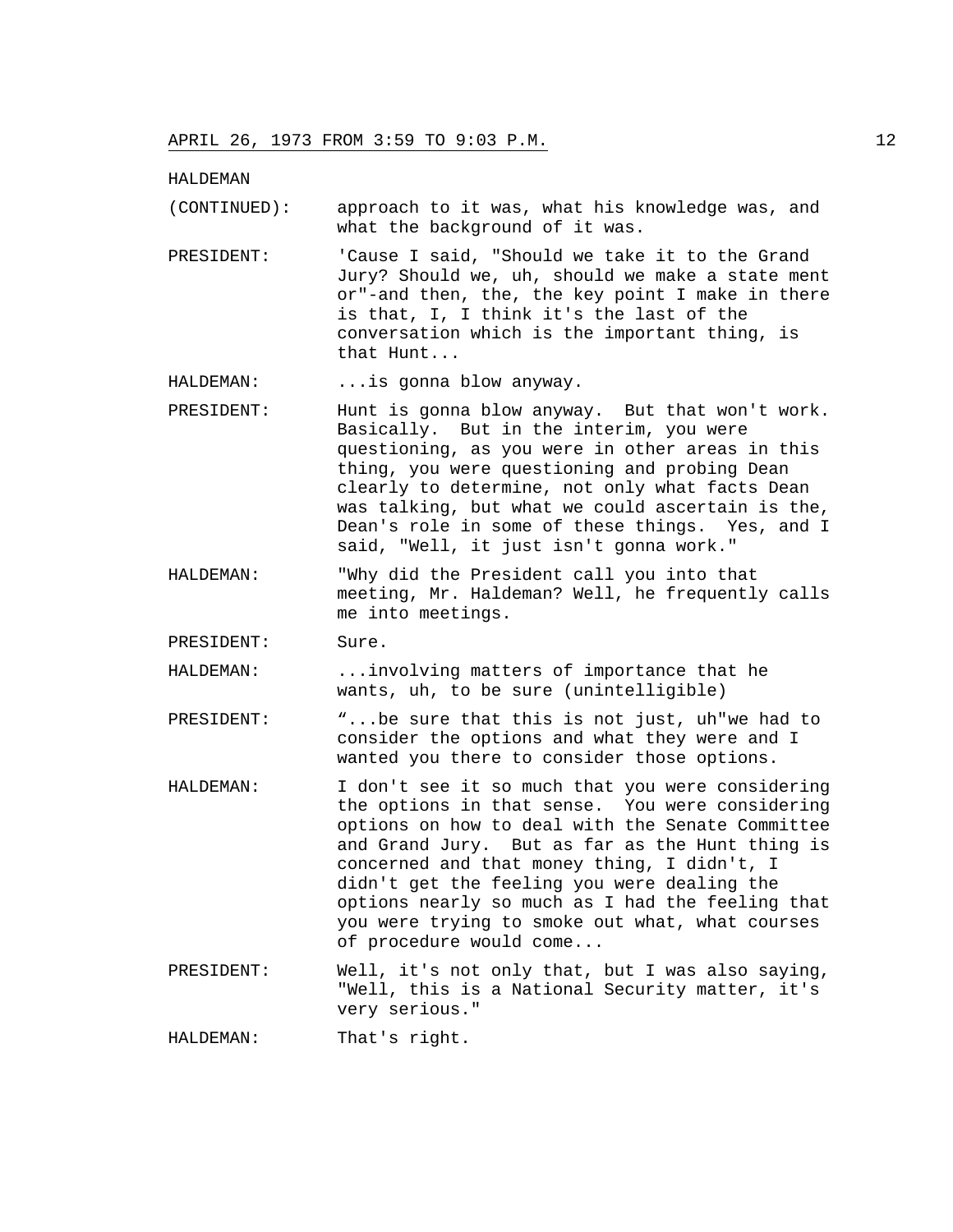HALDEMAN

(CONTINUED): approach to it was, what his knowledge was, and what the background of it was.

PRESIDENT: 'Cause I said, "Should we take it to the Grand Jury? Should we, uh, should we make a state ment or"-and then, the, the key point I make in there is that, I, I think it's the last of the conversation which is the important thing, is that Hunt...

HALDEMAN: ...is gonna blow anyway.

PRESIDENT: Hunt is gonna blow anyway. But that won't work. Basically. But in the interim, you were questioning, as you were in other areas in this thing, you were questioning and probing Dean clearly to determine, not only what facts Dean was talking, but what we could ascertain is the, Dean's role in some of these things. Yes, and I said, "Well, it just isn't gonna work."

HALDEMAN: "Why did the President call you into that meeting, Mr. Haldeman? Well, he frequently calls me into meetings.

PRESIDENT: Sure.

HALDEMAN: ...involving matters of importance that he wants, uh, to be sure (unintelligible)

PRESIDENT: "...be sure that this is not just, uh"we had to consider the options and what they were and I wanted you there to consider those options.

HALDEMAN: I don't see it so much that you were considering the options in that sense. You were considering options on how to deal with the Senate Committee and Grand Jury. But as far as the Hunt thing is concerned and that money thing, I didn't, I didn't get the feeling you were dealing the options nearly so much as I had the feeling that you were trying to smoke out what, what courses of procedure would come...

PRESIDENT: Well, it's not only that, but I was also saying, "Well, this is a National Security matter, it's very serious."

HALDEMAN: That's right.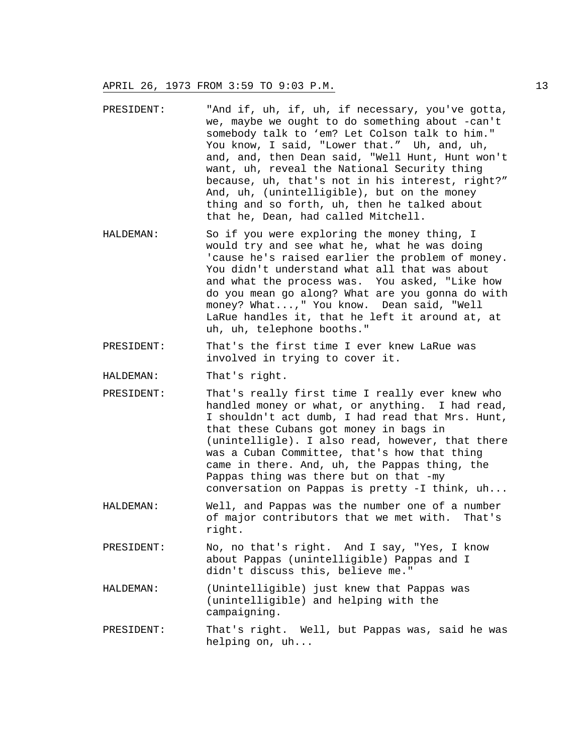PRESIDENT: "And if, uh, if, uh, if necessary, you've gotta, we, maybe we ought to do something about -can't somebody talk to 'em? Let Colson talk to him." You know, I said, "Lower that." Uh, and, uh, and, and, then Dean said, "Well Hunt, Hunt won't want, uh, reveal the National Security thing because, uh, that's not in his interest, right?" And, uh, (unintelligible), but on the money thing and so forth, uh, then he talked about that he, Dean, had called Mitchell.

HALDEMAN: So if you were exploring the money thing, I would try and see what he, what he was doing 'cause he's raised earlier the problem of money. You didn't understand what all that was about and what the process was. You asked, "Like how do you mean go along? What are you gonna do with money? What...," You know. Dean said, "Well LaRue handles it, that he left it around at, at uh, uh, telephone booths."

PRESIDENT: That's the first time I ever knew LaRue was involved in trying to cover it.

HALDEMAN: That's right.

PRESIDENT: That's really first time I really ever knew who handled money or what, or anything. I had read, I shouldn't act dumb, I had read that Mrs. Hunt, that these Cubans got money in bags in (unintelligle). I also read, however, that there was a Cuban Committee, that's how that thing came in there. And, uh, the Pappas thing, the Pappas thing was there but on that -my conversation on Pappas is pretty -I think, uh...

HALDEMAN: Well, and Pappas was the number one of a number of major contributors that we met with. That's right.

PRESIDENT: No, no that's right. And I say, "Yes, I know about Pappas (unintelligible) Pappas and I didn't discuss this, believe me."

HALDEMAN: (Unintelligible) just knew that Pappas was (unintelligible) and helping with the campaigning.

PRESIDENT: That's right. Well, but Pappas was, said he was helping on, uh...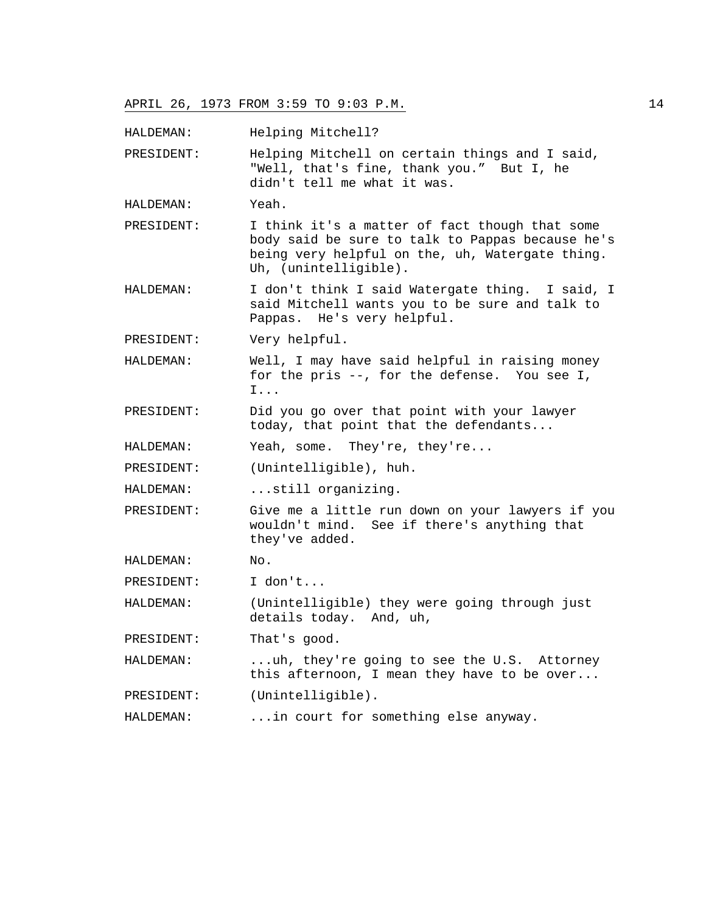HALDEMAN: Helping Mitchell?

PRESIDENT: Helping Mitchell on certain things and I said, "Well, that's fine, thank you." But I, he didn't tell me what it was.

HALDEMAN: Yeah.

PRESIDENT: I think it's a matter of fact though that some body said be sure to talk to Pappas because he's being very helpful on the, uh, Watergate thing. Uh, (unintelligible).

HALDEMAN: I don't think I said Watergate thing. I said, I said Mitchell wants you to be sure and talk to Pappas. He's very helpful.

PRESIDENT: Very helpful.

HALDEMAN: Well, I may have said helpful in raising money for the pris --, for the defense. You see I, I...

PRESIDENT: Did you go over that point with your lawyer today, that point that the defendants...

HALDEMAN: Yeah, some. They're, they're...

PRESIDENT: (Unintelligible), huh.

HALDEMAN: ...still organizing.

PRESIDENT: Give me a little run down on your lawyers if you wouldn't mind. See if there's anything that they've added.

HALDEMAN: No.

PRESIDENT: I don't...

HALDEMAN: (Unintelligible) they were going through just details today. And, uh,

PRESIDENT: That's good.

HALDEMAN: ...uh, they're going to see the U.S. Attorney this afternoon, I mean they have to be over...

PRESIDENT: (Unintelligible).

HALDEMAN: ...in court for something else anyway.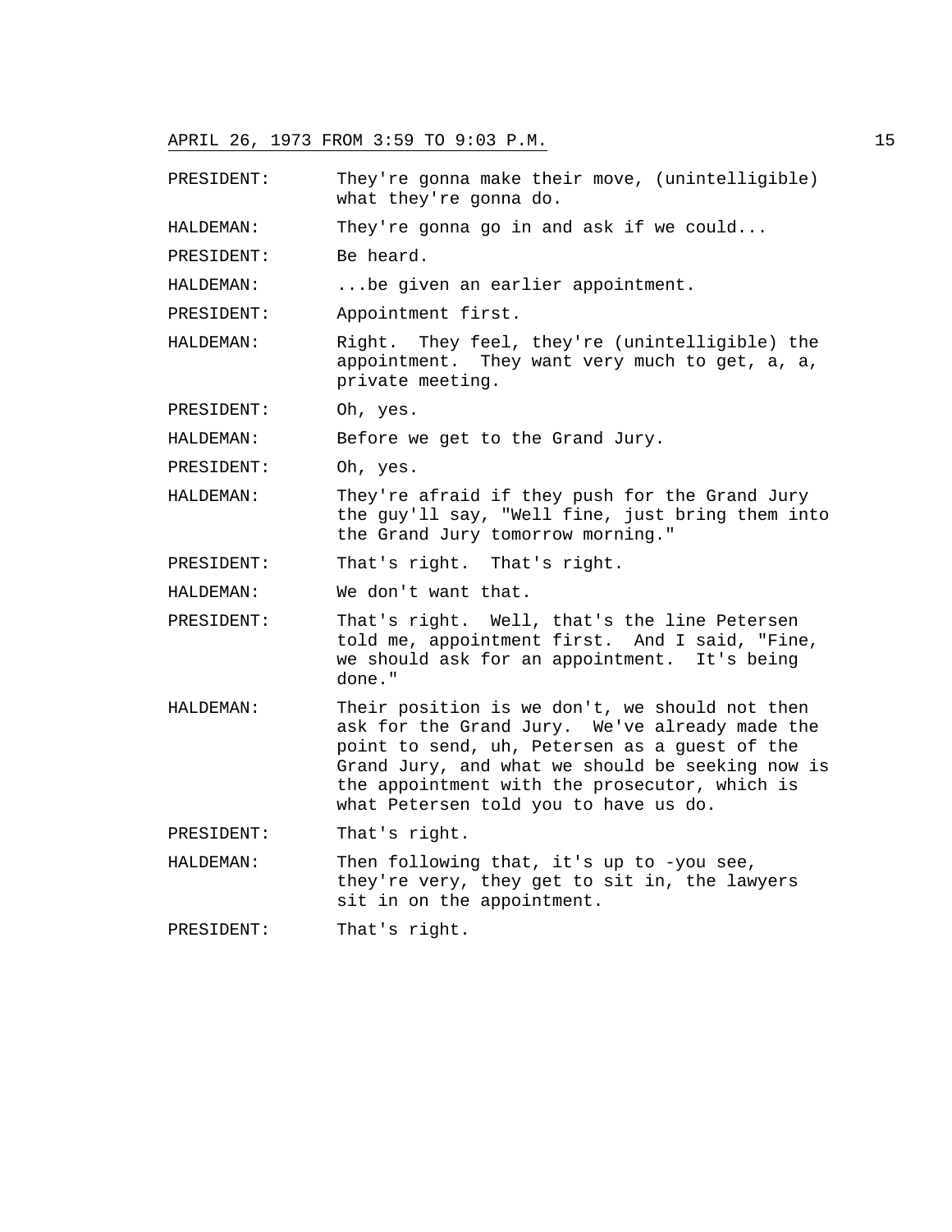PRESIDENT: They're gonna make their move, (unintelligible) what they're gonna do.

HALDEMAN: They're gonna go in and ask if we could...

PRESIDENT: Be heard.

HALDEMAN: ...be given an earlier appointment.

PRESIDENT: Appointment first.

HALDEMAN: Right. They feel, they're (unintelligible) the appointment. They want very much to get, a, a, private meeting.

PRESIDENT: Oh, yes.

HALDEMAN: Before we get to the Grand Jury.

PRESIDENT: Oh, yes.

HALDEMAN: They're afraid if they push for the Grand Jury the guy'll say, "Well fine, just bring them into the Grand Jury tomorrow morning."

PRESIDENT: That's right. That's right.

HALDEMAN: We don't want that.

PRESIDENT: That's right. Well, that's the line Petersen told me, appointment first. And I said, "Fine, we should ask for an appointment. It's being done."

HALDEMAN: Their position is we don't, we should not then ask for the Grand Jury. We've already made the point to send, uh, Petersen as a guest of the Grand Jury, and what we should be seeking now is the appointment with the prosecutor, which is what Petersen told you to have us do.

PRESIDENT: That's right.

HALDEMAN: Then following that, it's up to -you see, they're very, they get to sit in, the lawyers sit in on the appointment.

PRESIDENT: That's right.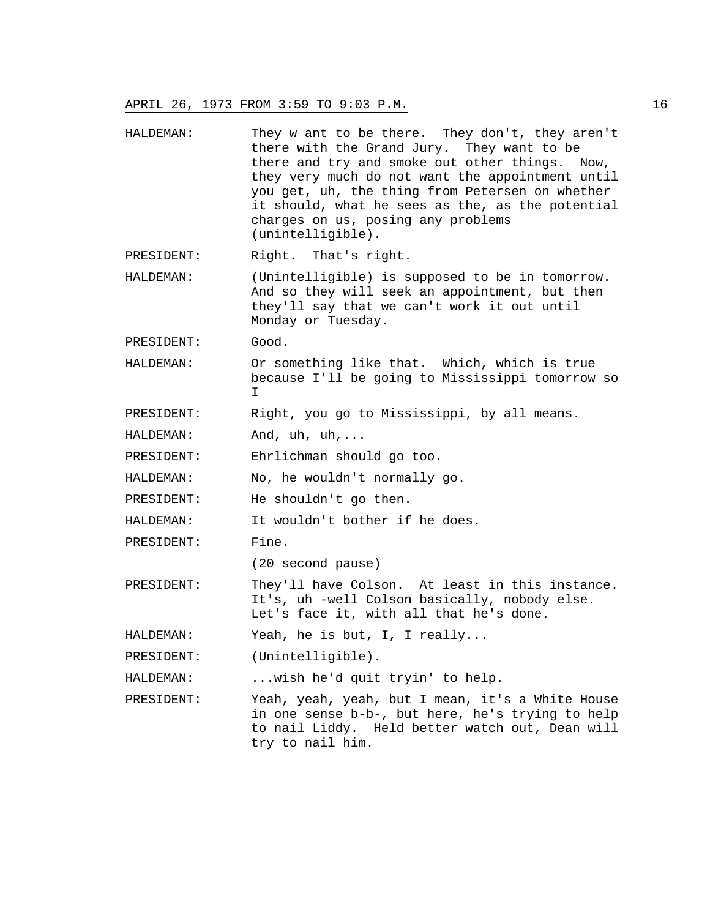HALDEMAN: They w ant to be there. They don't, they aren't there with the Grand Jury. They want to be there and try and smoke out other things. Now, they very much do not want the appointment until you get, uh, the thing from Petersen on whether it should, what he sees as the, as the potential charges on us, posing any problems (unintelligible).

PRESIDENT: Right. That's right.

HALDEMAN: (Unintelligible) is supposed to be in tomorrow. And so they will seek an appointment, but then they'll say that we can't work it out until Monday or Tuesday.

PRESIDENT: Good.

HALDEMAN: Or something like that. Which, which is true because I'll be going to Mississippi tomorrow so I

PRESIDENT: Right, you go to Mississippi, by all means.

HALDEMAN: And, uh, uh,...

PRESIDENT: Ehrlichman should go too.

HALDEMAN: No, he wouldn't normally go.

PRESIDENT: He shouldn't go then.

HALDEMAN: It wouldn't bother if he does.

PRESIDENT: Fine.

(20 second pause)

PRESIDENT: They'll have Colson. At least in this instance. It's, uh -well Colson basically, nobody else. Let's face it, with all that he's done.

HALDEMAN: Yeah, he is but, I, I really...

PRESIDENT: (Unintelligible).

HALDEMAN: ...wish he'd quit tryin' to help.

PRESIDENT: Yeah, yeah, yeah, but I mean, it's a White House in one sense b-b-, but here, he's trying to help to nail Liddy. Held better watch out, Dean will try to nail him.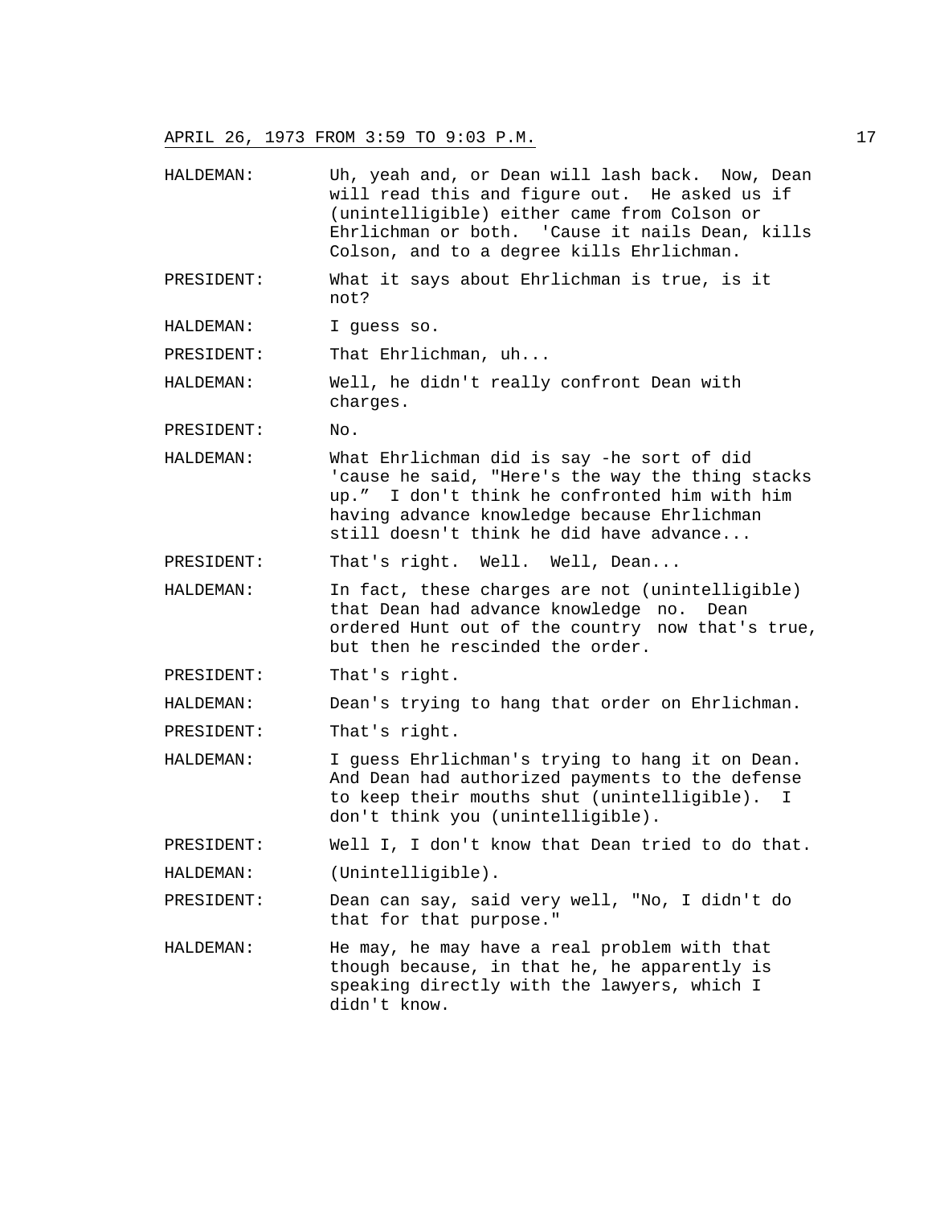HALDEMAN: Uh, yeah and, or Dean will lash back. Now, Dean will read this and figure out. He asked us if (unintelligible) either came from Colson or Ehrlichman or both. 'Cause it nails Dean, kills Colson, and to a degree kills Ehrlichman.

PRESIDENT: What it says about Ehrlichman is true, is it not?

HALDEMAN: I guess so.

PRESIDENT: That Ehrlichman, uh...

HALDEMAN: Well, he didn't really confront Dean with charges.

PRESIDENT: No.

HALDEMAN: What Ehrlichman did is say -he sort of did 'cause he said, "Here's the way the thing stacks up." I don't think he confronted him with him having advance knowledge because Ehrlichman still doesn't think he did have advance...

PRESIDENT: That's right. Well. Well, Dean...

HALDEMAN: In fact, these charges are not (unintelligible) that Dean had advance knowledge no. Dean ordered Hunt out of the country now that's true, but then he rescinded the order.

PRESIDENT: That's right.

HALDEMAN: Dean's trying to hang that order on Ehrlichman.

PRESIDENT: That's right.

HALDEMAN: I guess Ehrlichman's trying to hang it on Dean. And Dean had authorized payments to the defense to keep their mouths shut (unintelligible). I don't think you (unintelligible).

PRESIDENT: Well I, I don't know that Dean tried to do that.

HALDEMAN: (Unintelligible).

PRESIDENT: Dean can say, said very well, "No, I didn't do that for that purpose."

HALDEMAN: He may, he may have a real problem with that though because, in that he, he apparently is speaking directly with the lawyers, which I didn't know.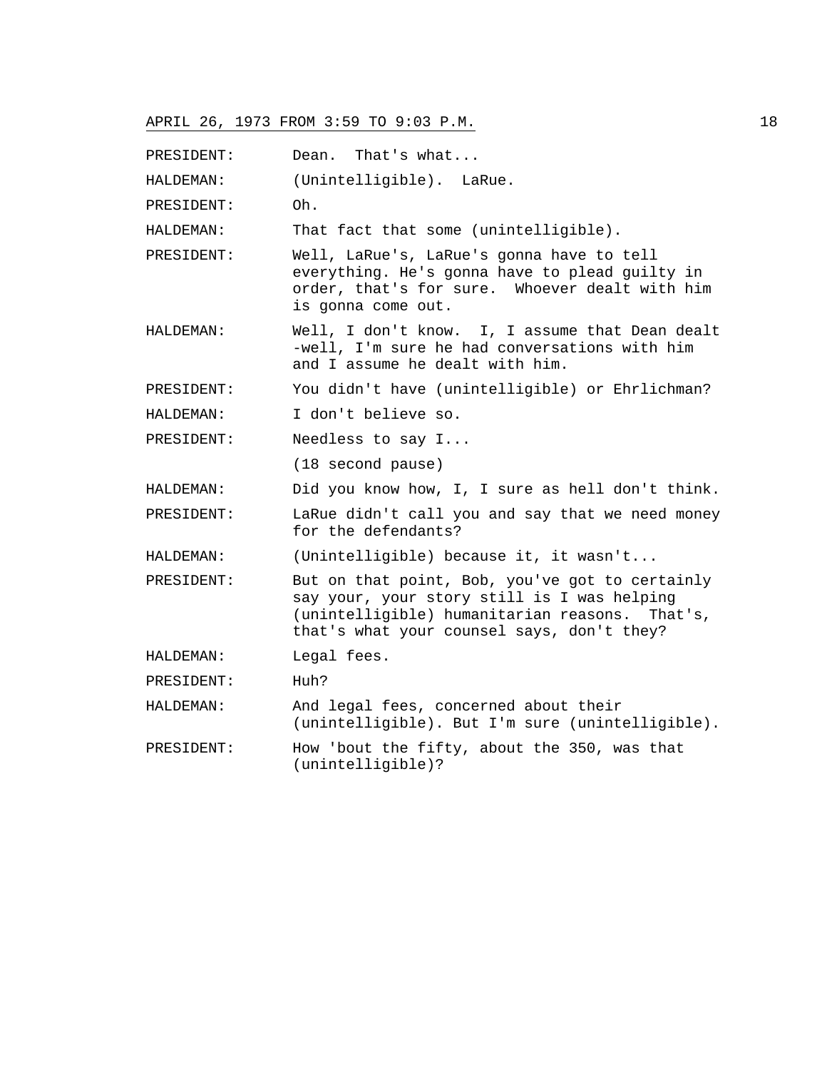PRESIDENT: Dean. That's what...

HALDEMAN: (Unintelligible). LaRue.

PRESIDENT: Oh.

HALDEMAN: That fact that some (unintelligible).

PRESIDENT: Well, LaRue's, LaRue's gonna have to tell everything. He's gonna have to plead guilty in order, that's for sure. Whoever dealt with him is gonna come out.

HALDEMAN: Well, I don't know. I, I assume that Dean dealt -well, I'm sure he had conversations with him and I assume he dealt with him.

PRESIDENT: You didn't have (unintelligible) or Ehrlichman?

HALDEMAN: I don't believe so.

PRESIDENT: Needless to say I...

(18 second pause)

HALDEMAN: Did you know how, I, I sure as hell don't think.

PRESIDENT: LaRue didn't call you and say that we need money for the defendants?

HALDEMAN: (Unintelligible) because it, it wasn't...

PRESIDENT: But on that point, Bob, you've got to certainly say your, your story still is I was helping (unintelligible) humanitarian reasons. That's, that's what your counsel says, don't they?

HALDEMAN: Legal fees.

PRESIDENT: Huh?

HALDEMAN: And legal fees, concerned about their (unintelligible). But I'm sure (unintelligible).

PRESIDENT: How 'bout the fifty, about the 350, was that (unintelligible)?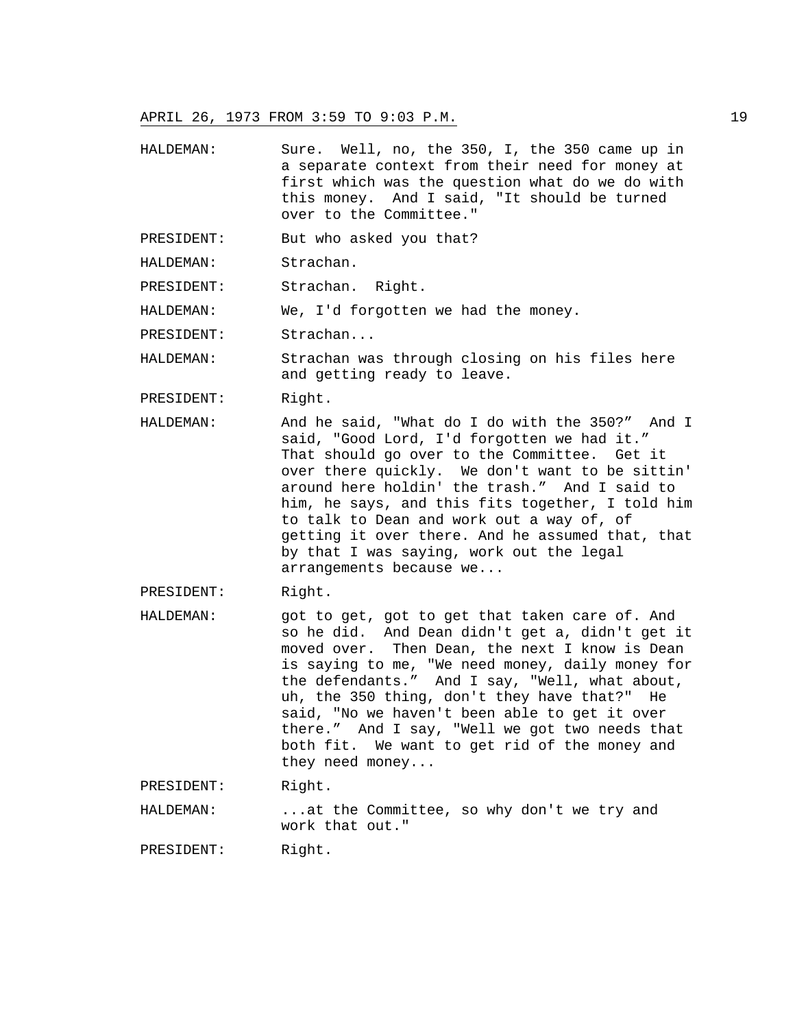HALDEMAN: Sure. Well, no, the 350, I, the 350 came up in a separate context from their need for money at first which was the question what do we do with this money. And I said, "It should be turned over to the Committee."

PRESIDENT: But who asked you that?

HALDEMAN: Strachan.

PRESIDENT: Strachan. Right.

HALDEMAN: We, I'd forgotten we had the money.

PRESIDENT: Strachan...

HALDEMAN: Strachan was through closing on his files here and getting ready to leave.

PRESIDENT: Right.

HALDEMAN: And he said, "What do I do with the 350?" And I said, "Good Lord, I'd forgotten we had it." That should go over to the Committee. Get it over there quickly. We don't want to be sittin' around here holdin' the trash." And I said to him, he says, and this fits together, I told him to talk to Dean and work out a way of, of getting it over there. And he assumed that, that by that I was saying, work out the legal arrangements because we...

PRESIDENT: Right.

HALDEMAN: got to get, got to get that taken care of. And so he did. And Dean didn't get a, didn't get it moved over. Then Dean, the next I know is Dean is saying to me, "We need money, daily money for the defendants." And I say, "Well, what about, uh, the 350 thing, don't they have that?" He said, "No we haven't been able to get it over there." And I say, "Well we got two needs that both fit. We want to get rid of the money and they need money...

PRESIDENT: Right.

HALDEMAN: ...at the Committee, so why don't we try and work that out."

PRESIDENT: Right.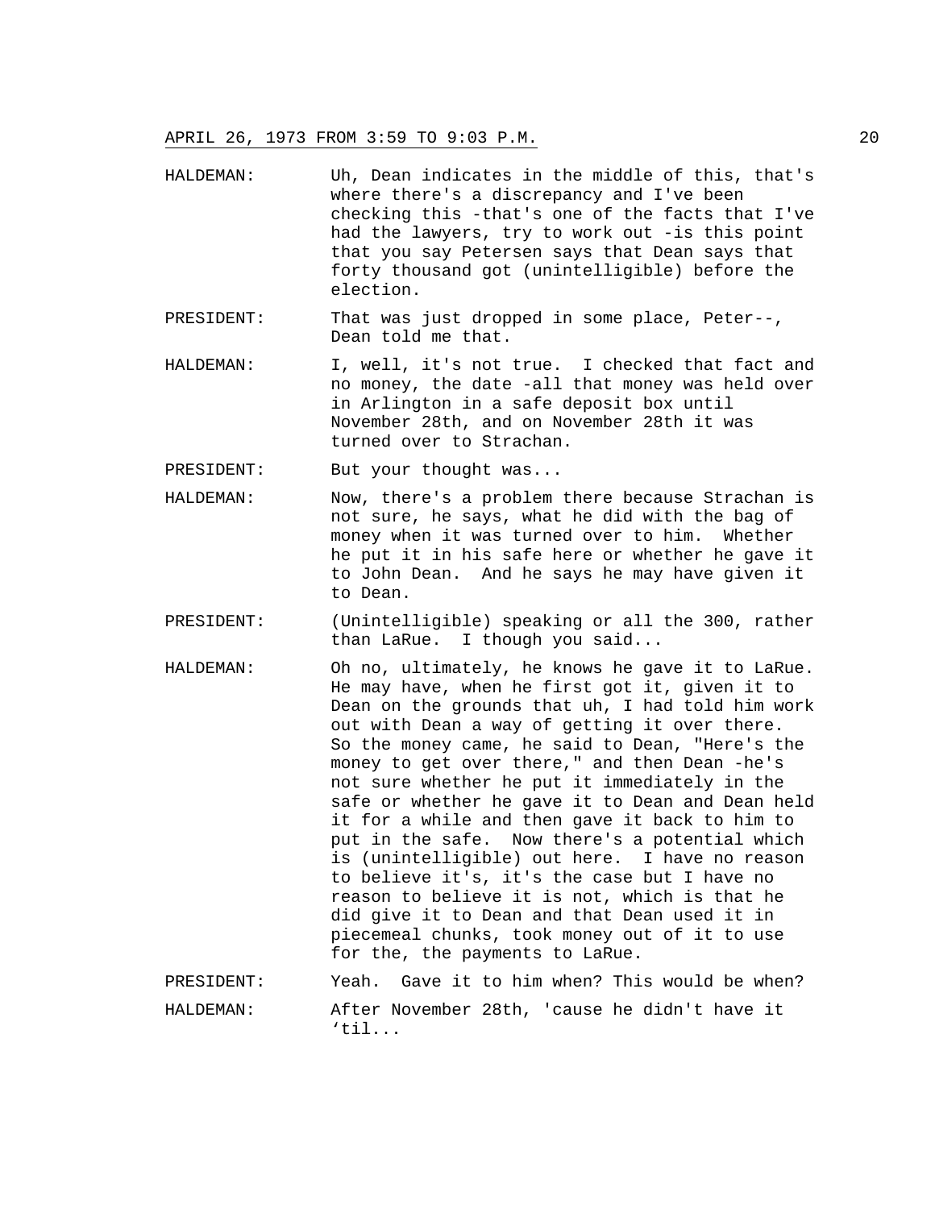HALDEMAN: Uh, Dean indicates in the middle of this, that's where there's a discrepancy and I've been checking this -that's one of the facts that I've had the lawyers, try to work out -is this point that you say Petersen says that Dean says that forty thousand got (unintelligible) before the election.

PRESIDENT: That was just dropped in some place, Peter--, Dean told me that.

HALDEMAN: I, well, it's not true. I checked that fact and no money, the date -all that money was held over in Arlington in a safe deposit box until November 28th, and on November 28th it was turned over to Strachan.

PRESIDENT: But your thought was...

HALDEMAN: Now, there's a problem there because Strachan is not sure, he says, what he did with the bag of money when it was turned over to him. Whether he put it in his safe here or whether he gave it to John Dean. And he says he may have given it to Dean.

PRESIDENT: (Unintelligible) speaking or all the 300, rather than LaRue. I though you said...

HALDEMAN: Oh no, ultimately, he knows he gave it to LaRue. He may have, when he first got it, given it to Dean on the grounds that uh, I had told him work out with Dean a way of getting it over there. So the money came, he said to Dean, "Here's the money to get over there," and then Dean -he's not sure whether he put it immediately in the safe or whether he gave it to Dean and Dean held it for a while and then gave it back to him to put in the safe. Now there's a potential which is (unintelligible) out here. I have no reason to believe it's, it's the case but I have no reason to believe it is not, which is that he did give it to Dean and that Dean used it in piecemeal chunks, took money out of it to use for the, the payments to LaRue.

PRESIDENT: Yeah. Gave it to him when? This would be when?

HALDEMAN: After November 28th, 'cause he didn't have it 'til...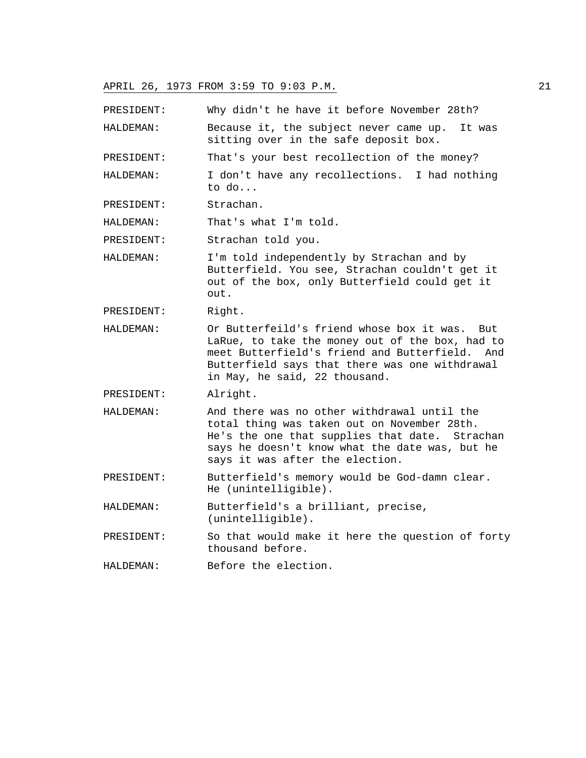PRESIDENT: Why didn't he have it before November 28th?

HALDEMAN: Because it, the subject never came up. It was sitting over in the safe deposit box.

PRESIDENT: That's your best recollection of the money?

HALDEMAN: I don't have any recollections. I had nothing to do...

PRESIDENT: Strachan.

HALDEMAN: That's what I'm told.

PRESIDENT: Strachan told you.

HALDEMAN: I'm told independently by Strachan and by Butterfield. You see, Strachan couldn't get it out of the box, only Butterfield could get it out.

PRESIDENT: Right.

HALDEMAN: Or Butterfeild's friend whose box it was. But LaRue, to take the money out of the box, had to meet Butterfield's friend and Butterfield. And Butterfield says that there was one withdrawal in May, he said, 22 thousand.

PRESIDENT: Alright.

HALDEMAN: And there was no other withdrawal until the total thing was taken out on November 28th. He's the one that supplies that date. Strachan says he doesn't know what the date was, but he says it was after the election.

PRESIDENT: Butterfield's memory would be God-damn clear. He (unintelligible).

HALDEMAN: Butterfield's a brilliant, precise, (unintelligible).

PRESIDENT: So that would make it here the question of forty thousand before.

HALDEMAN: Before the election.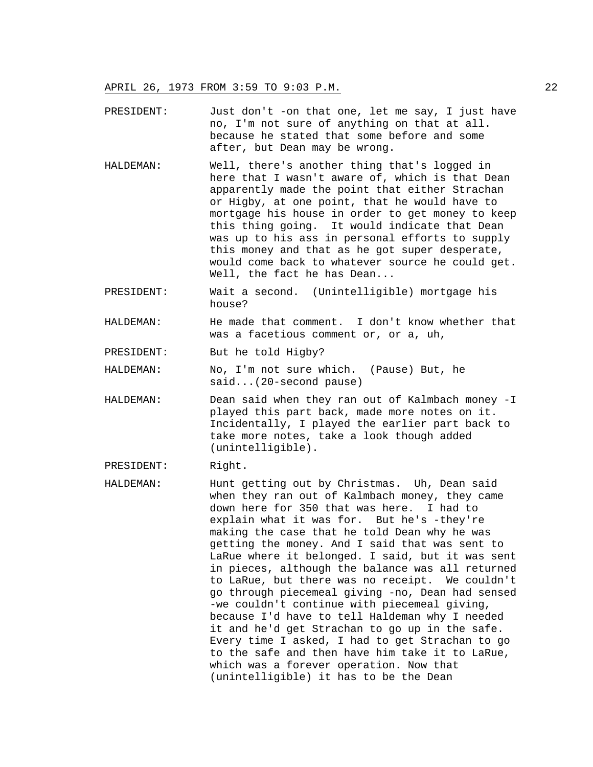PRESIDENT: Just don't -on that one, let me say, I just have no, I'm not sure of anything on that at all. because he stated that some before and some after, but Dean may be wrong.

HALDEMAN: Well, there's another thing that's logged in here that I wasn't aware of, which is that Dean apparently made the point that either Strachan or Higby, at one point, that he would have to mortgage his house in order to get money to keep this thing going. It would indicate that Dean was up to his ass in personal efforts to supply this money and that as he got super desperate, would come back to whatever source he could get. Well, the fact he has Dean...

PRESIDENT: Wait a second. (Unintelligible) mortgage his house?

HALDEMAN: He made that comment. I don't know whether that was a facetious comment or, or a, uh,

PRESIDENT: But he told Higby?

HALDEMAN: No, I'm not sure which. (Pause) But, he said...(20-second pause)

HALDEMAN: Dean said when they ran out of Kalmbach money -I played this part back, made more notes on it. Incidentally, I played the earlier part back to take more notes, take a look though added (unintelligible).

PRESIDENT: Right.

HALDEMAN: Hunt getting out by Christmas. Uh, Dean said when they ran out of Kalmbach money, they came down here for 350 that was here. I had to explain what it was for. But he's -they're making the case that he told Dean why he was getting the money. And I said that was sent to LaRue where it belonged. I said, but it was sent in pieces, although the balance was all returned to LaRue, but there was no receipt. We couldn't go through piecemeal giving -no, Dean had sensed -we couldn't continue with piecemeal giving, because I'd have to tell Haldeman why I needed it and he'd get Strachan to go up in the safe. Every time I asked, I had to get Strachan to go to the safe and then have him take it to LaRue, which was a forever operation. Now that (unintelligible) it has to be the Dean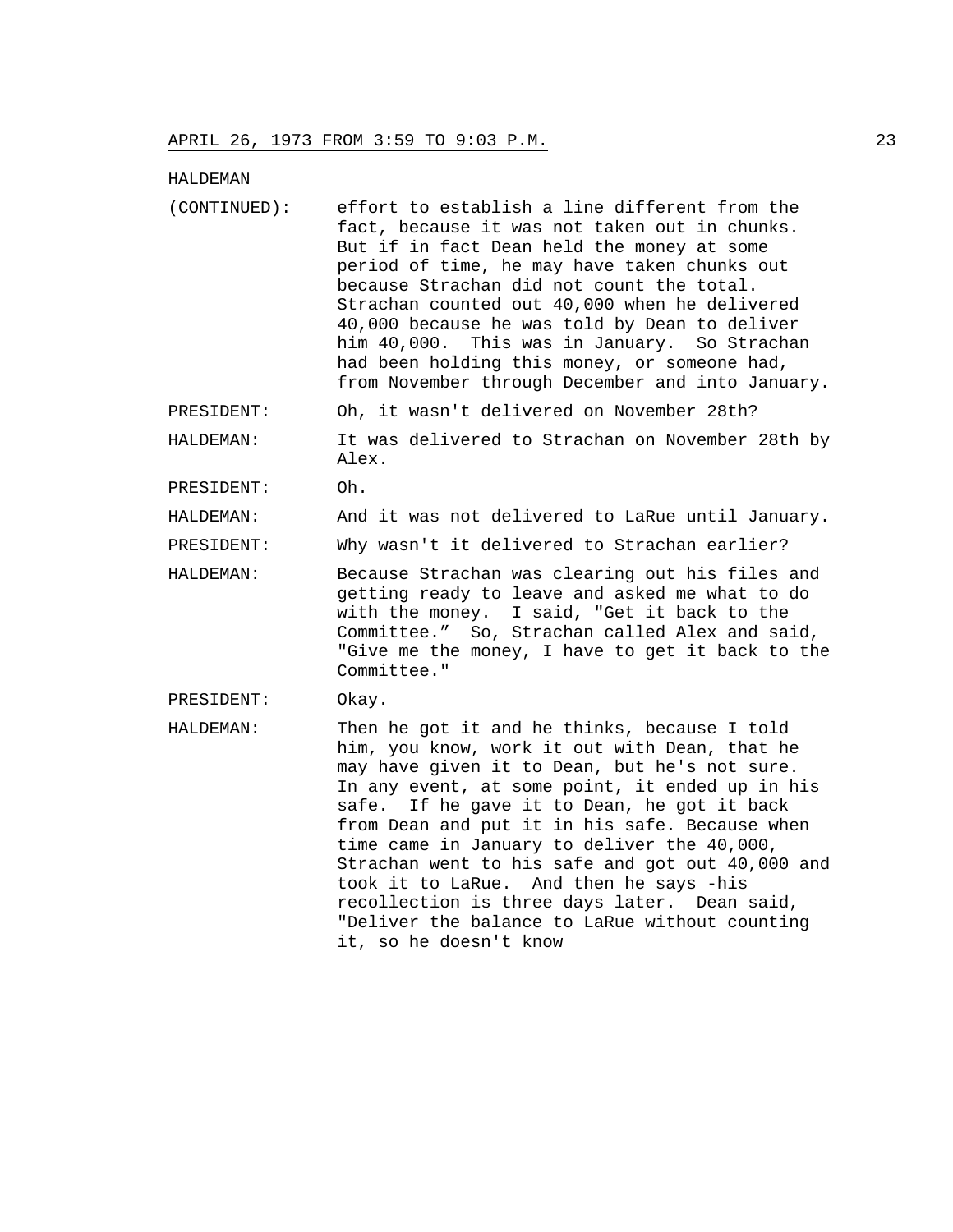HALDEMAN

(CONTINUED): effort to establish a line different from the fact, because it was not taken out in chunks. But if in fact Dean held the money at some period of time, he may have taken chunks out because Strachan did not count the total. Strachan counted out 40,000 when he delivered 40,000 because he was told by Dean to deliver him 40,000. This was in January. So Strachan had been holding this money, or someone had, from November through December and into January.

PRESIDENT: Oh, it wasn't delivered on November 28th?

HALDEMAN: It was delivered to Strachan on November 28th by Alex.

PRESIDENT: Oh.

HALDEMAN: And it was not delivered to LaRue until January.

PRESIDENT: Why wasn't it delivered to Strachan earlier?

HALDEMAN: Because Strachan was clearing out his files and getting ready to leave and asked me what to do with the money. I said, "Get it back to the Committee." So, Strachan called Alex and said, "Give me the money, I have to get it back to the Committee."

PRESIDENT: Okay.

HALDEMAN: Then he got it and he thinks, because I told him, you know, work it out with Dean, that he may have given it to Dean, but he's not sure. In any event, at some point, it ended up in his safe. If he gave it to Dean, he got it back from Dean and put it in his safe. Because when time came in January to deliver the 40,000, Strachan went to his safe and got out 40,000 and took it to LaRue. And then he says -his recollection is three days later. Dean said, "Deliver the balance to LaRue without counting it, so he doesn't know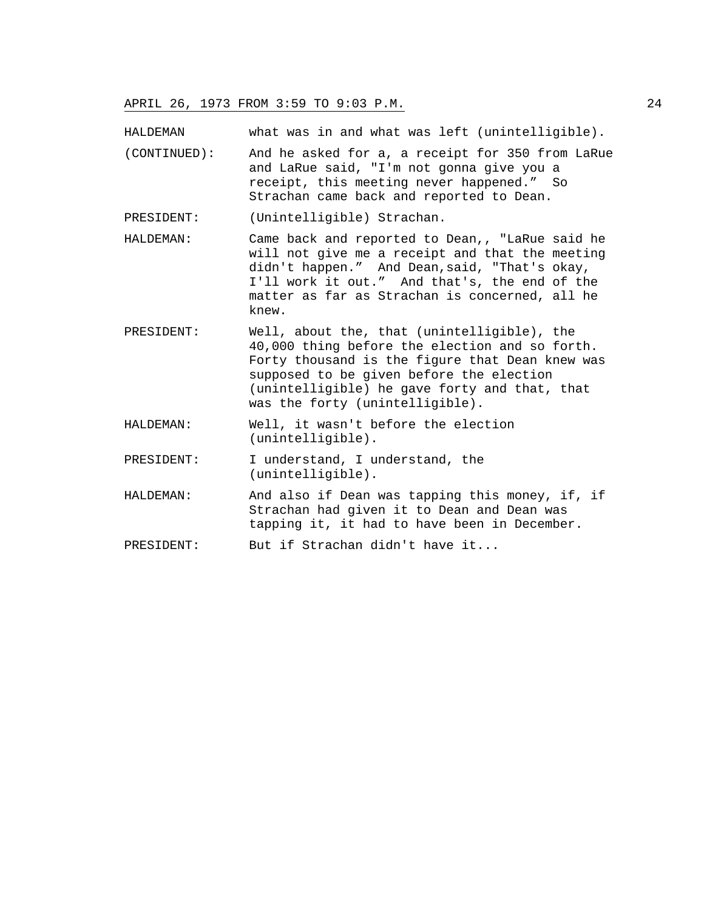HALDEMAN (CONTINUED): what was in and what was left (unintelligible). And he asked for a, a receipt for 350 from LaRue and LaRue said, "I'm not gonna give you a receipt, this meeting never happened." So Strachan came back and reported to Dean.

PRESIDENT: (Unintelligible) Strachan.

HALDEMAN: Came back and reported to Dean,, "LaRue said he will not give me a receipt and that the meeting didn't happen." And Dean,said, "That's okay, I'll work it out." And that's, the end of the matter as far as Strachan is concerned, all he knew.

PRESIDENT: Well, about the, that (unintelligible), the 40,000 thing before the election and so forth. Forty thousand is the figure that Dean knew was supposed to be given before the election (unintelligible) he gave forty and that, that was the forty (unintelligible).

HALDEMAN: Well, it wasn't before the election (unintelligible).

PRESIDENT: I understand, I understand, the (unintelligible).

HALDEMAN: And also if Dean was tapping this money, if, if Strachan had given it to Dean and Dean was tapping it, it had to have been in December.

PRESIDENT: But if Strachan didn't have it...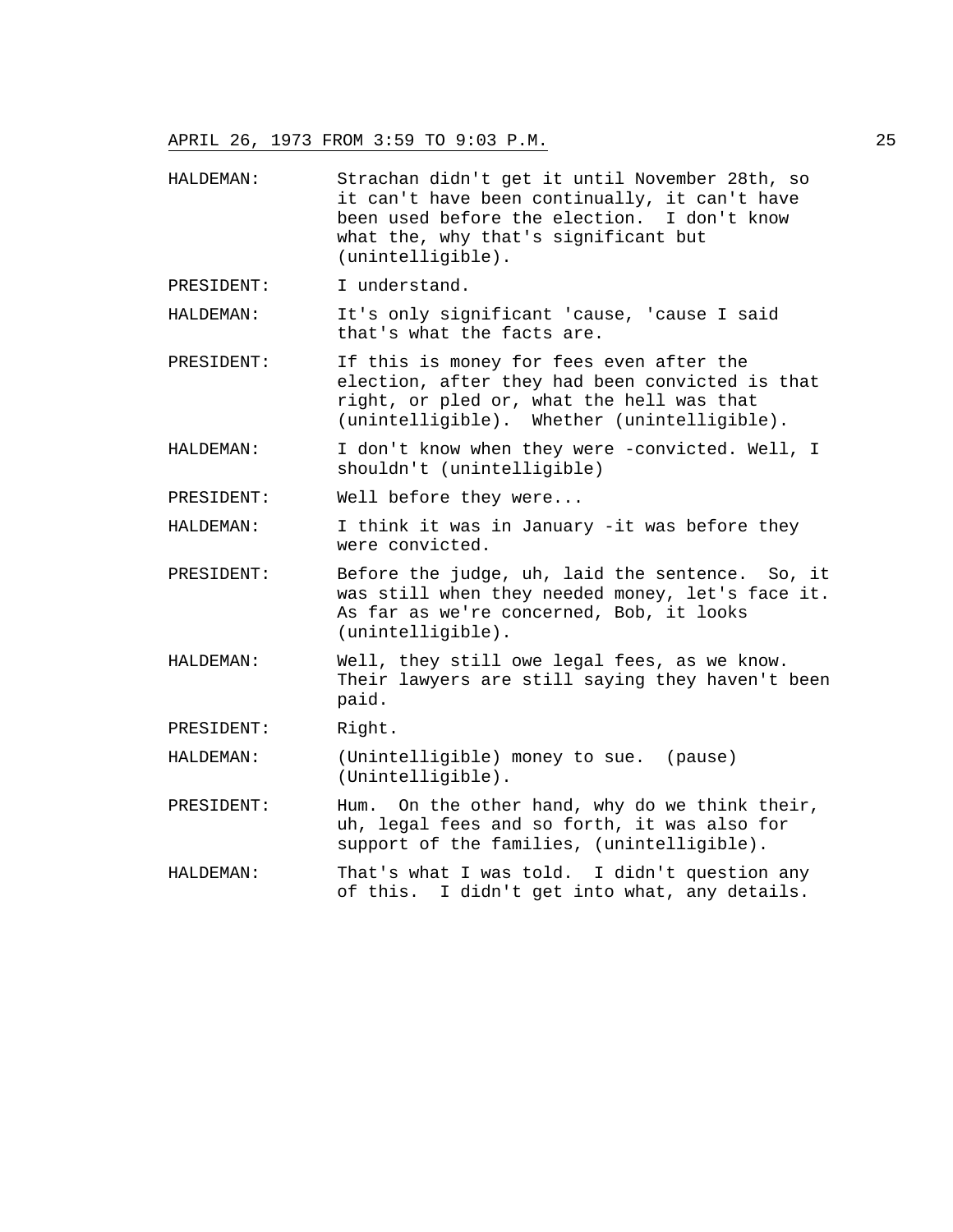HALDEMAN: Strachan didn't get it until November 28th, so it can't have been continually, it can't have been used before the election. I don't know what the, why that's significant but (unintelligible).

PRESIDENT: I understand.

HALDEMAN: It's only significant 'cause, 'cause I said that's what the facts are.

PRESIDENT: If this is money for fees even after the election, after they had been convicted is that right, or pled or, what the hell was that (unintelligible). Whether (unintelligible).

HALDEMAN: I don't know when they were -convicted. Well, I shouldn't (unintelligible)

PRESIDENT: Well before they were...

HALDEMAN: I think it was in January -it was before they were convicted.

PRESIDENT: Before the judge, uh, laid the sentence. So, it was still when they needed money, let's face it. As far as we're concerned, Bob, it looks (unintelligible).

HALDEMAN: Well, they still owe legal fees, as we know. Their lawyers are still saying they haven't been paid.

PRESIDENT: Right.

HALDEMAN: (Unintelligible) money to sue. (pause) (Unintelligible).

PRESIDENT: Hum. On the other hand, why do we think their, uh, legal fees and so forth, it was also for support of the families, (unintelligible).

HALDEMAN: That's what I was told. I didn't question any of this. I didn't get into what, any details.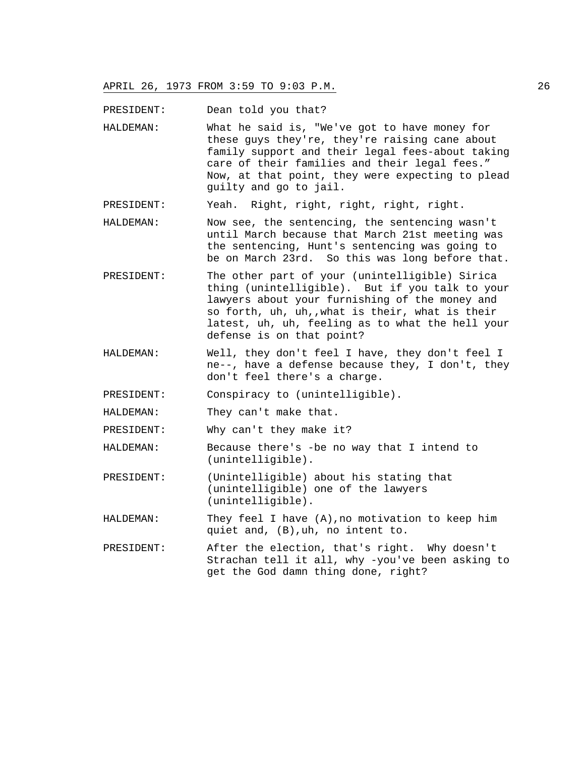PRESIDENT: Dean told you that?

HALDEMAN: What he said is, "We've got to have money for these guys they're, they're raising cane about family support and their legal fees-about taking care of their families and their legal fees." Now, at that point, they were expecting to plead guilty and go to jail.

PRESIDENT: Yeah. Right, right, right, right, right.

HALDEMAN: Now see, the sentencing, the sentencing wasn't until March because that March 21st meeting was the sentencing, Hunt's sentencing was going to be on March 23rd. So this was long before that.

PRESIDENT: The other part of your (unintelligible) Sirica thing (unintelligible). But if you talk to your lawyers about your furnishing of the money and so forth, uh, uh,,what is their, what is their latest, uh, uh, feeling as to what the hell your defense is on that point?

HALDEMAN: Well, they don't feel I have, they don't feel I ne--, have a defense because they, I don't, they don't feel there's a charge.

PRESIDENT: Conspiracy to (unintelligible).

HALDEMAN: They can't make that.

PRESIDENT: Why can't they make it?

HALDEMAN: Because there's -be no way that I intend to (unintelligible).

PRESIDENT: (Unintelligible) about his stating that (unintelligible) one of the lawyers (unintelligible).

HALDEMAN: They feel I have (A),no motivation to keep him quiet and, (B),uh, no intent to.

PRESIDENT: After the election, that's right. Why doesn't Strachan tell it all, why -you've been asking to get the God damn thing done, right?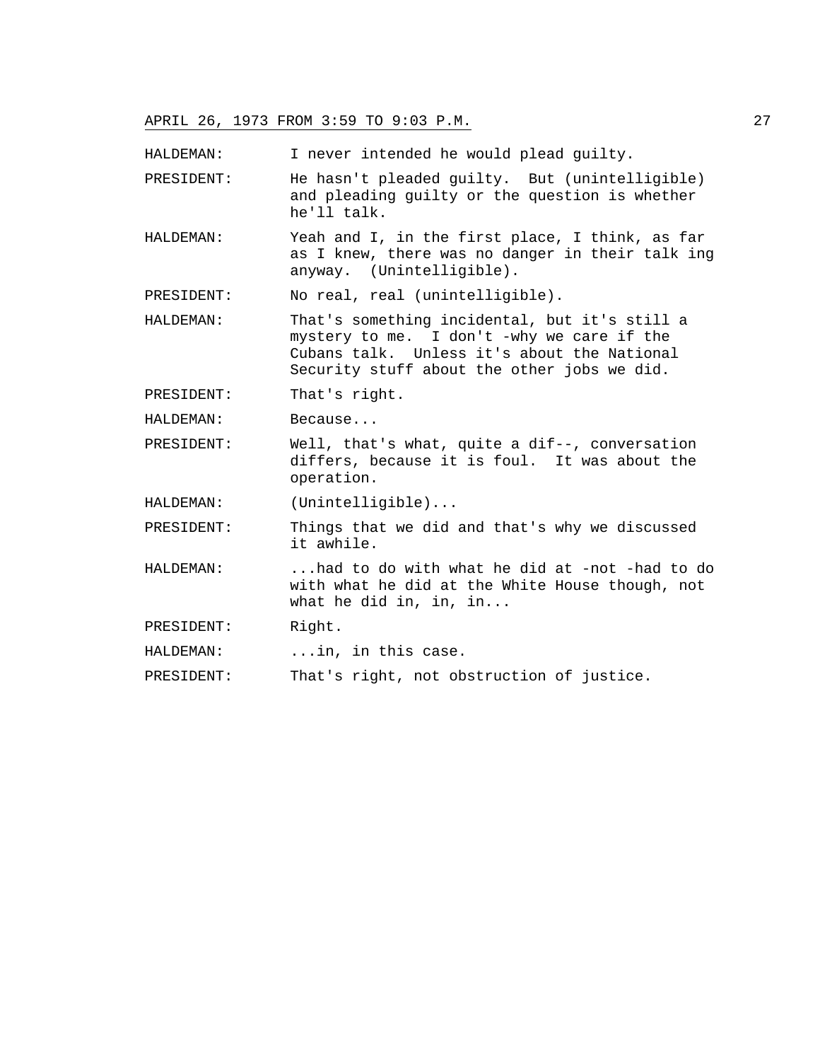HALDEMAN: I never intended he would plead guilty.

PRESIDENT: He hasn't pleaded guilty. But (unintelligible) and pleading guilty or the question is whether he'll talk.

HALDEMAN: Yeah and I, in the first place, I think, as far as I knew, there was no danger in their talk ing anyway. (Unintelligible).

PRESIDENT: No real, real (unintelligible).

HALDEMAN: That's something incidental, but it's still a mystery to me. I don't -why we care if the Cubans talk. Unless it's about the National Security stuff about the other jobs we did.

PRESIDENT: That's right.

HALDEMAN: Because...

PRESIDENT: Well, that's what, quite a dif--, conversation differs, because it is foul. It was about the operation.

HALDEMAN: (Unintelligible)...

PRESIDENT: Things that we did and that's why we discussed it awhile.

HALDEMAN: ...had to do with what he did at -not -had to do with what he did at the White House though, not what he did in, in, in...

PRESIDENT: Right.

HALDEMAN: ...in, in this case.

PRESIDENT: That's right, not obstruction of justice.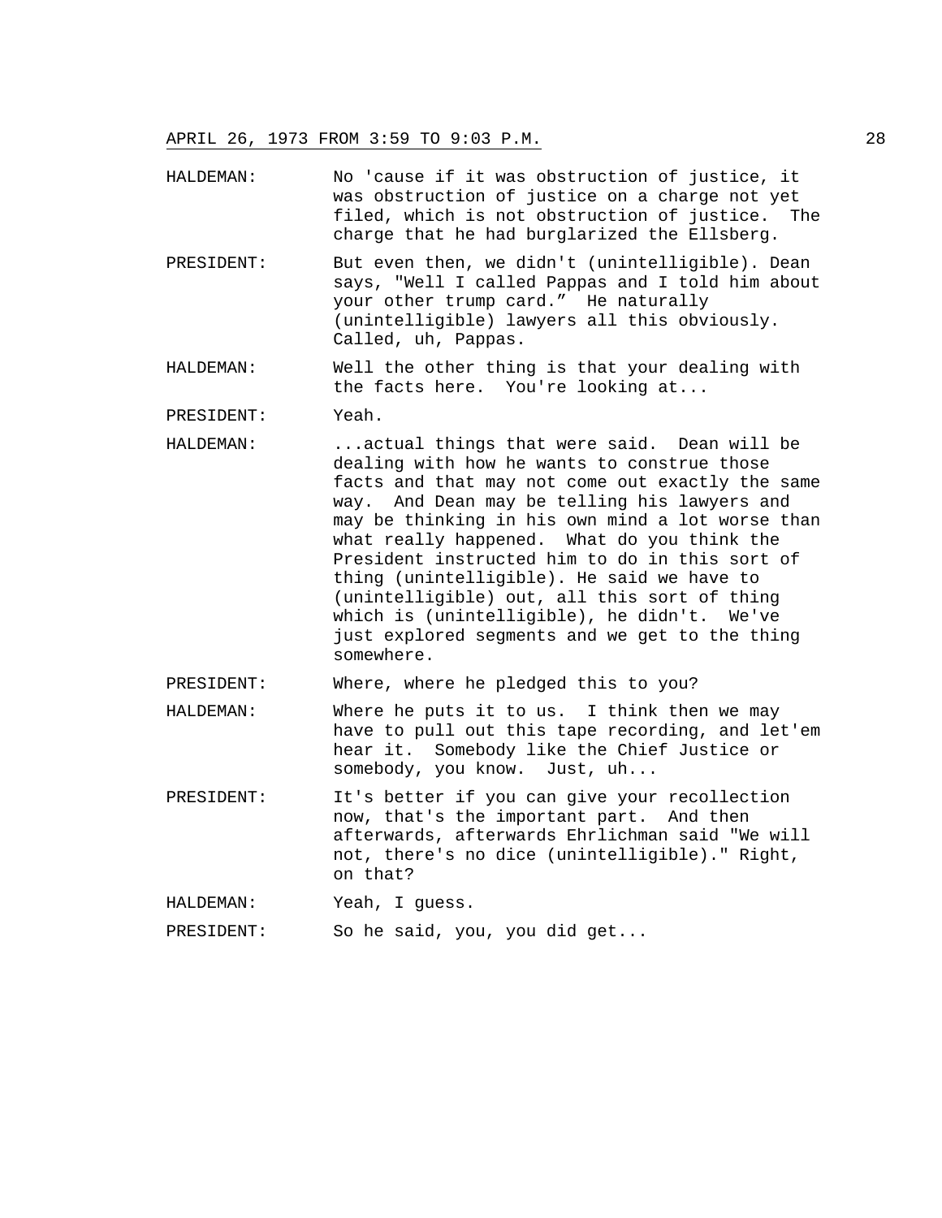HALDEMAN: No 'cause if it was obstruction of justice, it was obstruction of justice on a charge not yet filed, which is not obstruction of justice. The charge that he had burglarized the Ellsberg.

PRESIDENT: But even then, we didn't (unintelligible). Dean says, "Well I called Pappas and I told him about your other trump card." He naturally (unintelligible) lawyers all this obviously. Called, uh, Pappas.

HALDEMAN: Well the other thing is that your dealing with the facts here. You're looking at...

PRESIDENT: Yeah.

HALDEMAN: ...actual things that were said. Dean will be dealing with how he wants to construe those facts and that may not come out exactly the same way. And Dean may be telling his lawyers and may be thinking in his own mind a lot worse than what really happened. What do you think the President instructed him to do in this sort of thing (unintelligible). He said we have to (unintelligible) out, all this sort of thing which is (unintelligible), he didn't. We've just explored segments and we get to the thing somewhere.

PRESIDENT: Where, where he pledged this to you?

HALDEMAN: Where he puts it to us. I think then we may have to pull out this tape recording, and let'em hear it. Somebody like the Chief Justice or somebody, you know. Just, uh...

PRESIDENT: It's better if you can give your recollection now, that's the important part. And then afterwards, afterwards Ehrlichman said "We will not, there's no dice (unintelligible)." Right, on that?

HALDEMAN: Yeah, I guess.

PRESIDENT: So he said, you, you did get...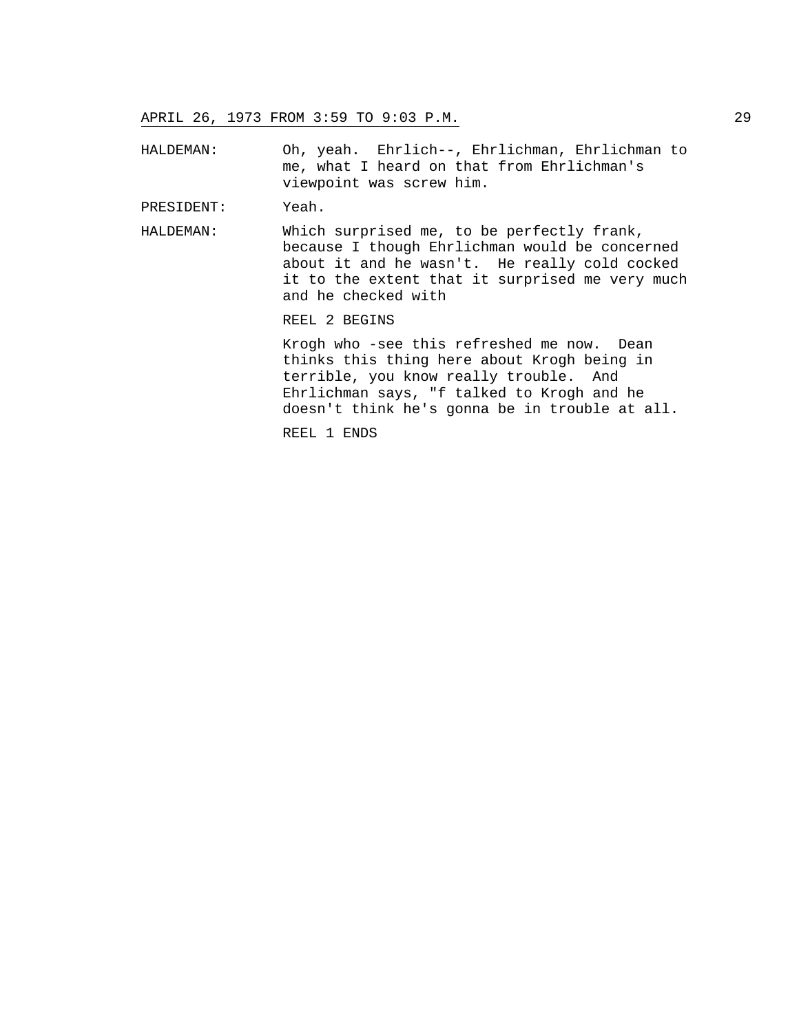HALDEMAN: Oh, yeah. Ehrlich--, Ehrlichman, Ehrlichman to me, what I heard on that from Ehrlichman's viewpoint was screw him.

PRESIDENT: Yeah.

HALDEMAN: Which surprised me, to be perfectly frank, because I though Ehrlichman would be concerned about it and he wasn't. He really cold cocked it to the extent that it surprised me very much and he checked with

REEL 2 BEGINS

Krogh who -see this refreshed me now. Dean thinks this thing here about Krogh being in terrible, you know really trouble. And Ehrlichman says, "f talked to Krogh and he doesn't think he's gonna be in trouble at all.

REEL 1 ENDS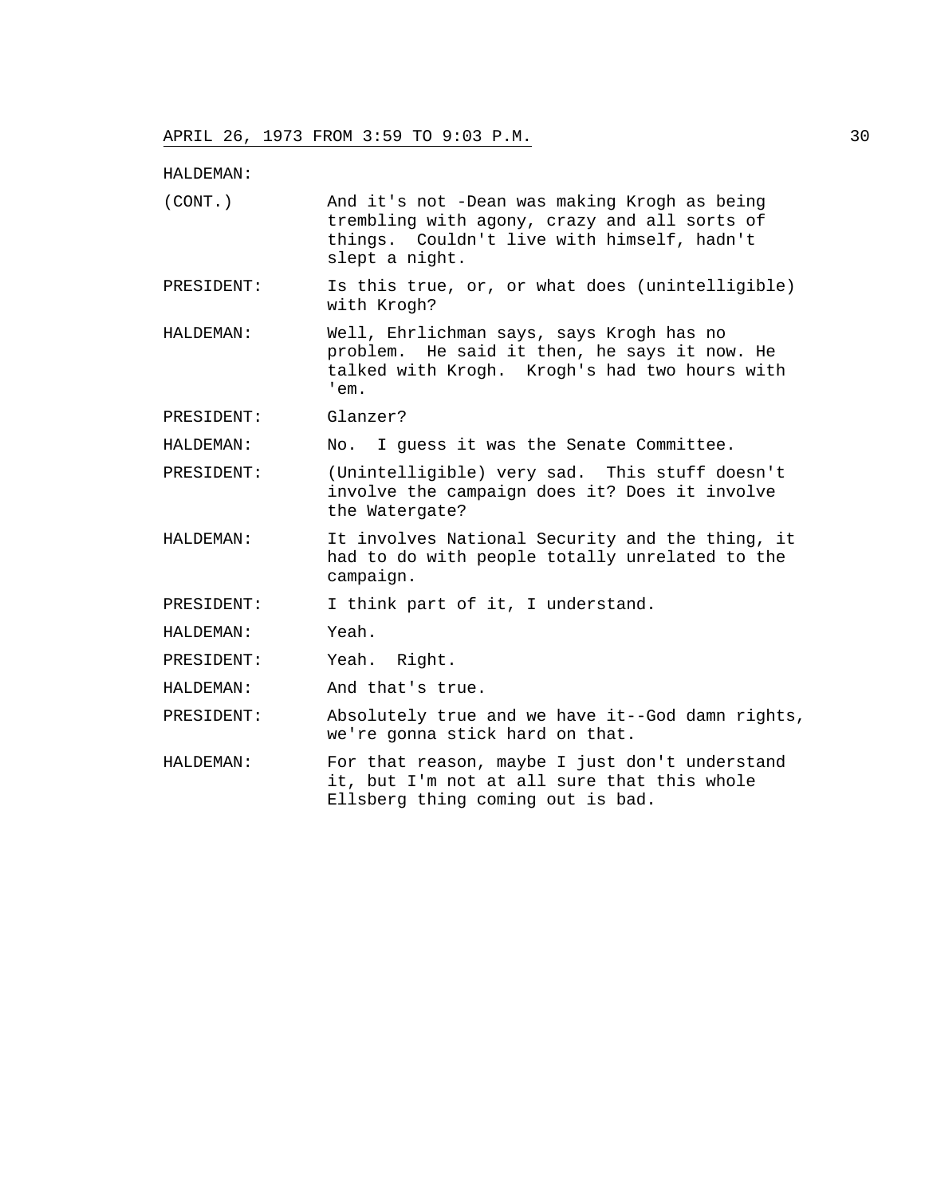APRIL 26, 1973 FROM 3:59 TO 9:03 P.M.

HALDEMAN:

(CONT.) And it's not -Dean was making Krogh as being trembling with agony, crazy and all sorts of things. Couldn't live with himself, hadn't slept a night.

PRESIDENT: Is this true, or, or what does (unintelligible) with Krogh?

HALDEMAN: Well, Ehrlichman says, says Krogh has no problem. He said it then, he says it now. He talked with Krogh. Krogh's had two hours with 'em.

PRESIDENT: Glanzer?

HALDEMAN: No. I guess it was the Senate Committee.

PRESIDENT: (Unintelligible) very sad. This stuff doesn't involve the campaign does it? Does it involve the Watergate?

HALDEMAN: It involves National Security and the thing, it had to do with people totally unrelated to the campaign.

PRESIDENT: I think part of it, I understand.

HALDEMAN: Yeah.

PRESIDENT: Yeah. Right.

HALDEMAN: And that's true.

PRESIDENT: Absolutely true and we have it--God damn rights, we're gonna stick hard on that.

HALDEMAN: For that reason, maybe I just don't understand it, but I'm not at all sure that this whole Ellsberg thing coming out is bad.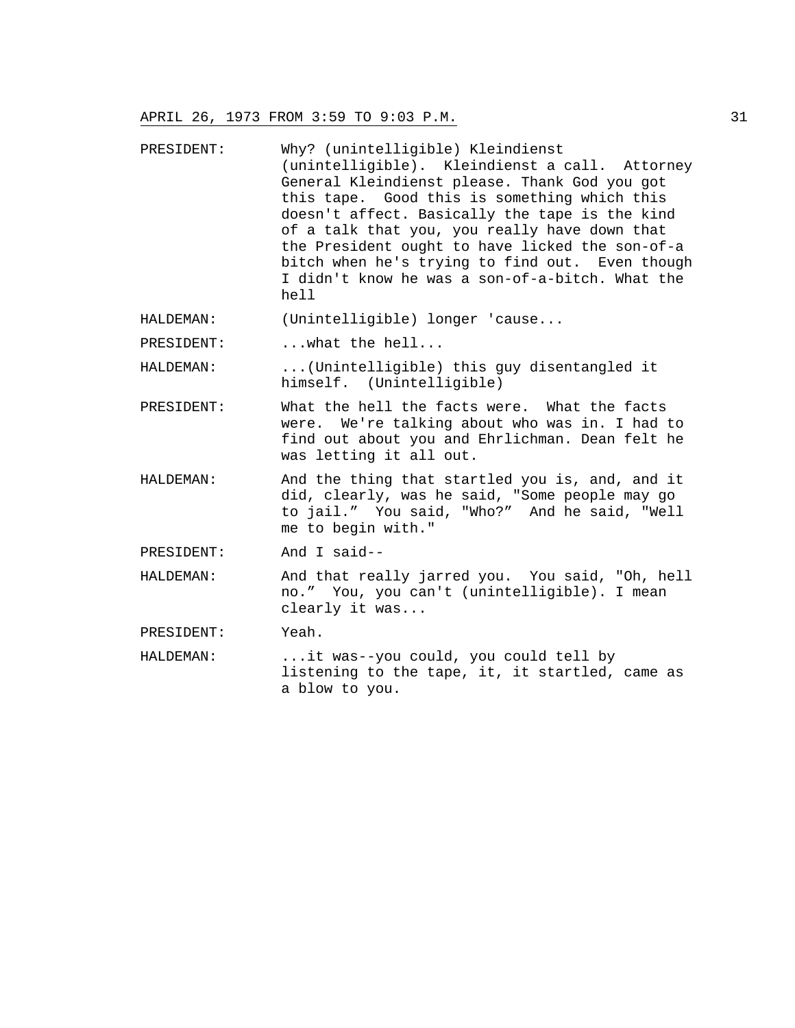APRIL 26, 1973 FROM 3:59 TO 9:03 P.M.

PRESIDENT: Why? (unintelligible) Kleindienst (unintelligible). Kleindienst a call. Attorney General Kleindienst please. Thank God you got this tape. Good this is something which this doesn't affect. Basically the tape is the kind of a talk that you, you really have down that the President ought to have licked the son-of-a bitch when he's trying to find out. Even though I didn't know he was a son-of-a-bitch. What the hell

HALDEMAN: (Unintelligible) longer 'cause...

PRESIDENT: ...what the hell...

HALDEMAN: ...(Unintelligible) this guy disentangled it himself. (Unintelligible)

PRESIDENT: What the hell the facts were. What the facts were. We're talking about who was in. I had to find out about you and Ehrlichman. Dean felt he was letting it all out.

HALDEMAN: And the thing that startled you is, and, and it did, clearly, was he said, "Some people may go to jail." You said, "Who?" And he said, "Well me to begin with."

PRESIDENT: And I said--

HALDEMAN: And that really jarred you. You said, "Oh, hell no." You, you can't (unintelligible). I mean clearly it was...

PRESIDENT: Yeah.

HALDEMAN: ...it was--you could, you could tell by listening to the tape, it, it startled, came as a blow to you.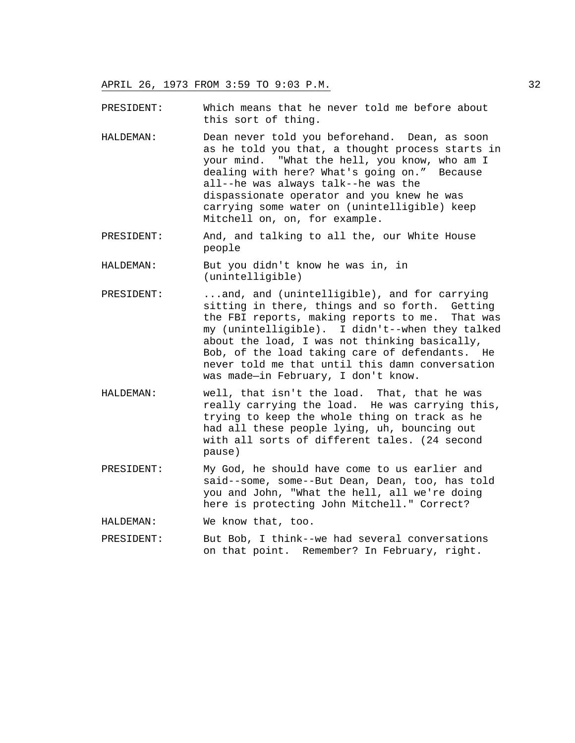PRESIDENT: Which means that he never told me before about this sort of thing.

HALDEMAN: Dean never told you beforehand. Dean, as soon as he told you that, a thought process starts in your mind. "What the hell, you know, who am I dealing with here? What's going on." Because all--he was always talk--he was the dispassionate operator and you knew he was carrying some water on (unintelligible) keep Mitchell on, on, for example.

PRESIDENT: And, and talking to all the, our White House people

HALDEMAN: But you didn't know he was in, in (unintelligible)

PRESIDENT: ...and, and (unintelligible), and for carrying sitting in there, things and so forth. Getting the FBI reports, making reports to me. That was my (unintelligible). I didn't--when they talked about the load, I was not thinking basically, Bob, of the load taking care of defendants. He never told me that until this damn conversation was made—in February, I don't know.

HALDEMAN: well, that isn't the load. That, that he was really carrying the load. He was carrying this, trying to keep the whole thing on track as he had all these people lying, uh, bouncing out with all sorts of different tales. (24 second pause)

PRESIDENT: My God, he should have come to us earlier and said--some, some--But Dean, Dean, too, has told you and John, "What the hell, all we're doing here is protecting John Mitchell." Correct?

HALDEMAN: We know that, too.

PRESIDENT: But Bob, I think--we had several conversations on that point. Remember? In February, right.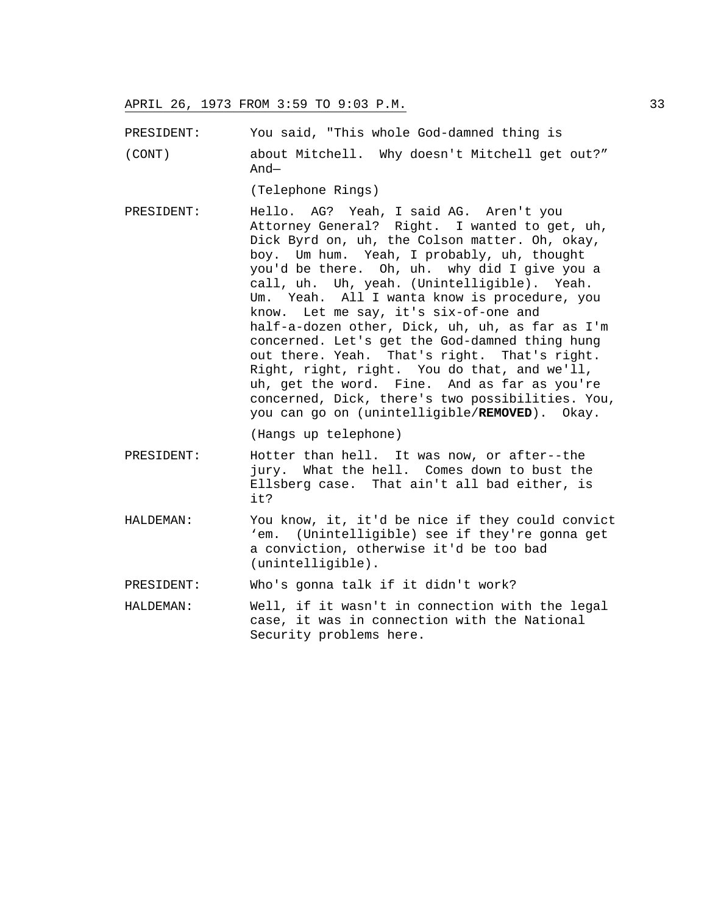PRESIDENT: You said, "This whole God-damned thing is about Mitchell. Why doesn't Mitchell get out?" And—

(Telephone Rings)

PRESIDENT: Hello. AG? Yeah, I said AG. Aren't you Attorney General? Right. I wanted to get, uh, Dick Byrd on, uh, the Colson matter. Oh, okay, boy. Um hum. Yeah, I probably, uh, thought you'd be there. Oh, uh. why did I give you a call, uh. Uh, yeah. (Unintelligible). Yeah. Um. Yeah. All I wanta know is procedure, you know. Let me say, it's six-of-one and half-a-dozen other, Dick, uh, uh, as far as I'm concerned. Let's get the God-damned thing hung out there. Yeah. That's right. That's right. Right, right, right. You do that, and we'll, uh, get the word. Fine. And as far as you're concerned, Dick, there's two possibilities. You, you can go on (unintelligible/**REMOVED**). Okay.

(Hangs up telephone)

PRESIDENT: Hotter than hell. It was now, or after--the jury. What the hell. Comes down to bust the Ellsberg case. That ain't all bad either, is it?

HALDEMAN: You know, it, it'd be nice if they could convict 'em. (Unintelligible) see if they're gonna get a conviction, otherwise it'd be too bad (unintelligible).

PRESIDENT: Who's gonna talk if it didn't work?

HALDEMAN: Well, if it wasn't in connection with the legal case, it was in connection with the National Security problems here.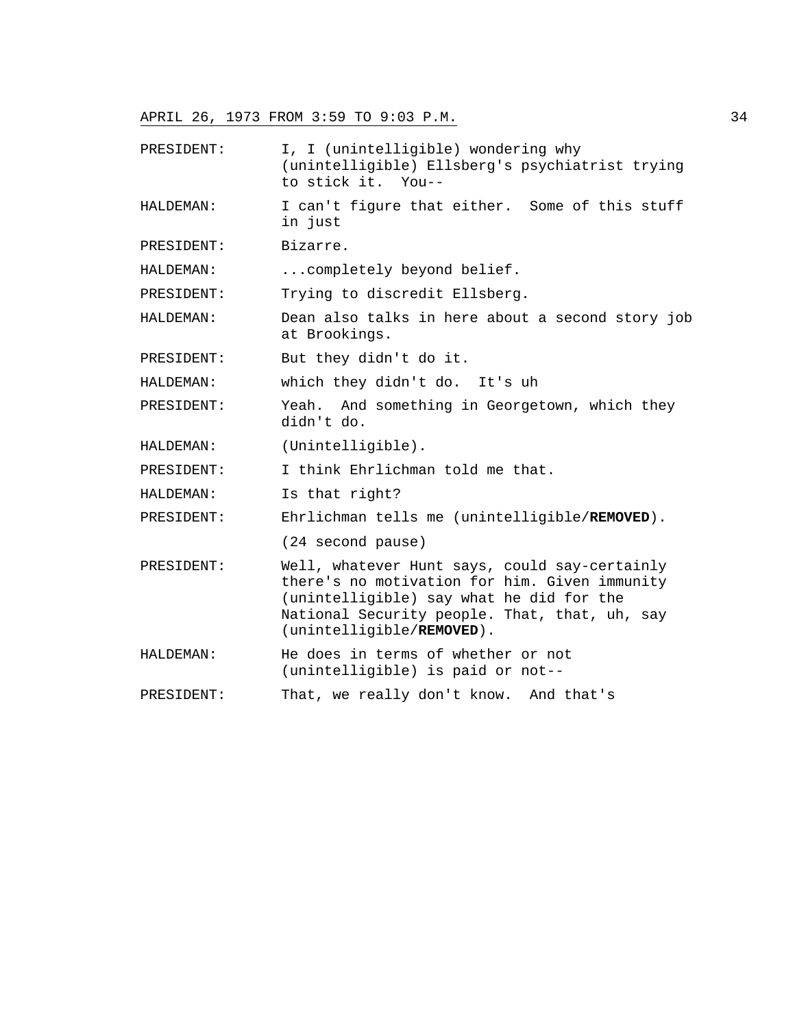PRESIDENT: I, I (unintelligible) wondering why (unintelligible) Ellsberg's psychiatrist trying to stick it. You--

HALDEMAN: I can't figure that either. Some of this stuff in just

PRESIDENT: Bizarre.

HALDEMAN: ...completely beyond belief.

PRESIDENT: Trying to discredit Ellsberg.

HALDEMAN: Dean also talks in here about a second story job at Brookings.

PRESIDENT: But they didn't do it.

HALDEMAN: which they didn't do. It's uh

PRESIDENT: Yeah. And something in Georgetown, which they didn't do.

HALDEMAN: (Unintelligible).

PRESIDENT: I think Ehrlichman told me that.

HALDEMAN: Is that right?

PRESIDENT: Ehrlichman tells me (unintelligible/**REMOVED**).

(24 second pause)

PRESIDENT: Well, whatever Hunt says, could say-certainly there's no motivation for him. Given immunity (unintelligible) say what he did for the National Security people. That, that, uh, say (unintelligible/**REMOVED**).

HALDEMAN: He does in terms of whether or not (unintelligible) is paid or not--

PRESIDENT: That, we really don't know. And that's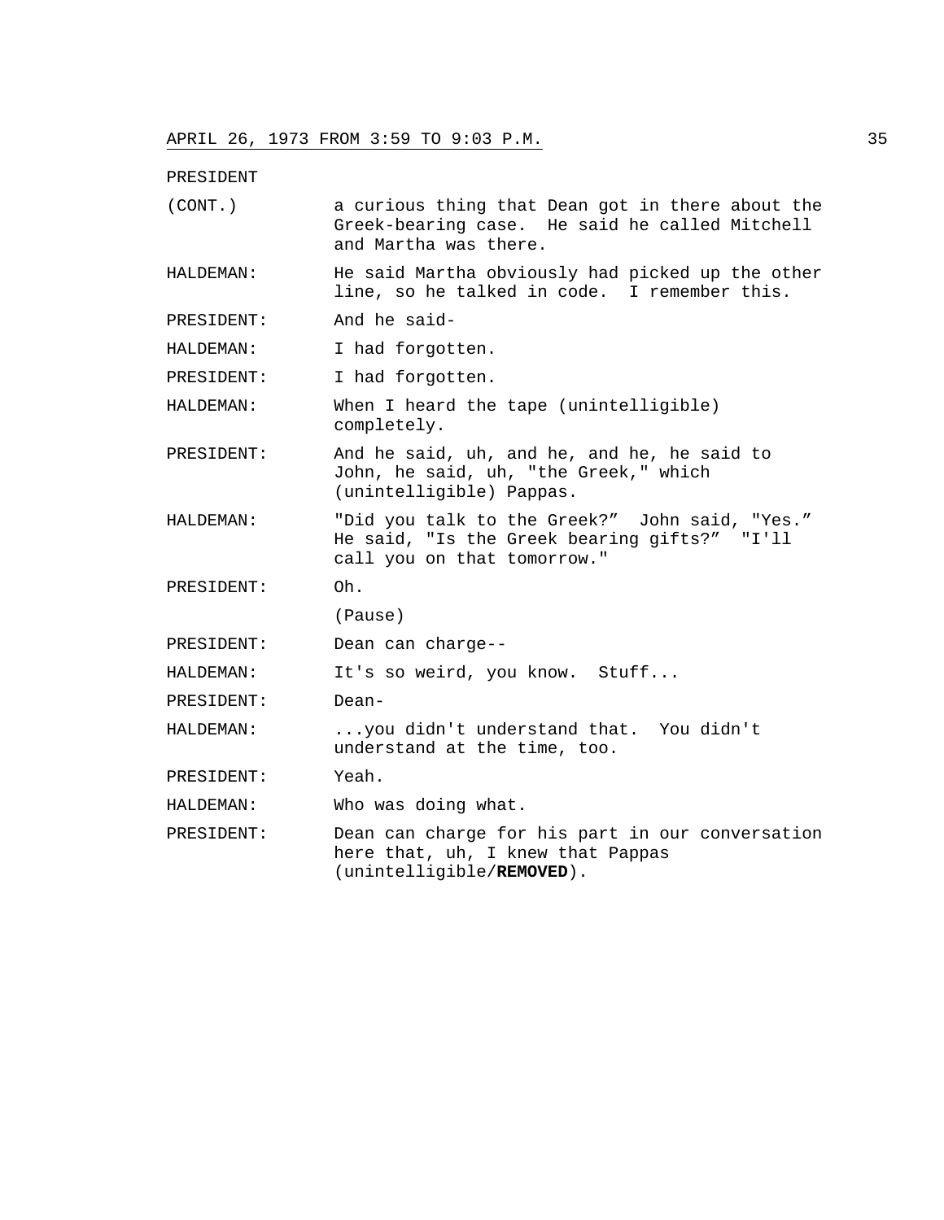PRESIDENT

(CONT.) a curious thing that Dean got in there about the Greek-bearing case. He said he called Mitchell and Martha was there.

HALDEMAN: He said Martha obviously had picked up the other line, so he talked in code. I remember this.

PRESIDENT: And he said-

HALDEMAN: I had forgotten.

PRESIDENT: I had forgotten.

HALDEMAN: When I heard the tape (unintelligible) completely.

PRESIDENT: And he said, uh, and he, and he, he said to John, he said, uh, "the Greek," which (unintelligible) Pappas.

HALDEMAN: "Did you talk to the Greek?" John said, "Yes." He said, "Is the Greek bearing gifts?" "I'll call you on that tomorrow."

PRESIDENT: Oh.

(Pause)

PRESIDENT: Dean can charge--

HALDEMAN: It's so weird, you know. Stuff...

PRESIDENT: Dean-

HALDEMAN: ...you didn't understand that. You didn't understand at the time, too.

PRESIDENT: Yeah.

HALDEMAN: Who was doing what.

PRESIDENT: Dean can charge for his part in our conversation here that, uh, I knew that Pappas (unintelligible/**REMOVED**).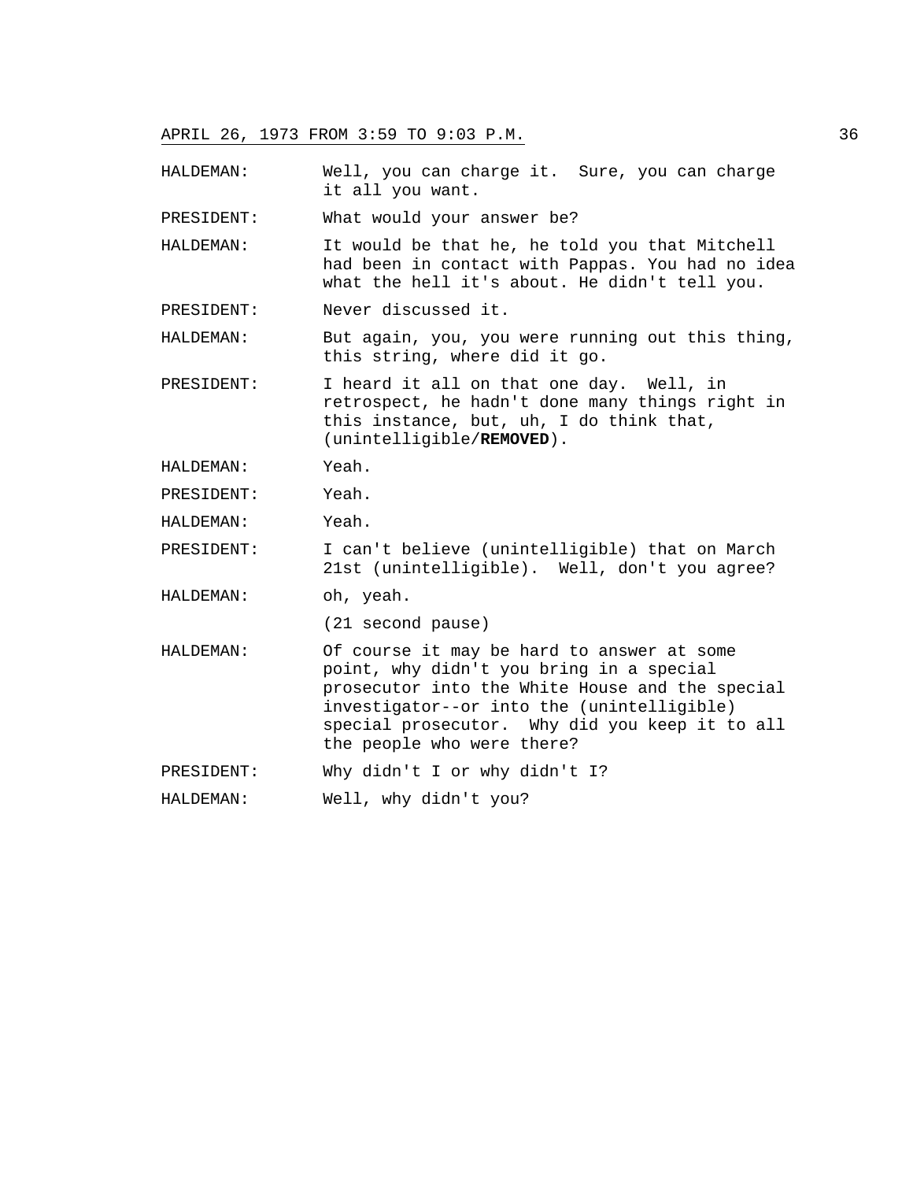HALDEMAN: Well, you can charge it. Sure, you can charge it all you want.

PRESIDENT: What would your answer be?

HALDEMAN: It would be that he, he told you that Mitchell had been in contact with Pappas. You had no idea what the hell it's about. He didn't tell you.

PRESIDENT: Never discussed it.

HALDEMAN: But again, you, you were running out this thing, this string, where did it go.

PRESIDENT: I heard it all on that one day. Well, in retrospect, he hadn't done many things right in this instance, but, uh, I do think that, (unintelligible/**REMOVED**).

HALDEMAN: Yeah.

PRESIDENT: Yeah.

HALDEMAN: Yeah.

PRESIDENT: I can't believe (unintelligible) that on March 21st (unintelligible). Well, don't you agree?

HALDEMAN: oh, yeah.

(21 second pause)

HALDEMAN: Of course it may be hard to answer at some point, why didn't you bring in a special prosecutor into the White House and the special investigator--or into the (unintelligible) special prosecutor. Why did you keep it to all the people who were there?

PRESIDENT: Why didn't I or why didn't I?

HALDEMAN: Well, why didn't you?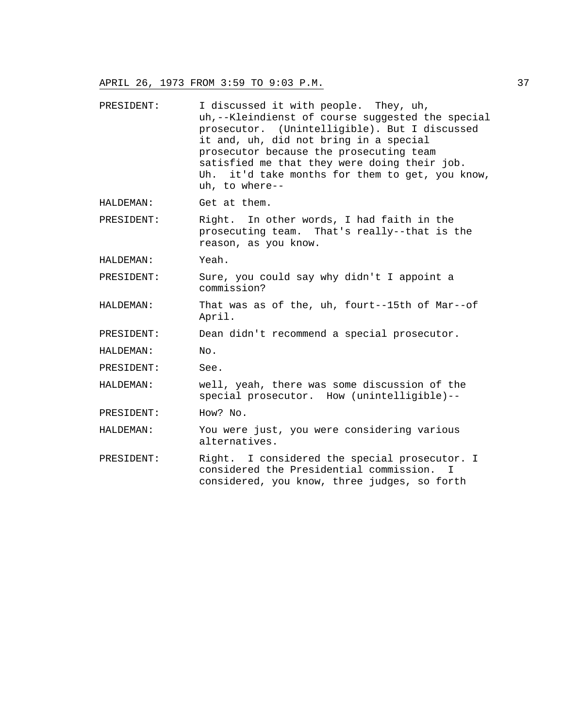PRESIDENT: I discussed it with people. They, uh, uh,--Kleindienst of course suggested the special prosecutor. (Unintelligible). But I discussed it and, uh, did not bring in a special prosecutor because the prosecuting team satisfied me that they were doing their job. Uh. it'd take months for them to get, you know, uh, to where--

HALDEMAN: Get at them.

PRESIDENT: Right. In other words, I had faith in the prosecuting team. That's really--that is the reason, as you know.

HALDEMAN: Yeah.

PRESIDENT: Sure, you could say why didn't I appoint a commission?

HALDEMAN: That was as of the, uh, fourt--15th of Mar--of April.

PRESIDENT: Dean didn't recommend a special prosecutor.

HALDEMAN: No.

PRESIDENT: See.

HALDEMAN: well, yeah, there was some discussion of the special prosecutor. How (unintelligible)--

PRESIDENT: How? No.

HALDEMAN: You were just, you were considering various alternatives.

PRESIDENT: Right. I considered the special prosecutor. I considered the Presidential commission. I considered, you know, three judges, so forth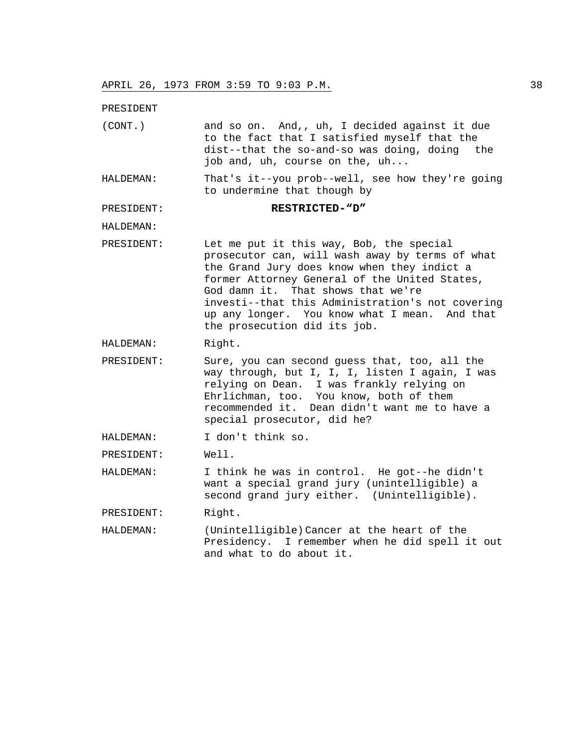PRESIDENT

(CONT.) and so on. And,, uh, I decided against it due to the fact that I satisfied myself that the dist--that the so-and-so was doing, doing the job and, uh, course on the, uh...

HALDEMAN: That's it--you prob--well, see how they're going to undermine that though by

PRESIDENT: **RESTRICTED-"D"**

HALDEMAN:

PRESIDENT: Let me put it this way, Bob, the special prosecutor can, will wash away by terms of what the Grand Jury does know when they indict a former Attorney General of the United States, God damn it. That shows that we're investi--that this Administration's not covering up any longer. You know what I mean. And that the prosecution did its job.

HALDEMAN: Right.

PRESIDENT: Sure, you can second guess that, too, all the way through, but I, I, I, listen I again, I was relying on Dean. I was frankly relying on Ehrlichman, too. You know, both of them recommended it. Dean didn't want me to have a special prosecutor, did he?

HALDEMAN: I don't think so.

PRESIDENT: Well.

HALDEMAN: I think he was in control. He got--he didn't want a special grand jury (unintelligible) a second grand jury either. (Unintelligible).

PRESIDENT: Right.

HALDEMAN: (Unintelligible) Cancer at the heart of the Presidency. I remember when he did spell it out and what to do about it.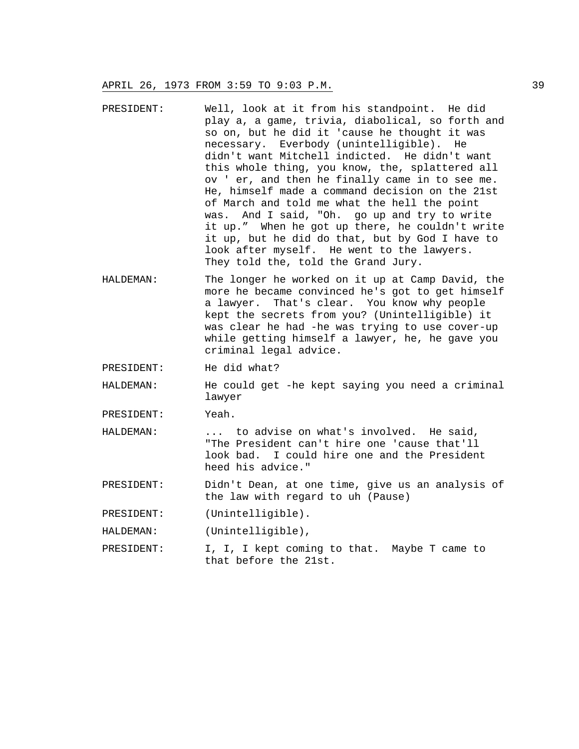PRESIDENT: Well, look at it from his standpoint. He did play a, a game, trivia, diabolical, so forth and so on, but he did it 'cause he thought it was necessary. Everbody (unintelligible). He didn't want Mitchell indicted. He didn't want this whole thing, you know, the, splattered all ov ' er, and then he finally came in to see me. He, himself made a command decision on the 21st of March and told me what the hell the point was. And I said, "Oh. go up and try to write it up." When he got up there, he couldn't write it up, but he did do that, but by God I have to look after myself. He went to the lawyers. They told the, told the Grand Jury.

HALDEMAN: The longer he worked on it up at Camp David, the more he became convinced he's got to get himself a lawyer. That's clear. You know why people kept the secrets from you? (Unintelligible) it was clear he had -he was trying to use cover-up while getting himself a lawyer, he, he gave you criminal legal advice.

PRESIDENT: He did what?

HALDEMAN: He could get -he kept saying you need a criminal lawyer

PRESIDENT: Yeah.

HALDEMAN: ... to advise on what's involved. He said, "The President can't hire one 'cause that'll look bad. I could hire one and the President heed his advice."

PRESIDENT: Didn't Dean, at one time, give us an analysis of the law with regard to uh (Pause)

PRESIDENT: (Unintelligible).

HALDEMAN: (Unintelligible),

PRESIDENT: I, I, I kept coming to that. Maybe T came to that before the 21st.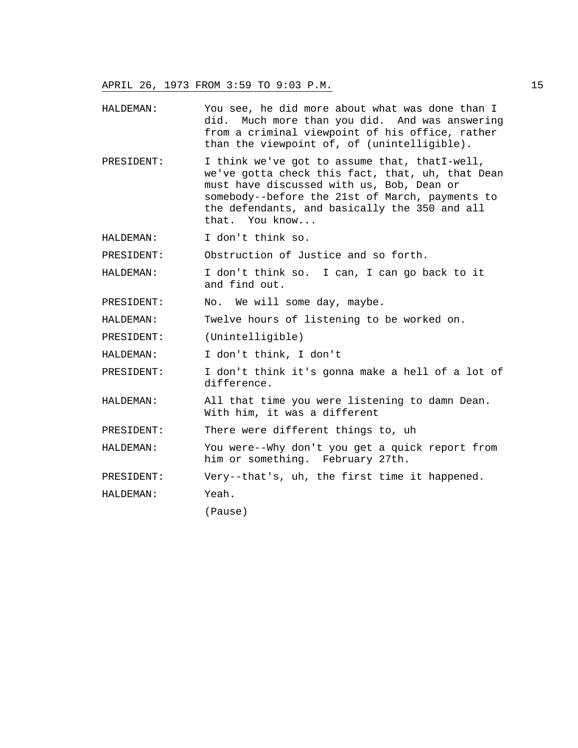HALDEMAN: You see, he did more about what was done than I did. Much more than you did. And was answering from a criminal viewpoint of his office, rather than the viewpoint of, of (unintelligible).

PRESIDENT: I think we've got to assume that, thatI-well, we've gotta check this fact, that, uh, that Dean must have discussed with us, Bob, Dean or somebody--before the 21st of March, payments to the defendants, and basically the 350 and all that. You know...

HALDEMAN: I don't think so.

PRESIDENT: Obstruction of Justice and so forth.

HALDEMAN: I don't think so. I can, I can go back to it and find out.

PRESIDENT: No. We will some day, maybe.

HALDEMAN: Twelve hours of listening to be worked on.

PRESIDENT: (Unintelligible)

HALDEMAN: I don't think, I don't

PRESIDENT: I don't think it's gonna make a hell of a lot of difference.

HALDEMAN: All that time you were listening to damn Dean. With him, it was a different

PRESIDENT: There were different things to, uh

HALDEMAN: You were--Why don't you get a quick report from him or something. February 27th.

PRESIDENT: Very--that's, uh, the first time it happened.

HALDEMAN: Yeah.

(Pause)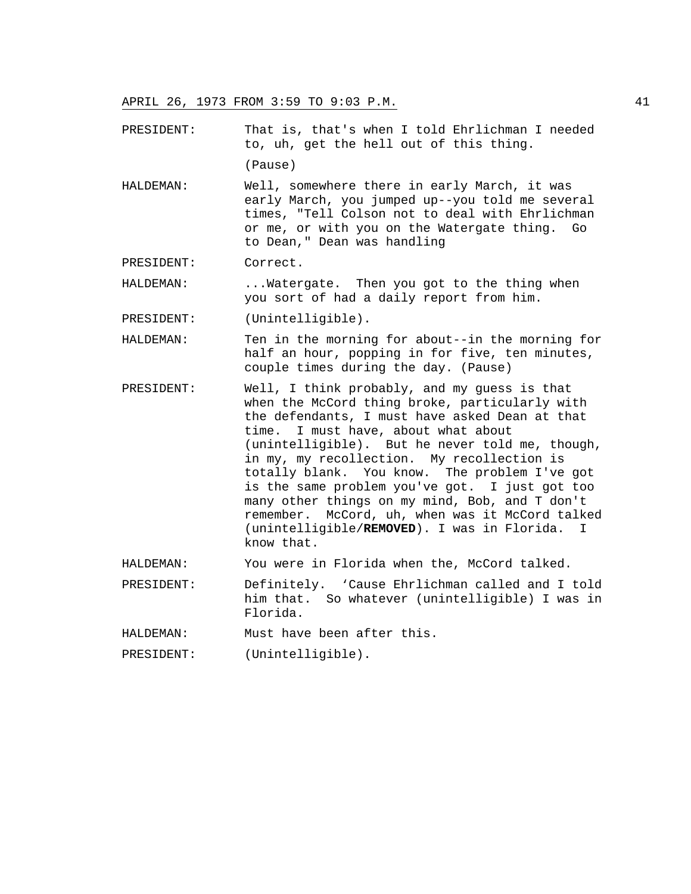PRESIDENT: That is, that's when I told Ehrlichman I needed to, uh, get the hell out of this thing.

(Pause)

HALDEMAN: Well, somewhere there in early March, it was early March, you jumped up--you told me several times, "Tell Colson not to deal with Ehrlichman or me, or with you on the Watergate thing. Go to Dean," Dean was handling

PRESIDENT: Correct.

HALDEMAN: ...Watergate. Then you got to the thing when you sort of had a daily report from him.

PRESIDENT: (Unintelligible).

HALDEMAN: Ten in the morning for about--in the morning for half an hour, popping in for five, ten minutes, couple times during the day. (Pause)

PRESIDENT: Well, I think probably, and my guess is that when the McCord thing broke, particularly with the defendants, I must have asked Dean at that time. I must have, about what about (unintelligible). But he never told me, though, in my, my recollection. My recollection is totally blank. You know. The problem I've got is the same problem you've got. I just got too many other things on my mind, Bob, and T don't remember. McCord, uh, when was it McCord talked (unintelligible/**REMOVED**). I was in Florida. I know that.

HALDEMAN: You were in Florida when the, McCord talked.

PRESIDENT: Definitely. 'Cause Ehrlichman called and I told him that. So whatever (unintelligible) I was in Florida.

HALDEMAN: Must have been after this.

PRESIDENT: (Unintelligible).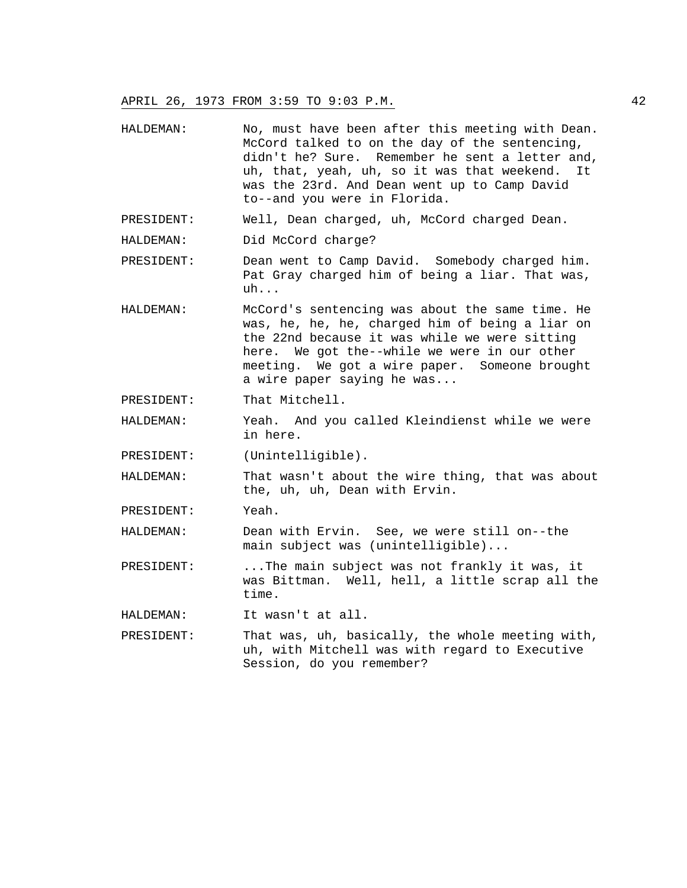HALDEMAN: No, must have been after this meeting with Dean. McCord talked to on the day of the sentencing, didn't he? Sure. Remember he sent a letter and, uh, that, yeah, uh, so it was that weekend. It was the 23rd. And Dean went up to Camp David to--and you were in Florida.

PRESIDENT: Well, Dean charged, uh, McCord charged Dean.

HALDEMAN: Did McCord charge?

PRESIDENT: Dean went to Camp David. Somebody charged him. Pat Gray charged him of being a liar. That was, uh...

HALDEMAN: McCord's sentencing was about the same time. He was, he, he, he, charged him of being a liar on the 22nd because it was while we were sitting here. We got the--while we were in our other meeting. We got a wire paper. Someone brought a wire paper saying he was...

PRESIDENT: That Mitchell.

HALDEMAN: Yeah. And you called Kleindienst while we were in here.

PRESIDENT: (Unintelligible).

HALDEMAN: That wasn't about the wire thing, that was about the, uh, uh, Dean with Ervin.

PRESIDENT: Yeah.

HALDEMAN: Dean with Ervin. See, we were still on--the main subject was (unintelligible)...

PRESIDENT: ...The main subject was not frankly it was, it was Bittman. Well, hell, a little scrap all the time.

HALDEMAN: It wasn't at all.

PRESIDENT: That was, uh, basically, the whole meeting with, uh, with Mitchell was with regard to Executive Session, do you remember?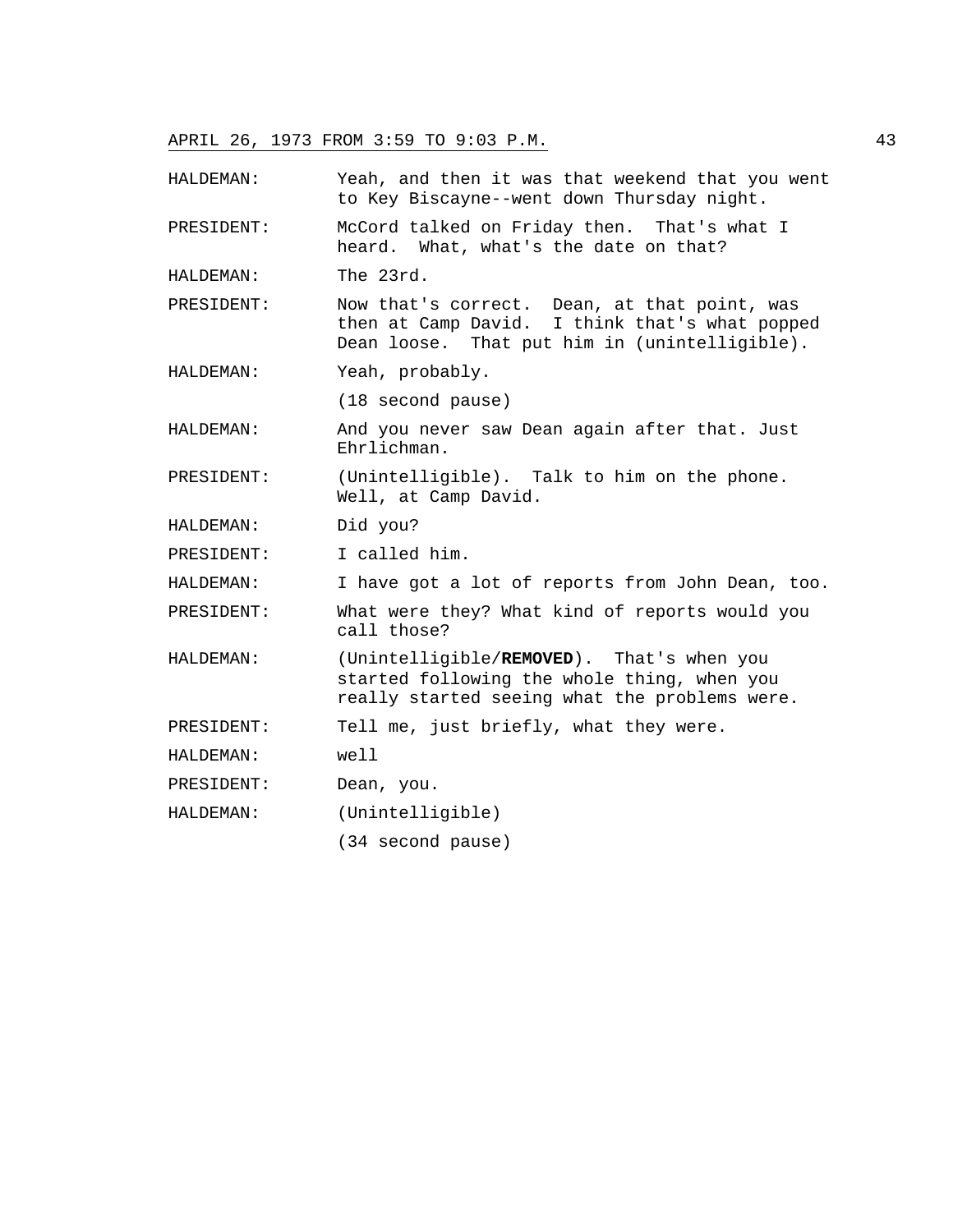HALDEMAN: Yeah, and then it was that weekend that you went to Key Biscayne--went down Thursday night.

PRESIDENT: McCord talked on Friday then. That's what I heard. What, what's the date on that?

HALDEMAN: The 23rd.

PRESIDENT: Now that's correct. Dean, at that point, was then at Camp David. I think that's what popped Dean loose. That put him in (unintelligible).

HALDEMAN: Yeah, probably.

(18 second pause)

HALDEMAN: And you never saw Dean again after that. Just Ehrlichman.

PRESIDENT: (Unintelligible). Talk to him on the phone. Well, at Camp David.

HALDEMAN: Did you?

PRESIDENT: I called him.

HALDEMAN: I have got a lot of reports from John Dean, too.

PRESIDENT: What were they? What kind of reports would you call those?

HALDEMAN: (Unintelligible/**REMOVED**). That's when you started following the whole thing, when you really started seeing what the problems were.

PRESIDENT: Tell me, just briefly, what they were.

HALDEMAN: well

PRESIDENT: Dean, you.

HALDEMAN: (Unintelligible)

(34 second pause)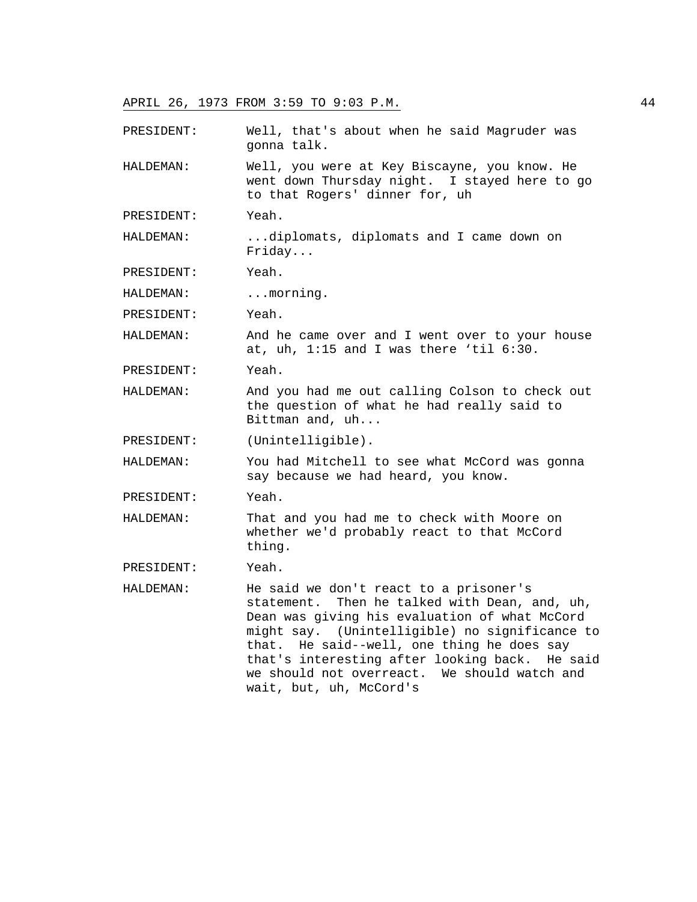PRESIDENT: Well, that's about when he said Magruder was gonna talk.

HALDEMAN: Well, you were at Key Biscayne, you know. He went down Thursday night. I stayed here to go to that Rogers' dinner for, uh

PRESIDENT: Yeah.

HALDEMAN: ...diplomats, diplomats and I came down on Friday...

PRESIDENT: Yeah.

HALDEMAN: ...morning.

PRESIDENT: Yeah.

HALDEMAN: And he came over and I went over to your house at, uh, 1:15 and I was there 'til 6:30.

PRESIDENT: Yeah.

HALDEMAN: And you had me out calling Colson to check out the question of what he had really said to Bittman and, uh...

PRESIDENT: (Unintelligible).

HALDEMAN: You had Mitchell to see what McCord was gonna say because we had heard, you know.

PRESIDENT: Yeah.

HALDEMAN: That and you had me to check with Moore on whether we'd probably react to that McCord thing.

PRESIDENT: Yeah.

HALDEMAN: He said we don't react to a prisoner's statement. Then he talked with Dean, and, uh, Dean was giving his evaluation of what McCord might say. (Unintelligible) no significance to that. He said--well, one thing he does say that's interesting after looking back. He said we should not overreact. We should watch and wait, but, uh, McCord's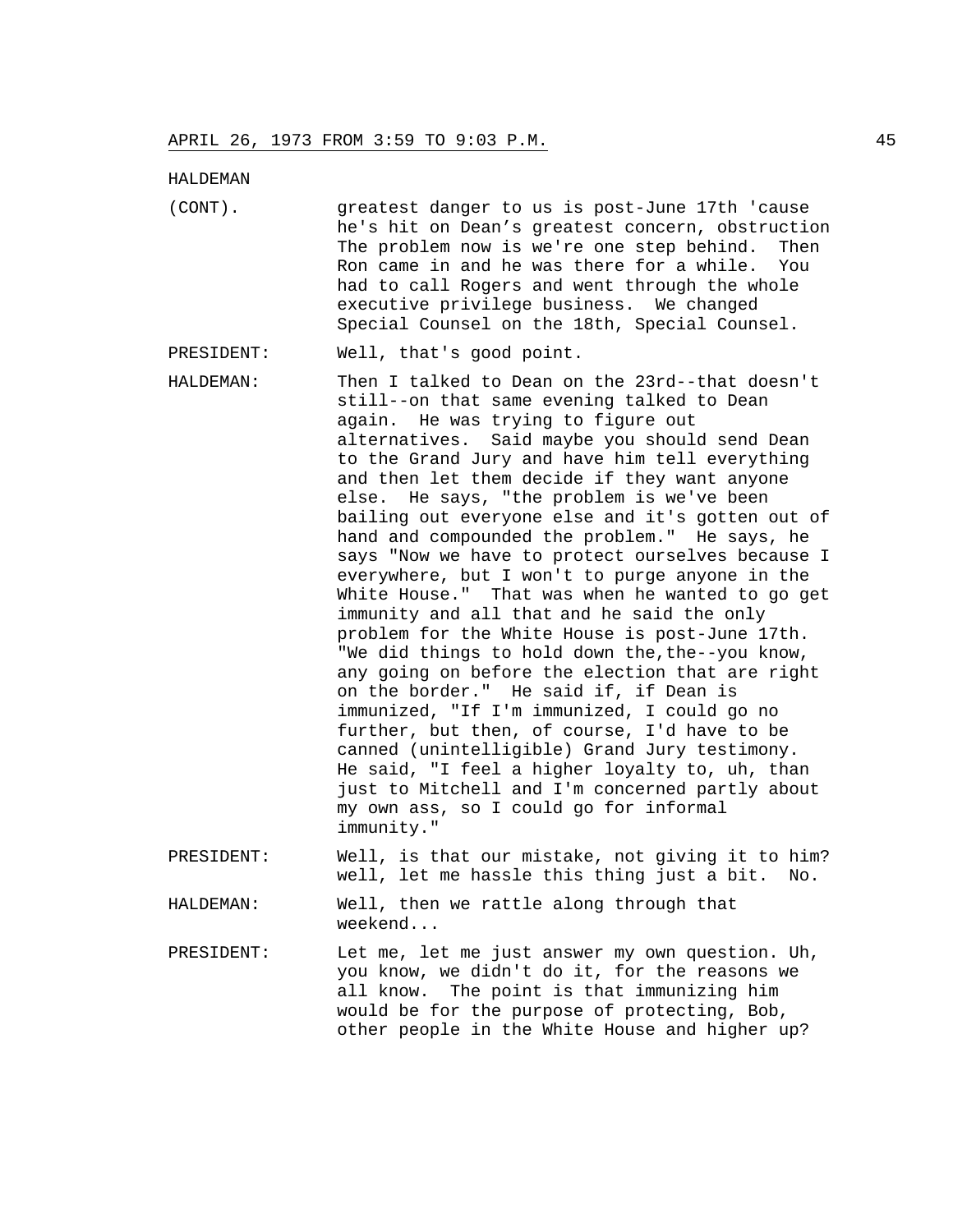HALDEMAN

(CONT). greatest danger to us is post-June 17th 'cause he's hit on Dean's greatest concern, obstruction The problem now is we're one step behind. Then Ron came in and he was there for a while. You had to call Rogers and went through the whole executive privilege business. We changed Special Counsel on the 18th, Special Counsel.

PRESIDENT: Well, that's good point.

HALDEMAN: Then I talked to Dean on the 23rd--that doesn't still--on that same evening talked to Dean again. He was trying to figure out alternatives. Said maybe you should send Dean to the Grand Jury and have him tell everything and then let them decide if they want anyone else. He says, "the problem is we've been bailing out everyone else and it's gotten out of hand and compounded the problem." He says, he says "Now we have to protect ourselves because I everywhere, but I won't to purge anyone in the White House." That was when he wanted to go get immunity and all that and he said the only problem for the White House is post-June 17th. "We did things to hold down the,the--you know, any going on before the election that are right on the border." He said if, if Dean is immunized, "If I'm immunized, I could go no further, but then, of course, I'd have to be canned (unintelligible) Grand Jury testimony. He said, "I feel a higher loyalty to, uh, than just to Mitchell and I'm concerned partly about my own ass, so I could go for informal immunity."

PRESIDENT: Well, is that our mistake, not giving it to him? well, let me hassle this thing just a bit. No.

HALDEMAN: Well, then we rattle along through that weekend...

PRESIDENT: Let me, let me just answer my own question. Uh, you know, we didn't do it, for the reasons we all know. The point is that immunizing him would be for the purpose of protecting, Bob, other people in the White House and higher up?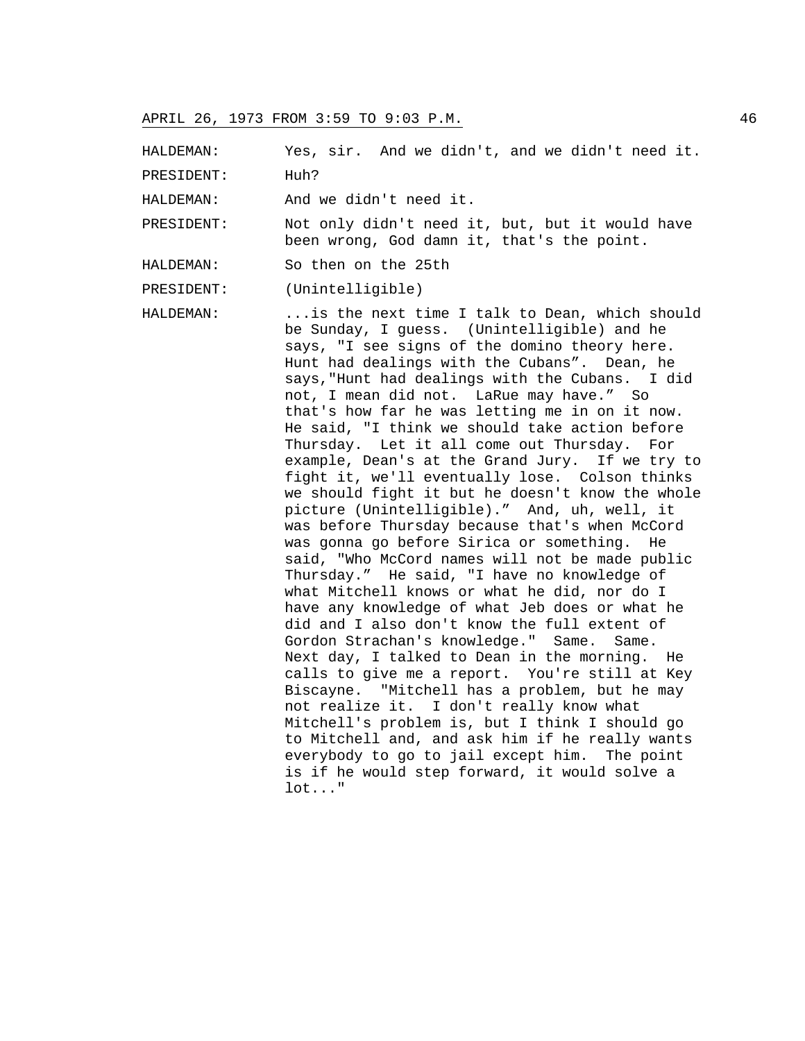HALDEMAN: Yes, sir. And we didn't, and we didn't need it.

PRESIDENT: Huh?

HALDEMAN: And we didn't need it.

PRESIDENT: Not only didn't need it, but, but it would have been wrong, God damn it, that's the point.

HALDEMAN: So then on the 25th

PRESIDENT: (Unintelligible)

HALDEMAN: ...is the next time I talk to Dean, which should be Sunday, I guess. (Unintelligible) and he says, "I see signs of the domino theory here. Hunt had dealings with the Cubans". Dean, he says,"Hunt had dealings with the Cubans. I did not, I mean did not. LaRue may have." So that's how far he was letting me in on it now. He said, "I think we should take action before Thursday. Let it all come out Thursday. For example, Dean's at the Grand Jury. If we try to fight it, we'll eventually lose. Colson thinks we should fight it but he doesn't know the whole picture (Unintelligible)." And, uh, well, it was before Thursday because that's when McCord was gonna go before Sirica or something. He said, "Who McCord names will not be made public Thursday." He said, "I have no knowledge of what Mitchell knows or what he did, nor do I have any knowledge of what Jeb does or what he did and I also don't know the full extent of Gordon Strachan's knowledge." Same. Same. Next day, I talked to Dean in the morning. He calls to give me a report. You're still at Key Biscayne. "Mitchell has a problem, but he may not realize it. I don't really know what Mitchell's problem is, but I think I should go to Mitchell and, and ask him if he really wants everybody to go to jail except him. The point is if he would step forward, it would solve a lot..."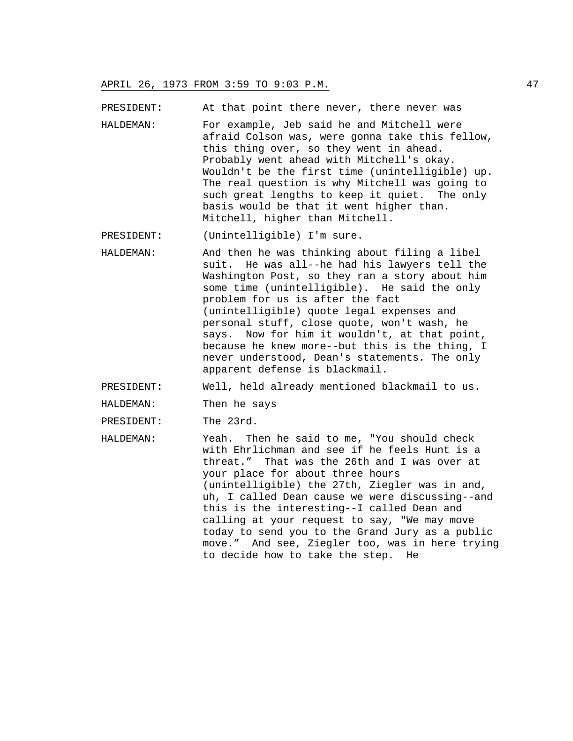PRESIDENT: At that point there never, there never was

HALDEMAN: For example, Jeb said he and Mitchell were afraid Colson was, were gonna take this fellow, this thing over, so they went in ahead. Probably went ahead with Mitchell's okay. Wouldn't be the first time (unintelligible) up. The real question is why Mitchell was going to such great lengths to keep it quiet. The only basis would be that it went higher than. Mitchell, higher than Mitchell.

PRESIDENT: (Unintelligible) I'm sure.

HALDEMAN: And then he was thinking about filing a libel suit. He was all--he had his lawyers tell the Washington Post, so they ran a story about him some time (unintelligible). He said the only problem for us is after the fact (unintelligible) quote legal expenses and personal stuff, close quote, won't wash, he says. Now for him it wouldn't, at that point, because he knew more--but this is the thing, I never understood, Dean's statements. The only apparent defense is blackmail.

PRESIDENT: Well, held already mentioned blackmail to us.

HALDEMAN: Then he says

PRESIDENT: The 23rd.

HALDEMAN: Yeah. Then he said to me, "You should check with Ehrlichman and see if he feels Hunt is a threat." That was the 26th and I was over at your place for about three hours (unintelligible) the 27th, Ziegler was in and, uh, I called Dean cause we were discussing--and this is the interesting--I called Dean and calling at your request to say, "We may move today to send you to the Grand Jury as a public move." And see, Ziegler too, was in here trying to decide how to take the step. He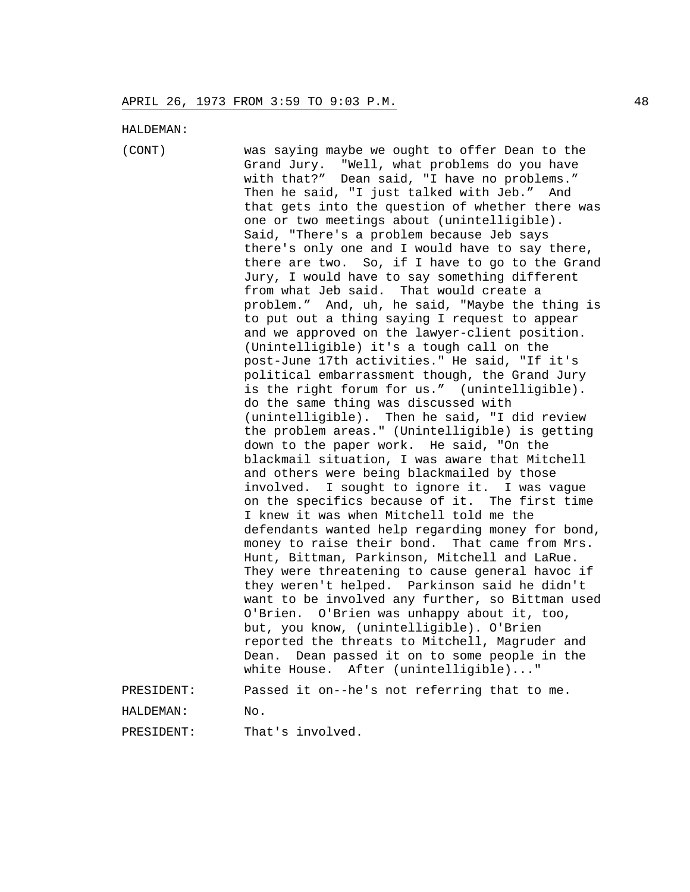HALDEMAN:

(CONT) was saying maybe we ought to offer Dean to the Grand Jury. "Well, what problems do you have with that?" Dean said, "I have no problems." Then he said, "I just talked with Jeb." And that gets into the question of whether there was one or two meetings about (unintelligible). Said, "There's a problem because Jeb says there's only one and I would have to say there, there are two. So, if I have to go to the Grand Jury, I would have to say something different from what Jeb said. That would create a problem." And, uh, he said, "Maybe the thing is to put out a thing saying I request to appear and we approved on the lawyer-client position. (Unintelligible) it's a tough call on the post-June 17th activities." He said, "If it's political embarrassment though, the Grand Jury is the right forum for us." (unintelligible). do the same thing was discussed with (unintelligible). Then he said, "I did review the problem areas." (Unintelligible) is getting down to the paper work. He said, "On the blackmail situation, I was aware that Mitchell and others were being blackmailed by those involved. I sought to ignore it. I was vague on the specifics because of it. The first time I knew it was when Mitchell told me the defendants wanted help regarding money for bond, money to raise their bond. That came from Mrs. Hunt, Bittman, Parkinson, Mitchell and LaRue. They were threatening to cause general havoc if they weren't helped. Parkinson said he didn't want to be involved any further, so Bittman used O'Brien. O'Brien was unhappy about it, too, but, you know, (unintelligible). O'Brien reported the threats to Mitchell, Magruder and Dean. Dean passed it on to some people in the white House. After (unintelligible)..."

PRESIDENT: Passed it on--he's not referring that to me.

HALDEMAN: No.

PRESIDENT: That's involved.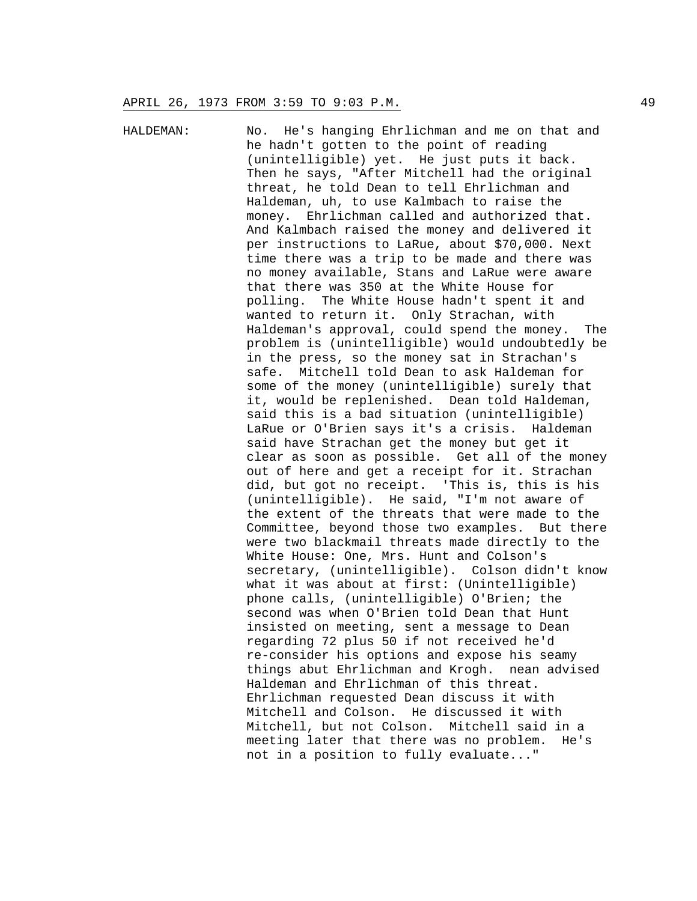HALDEMAN: No. He's hanging Ehrlichman and me on that and he hadn't gotten to the point of reading (unintelligible) yet. He just puts it back. Then he says, "After Mitchell had the original threat, he told Dean to tell Ehrlichman and Haldeman, uh, to use Kalmbach to raise the money. Ehrlichman called and authorized that. And Kalmbach raised the money and delivered it per instructions to LaRue, about $70,000. Next time there was a trip to be made and there was no money available, Stans and LaRue were aware that there was 350 at the White House for polling. The White House hadn't spent it and wanted to return it. Only Strachan, with Haldeman's approval, could spend the money. The problem is (unintelligible) would undoubtedly be in the press, so the money sat in Strachan's safe. Mitchell told Dean to ask Haldeman for some of the money (unintelligible) surely that it, would be replenished. Dean told Haldeman, said this is a bad situation (unintelligible) LaRue or O'Brien says it's a crisis. Haldeman said have Strachan get the money but get it clear as soon as possible. Get all of the money out of here and get a receipt for it. Strachan did, but got no receipt. 'This is, this is his (unintelligible). He said, "I'm not aware of the extent of the threats that were made to the Committee, beyond those two examples. But there were two blackmail threats made directly to the White House: One, Mrs. Hunt and Colson's secretary, (unintelligible). Colson didn't know what it was about at first: (Unintelligible) phone calls, (unintelligible) O'Brien; the second was when O'Brien told Dean that Hunt insisted on meeting, sent a message to Dean regarding 72 plus 50 if not received he'd re-consider his options and expose his seamy things abut Ehrlichman and Krogh. nean advised Haldeman and Ehrlichman of this threat. Ehrlichman requested Dean discuss it with Mitchell and Colson. He discussed it with Mitchell, but not Colson. Mitchell said in a meeting later that there was no problem. He's not in a position to fully evaluate..."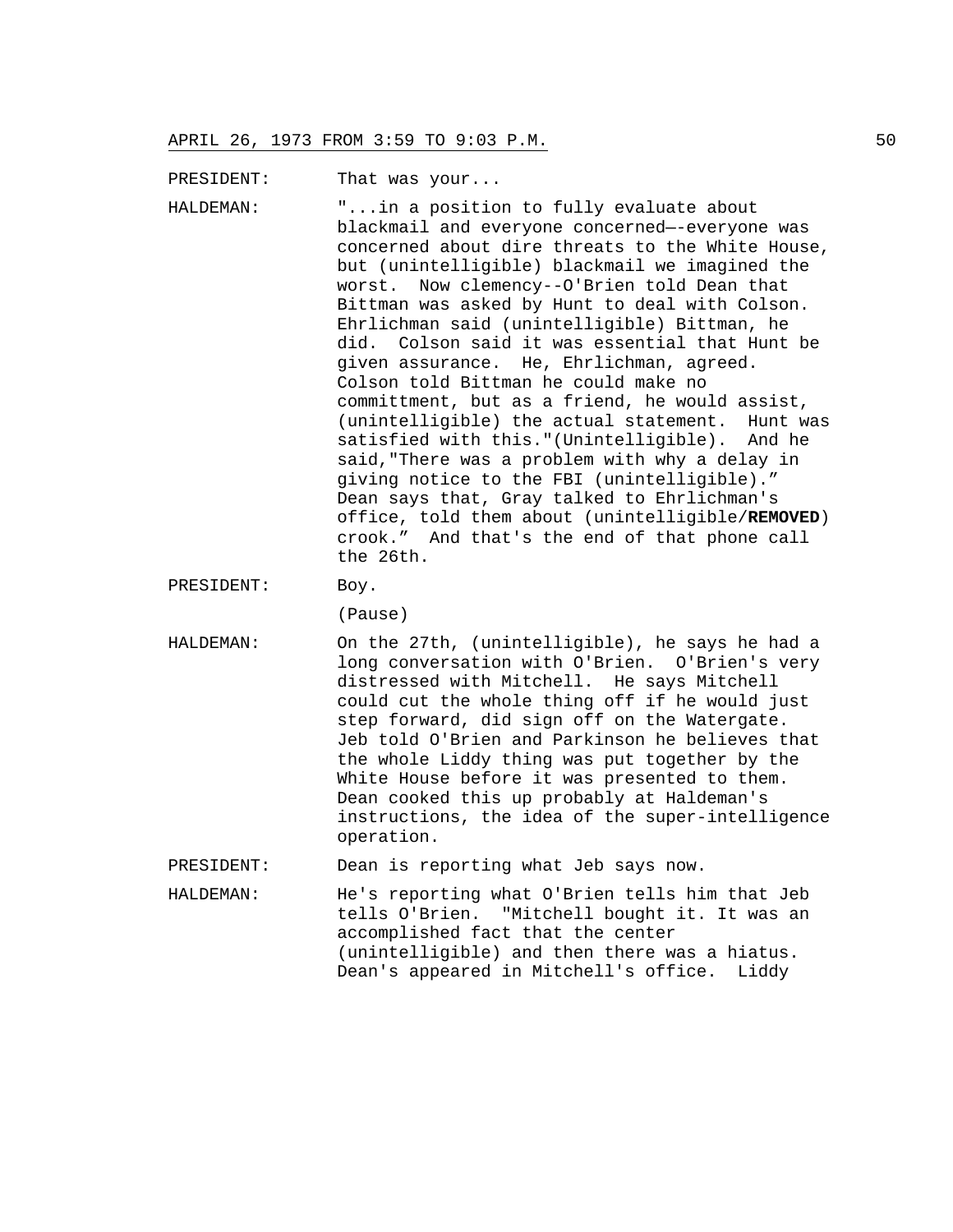PRESIDENT: That was your...

HALDEMAN: "...in a position to fully evaluate about blackmail and everyone concerned—-everyone was concerned about dire threats to the White House, but (unintelligible) blackmail we imagined the worst. Now clemency--O'Brien told Dean that Bittman was asked by Hunt to deal with Colson. Ehrlichman said (unintelligible) Bittman, he did. Colson said it was essential that Hunt be given assurance. He, Ehrlichman, agreed. Colson told Bittman he could make no committment, but as a friend, he would assist, (unintelligible) the actual statement. Hunt was satisfied with this."(Unintelligible). And he said,"There was a problem with why a delay in giving notice to the FBI (unintelligible)." Dean says that, Gray talked to Ehrlichman's office, told them about (unintelligible/**REMOVED**) crook." And that's the end of that phone call the 26th.

PRESIDENT: Boy.

(Pause)

HALDEMAN: On the 27th, (unintelligible), he says he had a long conversation with O'Brien. O'Brien's very distressed with Mitchell. He says Mitchell could cut the whole thing off if he would just step forward, did sign off on the Watergate. Jeb told O'Brien and Parkinson he believes that the whole Liddy thing was put together by the White House before it was presented to them. Dean cooked this up probably at Haldeman's instructions, the idea of the super-intelligence operation.

PRESIDENT: Dean is reporting what Jeb says now.

HALDEMAN: He's reporting what O'Brien tells him that Jeb tells O'Brien. "Mitchell bought it. It was an accomplished fact that the center (unintelligible) and then there was a hiatus. Dean's appeared in Mitchell's office. Liddy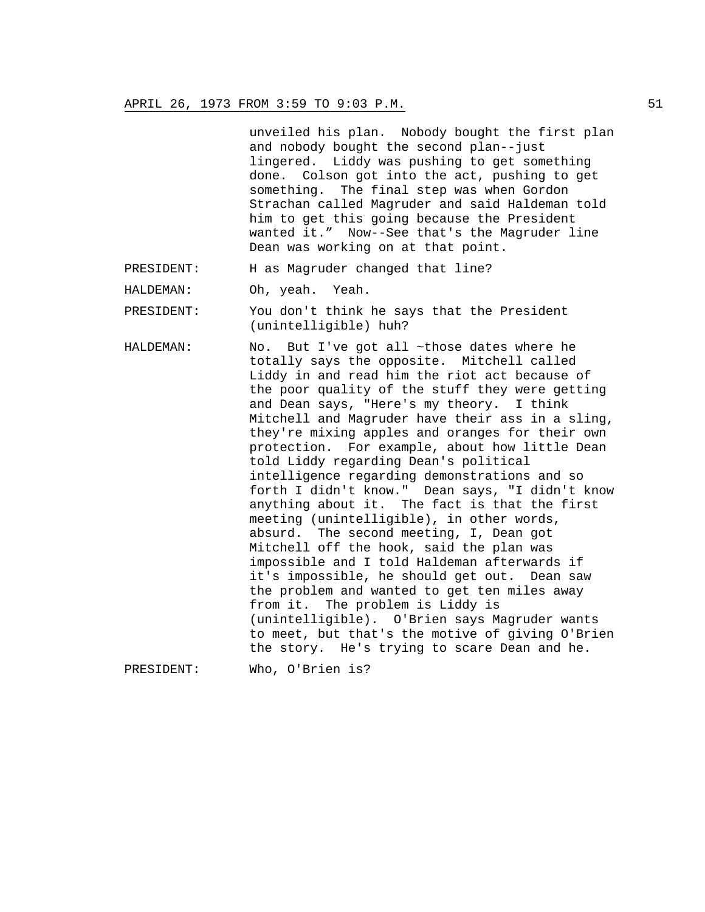unveiled his plan. Nobody bought the first plan and nobody bought the second plan--just lingered. Liddy was pushing to get something done. Colson got into the act, pushing to get something. The final step was when Gordon Strachan called Magruder and said Haldeman told him to get this going because the President wanted it." Now--See that's the Magruder line Dean was working on at that point.

PRESIDENT: H as Magruder changed that line?

HALDEMAN: Oh, yeah. Yeah.

PRESIDENT: You don't think he says that the President (unintelligible) huh?

HALDEMAN: No. But I've got all ~those dates where he totally says the opposite. Mitchell called Liddy in and read him the riot act because of the poor quality of the stuff they were getting and Dean says, "Here's my theory. I think Mitchell and Magruder have their ass in a sling, they're mixing apples and oranges for their own protection. For example, about how little Dean told Liddy regarding Dean's political intelligence regarding demonstrations and so forth I didn't know." Dean says, "I didn't know anything about it. The fact is that the first meeting (unintelligible), in other words, absurd. The second meeting, I, Dean got Mitchell off the hook, said the plan was impossible and I told Haldeman afterwards if it's impossible, he should get out. Dean saw the problem and wanted to get ten miles away from it. The problem is Liddy is (unintelligible). O'Brien says Magruder wants to meet, but that's the motive of giving O'Brien the story. He's trying to scare Dean and he.

PRESIDENT: Who, O'Brien is?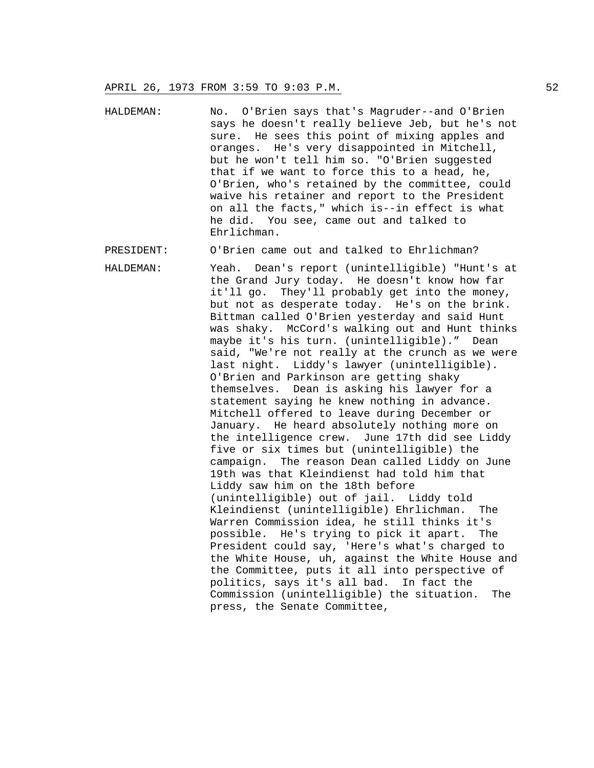HALDEMAN: No. O'Brien says that's Magruder--and O'Brien says he doesn't really believe Jeb, but he's not sure. He sees this point of mixing apples and oranges. He's very disappointed in Mitchell, but he won't tell him so. "O'Brien suggested that if we want to force this to a head, he, O'Brien, who's retained by the committee, could waive his retainer and report to the President on all the facts," which is--in effect is what he did. You see, came out and talked to Ehrlichman.

PRESIDENT: O'Brien came out and talked to Ehrlichman?

HALDEMAN: Yeah. Dean's report (unintelligible) "Hunt's at the Grand Jury today. He doesn't know how far it'll go. They'll probably get into the money, but not as desperate today. He's on the brink. Bittman called O'Brien yesterday and said Hunt was shaky. McCord's walking out and Hunt thinks maybe it's his turn. (unintelligible)." Dean said, "We're not really at the crunch as we were last night. Liddy's lawyer (unintelligible). O'Brien and Parkinson are getting shaky themselves. Dean is asking his lawyer for a statement saying he knew nothing in advance. Mitchell offered to leave during December or January. He heard absolutely nothing more on the intelligence crew. June 17th did see Liddy five or six times but (unintelligible) the campaign. The reason Dean called Liddy on June 19th was that Kleindienst had told him that Liddy saw him on the 18th before (unintelligible) out of jail. Liddy told Kleindienst (unintelligible) Ehrlichman. The Warren Commission idea, he still thinks it's possible. He's trying to pick it apart. The President could say, 'Here's what's charged to the White House, uh, against the White House and the Committee, puts it all into perspective of politics, says it's all bad. In fact the Commission (unintelligible) the situation. The press, the Senate Committee,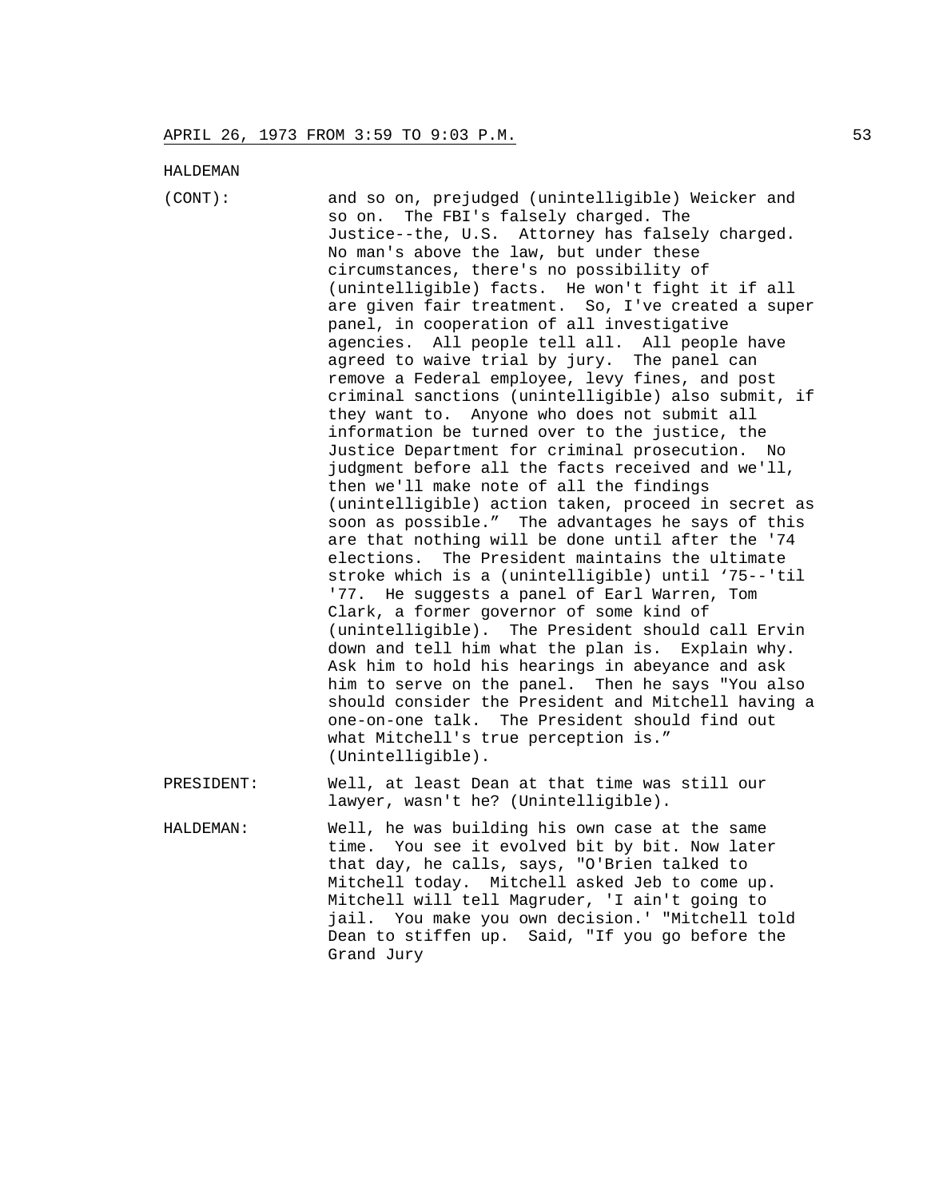HALDEMAN

(CONT): and so on, prejudged (unintelligible) Weicker and so on. The FBI's falsely charged. The Justice--the, U.S. Attorney has falsely charged. No man's above the law, but under these circumstances, there's no possibility of (unintelligible) facts. He won't fight it if all are given fair treatment. So, I've created a super panel, in cooperation of all investigative agencies. All people tell all. All people have agreed to waive trial by jury. The panel can remove a Federal employee, levy fines, and post criminal sanctions (unintelligible) also submit, if they want to. Anyone who does not submit all information be turned over to the justice, the Justice Department for criminal prosecution. No judgment before all the facts received and we'll, then we'll make note of all the findings (unintelligible) action taken, proceed in secret as soon as possible." The advantages he says of this are that nothing will be done until after the '74 elections. The President maintains the ultimate stroke which is a (unintelligible) until '75--'til '77. He suggests a panel of Earl Warren, Tom Clark, a former governor of some kind of (unintelligible). The President should call Ervin down and tell him what the plan is. Explain why. Ask him to hold his hearings in abeyance and ask him to serve on the panel. Then he says "You also should consider the President and Mitchell having a one-on-one talk. The President should find out what Mitchell's true perception is." (Unintelligible).

PRESIDENT: Well, at least Dean at that time was still our lawyer, wasn't he? (Unintelligible).

HALDEMAN: Well, he was building his own case at the same time. You see it evolved bit by bit. Now later that day, he calls, says, "O'Brien talked to Mitchell today. Mitchell asked Jeb to come up. Mitchell will tell Magruder, 'I ain't going to jail. You make you own decision.' "Mitchell told Dean to stiffen up. Said, "If you go before the Grand Jury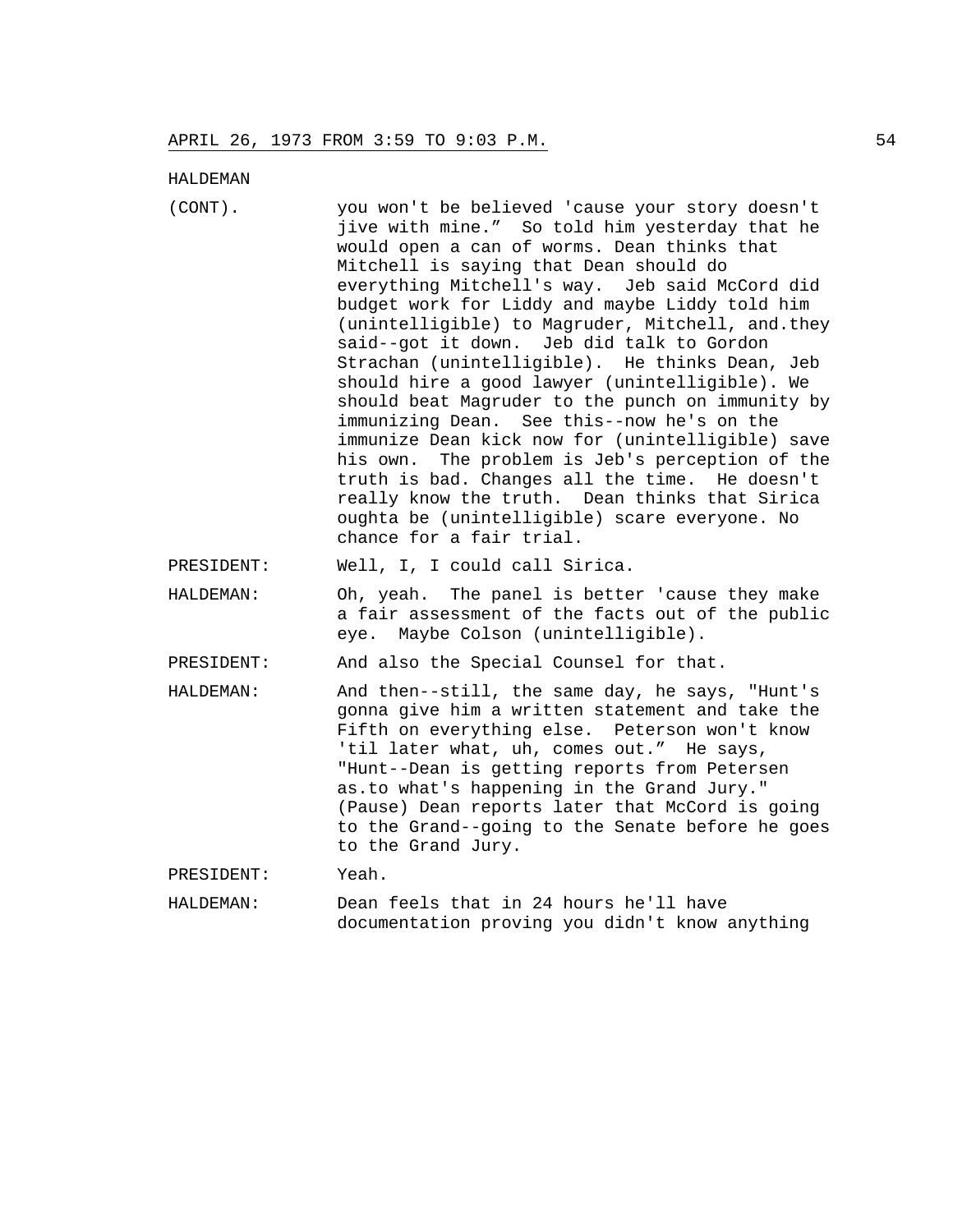HALDEMAN

(CONT). you won't be believed 'cause your story doesn't jive with mine." So told him yesterday that he would open a can of worms. Dean thinks that Mitchell is saying that Dean should do everything Mitchell's way. Jeb said McCord did budget work for Liddy and maybe Liddy told him (unintelligible) to Magruder, Mitchell, and.they said--got it down. Jeb did talk to Gordon Strachan (unintelligible). He thinks Dean, Jeb should hire a good lawyer (unintelligible). We should beat Magruder to the punch on immunity by immunizing Dean. See this--now he's on the immunize Dean kick now for (unintelligible) save his own. The problem is Jeb's perception of the truth is bad. Changes all the time. He doesn't really know the truth. Dean thinks that Sirica oughta be (unintelligible) scare everyone. No chance for a fair trial.

PRESIDENT: Well, I, I could call Sirica.

HALDEMAN: Oh, yeah. The panel is better 'cause they make a fair assessment of the facts out of the public eye. Maybe Colson (unintelligible).

PRESIDENT: And also the Special Counsel for that.

HALDEMAN: And then--still, the same day, he says, "Hunt's gonna give him a written statement and take the Fifth on everything else. Peterson won't know 'til later what, uh, comes out." He says, "Hunt--Dean is getting reports from Petersen as.to what's happening in the Grand Jury." (Pause) Dean reports later that McCord is going to the Grand--going to the Senate before he goes to the Grand Jury.

PRESIDENT: Yeah.

HALDEMAN: Dean feels that in 24 hours he'll have documentation proving you didn't know anything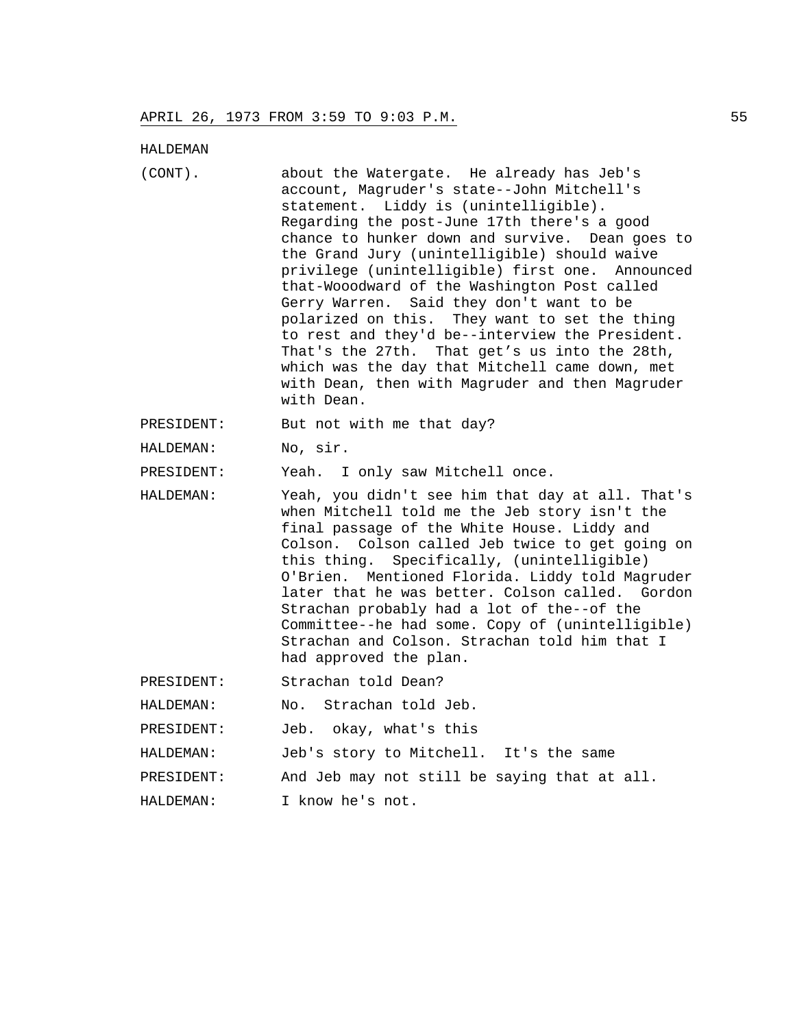HALDEMAN

(CONT). about the Watergate. He already has Jeb's account, Magruder's state--John Mitchell's statement. Liddy is (unintelligible). Regarding the post-June 17th there's a good chance to hunker down and survive. Dean goes to the Grand Jury (unintelligible) should waive privilege (unintelligible) first one. Announced that-Wooodward of the Washington Post called Gerry Warren. Said they don't want to be polarized on this. They want to set the thing to rest and they'd be--interview the President. That's the 27th. That get's us into the 28th, which was the day that Mitchell came down, met with Dean, then with Magruder and then Magruder with Dean.

PRESIDENT: But not with me that day?

HALDEMAN: No, sir.

PRESIDENT: Yeah. I only saw Mitchell once.

HALDEMAN: Yeah, you didn't see him that day at all. That's when Mitchell told me the Jeb story isn't the final passage of the White House. Liddy and Colson. Colson called Jeb twice to get going on this thing. Specifically, (unintelligible) O'Brien. Mentioned Florida. Liddy told Magruder later that he was better. Colson called. Gordon Strachan probably had a lot of the--of the Committee--he had some. Copy of (unintelligible) Strachan and Colson. Strachan told him that I had approved the plan.

PRESIDENT: Strachan told Dean?

HALDEMAN: No. Strachan told Jeb.

PRESIDENT: Jeb. okay, what's this

HALDEMAN: Jeb's story to Mitchell. It's the same

PRESIDENT: And Jeb may not still be saying that at all.

HALDEMAN: I know he's not.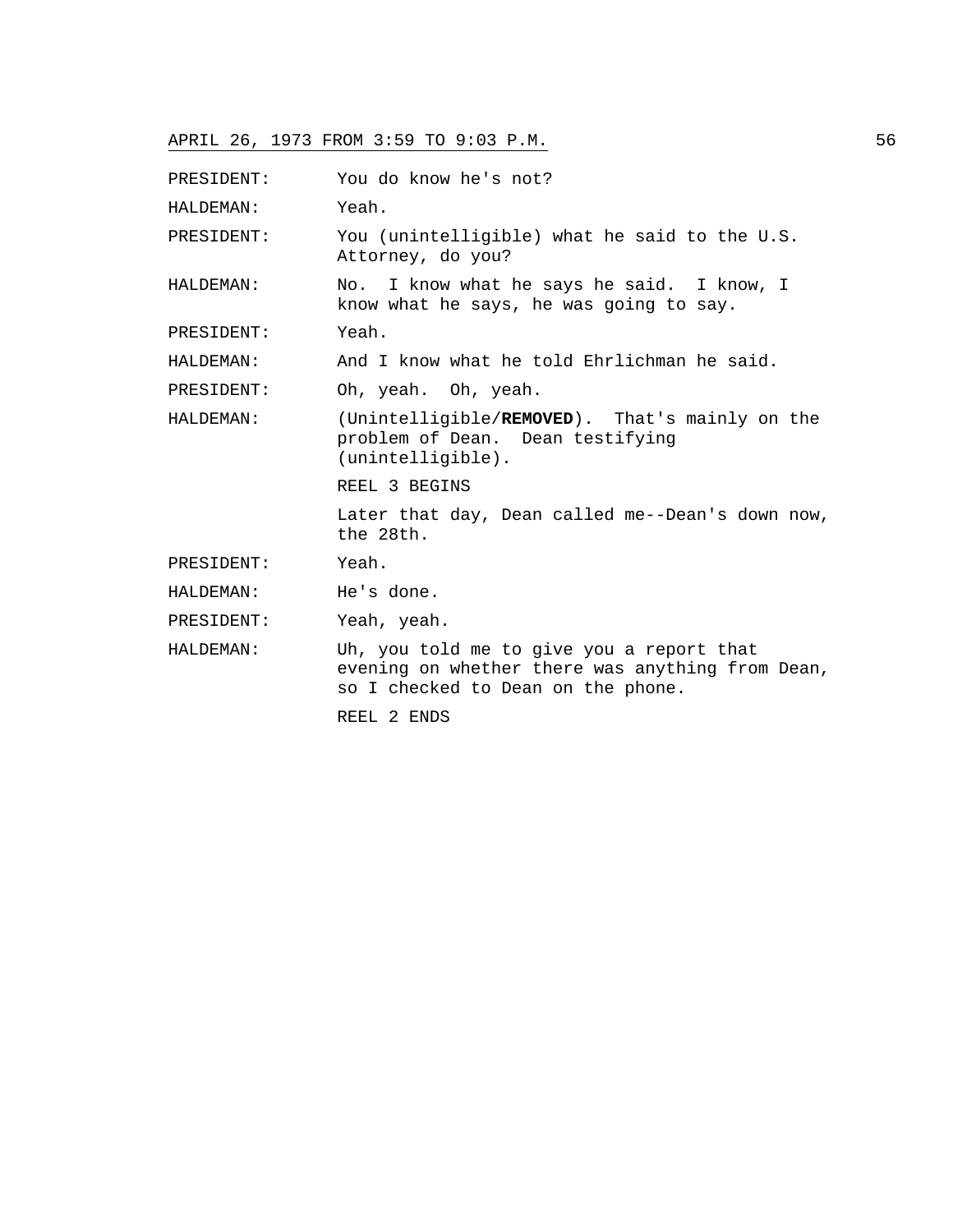PRESIDENT: You do know he's not?

HALDEMAN: Yeah.

PRESIDENT: You (unintelligible) what he said to the U.S. Attorney, do you?

HALDEMAN: No. I know what he says he said. I know, I know what he says, he was going to say.

PRESIDENT: Yeah.

HALDEMAN: And I know what he told Ehrlichman he said.

PRESIDENT: Oh, yeah. Oh, yeah.

HALDEMAN: (Unintelligible/**REMOVED**). That's mainly on the problem of Dean. Dean testifying (unintelligible).

REEL 3 BEGINS

Later that day, Dean called me--Dean's down now, the 28th.

PRESIDENT: Yeah.

HALDEMAN: He's done.

PRESIDENT: Yeah, yeah.

HALDEMAN: Uh, you told me to give you a report that evening on whether there was anything from Dean, so I checked to Dean on the phone.

REEL 2 ENDS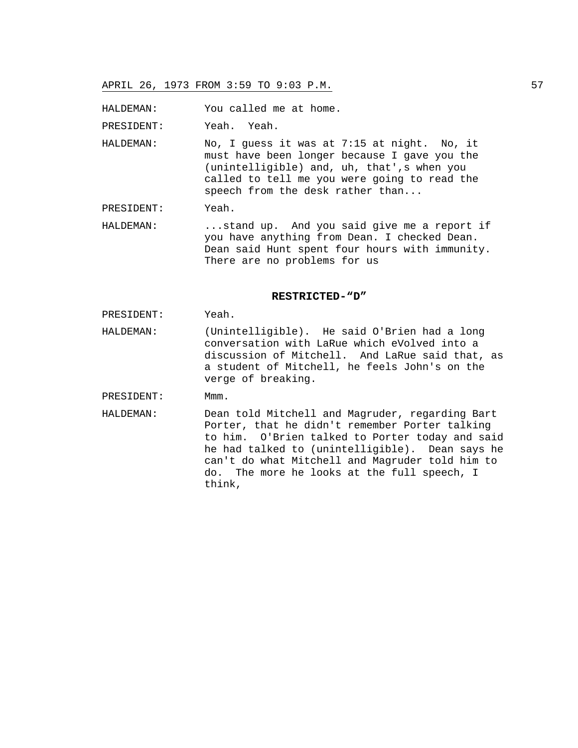HALDEMAN: You called me at home.

PRESIDENT: Yeah. Yeah.

HALDEMAN: No, I guess it was at 7:15 at night. No, it must have been longer because I gave you the (unintelligible) and, uh, that',s when you called to tell me you were going to read the speech from the desk rather than...

PRESIDENT: Yeah.

HALDEMAN: ...stand up. And you said give me a report if you have anything from Dean. I checked Dean. Dean said Hunt spent four hours with immunity. There are no problems for us

**RESTRICTED-"D"**

PRESIDENT: Yeah.

HALDEMAN: (Unintelligible). He said O'Brien had a long conversation with LaRue which eVolved into a discussion of Mitchell. And LaRue said that, as a student of Mitchell, he feels John's on the verge of breaking.

PRESIDENT: Mmm.

HALDEMAN: Dean told Mitchell and Magruder, regarding Bart Porter, that he didn't remember Porter talking to him. O'Brien talked to Porter today and said he had talked to (unintelligible). Dean says he can't do what Mitchell and Magruder told him to do. The more he looks at the full speech, I think,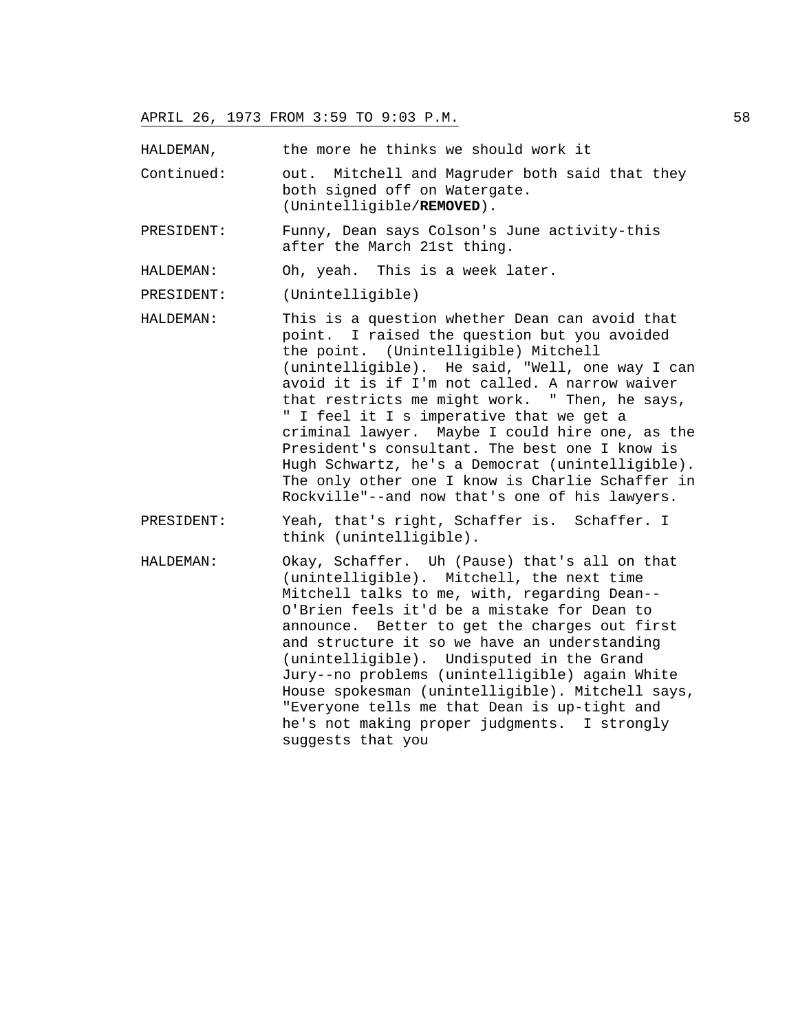HALDEMAN, Continued: the more he thinks we should work it out. Mitchell and Magruder both said that they both signed off on Watergate. (Unintelligible/**REMOVED**).

PRESIDENT: Funny, Dean says Colson's June activity-this after the March 21st thing.

HALDEMAN: Oh, yeah. This is a week later.

PRESIDENT: (Unintelligible)

HALDEMAN: This is a question whether Dean can avoid that point. I raised the question but you avoided the point. (Unintelligible) Mitchell (unintelligible). He said, "Well, one way I can avoid it is if I'm not called. A narrow waiver that restricts me might work. " Then, he says, " I feel it I s imperative that we get a criminal lawyer. Maybe I could hire one, as the President's consultant. The best one I know is Hugh Schwartz, he's a Democrat (unintelligible). The only other one I know is Charlie Schaffer in Rockville"--and now that's one of his lawyers.

PRESIDENT: Yeah, that's right, Schaffer is. Schaffer. I think (unintelligible).

HALDEMAN: Okay, Schaffer. Uh (Pause) that's all on that (unintelligible). Mitchell, the next time Mitchell talks to me, with, regarding Dean--O'Brien feels it'd be a mistake for Dean to announce. Better to get the charges out first and structure it so we have an understanding (unintelligible). Undisputed in the Grand Jury--no problems (unintelligible) again White House spokesman (unintelligible). Mitchell says, "Everyone tells me that Dean is up-tight and he's not making proper judgments. I strongly suggests that you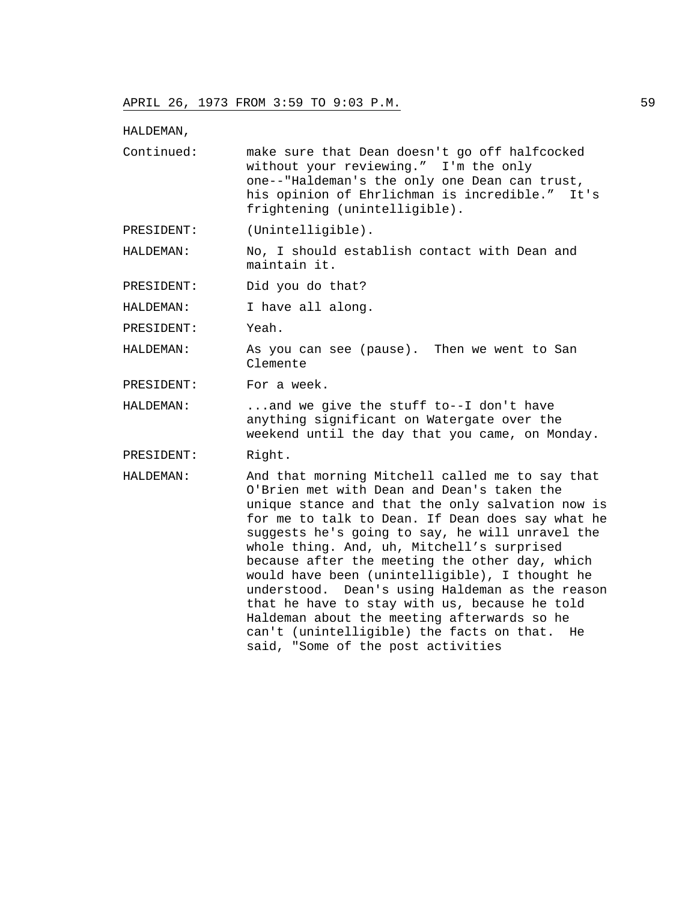HALDEMAN,

Continued: make sure that Dean doesn't go off halfcocked without your reviewing.” I'm the only one--"Haldeman's the only one Dean can trust, his opinion of Ehrlichman is incredible.” It's frightening (unintelligible).

PRESIDENT: (Unintelligible).

HALDEMAN: No, I should establish contact with Dean and maintain it.

PRESIDENT: Did you do that?

HALDEMAN: I have all along.

PRESIDENT: Yeah.

HALDEMAN: As you can see (pause). Then we went to San Clemente

PRESIDENT: For a week.

HALDEMAN: ...and we give the stuff to--I don't have anything significant on Watergate over the weekend until the day that you came, on Monday.

PRESIDENT: Right.

HALDEMAN: And that morning Mitchell called me to say that O'Brien met with Dean and Dean's taken the unique stance and that the only salvation now is for me to talk to Dean. If Dean does say what he suggests he's going to say, he will unravel the whole thing. And, uh, Mitchell’s surprised because after the meeting the other day, which would have been (unintelligible), I thought he understood. Dean's using Haldeman as the reason that he have to stay with us, because he told Haldeman about the meeting afterwards so he can't (unintelligible) the facts on that. He said, "Some of the post activities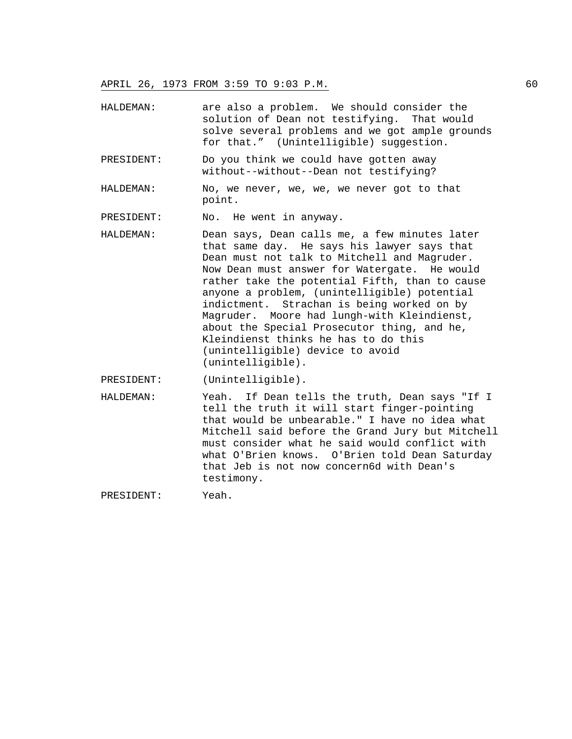HALDEMAN: are also a problem. We should consider the solution of Dean not testifying. That would solve several problems and we got ample grounds for that." (Unintelligible) suggestion.

PRESIDENT: Do you think we could have gotten away without--without--Dean not testifying?

HALDEMAN: No, we never, we, we, we never got to that point.

PRESIDENT: No. He went in anyway.

HALDEMAN: Dean says, Dean calls me, a few minutes later that same day. He says his lawyer says that Dean must not talk to Mitchell and Magruder. Now Dean must answer for Watergate. He would rather take the potential Fifth, than to cause anyone a problem, (unintelligible) potential indictment. Strachan is being worked on by Magruder. Moore had lungh-with Kleindienst, about the Special Prosecutor thing, and he, Kleindienst thinks he has to do this (unintelligible) device to avoid (unintelligible).

PRESIDENT: (Unintelligible).

HALDEMAN: Yeah. If Dean tells the truth, Dean says "If I tell the truth it will start finger-pointing that would be unbearable." I have no idea what Mitchell said before the Grand Jury but Mitchell must consider what he said would conflict with what O'Brien knows. O'Brien told Dean Saturday that Jeb is not now concern6d with Dean's testimony.

PRESIDENT: Yeah.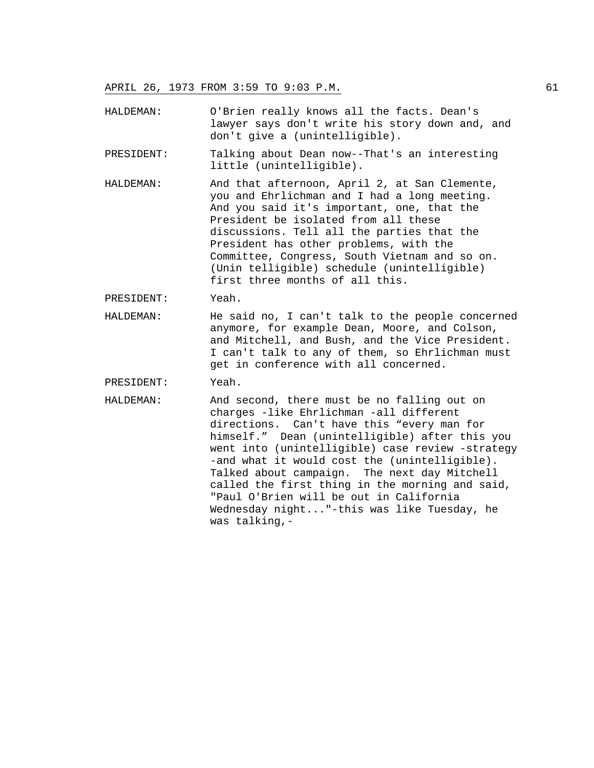HALDEMAN: O'Brien really knows all the facts. Dean's lawyer says don't write his story down and, and don't give a (unintelligible).

PRESIDENT: Talking about Dean now--That's an interesting little (unintelligible).

HALDEMAN: And that afternoon, April 2, at San Clemente, you and Ehrlichman and I had a long meeting. And you said it's important, one, that the President be isolated from all these discussions. Tell all the parties that the President has other problems, with the Committee, Congress, South Vietnam and so on. (Unin telligible) schedule (unintelligible) first three months of all this.

PRESIDENT: Yeah.

HALDEMAN: He said no, I can't talk to the people concerned anymore, for example Dean, Moore, and Colson, and Mitchell, and Bush, and the Vice President. I can't talk to any of them, so Ehrlichman must get in conference with all concerned.

PRESIDENT: Yeah.

HALDEMAN: And second, there must be no falling out on charges -like Ehrlichman -all different directions. Can't have this "every man for himself." Dean (unintelligible) after this you went into (unintelligible) case review -strategy -and what it would cost the (unintelligible). Talked about campaign. The next day Mitchell called the first thing in the morning and said, "Paul O'Brien will be out in California Wednesday night..."-this was like Tuesday, he was talking,-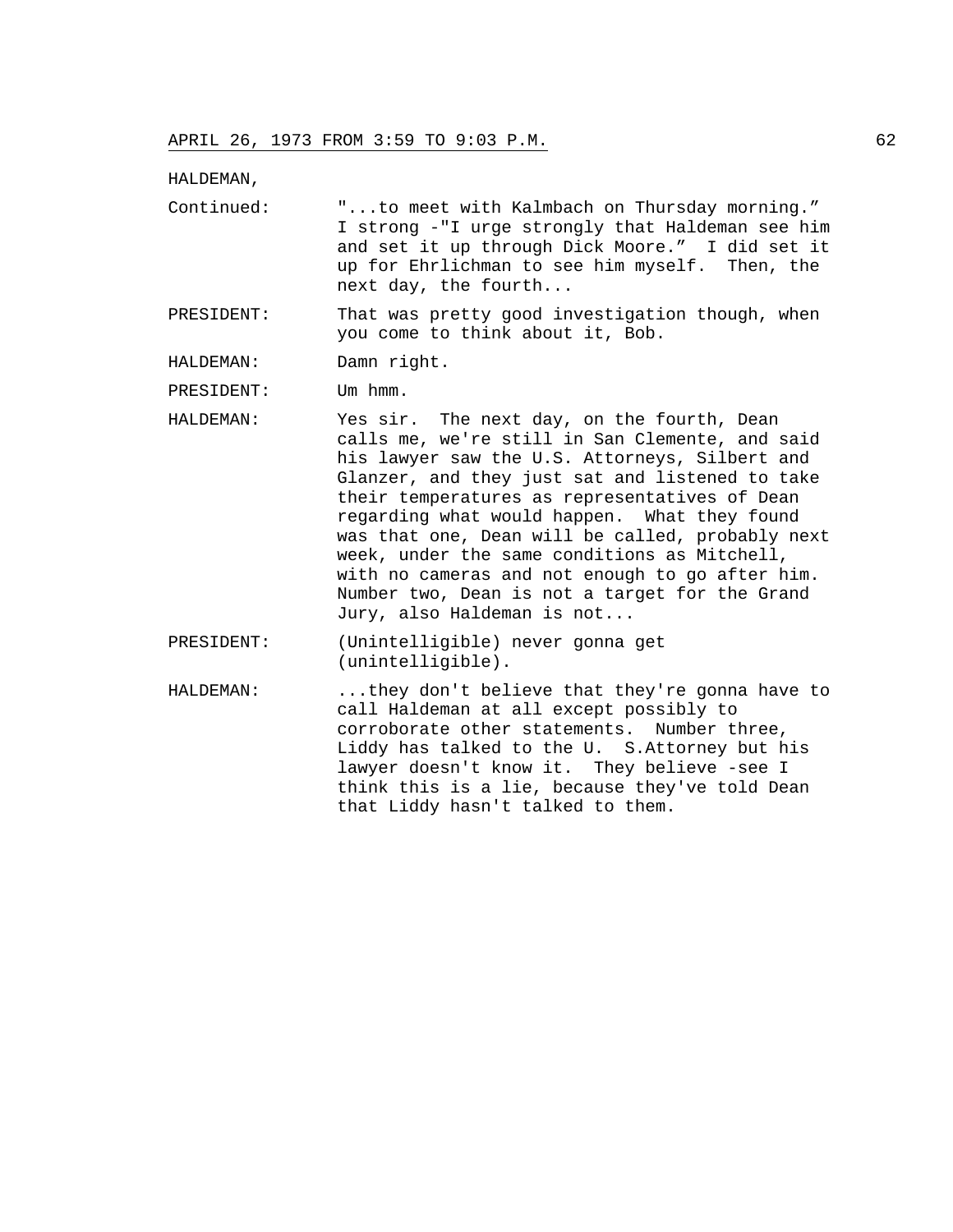HALDEMAN,

Continued: "...to meet with Kalmbach on Thursday morning." I strong -"I urge strongly that Haldeman see him and set it up through Dick Moore." I did set it up for Ehrlichman to see him myself. Then, the next day, the fourth...

PRESIDENT: That was pretty good investigation though, when you come to think about it, Bob.

HALDEMAN: Damn right.

PRESIDENT: Um hmm.

HALDEMAN: Yes sir. The next day, on the fourth, Dean calls me, we're still in San Clemente, and said his lawyer saw the U.S. Attorneys, Silbert and Glanzer, and they just sat and listened to take their temperatures as representatives of Dean regarding what would happen. What they found was that one, Dean will be called, probably next week, under the same conditions as Mitchell, with no cameras and not enough to go after him. Number two, Dean is not a target for the Grand Jury, also Haldeman is not...

PRESIDENT: (Unintelligible) never gonna get (unintelligible).

HALDEMAN: ...they don't believe that they're gonna have to call Haldeman at all except possibly to corroborate other statements. Number three, Liddy has talked to the U. S.Attorney but his lawyer doesn't know it. They believe -see I think this is a lie, because they've told Dean that Liddy hasn't talked to them.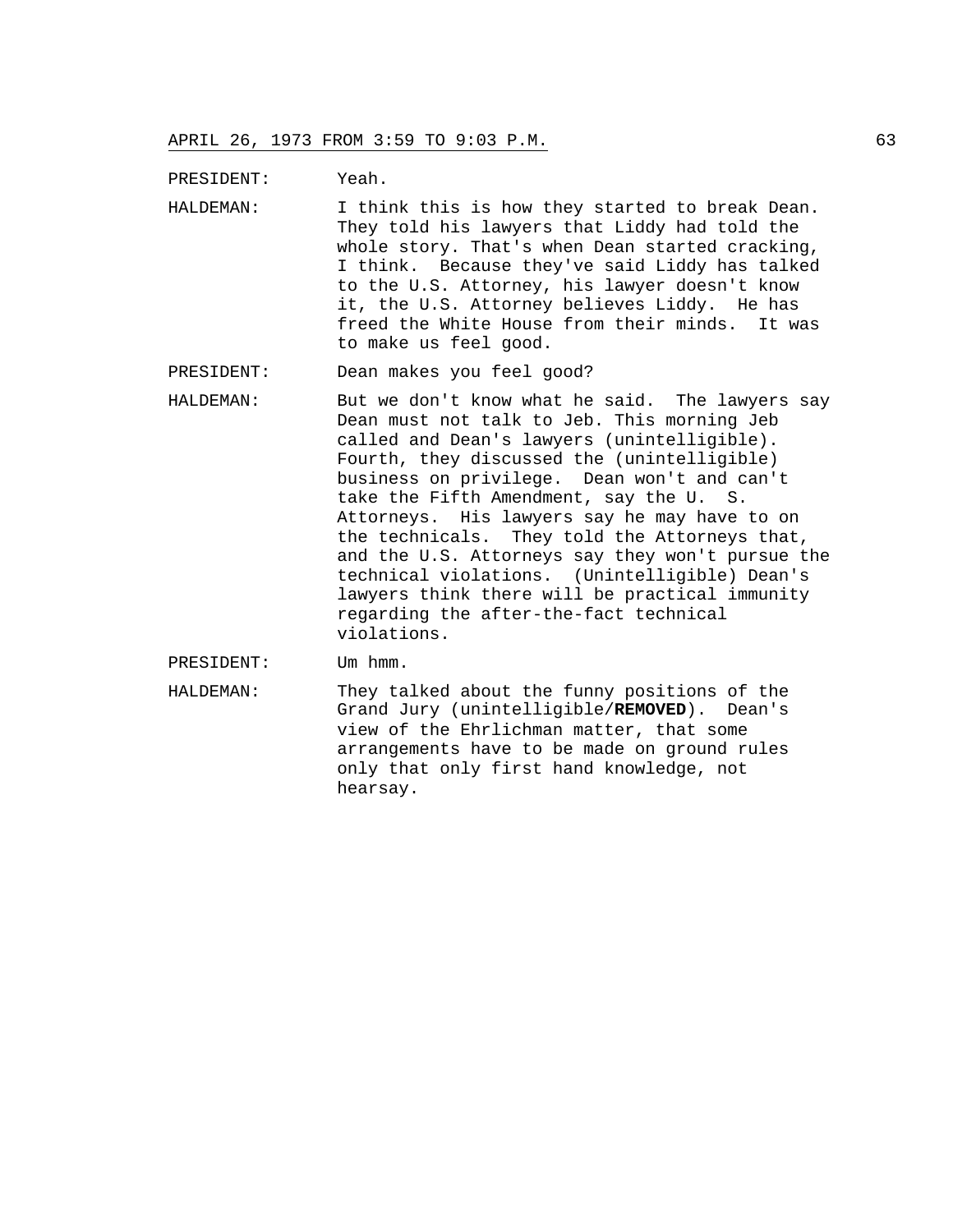PRESIDENT: Yeah.

HALDEMAN: I think this is how they started to break Dean. They told his lawyers that Liddy had told the whole story. That's when Dean started cracking, I think. Because they've said Liddy has talked to the U.S. Attorney, his lawyer doesn't know it, the U.S. Attorney believes Liddy. He has freed the White House from their minds. It was to make us feel good.

PRESIDENT: Dean makes you feel good?

HALDEMAN: But we don't know what he said. The lawyers say Dean must not talk to Jeb. This morning Jeb called and Dean's lawyers (unintelligible). Fourth, they discussed the (unintelligible) business on privilege. Dean won't and can't take the Fifth Amendment, say the U. S. Attorneys. His lawyers say he may have to on the technicals. They told the Attorneys that, and the U.S. Attorneys say they won't pursue the technical violations. (Unintelligible) Dean's lawyers think there will be practical immunity regarding the after-the-fact technical violations.

PRESIDENT: Um hmm.

HALDEMAN: They talked about the funny positions of the Grand Jury (unintelligible/**REMOVED**). Dean's view of the Ehrlichman matter, that some arrangements have to be made on ground rules only that only first hand knowledge, not hearsay.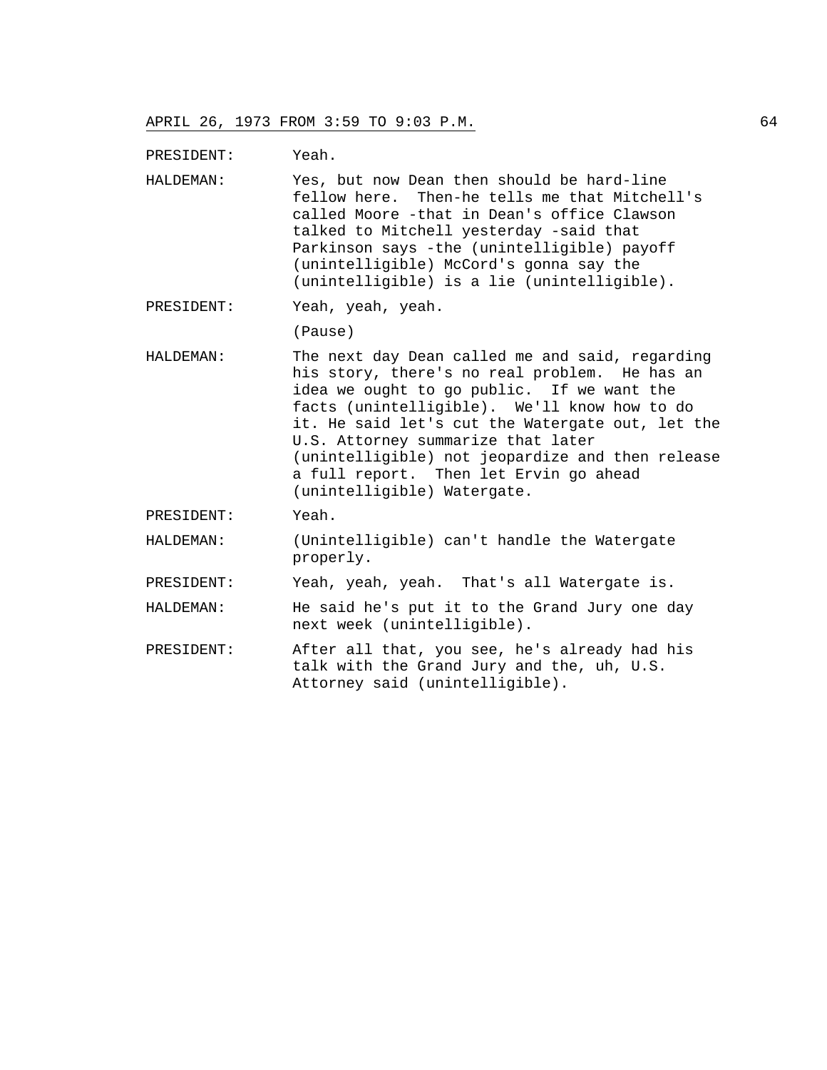PRESIDENT: Yeah.

HALDEMAN: Yes, but now Dean then should be hard-line fellow here. Then-he tells me that Mitchell's called Moore -that in Dean's office Clawson talked to Mitchell yesterday -said that Parkinson says -the (unintelligible) payoff (unintelligible) McCord's gonna say the (unintelligible) is a lie (unintelligible).

PRESIDENT: Yeah, yeah, yeah.

(Pause)

HALDEMAN: The next day Dean called me and said, regarding his story, there's no real problem. He has an idea we ought to go public. If we want the facts (unintelligible). We'll know how to do it. He said let's cut the Watergate out, let the U.S. Attorney summarize that later (unintelligible) not jeopardize and then release a full report. Then let Ervin go ahead (unintelligible) Watergate.

PRESIDENT: Yeah.

HALDEMAN: (Unintelligible) can't handle the Watergate properly.

PRESIDENT: Yeah, yeah, yeah. That's all Watergate is.

HALDEMAN: He said he's put it to the Grand Jury one day next week (unintelligible).

PRESIDENT: After all that, you see, he's already had his talk with the Grand Jury and the, uh, U.S. Attorney said (unintelligible).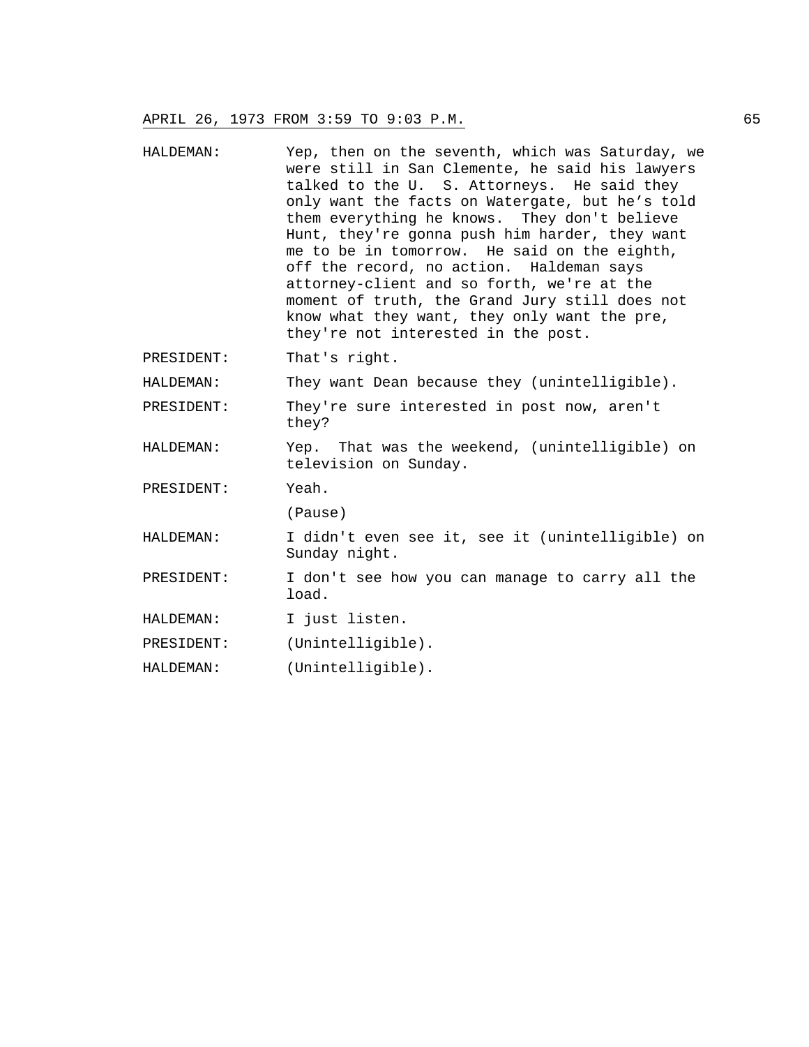HALDEMAN: Yep, then on the seventh, which was Saturday, we were still in San Clemente, he said his lawyers talked to the U. S. Attorneys. He said they only want the facts on Watergate, but he's told them everything he knows. They don't believe Hunt, they're gonna push him harder, they want me to be in tomorrow. He said on the eighth, off the record, no action. Haldeman says attorney-client and so forth, we're at the moment of truth, the Grand Jury still does not know what they want, they only want the pre, they're not interested in the post.

PRESIDENT: That's right.

HALDEMAN: They want Dean because they (unintelligible).

PRESIDENT: They're sure interested in post now, aren't they?

HALDEMAN: Yep. That was the weekend, (unintelligible) on television on Sunday.

PRESIDENT: Yeah.

(Pause)

HALDEMAN: I didn't even see it, see it (unintelligible) on Sunday night.

PRESIDENT: I don't see how you can manage to carry all the load.

HALDEMAN: I just listen.

PRESIDENT: (Unintelligible).

HALDEMAN: (Unintelligible).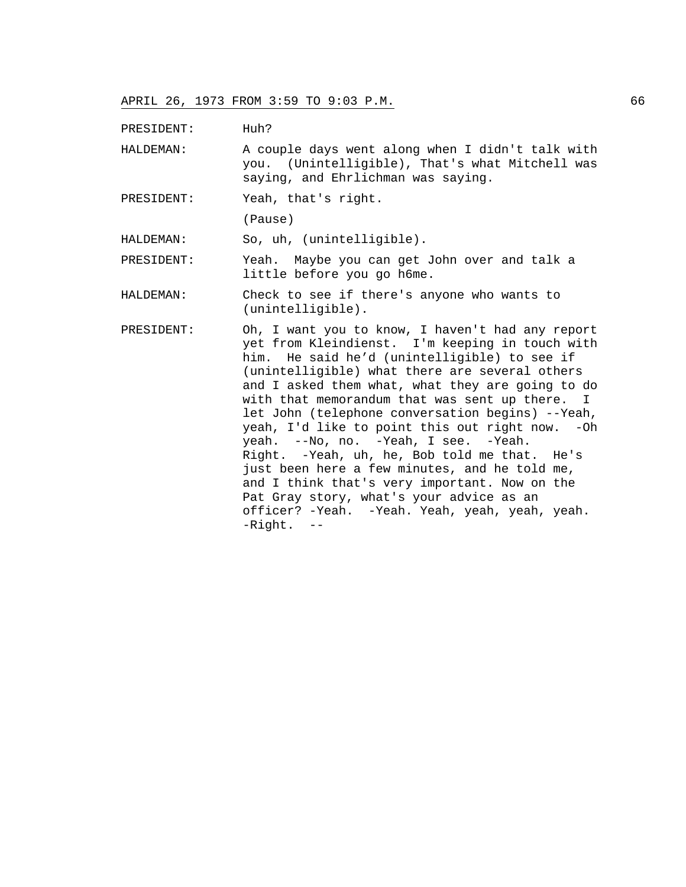PRESIDENT: Huh?

HALDEMAN: A couple days went along when I didn't talk with you. (Unintelligible), That's what Mitchell was saying, and Ehrlichman was saying.

PRESIDENT: Yeah, that's right.

(Pause)

HALDEMAN: So, uh, (unintelligible).

PRESIDENT: Yeah. Maybe you can get John over and talk a little before you go h6me.

HALDEMAN: Check to see if there's anyone who wants to (unintelligible).

PRESIDENT: Oh, I want you to know, I haven't had any report yet from Kleindienst. I'm keeping in touch with him. He said he'd (unintelligible) to see if (unintelligible) what there are several others and I asked them what, what they are going to do with that memorandum that was sent up there. I let John (telephone conversation begins) --Yeah, yeah, I'd like to point this out right now. -Oh yeah. --No, no. -Yeah, I see. -Yeah. Right. -Yeah, uh, he, Bob told me that. He's just been here a few minutes, and he told me, and I think that's very important. Now on the Pat Gray story, what's your advice as an officer? -Yeah. -Yeah. Yeah, yeah, yeah, yeah. -Right. --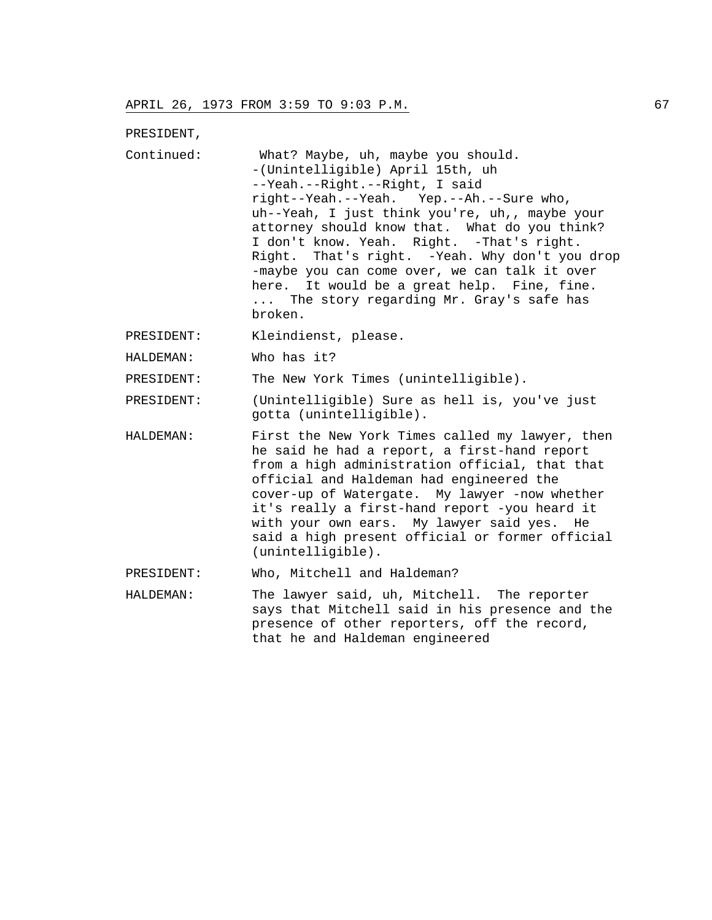PRESIDENT,

Continued: What? Maybe, uh, maybe you should. -(Unintelligible) April 15th, uh --Yeah.--Right.--Right, I said right--Yeah.--Yeah. Yep.--Ah.--Sure who, uh--Yeah, I just think you're, uh,, maybe your attorney should know that. What do you think? I don't know. Yeah. Right. -That's right. Right. That's right. -Yeah. Why don't you drop -maybe you can come over, we can talk it over here. It would be a great help. Fine, fine. ... The story regarding Mr. Gray's safe has broken.

PRESIDENT: Kleindienst, please.

HALDEMAN: Who has it?

PRESIDENT: The New York Times (unintelligible).

PRESIDENT: (Unintelligible) Sure as hell is, you've just gotta (unintelligible).

HALDEMAN: First the New York Times called my lawyer, then he said he had a report, a first-hand report from a high administration official, that that official and Haldeman had engineered the cover-up of Watergate. My lawyer -now whether it's really a first-hand report -you heard it with your own ears. My lawyer said yes. He said a high present official or former official (unintelligible).

PRESIDENT: Who, Mitchell and Haldeman?

HALDEMAN: The lawyer said, uh, Mitchell. The reporter says that Mitchell said in his presence and the presence of other reporters, off the record, that he and Haldeman engineered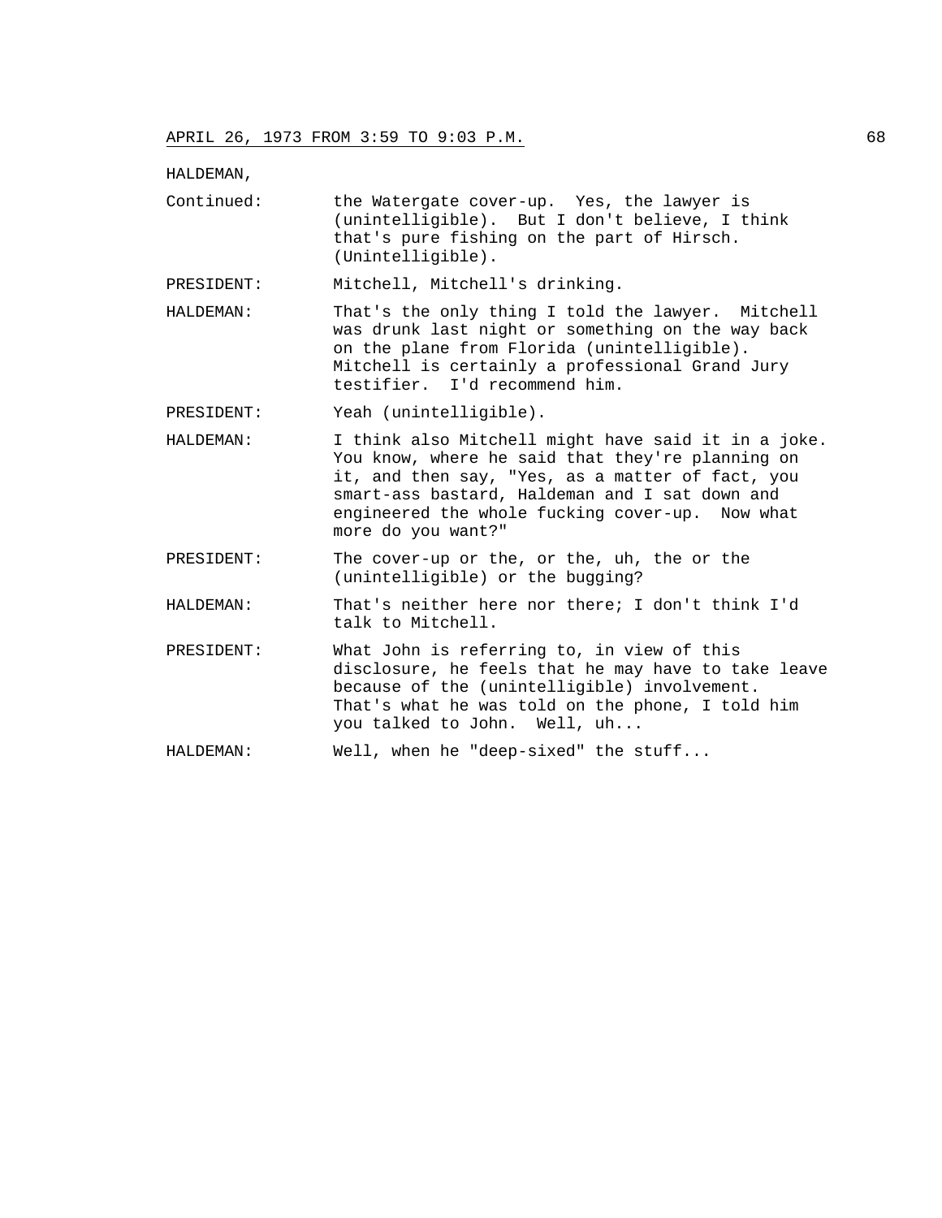HALDEMAN,

Continued: the Watergate cover-up. Yes, the lawyer is (unintelligible). But I don't believe, I think that's pure fishing on the part of Hirsch. (Unintelligible).

PRESIDENT: Mitchell, Mitchell's drinking.

HALDEMAN: That's the only thing I told the lawyer. Mitchell was drunk last night or something on the way back on the plane from Florida (unintelligible). Mitchell is certainly a professional Grand Jury testifier. I'd recommend him.

PRESIDENT: Yeah (unintelligible).

HALDEMAN: I think also Mitchell might have said it in a joke. You know, where he said that they're planning on it, and then say, "Yes, as a matter of fact, you smart-ass bastard, Haldeman and I sat down and engineered the whole fucking cover-up. Now what more do you want?"

PRESIDENT: The cover-up or the, or the, uh, the or the (unintelligible) or the bugging?

HALDEMAN: That's neither here nor there; I don't think I'd talk to Mitchell.

PRESIDENT: What John is referring to, in view of this disclosure, he feels that he may have to take leave because of the (unintelligible) involvement. That's what he was told on the phone, I told him you talked to John. Well, uh...

HALDEMAN: Well, when he "deep-sixed" the stuff...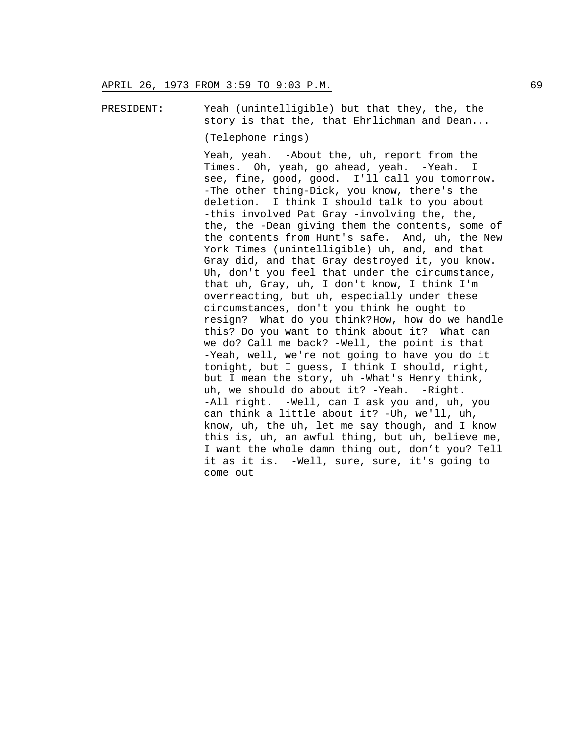PRESIDENT: Yeah (unintelligible) but that they, the, the story is that the, that Ehrlichman and Dean...

(Telephone rings)

Yeah, yeah. -About the, uh, report from the Times. Oh, yeah, go ahead, yeah. -Yeah. I see, fine, good, good. I'll call you tomorrow. -The other thing-Dick, you know, there's the deletion. I think I should talk to you about -this involved Pat Gray -involving the, the, the, the -Dean giving them the contents, some of the contents from Hunt's safe. And, uh, the New York Times (unintelligible) uh, and, and that Gray did, and that Gray destroyed it, you know. Uh, don't you feel that under the circumstance, that uh, Gray, uh, I don't know, I think I'm overreacting, but uh, especially under these circumstances, don't you think he ought to resign? What do you think?How, how do we handle this? Do you want to think about it? What can we do? Call me back? -Well, the point is that -Yeah, well, we're not going to have you do it tonight, but I guess, I think I should, right, but I mean the story, uh -What's Henry think, uh, we should do about it? -Yeah. -Right. -All right. -Well, can I ask you and, uh, you can think a little about it? -Uh, we'll, uh, know, uh, the uh, let me say though, and I know this is, uh, an awful thing, but uh, believe me, I want the whole damn thing out, don't you? Tell it as it is. -Well, sure, sure, it's going to come out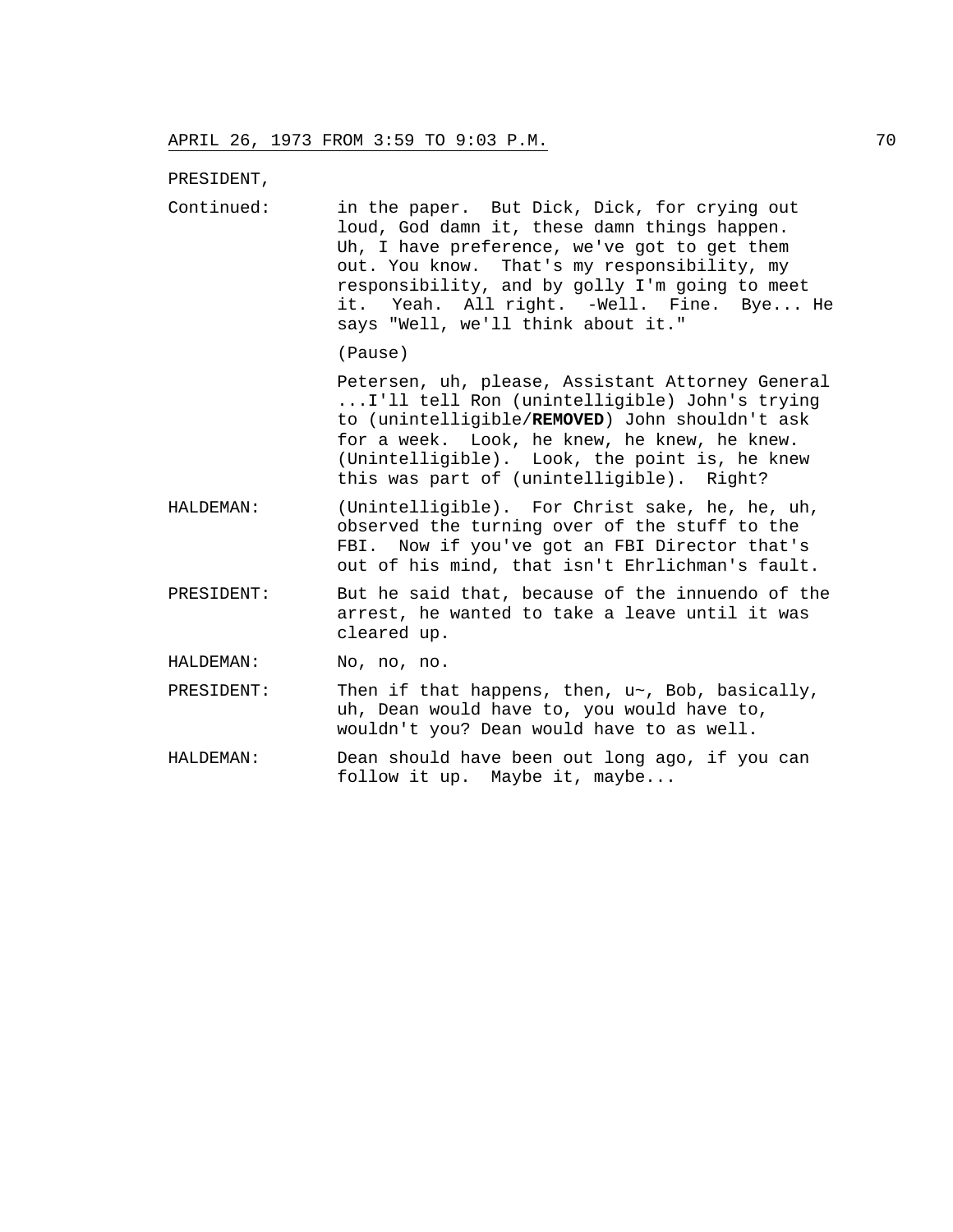APRIL 26, 1973 FROM 3:59 TO 9:03 P.M.

PRESIDENT,

Continued: in the paper. But Dick, Dick, for crying out loud, God damn it, these damn things happen. Uh, I have preference, we've got to get them out. You know. That's my responsibility, my responsibility, and by golly I'm going to meet it. Yeah. All right. -Well. Fine. Bye... He says "Well, we'll think about it."

(Pause)

Petersen, uh, please, Assistant Attorney General ...I'll tell Ron (unintelligible) John's trying to (unintelligible/**REMOVED**) John shouldn't ask for a week. Look, he knew, he knew, he knew. (Unintelligible). Look, the point is, he knew this was part of (unintelligible). Right?

HALDEMAN: (Unintelligible). For Christ sake, he, he, uh, observed the turning over of the stuff to the FBI. Now if you've got an FBI Director that's out of his mind, that isn't Ehrlichman's fault.

PRESIDENT: But he said that, because of the innuendo of the arrest, he wanted to take a leave until it was cleared up.

HALDEMAN: No, no, no.

PRESIDENT: Then if that happens, then, u~, Bob, basically, uh, Dean would have to, you would have to, wouldn't you? Dean would have to as well.

HALDEMAN: Dean should have been out long ago, if you can follow it up. Maybe it, maybe...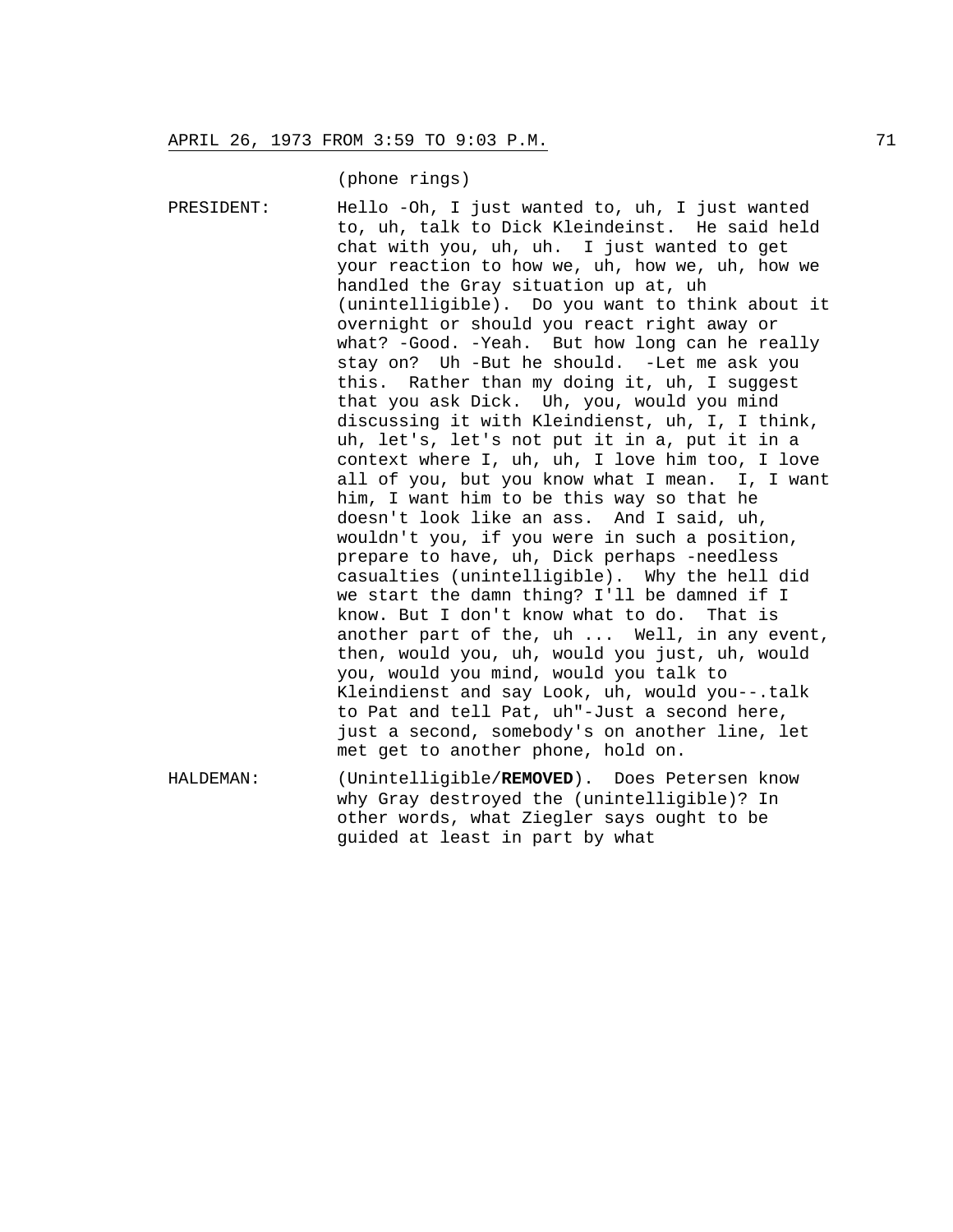(phone rings)

PRESIDENT: Hello -Oh, I just wanted to, uh, I just wanted to, uh, talk to Dick Kleindeinst. He said held chat with you, uh, uh. I just wanted to get your reaction to how we, uh, how we, uh, how we handled the Gray situation up at, uh (unintelligible). Do you want to think about it overnight or should you react right away or what? -Good. -Yeah. But how long can he really stay on? Uh -But he should. -Let me ask you this. Rather than my doing it, uh, I suggest that you ask Dick. Uh, you, would you mind discussing it with Kleindienst, uh, I, I think, uh, let's, let's not put it in a, put it in a context where I, uh, uh, I love him too, I love all of you, but you know what I mean. I, I want him, I want him to be this way so that he doesn't look like an ass. And I said, uh, wouldn't you, if you were in such a position, prepare to have, uh, Dick perhaps -needless casualties (unintelligible). Why the hell did we start the damn thing? I'll be damned if I know. But I don't know what to do. That is another part of the, uh ... Well, in any event, then, would you, uh, would you just, uh, would you, would you mind, would you talk to Kleindienst and say Look, uh, would you--.talk to Pat and tell Pat, uh"-Just a second here, just a second, somebody's on another line, let met get to another phone, hold on.

HALDEMAN: (Unintelligible/**REMOVED**). Does Petersen know why Gray destroyed the (unintelligible)? In other words, what Ziegler says ought to be guided at least in part by what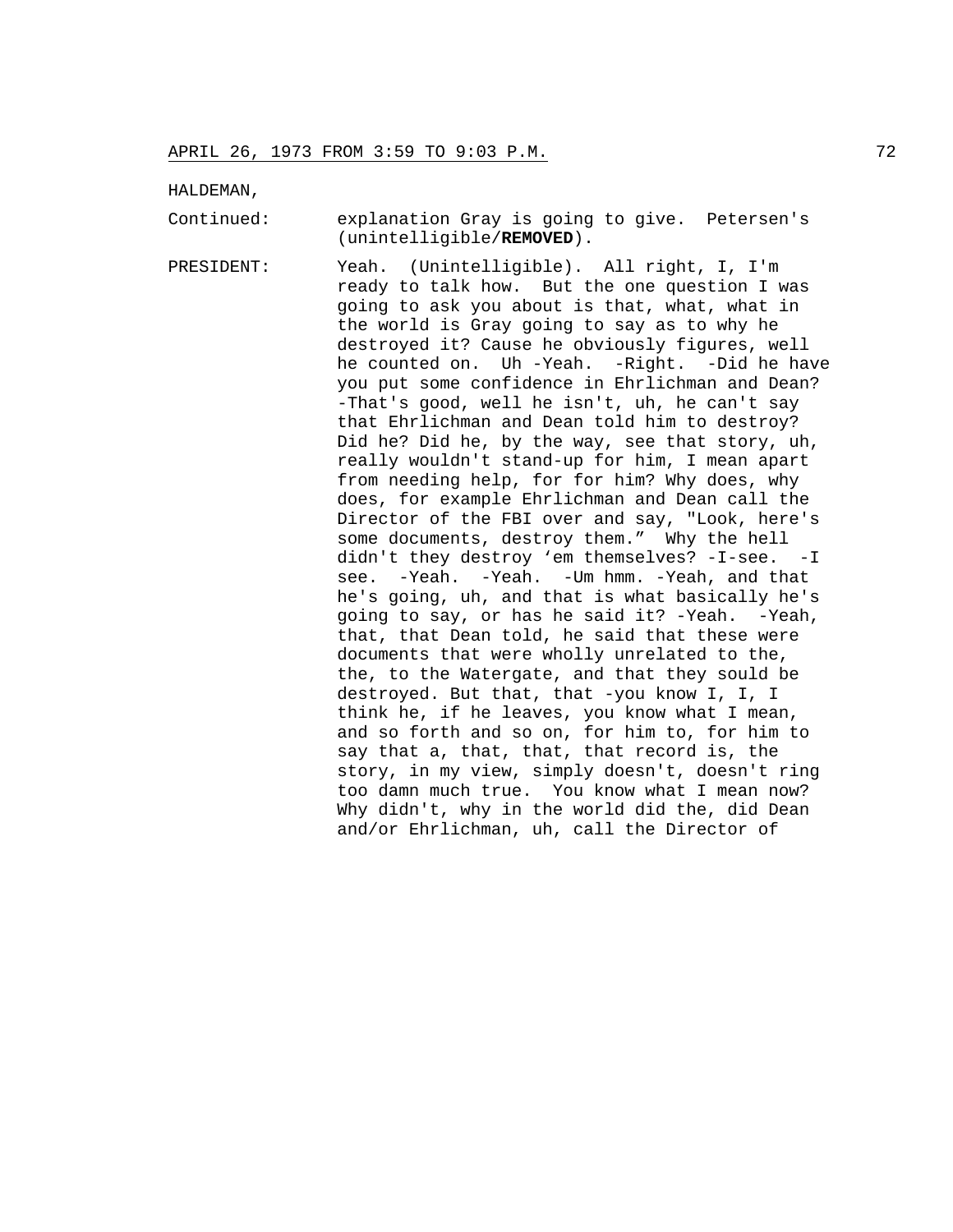HALDEMAN,

Continued: explanation Gray is going to give. Petersen's (unintelligible/**REMOVED**).

PRESIDENT: Yeah. (Unintelligible). All right, I, I'm ready to talk how. But the one question I was going to ask you about is that, what, what in the world is Gray going to say as to why he destroyed it? Cause he obviously figures, well he counted on. Uh -Yeah. -Right. -Did he have you put some confidence in Ehrlichman and Dean? -That's good, well he isn't, uh, he can't say that Ehrlichman and Dean told him to destroy? Did he? Did he, by the way, see that story, uh, really wouldn't stand-up for him, I mean apart from needing help, for for him? Why does, why does, for example Ehrlichman and Dean call the Director of the FBI over and say, "Look, here's some documents, destroy them." Why the hell didn't they destroy 'em themselves? -I-see. -I see. -Yeah. -Yeah. -Um hmm. -Yeah, and that he's going, uh, and that is what basically he's going to say, or has he said it? -Yeah. -Yeah, that, that Dean told, he said that these were documents that were wholly unrelated to the, the, to the Watergate, and that they sould be destroyed. But that, that -you know I, I, I think he, if he leaves, you know what I mean, and so forth and so on, for him to, for him to say that a, that, that, that record is, the story, in my view, simply doesn't, doesn't ring too damn much true. You know what I mean now? Why didn't, why in the world did the, did Dean and/or Ehrlichman, uh, call the Director of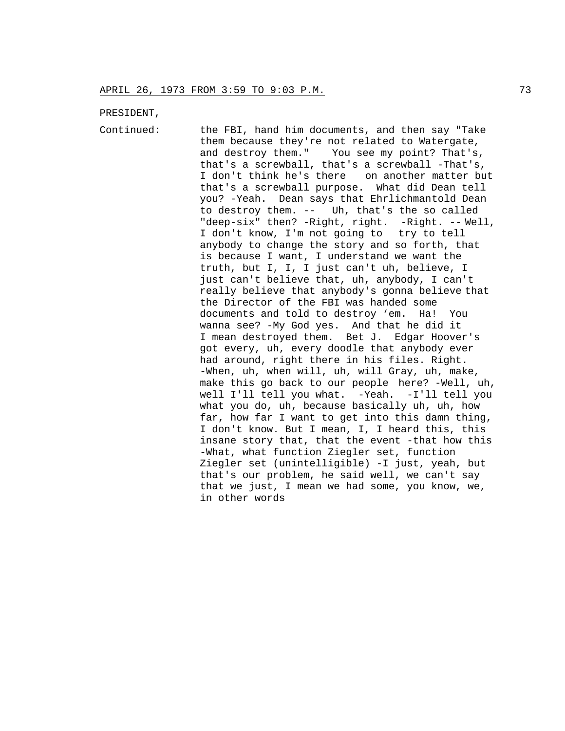PRESIDENT,

Continued: the FBI, hand him documents, and then say "Take them because they're not related to Watergate, and destroy them." You see my point? That's, that's a screwball, that's a screwball -That's, I don't think he's there on another matter but that's a screwball purpose. What did Dean tell you? -Yeah. Dean says that Ehrlichmantold Dean to destroy them. -- Uh, that's the so called "deep-six" then? -Right, right. -Right. -- Well, I don't know, I'm not going to try to tell anybody to change the story and so forth, that is because I want, I understand we want the truth, but I, I, I just can't uh, believe, I just can't believe that, uh, anybody, I can't really believe that anybody's gonna believe that the Director of the FBI was handed some documents and told to destroy 'em. Ha! You wanna see? -My God yes. And that he did it I mean destroyed them. Bet J. Edgar Hoover's got every, uh, every doodle that anybody ever had around, right there in his files. Right. -When, uh, when will, uh, will Gray, uh, make, make this go back to our people here? -Well, uh, well I'll tell you what. -Yeah. -I'll tell you what you do, uh, because basically uh, uh, how far, how far I want to get into this damn thing, I don't know. But I mean, I, I heard this, this insane story that, that the event -that how this -What, what function Ziegler set, function Ziegler set (unintelligible) -I just, yeah, but that's our problem, he said well, we can't say that we just, I mean we had some, you know, we, in other words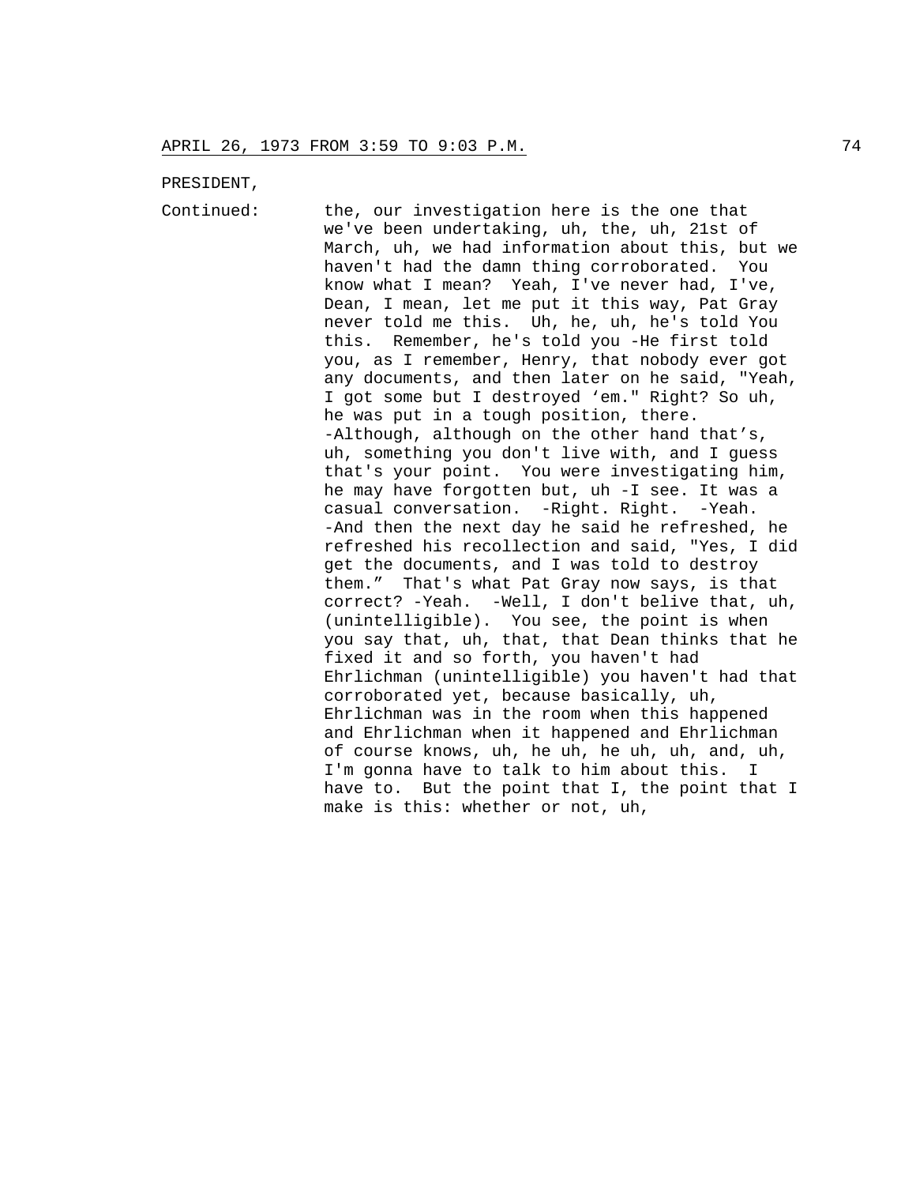APRIL 26, 1973 FROM 3:59 TO 9:03 P.M.

PRESIDENT,

Continued: the, our investigation here is the one that we've been undertaking, uh, the, uh, 21st of March, uh, we had information about this, but we haven't had the damn thing corroborated. You know what I mean? Yeah, I've never had, I've, Dean, I mean, let me put it this way, Pat Gray never told me this. Uh, he, uh, he's told You this. Remember, he's told you -He first told you, as I remember, Henry, that nobody ever got any documents, and then later on he said, "Yeah, I got some but I destroyed 'em." Right? So uh, he was put in a tough position, there. -Although, although on the other hand that's, uh, something you don't live with, and I guess that's your point. You were investigating him, he may have forgotten but, uh -I see. It was a casual conversation. -Right. Right. -Yeah. -And then the next day he said he refreshed, he refreshed his recollection and said, "Yes, I did get the documents, and I was told to destroy them." That's what Pat Gray now says, is that correct? -Yeah. -Well, I don't belive that, uh, (unintelligible). You see, the point is when you say that, uh, that, that Dean thinks that he fixed it and so forth, you haven't had Ehrlichman (unintelligible) you haven't had that corroborated yet, because basically, uh, Ehrlichman was in the room when this happened and Ehrlichman when it happened and Ehrlichman of course knows, uh, he uh, he uh, uh, and, uh, I'm gonna have to talk to him about this. I have to. But the point that I, the point that I make is this: whether or not, uh,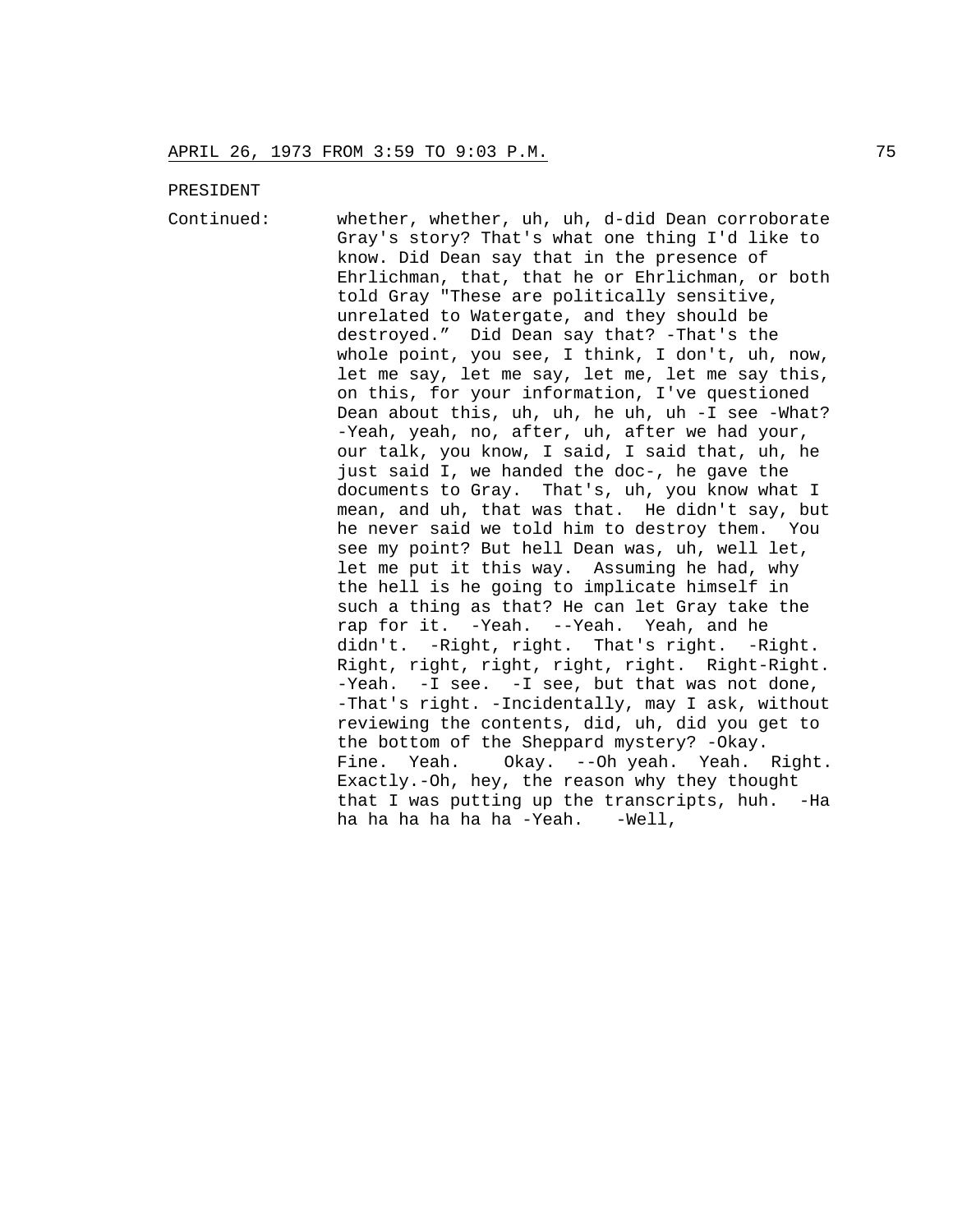PRESIDENT

Continued: whether, whether, uh, uh, d-did Dean corroborate Gray's story? That's what one thing I'd like to know. Did Dean say that in the presence of Ehrlichman, that, that he or Ehrlichman, or both told Gray "These are politically sensitive, unrelated to Watergate, and they should be destroyed." Did Dean say that? -That's the whole point, you see, I think, I don't, uh, now, let me say, let me say, let me, let me say this, on this, for your information, I've questioned Dean about this, uh, uh, he uh, uh -I see -What? -Yeah, yeah, no, after, uh, after we had your, our talk, you know, I said, I said that, uh, he just said I, we handed the doc-, he gave the documents to Gray. That's, uh, you know what I mean, and uh, that was that. He didn't say, but he never said we told him to destroy them. You see my point? But hell Dean was, uh, well let, let me put it this way. Assuming he had, why the hell is he going to implicate himself in such a thing as that? He can let Gray take the rap for it. -Yeah. --Yeah. Yeah, and he didn't. -Right, right. That's right. -Right. Right, right, right, right, right. Right-Right. -Yeah. -I see. -I see, but that was not done, -That's right. -Incidentally, may I ask, without reviewing the contents, did, uh, did you get to the bottom of the Sheppard mystery? -Okay. Fine. Yeah. Okay. --Oh yeah. Yeah. Right. Exactly.-Oh, hey, the reason why they thought that I was putting up the transcripts, huh. -Ha ha ha ha ha ha ha -Yeah. -Well,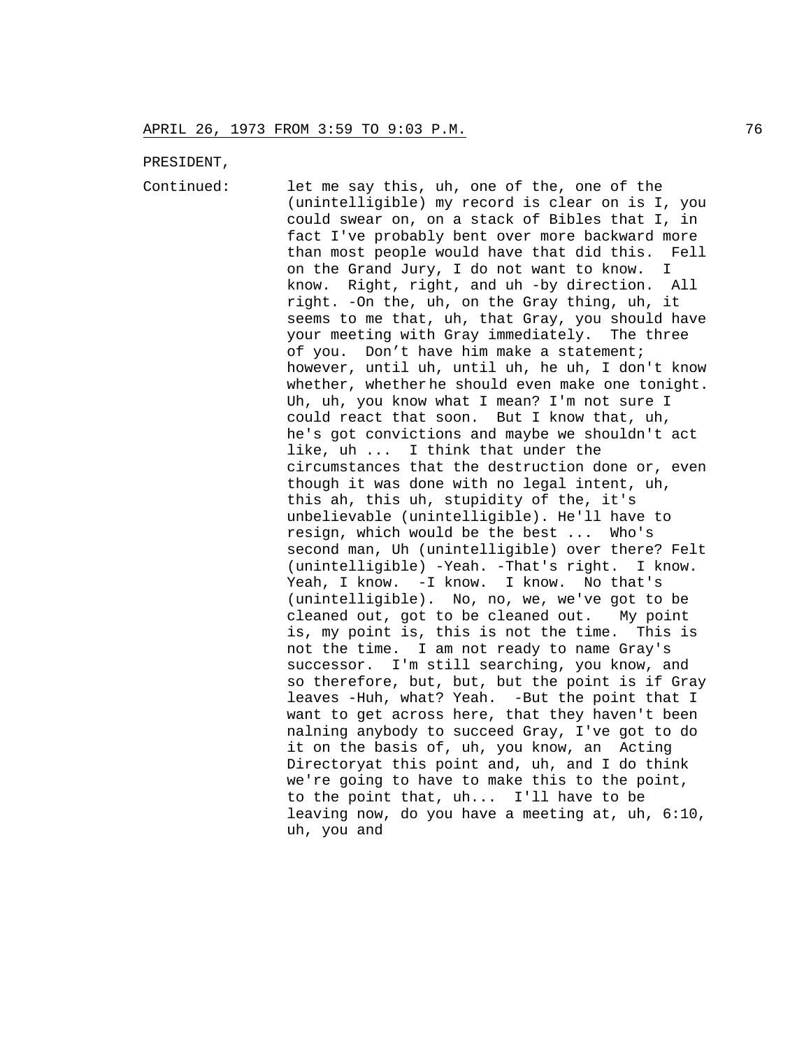APRIL 26, 1973 FROM 3:59 TO 9:03 P.M.

PRESIDENT,

Continued: let me say this, uh, one of the, one of the (unintelligible) my record is clear on is I, you could swear on, on a stack of Bibles that I, in fact I've probably bent over more backward more than most people would have that did this. Fell on the Grand Jury, I do not want to know. I know. Right, right, and uh -by direction. All right. -On the, uh, on the Gray thing, uh, it seems to me that, uh, that Gray, you should have your meeting with Gray immediately. The three of you. Don't have him make a statement; however, until uh, until uh, he uh, I don't know whether, whether he should even make one tonight. Uh, uh, you know what I mean? I'm not sure I could react that soon. But I know that, uh, he's got convictions and maybe we shouldn't act like, uh ... I think that under the circumstances that the destruction done or, even though it was done with no legal intent, uh, this ah, this uh, stupidity of the, it's unbelievable (unintelligible). He'll have to resign, which would be the best ... Who's second man, Uh (unintelligible) over there? Felt (unintelligible) -Yeah. -That's right. I know. Yeah, I know. -I know. I know. No that's (unintelligible). No, no, we, we've got to be cleaned out, got to be cleaned out. My point is, my point is, this is not the time. This is not the time. I am not ready to name Gray's successor. I'm still searching, you know, and so therefore, but, but, but the point is if Gray leaves -Huh, what? Yeah. -But the point that I want to get across here, that they haven't been nalning anybody to succeed Gray, I've got to do it on the basis of, uh, you know, an Acting Directoryat this point and, uh, and I do think we're going to have to make this to the point, to the point that, uh... I'll have to be leaving now, do you have a meeting at, uh, 6:10, uh, you and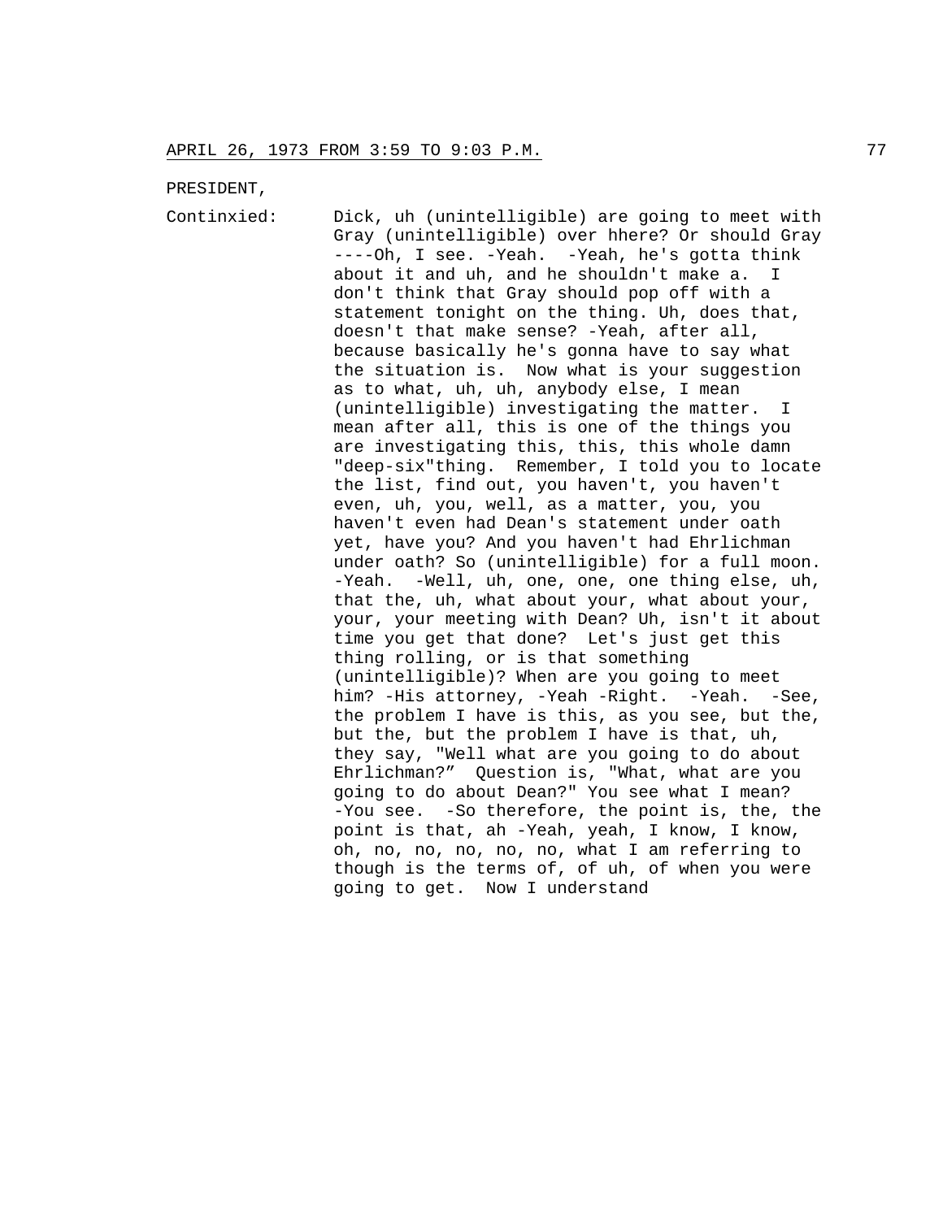PRESIDENT,

Continxied: Dick, uh (unintelligible) are going to meet with Gray (unintelligible) over hhere? Or should Gray ----Oh, I see. -Yeah. -Yeah, he's gotta think about it and uh, and he shouldn't make a. I don't think that Gray should pop off with a statement tonight on the thing. Uh, does that, doesn't that make sense? -Yeah, after all, because basically he's gonna have to say what the situation is. Now what is your suggestion as to what, uh, uh, anybody else, I mean (unintelligible) investigating the matter. I mean after all, this is one of the things you are investigating this, this, this whole damn "deep-six"thing. Remember, I told you to locate the list, find out, you haven't, you haven't even, uh, you, well, as a matter, you, you haven't even had Dean's statement under oath yet, have you? And you haven't had Ehrlichman under oath? So (unintelligible) for a full moon. -Yeah. -Well, uh, one, one, one thing else, uh, that the, uh, what about your, what about your, your, your meeting with Dean? Uh, isn't it about time you get that done? Let's just get this thing rolling, or is that something (unintelligible)? When are you going to meet him? -His attorney, -Yeah -Right. -Yeah. -See, the problem I have is this, as you see, but the, but the, but the problem I have is that, uh, they say, "Well what are you going to do about Ehrlichman?" Question is, "What, what are you going to do about Dean?" You see what I mean? -You see. -So therefore, the point is, the, the point is that, ah -Yeah, yeah, I know, I know, oh, no, no, no, no, no, what I am referring to though is the terms of, of uh, of when you were going to get. Now I understand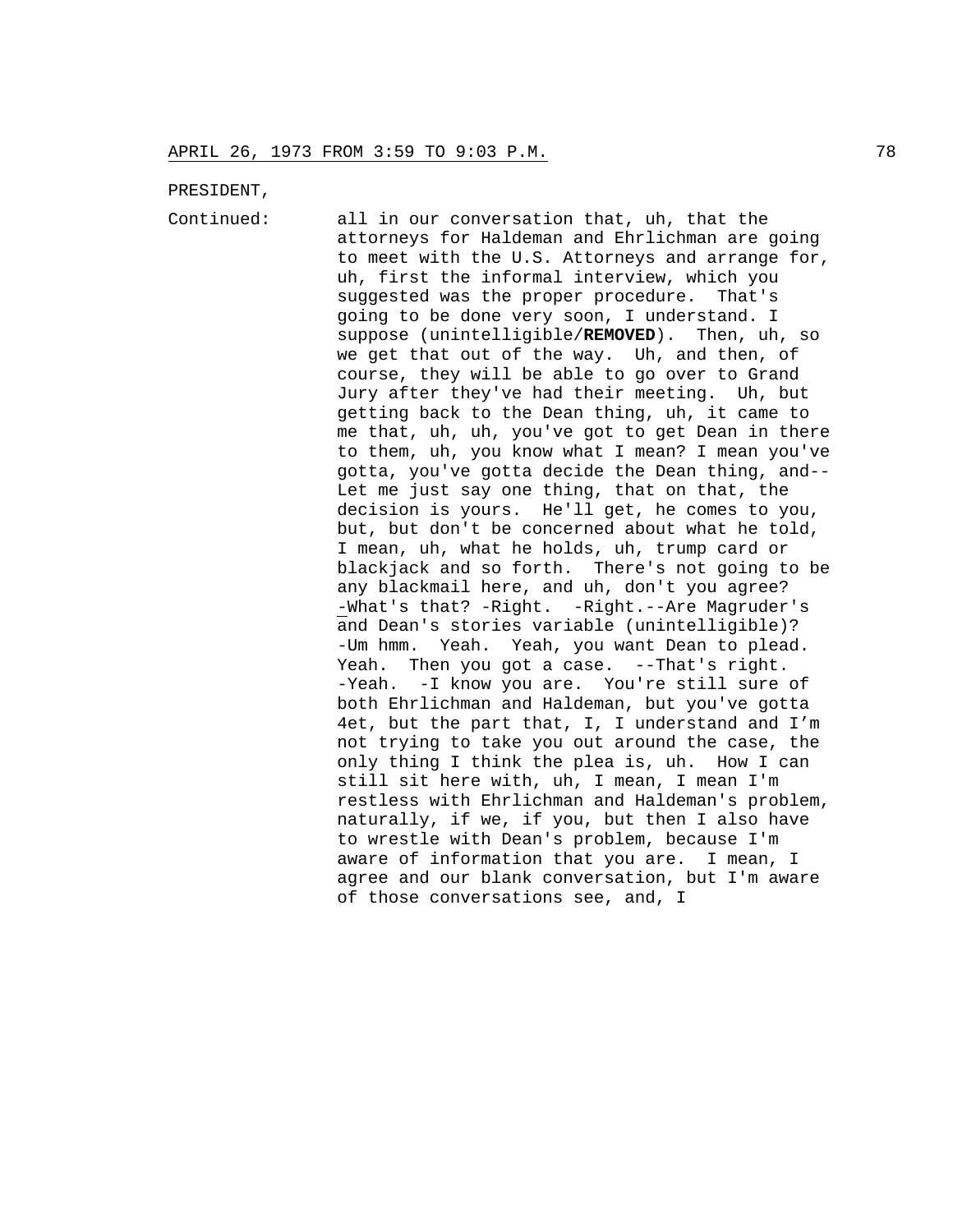APRIL 26, 1973 FROM 3:59 TO 9:03 P.M.

PRESIDENT,

Continued: all in our conversation that, uh, that the attorneys for Haldeman and Ehrlichman are going to meet with the U.S. Attorneys and arrange for, uh, first the informal interview, which you suggested was the proper procedure. That's going to be done very soon, I understand. I suppose (unintelligible/**REMOVED**). Then, uh, so we get that out of the way. Uh, and then, of course, they will be able to go over to Grand Jury after they've had their meeting. Uh, but getting back to the Dean thing, uh, it came to me that, uh, uh, you've got to get Dean in there to them, uh, you know what I mean? I mean you've gotta, you've gotta decide the Dean thing, and-- Let me just say one thing, that on that, the decision is yours. He'll get, he comes to you, but, but don't be concerned about what he told, I mean, uh, what he holds, uh, trump card or blackjack and so forth. There's not going to be any blackmail here, and uh, don't you agree? -What's that? -Right. -Right.--Are Magruder's and Dean's stories variable (unintelligible)? -Um hmm. Yeah. Yeah, you want Dean to plead. Yeah. Then you got a case. --That's right. -Yeah. -I know you are. You're still sure of both Ehrlichman and Haldeman, but you've gotta 4et, but the part that, I, I understand and I'm not trying to take you out around the case, the only thing I think the plea is, uh. How I can still sit here with, uh, I mean, I mean I'm restless with Ehrlichman and Haldeman's problem, naturally, if we, if you, but then I also have to wrestle with Dean's problem, because I'm aware of information that you are. I mean, I agree and our blank conversation, but I'm aware of those conversations see, and, I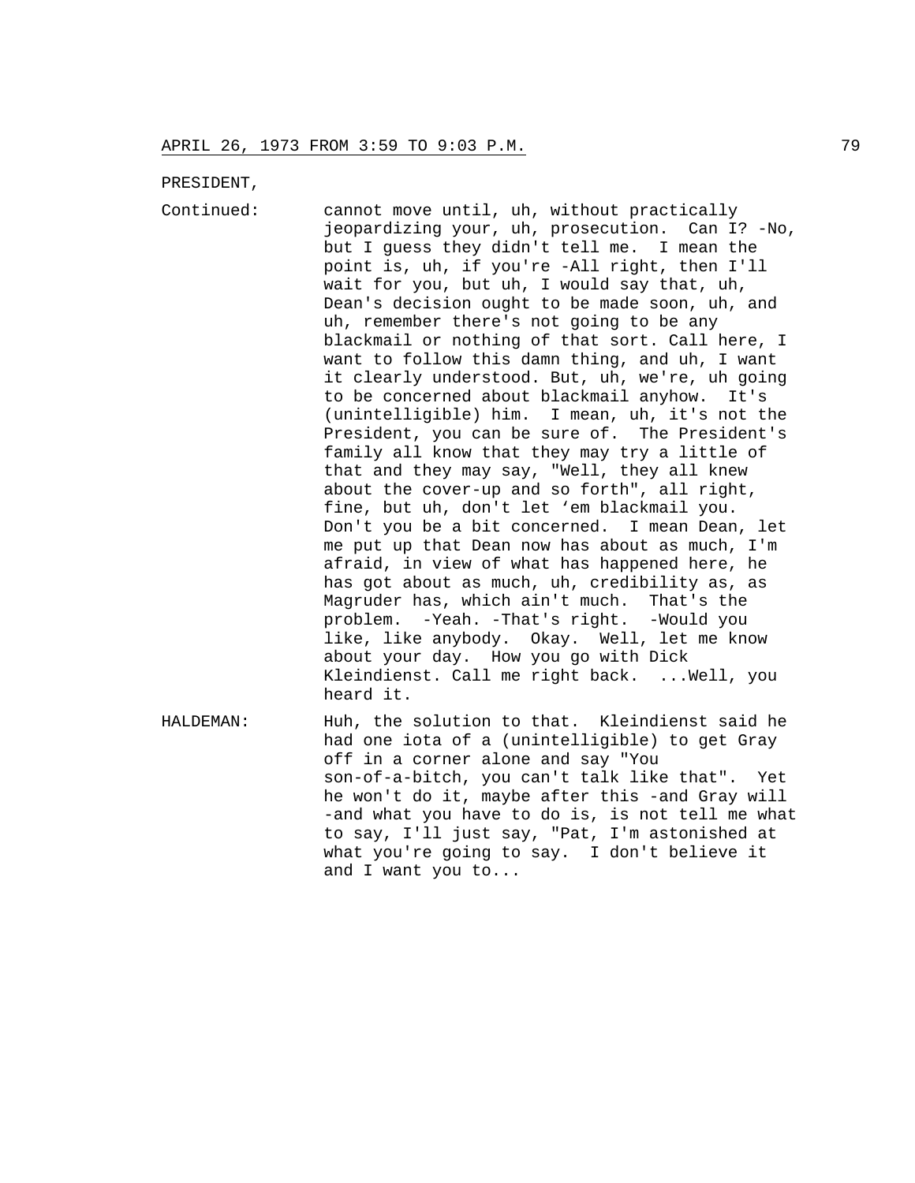PRESIDENT,

Continued: cannot move until, uh, without practically jeopardizing your, uh, prosecution. Can I? -No, but I guess they didn't tell me. I mean the point is, uh, if you're -All right, then I'll wait for you, but uh, I would say that, uh, Dean's decision ought to be made soon, uh, and uh, remember there's not going to be any blackmail or nothing of that sort. Call here, I want to follow this damn thing, and uh, I want it clearly understood. But, uh, we're, uh going to be concerned about blackmail anyhow. It's (unintelligible) him. I mean, uh, it's not the President, you can be sure of. The President's family all know that they may try a little of that and they may say, "Well, they all knew about the cover-up and so forth", all right, fine, but uh, don't let 'em blackmail you. Don't you be a bit concerned. I mean Dean, let me put up that Dean now has about as much, I'm afraid, in view of what has happened here, he has got about as much, uh, credibility as, as Magruder has, which ain't much. That's the problem. -Yeah. -That's right. -Would you like, like anybody. Okay. Well, let me know about your day. How you go with Dick Kleindienst. Call me right back. ...Well, you heard it.

HALDEMAN: Huh, the solution to that. Kleindienst said he had one iota of a (unintelligible) to get Gray off in a corner alone and say "You son-of-a-bitch, you can't talk like that". Yet he won't do it, maybe after this -and Gray will -and what you have to do is, is not tell me what to say, I'll just say, "Pat, I'm astonished at what you're going to say. I don't believe it and I want you to...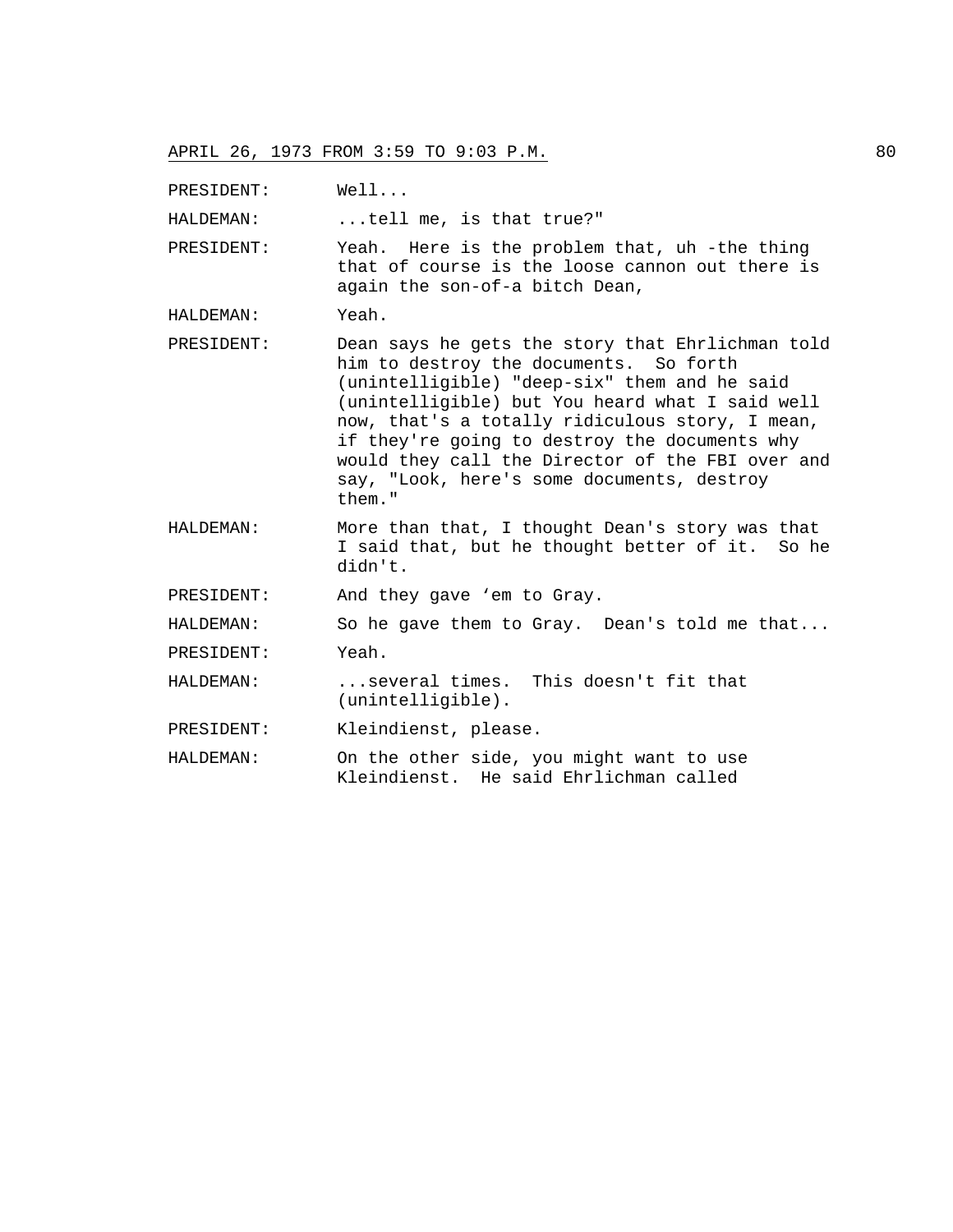PRESIDENT: Well...

HALDEMAN: ...tell me, is that true?"

PRESIDENT: Yeah. Here is the problem that, uh -the thing that of course is the loose cannon out there is again the son-of-a bitch Dean,

HALDEMAN: Yeah.

PRESIDENT: Dean says he gets the story that Ehrlichman told him to destroy the documents. So forth (unintelligible) "deep-six" them and he said (unintelligible) but You heard what I said well now, that's a totally ridiculous story, I mean, if they're going to destroy the documents why would they call the Director of the FBI over and say, "Look, here's some documents, destroy them."

HALDEMAN: More than that, I thought Dean's story was that I said that, but he thought better of it. So he didn't.

PRESIDENT: And they gave 'em to Gray.

HALDEMAN: So he gave them to Gray. Dean's told me that...

PRESIDENT: Yeah.

HALDEMAN: ...several times. This doesn't fit that (unintelligible).

PRESIDENT: Kleindienst, please.

HALDEMAN: On the other side, you might want to use Kleindienst. He said Ehrlichman called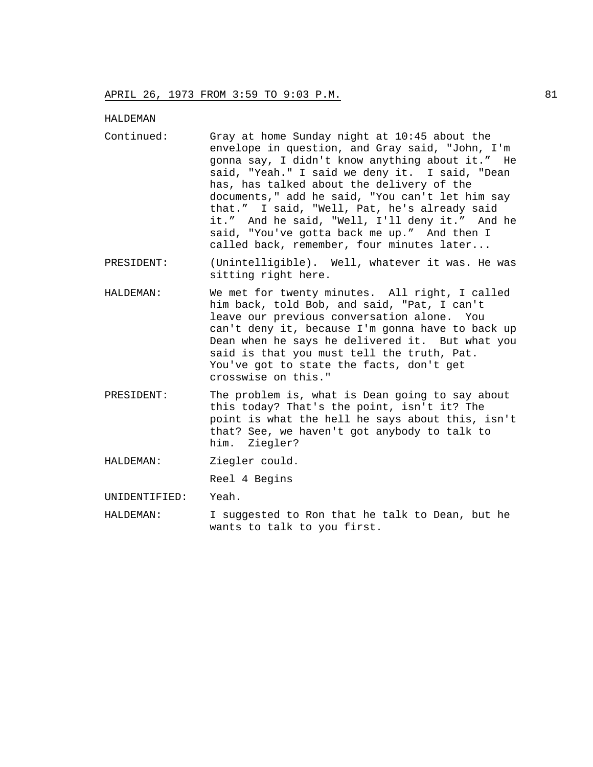HALDEMAN

Continued: Gray at home Sunday night at 10:45 about the envelope in question, and Gray said, "John, I'm gonna say, I didn't know anything about it." He said, "Yeah." I said we deny it. I said, "Dean has, has talked about the delivery of the documents," add he said, "You can't let him say that." I said, "Well, Pat, he's already said it." And he said, "Well, I'll deny it." And he said, "You've gotta back me up." And then I called back, remember, four minutes later...

PRESIDENT: (Unintelligible). Well, whatever it was. He was sitting right here.

HALDEMAN: We met for twenty minutes. All right, I called him back, told Bob, and said, "Pat, I can't leave our previous conversation alone. You can't deny it, because I'm gonna have to back up Dean when he says he delivered it. But what you said is that you must tell the truth, Pat. You've got to state the facts, don't get crosswise on this."

PRESIDENT: The problem is, what is Dean going to say about this today? That's the point, isn't it? The point is what the hell he says about this, isn't that? See, we haven't got anybody to talk to him. Ziegler?

HALDEMAN: Ziegler could.

Reel 4 Begins

UNIDENTIFIED: Yeah.

HALDEMAN: I suggested to Ron that he talk to Dean, but he wants to talk to you first.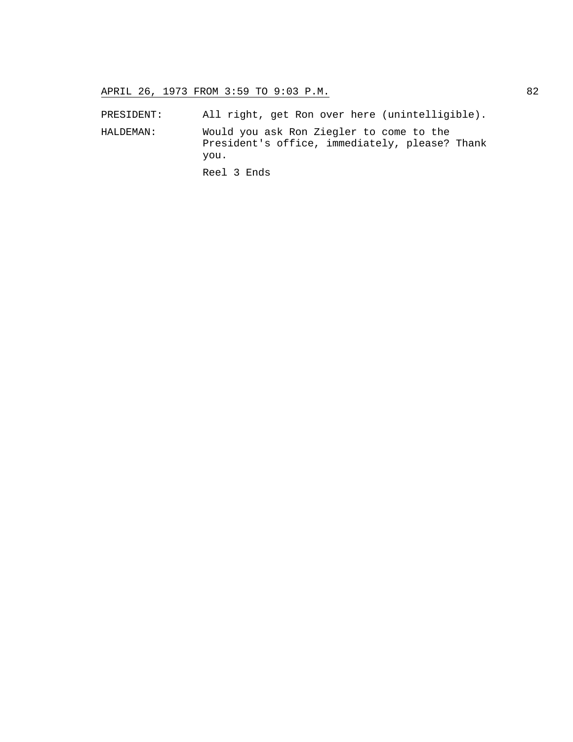PRESIDENT: All right, get Ron over here (unintelligible).

HALDEMAN: Would you ask Ron Ziegler to come to the President's office, immediately, please? Thank you.

Reel 3 Ends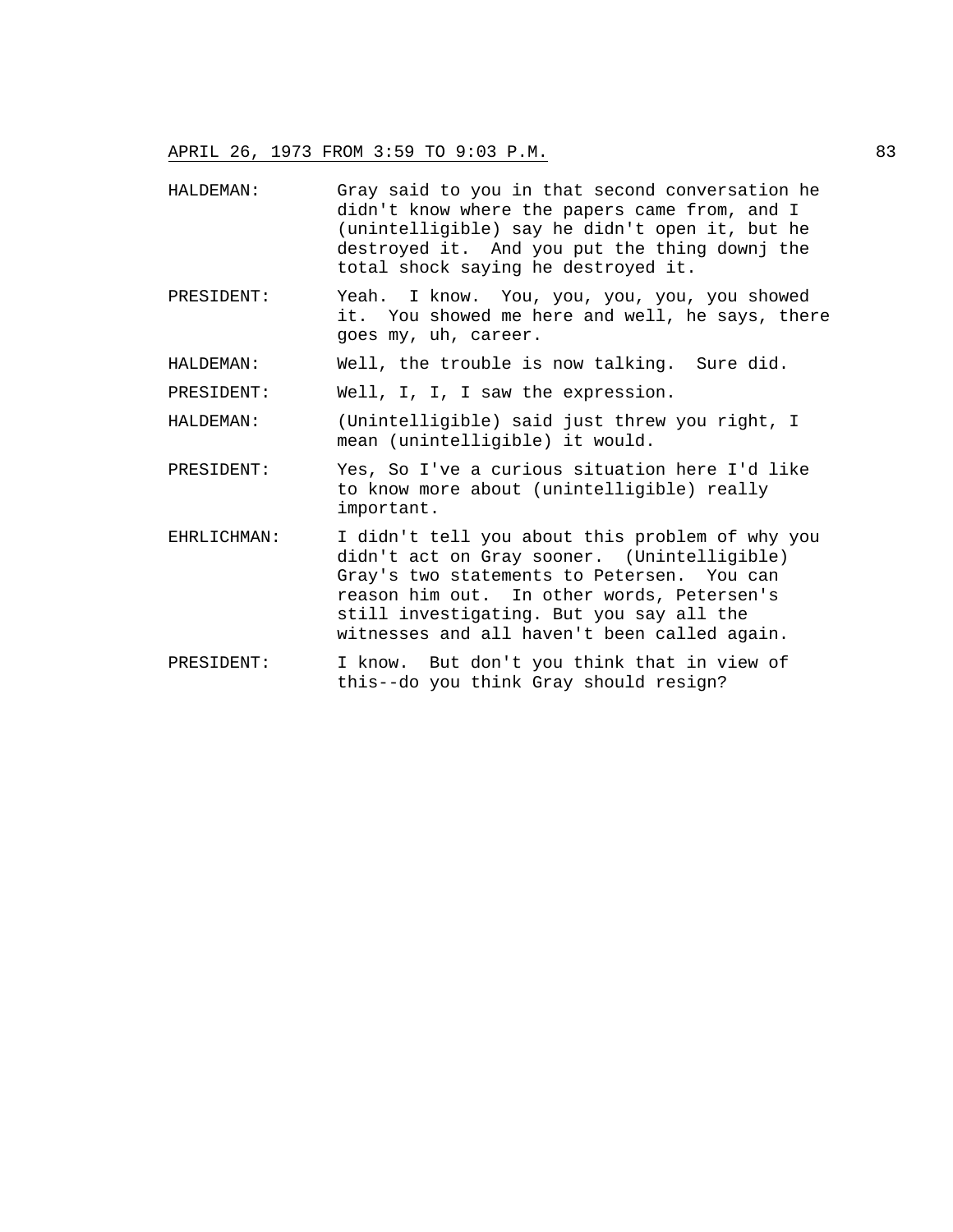HALDEMAN: Gray said to you in that second conversation he didn't know where the papers came from, and I (unintelligible) say he didn't open it, but he destroyed it. And you put the thing downj the total shock saying he destroyed it.

PRESIDENT: Yeah. I know. You, you, you, you, you showed it. You showed me here and well, he says, there goes my, uh, career.

HALDEMAN: Well, the trouble is now talking. Sure did.

PRESIDENT: Well, I, I, I saw the expression.

HALDEMAN: (Unintelligible) said just threw you right, I mean (unintelligible) it would.

PRESIDENT: Yes, So I've a curious situation here I'd like to know more about (unintelligible) really important.

EHRLICHMAN: I didn't tell you about this problem of why you didn't act on Gray sooner. (Unintelligible) Gray's two statements to Petersen. You can reason him out. In other words, Petersen's still investigating. But you say all the witnesses and all haven't been called again.

PRESIDENT: I know. But don't you think that in view of this--do you think Gray should resign?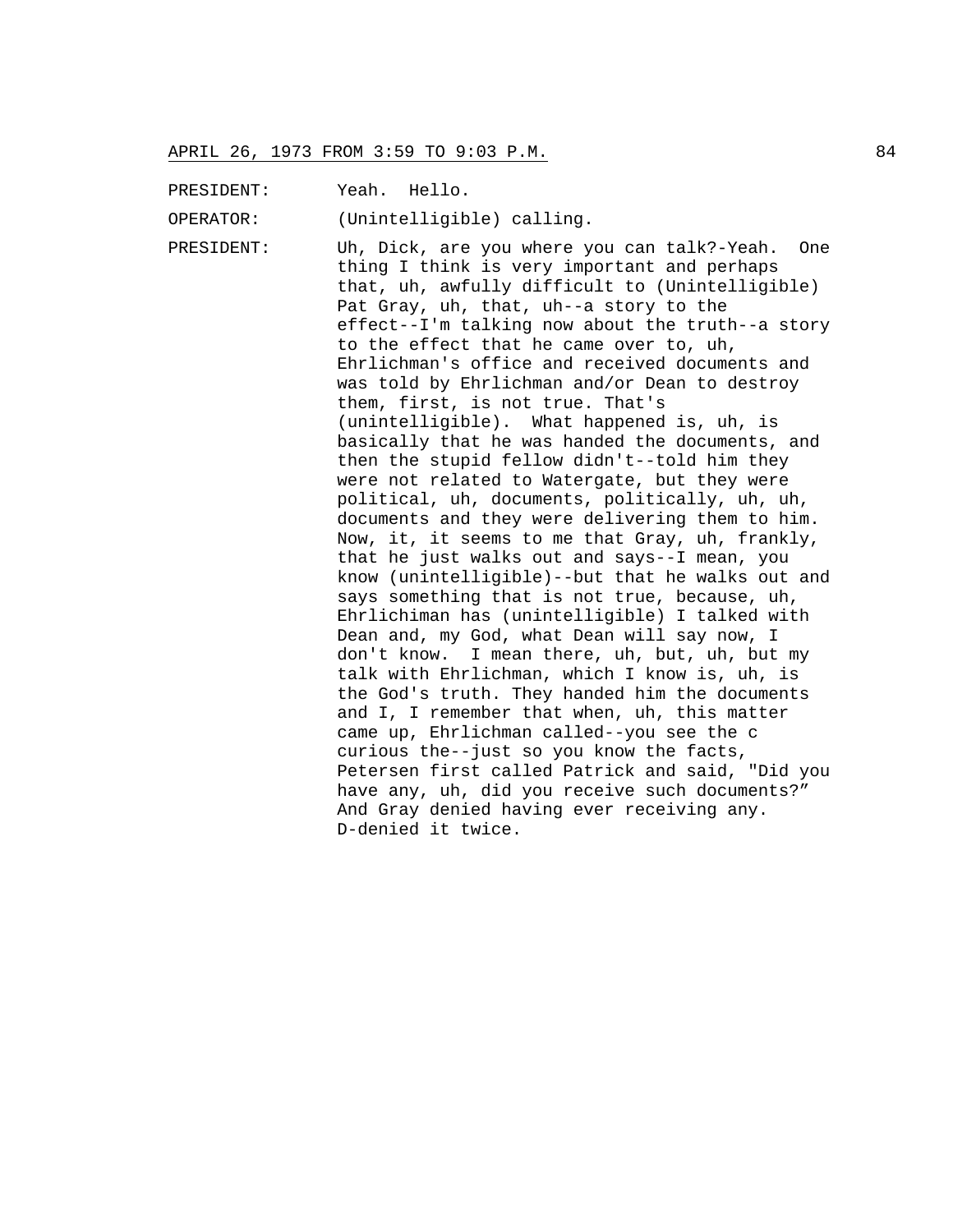PRESIDENT: Yeah. Hello.

OPERATOR: (Unintelligible) calling.

PRESIDENT: Uh, Dick, are you where you can talk?-Yeah. One thing I think is very important and perhaps that, uh, awfully difficult to (Unintelligible) Pat Gray, uh, that, uh--a story to the effect--I'm talking now about the truth--a story to the effect that he came over to, uh, Ehrlichman's office and received documents and was told by Ehrlichman and/or Dean to destroy them, first, is not true. That's (unintelligible). What happened is, uh, is basically that he was handed the documents, and then the stupid fellow didn't--told him they were not related to Watergate, but they were political, uh, documents, politically, uh, uh, documents and they were delivering them to him. Now, it, it seems to me that Gray, uh, frankly, that he just walks out and says--I mean, you know (unintelligible)--but that he walks out and says something that is not true, because, uh, Ehrlichiman has (unintelligible) I talked with Dean and, my God, what Dean will say now, I don't know. I mean there, uh, but, uh, but my talk with Ehrlichman, which I know is, uh, is the God's truth. They handed him the documents and I, I remember that when, uh, this matter came up, Ehrlichman called--you see the c curious the--just so you know the facts, Petersen first called Patrick and said, "Did you have any, uh, did you receive such documents?" And Gray denied having ever receiving any. D-denied it twice.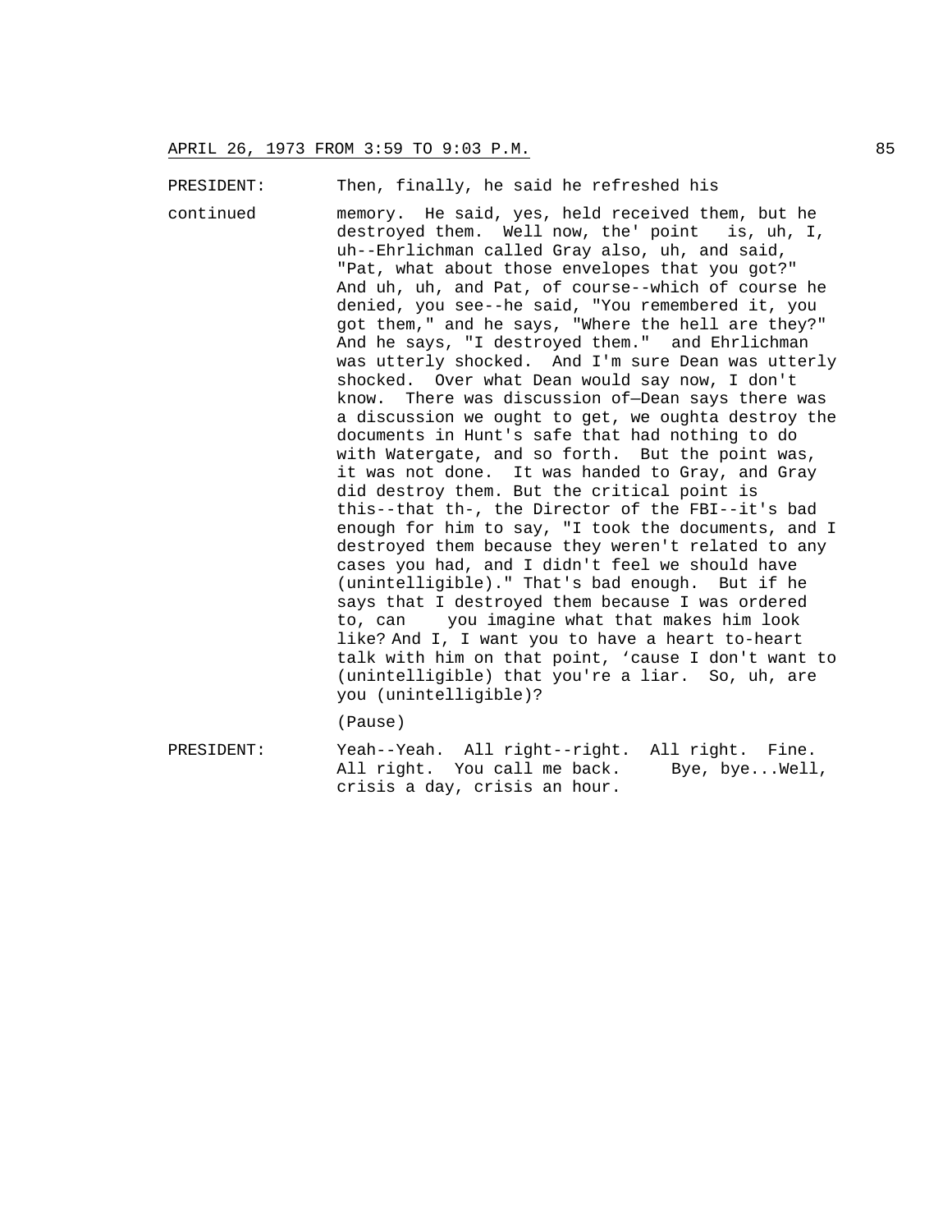PRESIDENT: Then, finally, he said he refreshed his

continued memory. He said, yes, held received them, but he destroyed them. Well now, the' point is, uh, I, uh--Ehrlichman called Gray also, uh, and said, "Pat, what about those envelopes that you got?" And uh, uh, and Pat, of course--which of course he denied, you see--he said, "You remembered it, you got them," and he says, "Where the hell are they?" And he says, "I destroyed them." and Ehrlichman was utterly shocked. And I'm sure Dean was utterly shocked. Over what Dean would say now, I don't know. There was discussion of—Dean says there was a discussion we ought to get, we oughta destroy the documents in Hunt's safe that had nothing to do with Watergate, and so forth. But the point was, it was not done. It was handed to Gray, and Gray did destroy them. But the critical point is this--that th-, the Director of the FBI--it's bad enough for him to say, "I took the documents, and I destroyed them because they weren't related to any cases you had, and I didn't feel we should have (unintelligible)." That's bad enough. But if he says that I destroyed them because I was ordered to, can you imagine what that makes him look like? And I, I want you to have a heart to-heart talk with him on that point, 'cause I don't want to (unintelligible) that you're a liar. So, uh, are you (unintelligible)?

(Pause)

PRESIDENT: Yeah--Yeah. All right--right. All right. Fine. All right. You call me back. Bye, bye...Well, crisis a day, crisis an hour.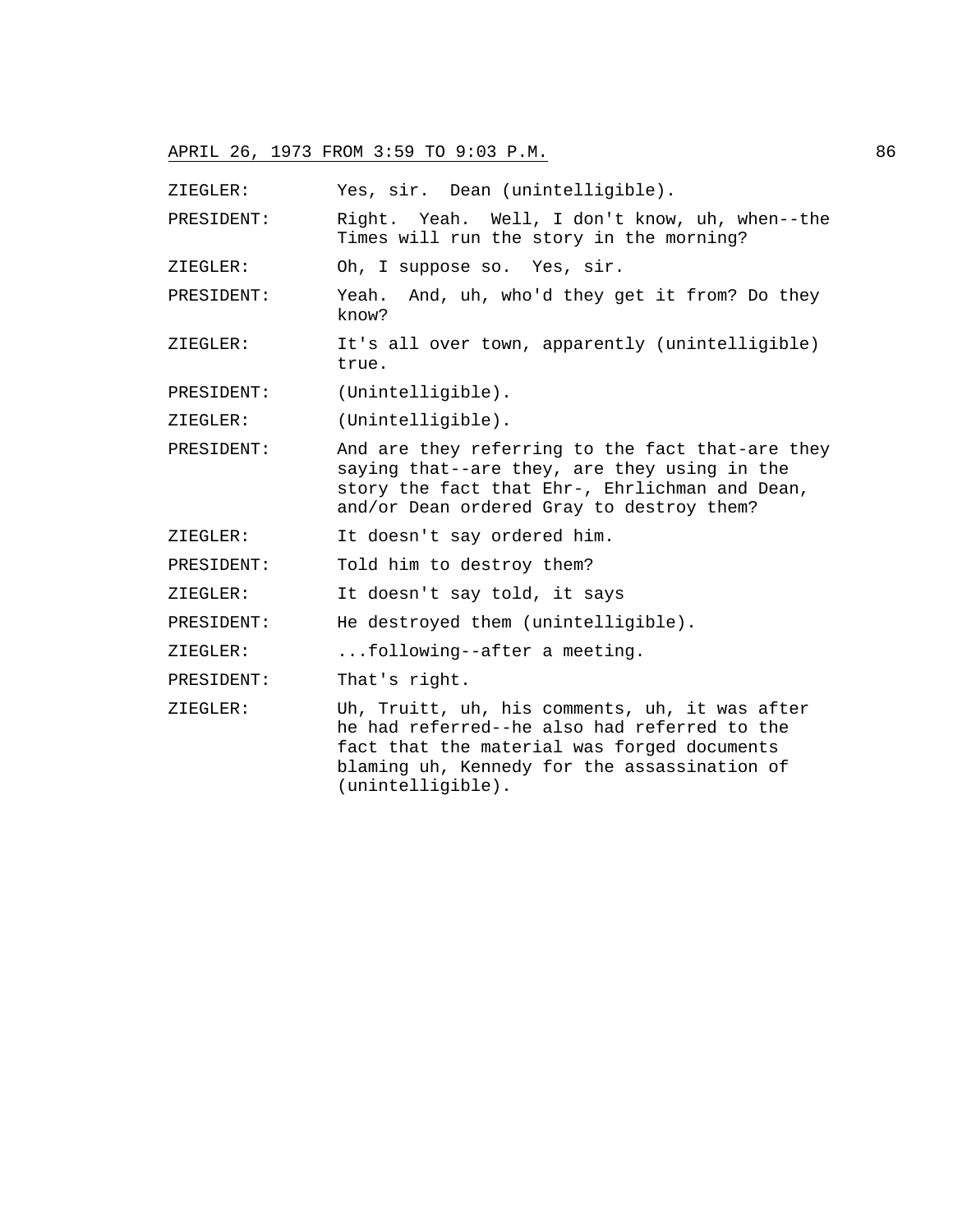APRIL 26, 1973 FROM 3:59 TO 9:03 P.M.

ZIEGLER: Yes, sir. Dean (unintelligible).

PRESIDENT: Right. Yeah. Well, I don't know, uh, when--the Times will run the story in the morning?

ZIEGLER: Oh, I suppose so. Yes, sir.

PRESIDENT: Yeah. And, uh, who'd they get it from? Do they know?

ZIEGLER: It's all over town, apparently (unintelligible) true.

PRESIDENT: (Unintelligible).

ZIEGLER: (Unintelligible).

PRESIDENT: And are they referring to the fact that-are they saying that--are they, are they using in the story the fact that Ehr-, Ehrlichman and Dean, and/or Dean ordered Gray to destroy them?

ZIEGLER: It doesn't say ordered him.

PRESIDENT: Told him to destroy them?

ZIEGLER: It doesn't say told, it says

PRESIDENT: He destroyed them (unintelligible).

ZIEGLER: ...following--after a meeting.

PRESIDENT: That's right.

ZIEGLER: Uh, Truitt, uh, his comments, uh, it was after he had referred--he also had referred to the fact that the material was forged documents blaming uh, Kennedy for the assassination of (unintelligible).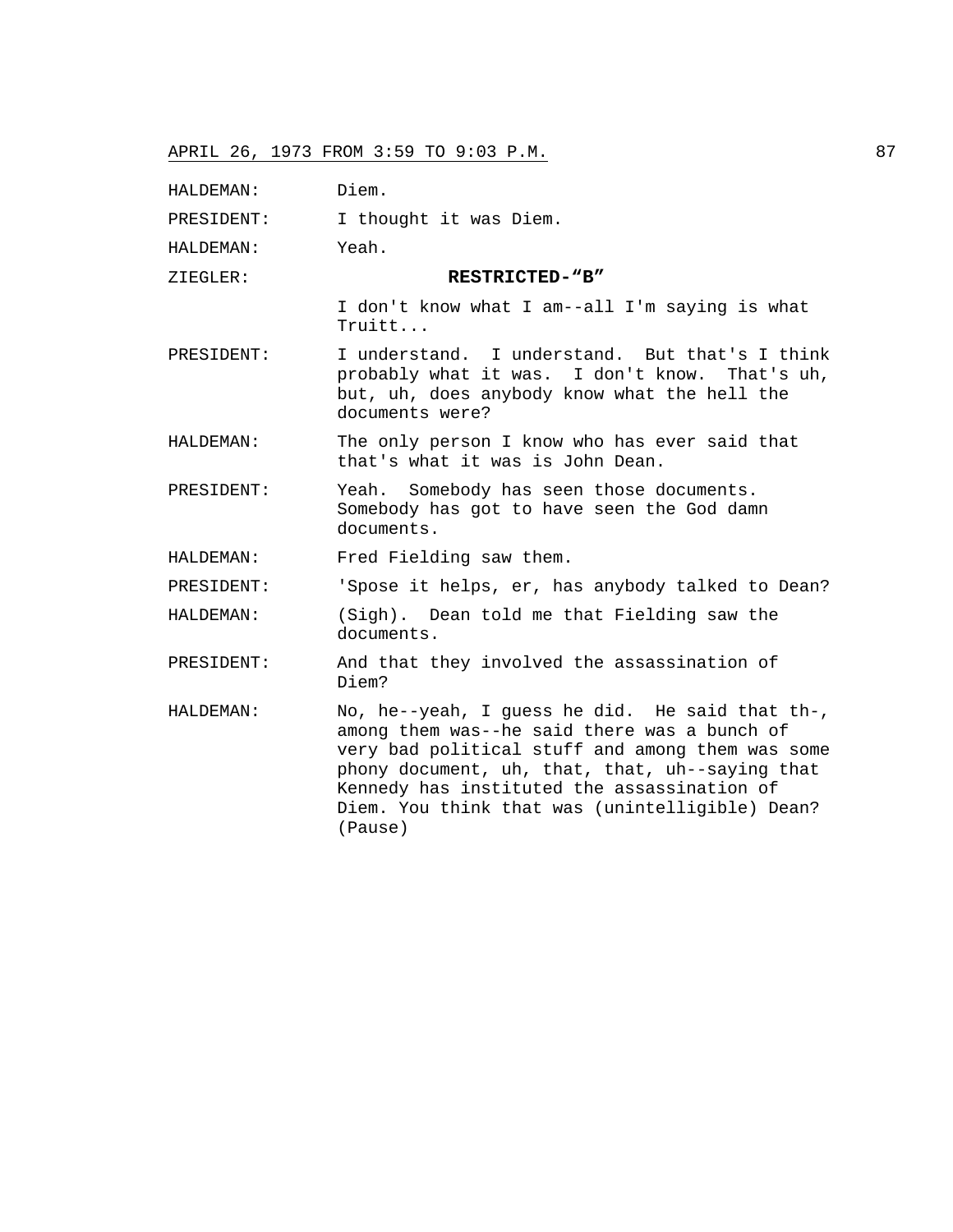HALDEMAN: Diem.

PRESIDENT: I thought it was Diem.

HALDEMAN: Yeah.

ZIEGLER: **RESTRICTED-“B”**

I don't know what I am--all I'm saying is what Truitt...

PRESIDENT: I understand. I understand. But that's I think probably what it was. I don't know. That's uh, but, uh, does anybody know what the hell the documents were?

HALDEMAN: The only person I know who has ever said that that's what it was is John Dean.

PRESIDENT: Yeah. Somebody has seen those documents. Somebody has got to have seen the God damn documents.

HALDEMAN: Fred Fielding saw them.

PRESIDENT: 'Spose it helps, er, has anybody talked to Dean?

HALDEMAN: (Sigh). Dean told me that Fielding saw the documents.

PRESIDENT: And that they involved the assassination of Diem?

HALDEMAN: No, he--yeah, I guess he did. He said that th-, among them was--he said there was a bunch of very bad political stuff and among them was some phony document, uh, that, that, uh--saying that Kennedy has instituted the assassination of Diem. You think that was (unintelligible) Dean? (Pause)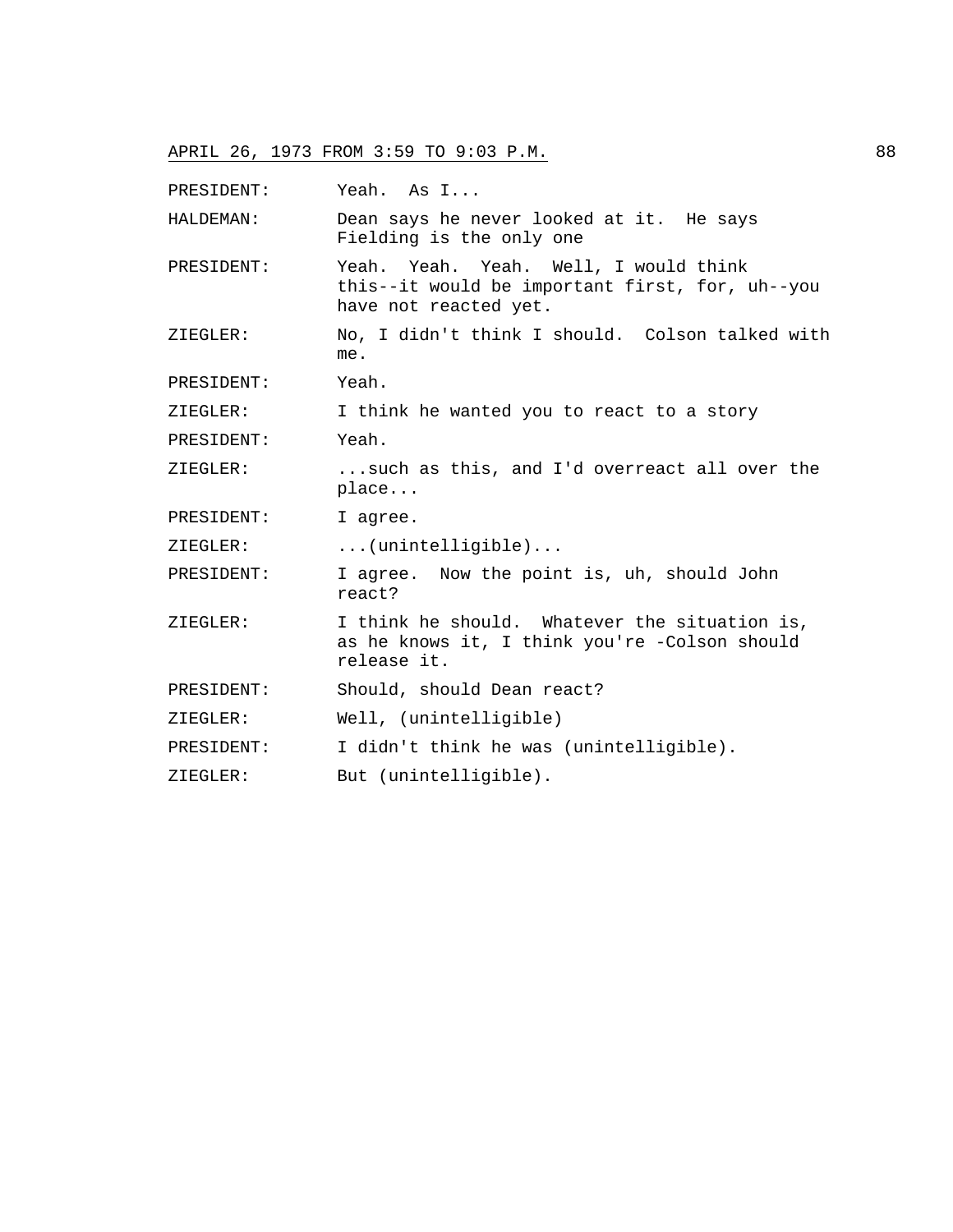PRESIDENT: Yeah. As I...

HALDEMAN: Dean says he never looked at it. He says Fielding is the only one

PRESIDENT: Yeah. Yeah. Yeah. Well, I would think this--it would be important first, for, uh--you have not reacted yet.

ZIEGLER: No, I didn't think I should. Colson talked with me.

PRESIDENT: Yeah.

ZIEGLER: I think he wanted you to react to a story

PRESIDENT: Yeah.

ZIEGLER: ...such as this, and I'd overreact all over the place...

PRESIDENT: I agree.

ZIEGLER: ...(unintelligible)...

PRESIDENT: I agree. Now the point is, uh, should John react?

ZIEGLER: I think he should. Whatever the situation is, as he knows it, I think you're -Colson should release it.

PRESIDENT: Should, should Dean react?

ZIEGLER: Well, (unintelligible)

PRESIDENT: I didn't think he was (unintelligible).

ZIEGLER: But (unintelligible).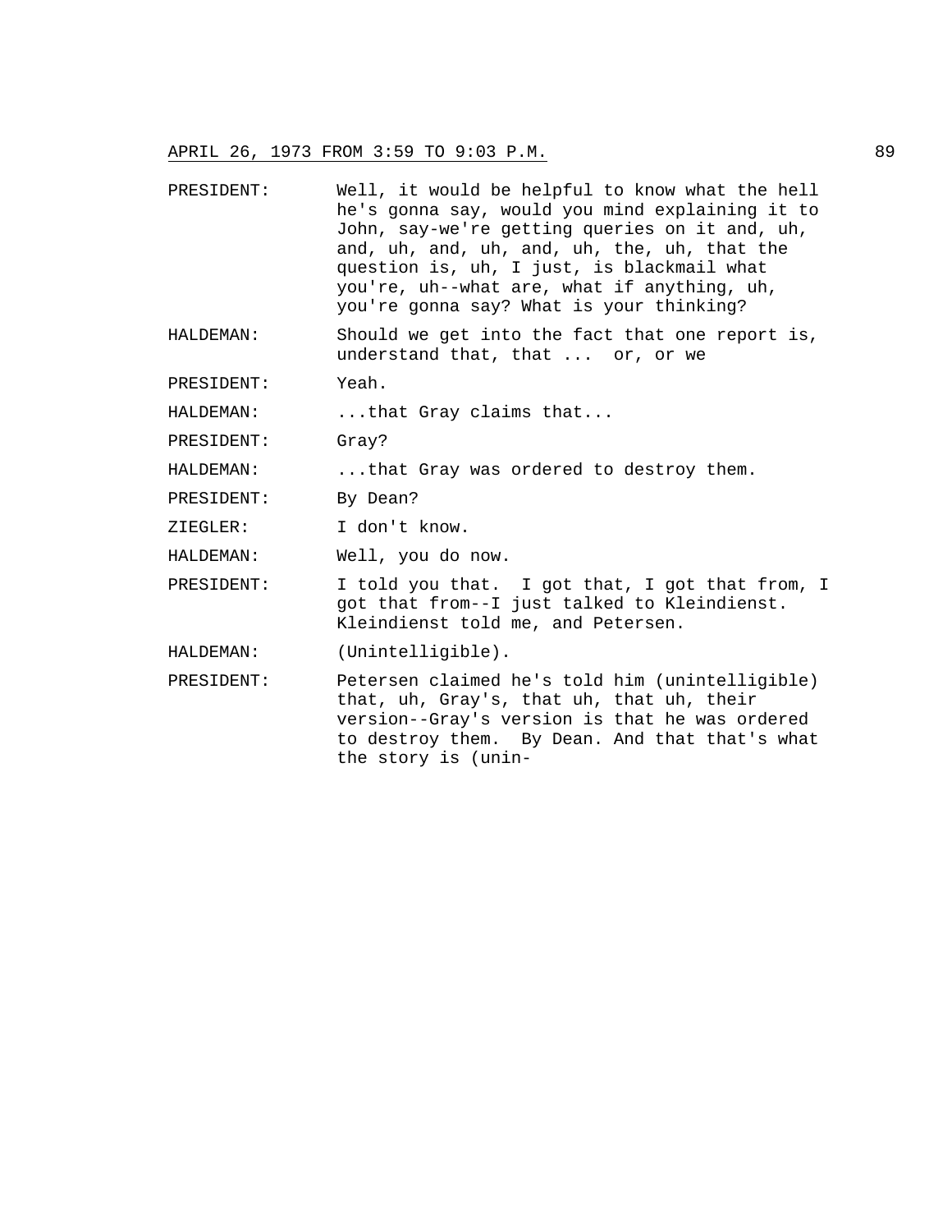PRESIDENT: Well, it would be helpful to know what the hell he's gonna say, would you mind explaining it to John, say-we're getting queries on it and, uh, and, uh, and, uh, and, uh, the, uh, that the question is, uh, I just, is blackmail what you're, uh--what are, what if anything, uh, you're gonna say? What is your thinking?

HALDEMAN: Should we get into the fact that one report is, understand that, that ... or, or we

PRESIDENT: Yeah.

HALDEMAN: ...that Gray claims that...

PRESIDENT: Gray?

HALDEMAN: ...that Gray was ordered to destroy them.

PRESIDENT: By Dean?

ZIEGLER: I don't know.

HALDEMAN: Well, you do now.

PRESIDENT: I told you that. I got that, I got that from, I got that from--I just talked to Kleindienst. Kleindienst told me, and Petersen.

HALDEMAN: (Unintelligible).

PRESIDENT: Petersen claimed he's told him (unintelligible) that, uh, Gray's, that uh, that uh, their version--Gray's version is that he was ordered to destroy them. By Dean. And that that's what the story is (unin-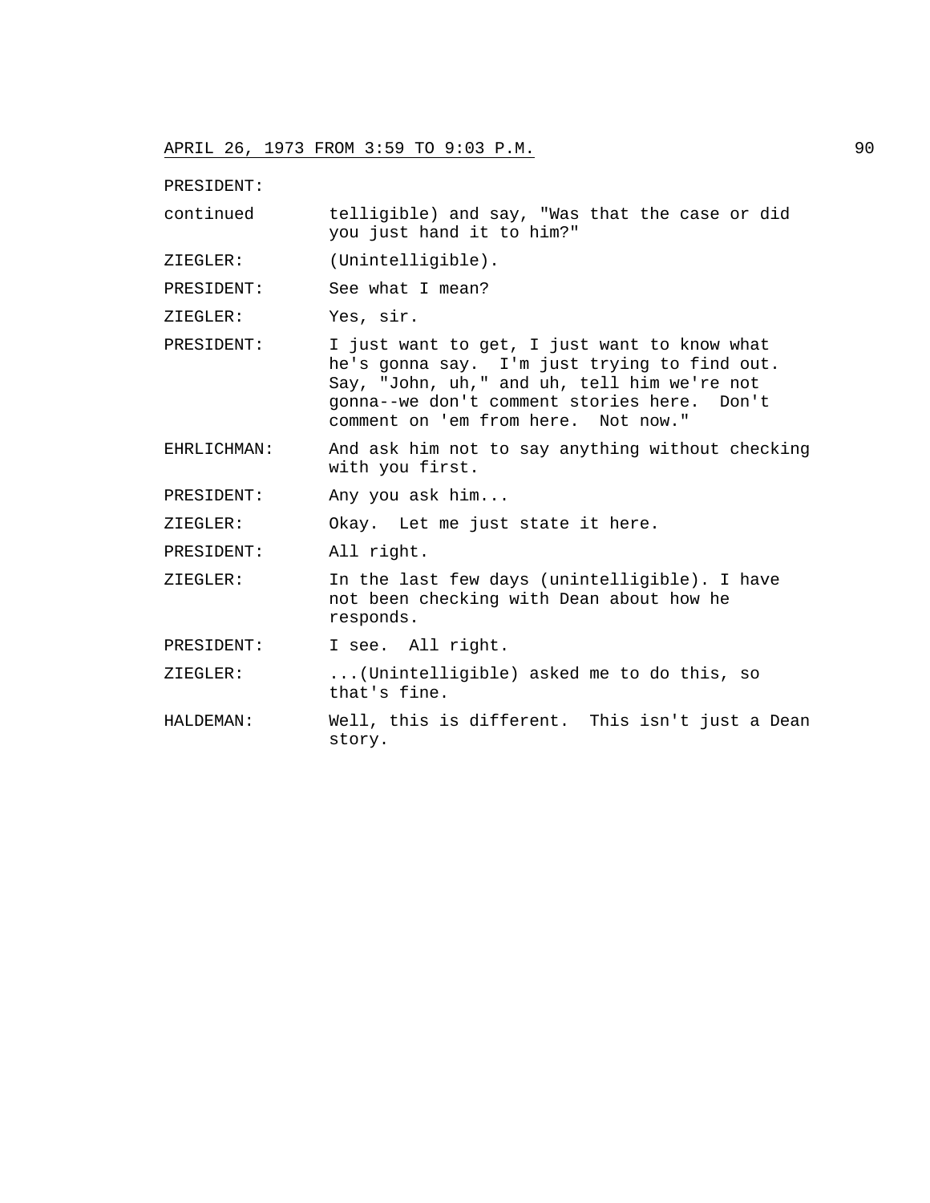APRIL 26, 1973 FROM 3:59 TO 9:03 P.M.

PRESIDENT:

continued telligible) and say, "Was that the case or did you just hand it to him?"

ZIEGLER: (Unintelligible).

PRESIDENT: See what I mean?

ZIEGLER: Yes, sir.

PRESIDENT: I just want to get, I just want to know what he's gonna say. I'm just trying to find out. Say, "John, uh," and uh, tell him we're not gonna--we don't comment stories here. Don't comment on 'em from here. Not now."

EHRLICHMAN: And ask him not to say anything without checking with you first.

PRESIDENT: Any you ask him...

ZIEGLER: Okay. Let me just state it here.

PRESIDENT: All right.

ZIEGLER: In the last few days (unintelligible). I have not been checking with Dean about how he responds.

PRESIDENT: I see. All right.

ZIEGLER: ...(Unintelligible) asked me to do this, so that's fine.

HALDEMAN: Well, this is different. This isn't just a Dean story.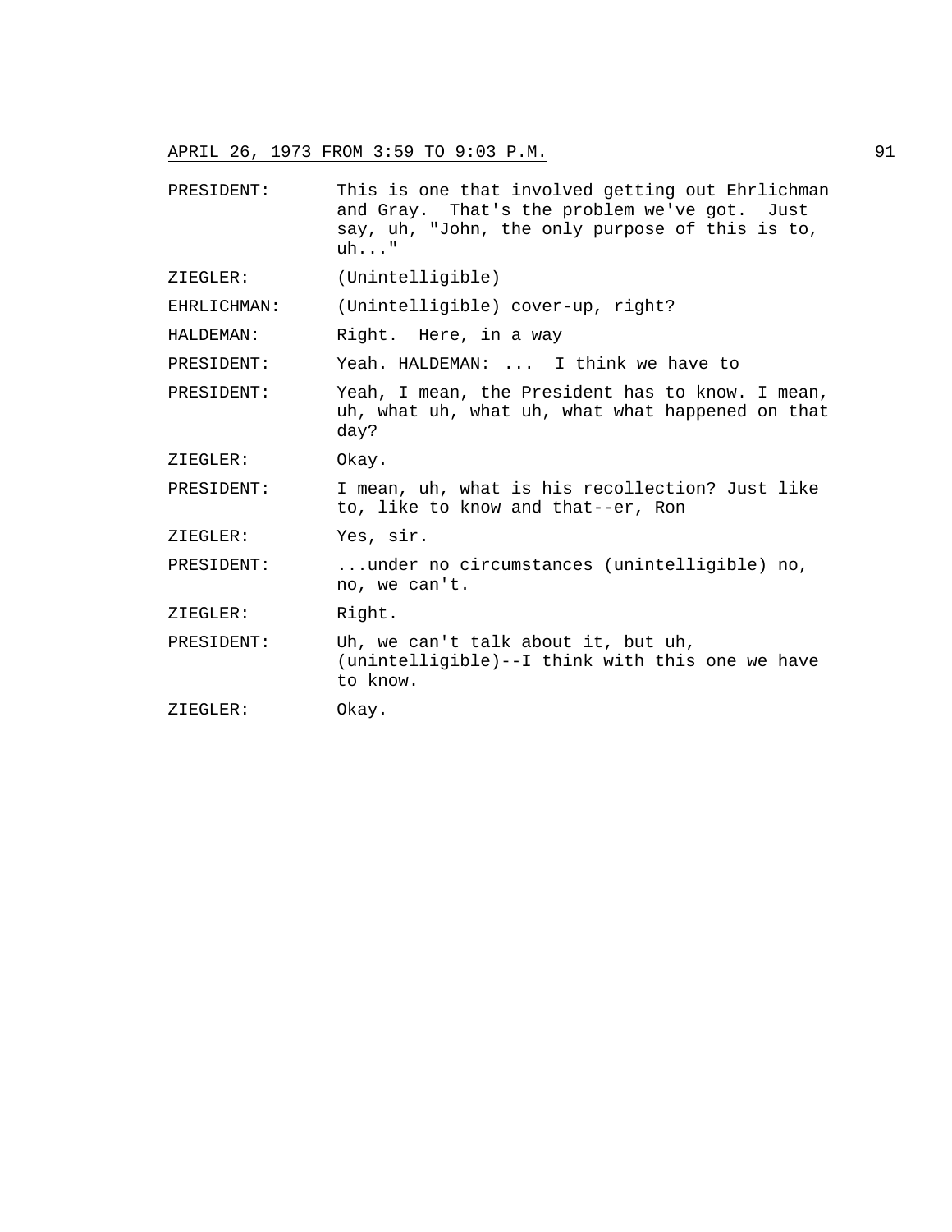PRESIDENT: This is one that involved getting out Ehrlichman and Gray. That's the problem we've got. Just say, uh, "John, the only purpose of this is to, uh..."

ZIEGLER: (Unintelligible)

EHRLICHMAN: (Unintelligible) cover-up, right?

HALDEMAN: Right. Here, in a way

PRESIDENT: Yeah. HALDEMAN: ... I think we have to

PRESIDENT: Yeah, I mean, the President has to know. I mean, uh, what uh, what uh, what what happened on that day?

ZIEGLER: Okay.

PRESIDENT: I mean, uh, what is his recollection? Just like to, like to know and that--er, Ron

ZIEGLER: Yes, sir.

PRESIDENT: ...under no circumstances (unintelligible) no, no, we can't.

ZIEGLER: Right.

PRESIDENT: Uh, we can't talk about it, but uh, (unintelligible)--I think with this one we have to know.

ZIEGLER: Okay.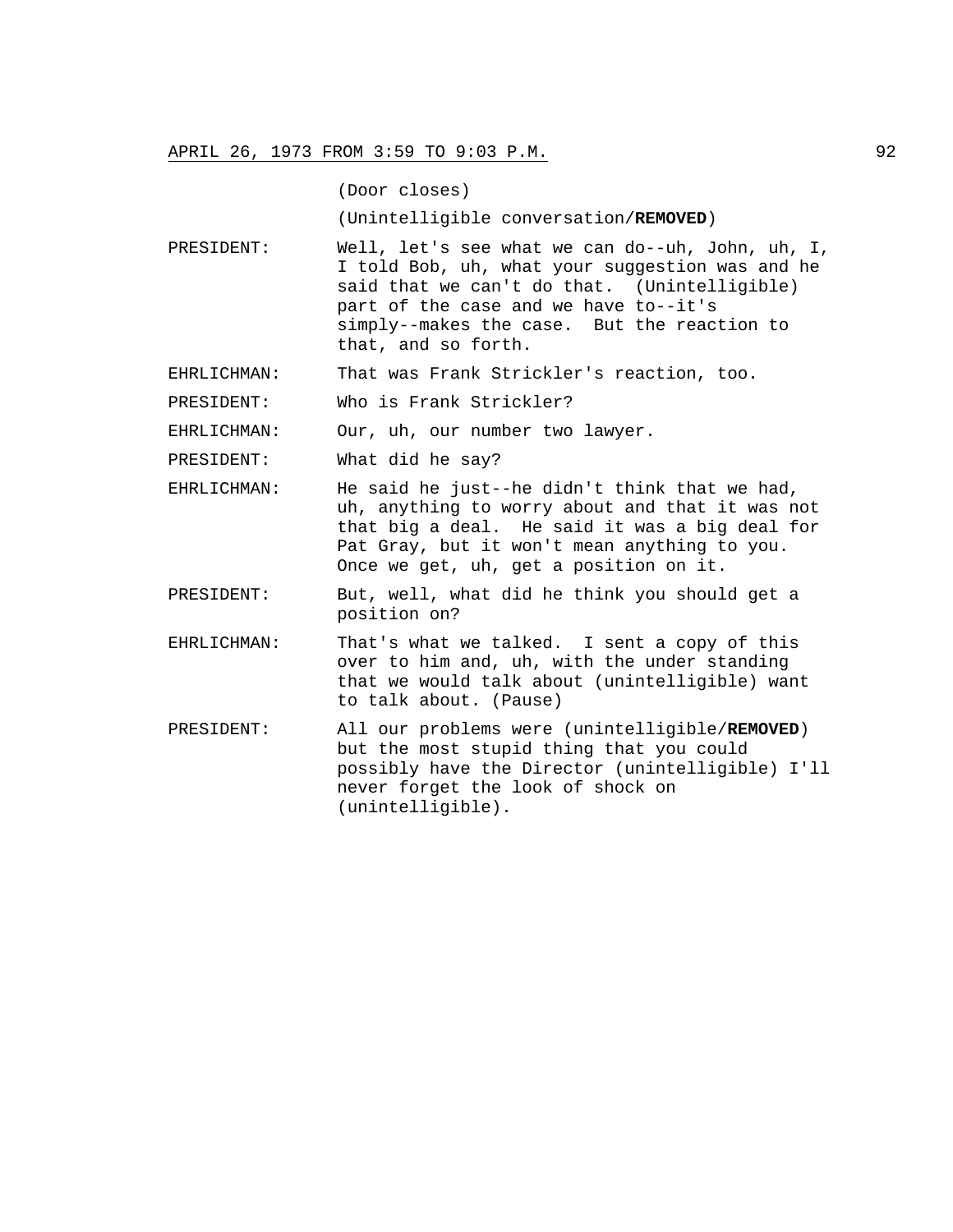(Door closes)

(Unintelligible conversation/**REMOVED**)

PRESIDENT: Well, let's see what we can do--uh, John, uh, I, I told Bob, uh, what your suggestion was and he said that we can't do that. (Unintelligible) part of the case and we have to--it's simply--makes the case. But the reaction to that, and so forth.

EHRLICHMAN: That was Frank Strickler's reaction, too.

PRESIDENT: Who is Frank Strickler?

EHRLICHMAN: Our, uh, our number two lawyer.

PRESIDENT: What did he say?

EHRLICHMAN: He said he just--he didn't think that we had, uh, anything to worry about and that it was not that big a deal. He said it was a big deal for Pat Gray, but it won't mean anything to you. Once we get, uh, get a position on it.

PRESIDENT: But, well, what did he think you should get a position on?

EHRLICHMAN: That's what we talked. I sent a copy of this over to him and, uh, with the under standing that we would talk about (unintelligible) want to talk about. (Pause)

PRESIDENT: All our problems were (unintelligible/**REMOVED**) but the most stupid thing that you could possibly have the Director (unintelligible) I'll never forget the look of shock on (unintelligible).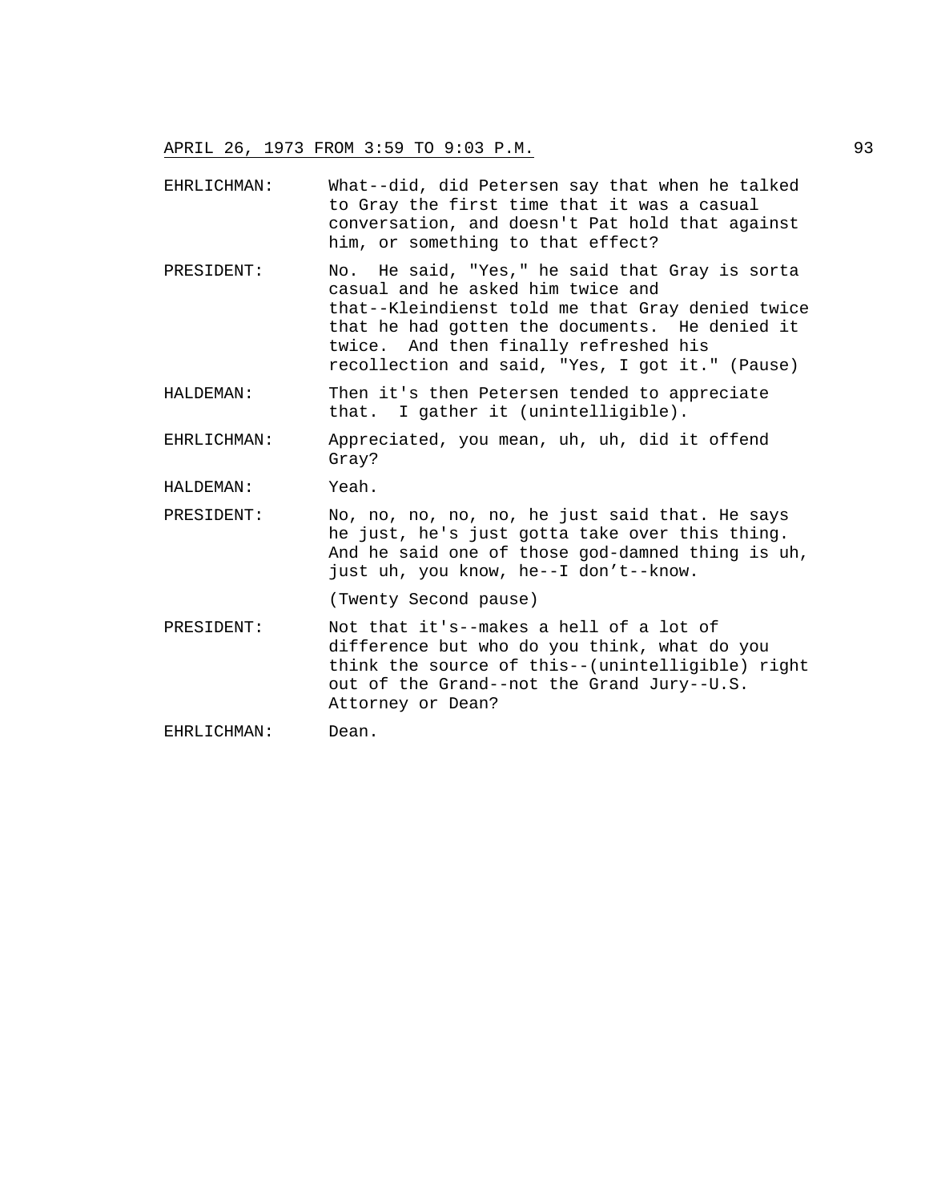EHRLICHMAN: What--did, did Petersen say that when he talked to Gray the first time that it was a casual conversation, and doesn't Pat hold that against him, or something to that effect?

PRESIDENT: No. He said, "Yes," he said that Gray is sorta casual and he asked him twice and that--Kleindienst told me that Gray denied twice that he had gotten the documents. He denied it twice. And then finally refreshed his recollection and said, "Yes, I got it." (Pause)

HALDEMAN: Then it's then Petersen tended to appreciate that. I gather it (unintelligible).

EHRLICHMAN: Appreciated, you mean, uh, uh, did it offend Gray?

HALDEMAN: Yeah.

PRESIDENT: No, no, no, no, no, he just said that. He says he just, he's just gotta take over this thing. And he said one of those god-damned thing is uh, just uh, you know, he--I don't--know.

(Twenty Second pause)

PRESIDENT: Not that it's--makes a hell of a lot of difference but who do you think, what do you think the source of this--(unintelligible) right out of the Grand--not the Grand Jury--U.S. Attorney or Dean?

EHRLICHMAN: Dean.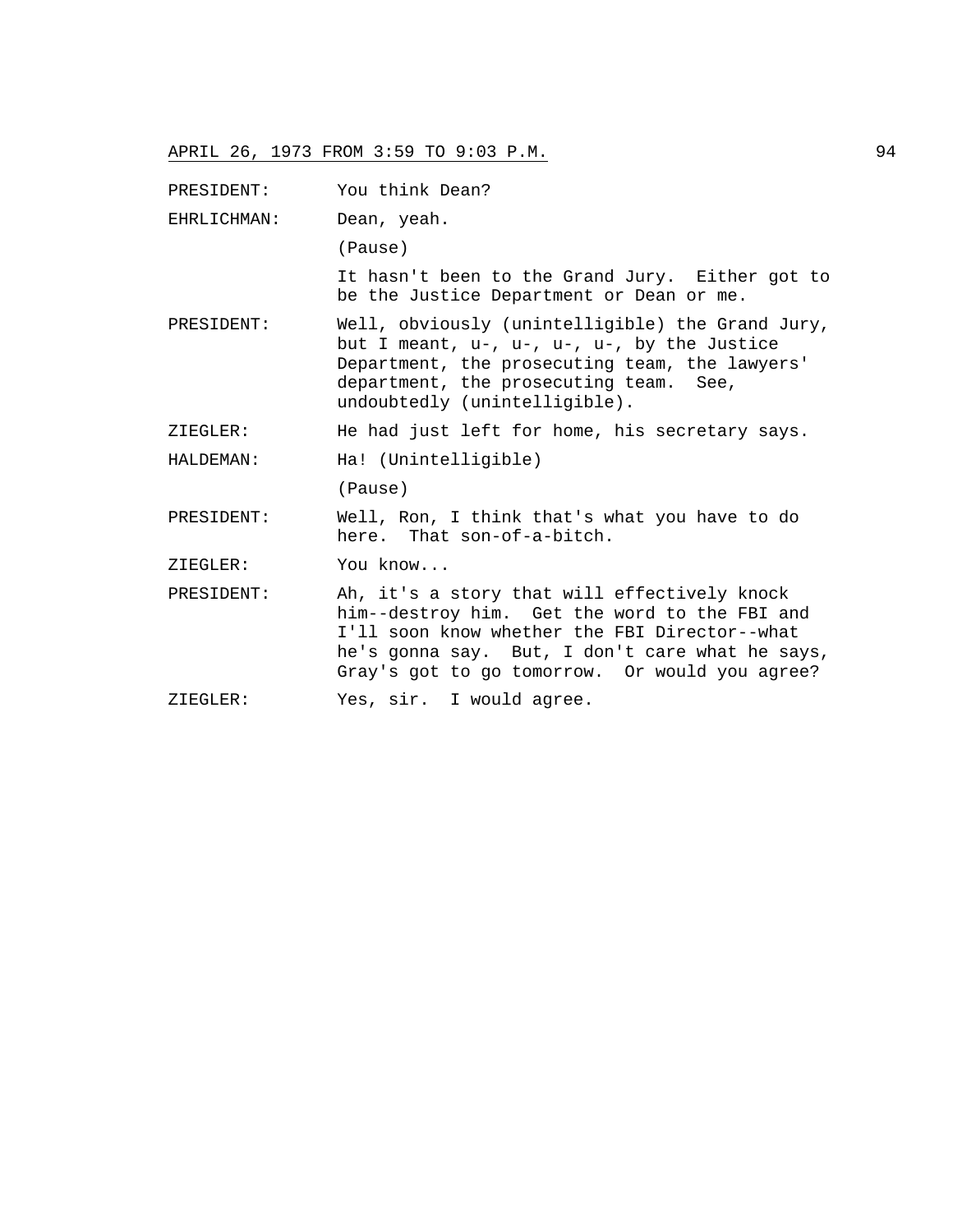APRIL 26, 1973 FROM 3:59 TO 9:03 P.M.

PRESIDENT: You think Dean?

EHRLICHMAN: Dean, yeah.

(Pause)

It hasn't been to the Grand Jury. Either got to be the Justice Department or Dean or me.

PRESIDENT: Well, obviously (unintelligible) the Grand Jury, but I meant, u-, u-, u-, u-, by the Justice Department, the prosecuting team, the lawyers' department, the prosecuting team. See, undoubtedly (unintelligible).

ZIEGLER: He had just left for home, his secretary says.

HALDEMAN: Ha! (Unintelligible)

(Pause)

PRESIDENT: Well, Ron, I think that's what you have to do here. That son-of-a-bitch.

ZIEGLER: You know...

PRESIDENT: Ah, it's a story that will effectively knock him--destroy him. Get the word to the FBI and I'll soon know whether the FBI Director--what he's gonna say. But, I don't care what he says, Gray's got to go tomorrow. Or would you agree?

ZIEGLER: Yes, sir. I would agree.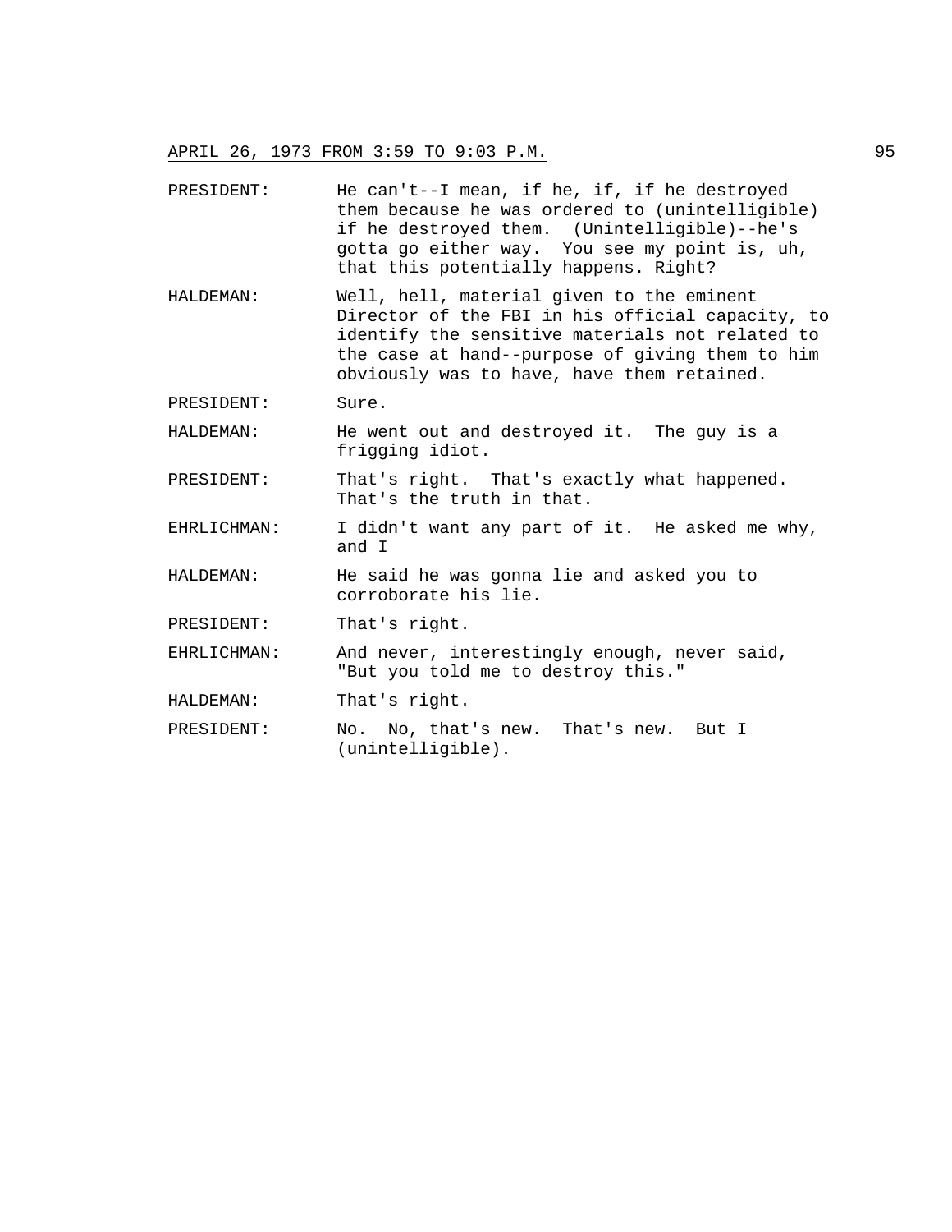PRESIDENT: He can't--I mean, if he, if, if he destroyed them because he was ordered to (unintelligible) if he destroyed them. (Unintelligible)--he's gotta go either way. You see my point is, uh, that this potentially happens. Right?

HALDEMAN: Well, hell, material given to the eminent Director of the FBI in his official capacity, to identify the sensitive materials not related to the case at hand--purpose of giving them to him obviously was to have, have them retained.

PRESIDENT: Sure.

HALDEMAN: He went out and destroyed it. The guy is a frigging idiot.

PRESIDENT: That's right. That's exactly what happened. That's the truth in that.

EHRLICHMAN: I didn't want any part of it. He asked me why, and I

HALDEMAN: He said he was gonna lie and asked you to corroborate his lie.

PRESIDENT: That's right.

EHRLICHMAN: And never, interestingly enough, never said, "But you told me to destroy this."

HALDEMAN: That's right.

PRESIDENT: No. No, that's new. That's new. But I (unintelligible).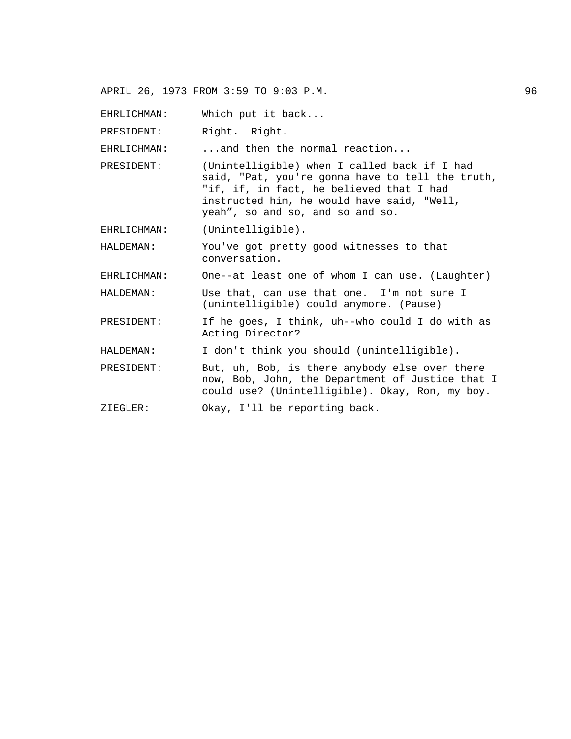EHRLICHMAN: Which put it back...

PRESIDENT: Right. Right.

EHRLICHMAN: ...and then the normal reaction...

PRESIDENT: (Unintelligible) when I called back if I had said, "Pat, you're gonna have to tell the truth, "if, if, in fact, he believed that I had instructed him, he would have said, "Well, yeah", so and so, and so and so.

EHRLICHMAN: (Unintelligible).

HALDEMAN: You've got pretty good witnesses to that conversation.

EHRLICHMAN: One--at least one of whom I can use. (Laughter)

HALDEMAN: Use that, can use that one. I'm not sure I (unintelligible) could anymore. (Pause)

PRESIDENT: If he goes, I think, uh--who could I do with as Acting Director?

HALDEMAN: I don't think you should (unintelligible).

PRESIDENT: But, uh, Bob, is there anybody else over there now, Bob, John, the Department of Justice that I could use? (Unintelligible). Okay, Ron, my boy.

ZIEGLER: Okay, I'll be reporting back.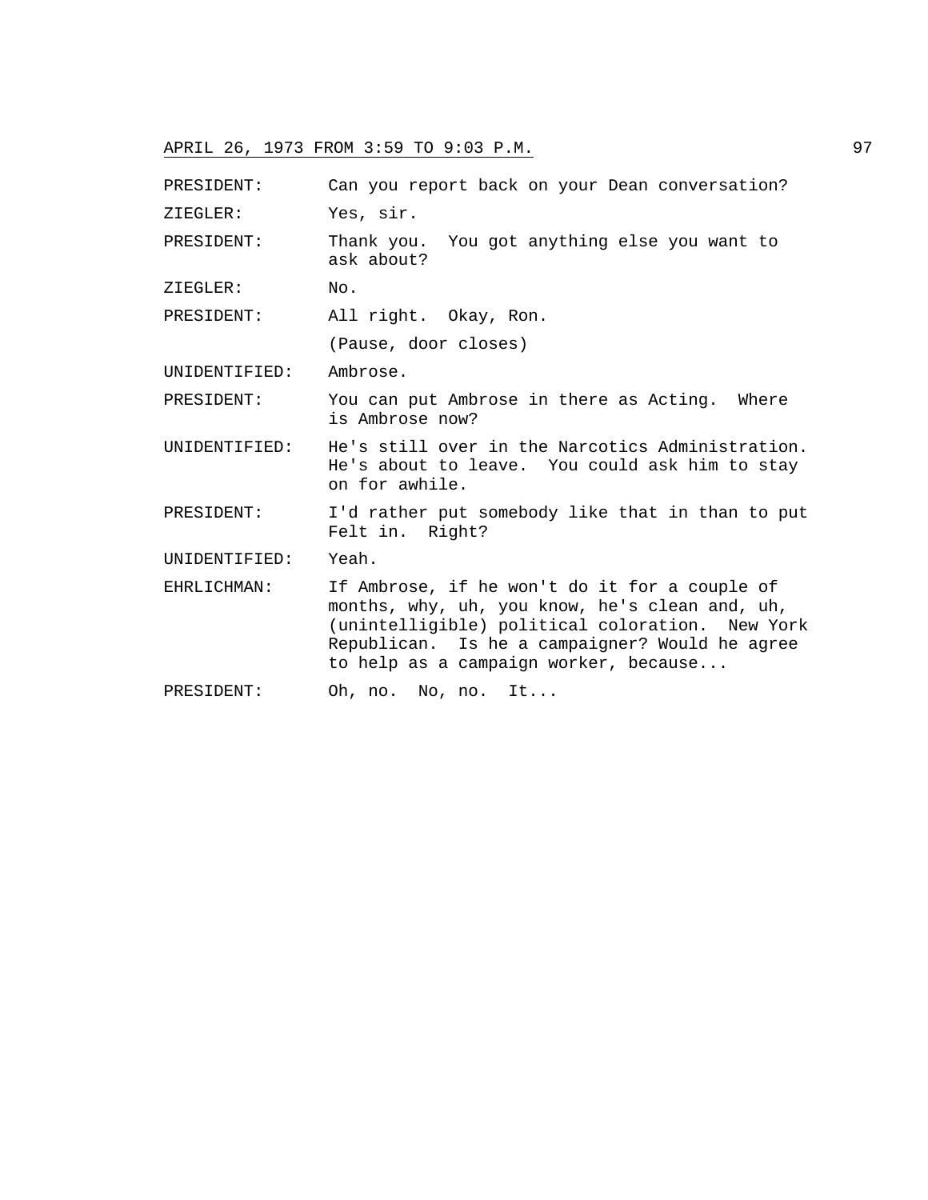PRESIDENT: Can you report back on your Dean conversation?

ZIEGLER: Yes, sir.

PRESIDENT: Thank you. You got anything else you want to ask about?

ZIEGLER: No.

PRESIDENT: All right. Okay, Ron.

(Pause, door closes)

UNIDENTIFIED: Ambrose.

PRESIDENT: You can put Ambrose in there as Acting. Where is Ambrose now?

UNIDENTIFIED: He's still over in the Narcotics Administration. He's about to leave. You could ask him to stay on for awhile.

PRESIDENT: I'd rather put somebody like that in than to put Felt in. Right?

UNIDENTIFIED: Yeah.

EHRLICHMAN: If Ambrose, if he won't do it for a couple of months, why, uh, you know, he's clean and, uh, (unintelligible) political coloration. New York Republican. Is he a campaigner? Would he agree to help as a campaign worker, because...

PRESIDENT: Oh, no. No, no. It...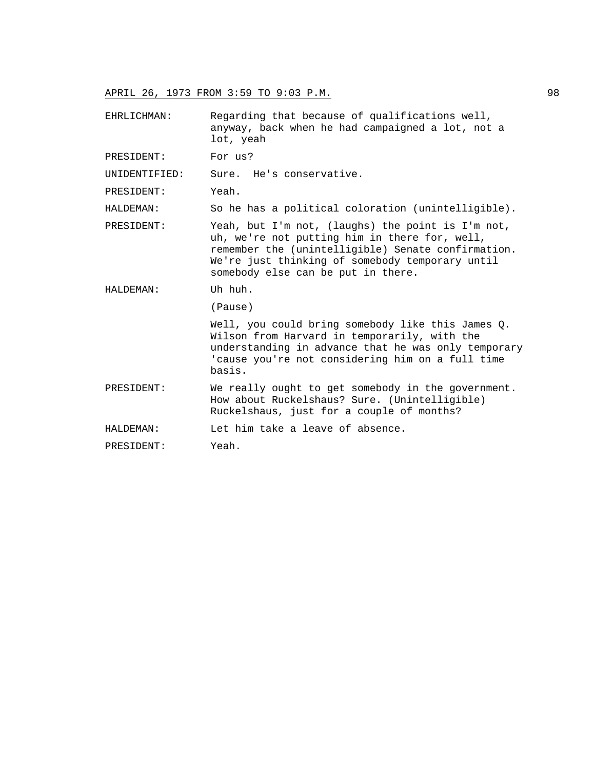EHRLICHMAN: Regarding that because of qualifications well, anyway, back when he had campaigned a lot, not a lot, yeah

PRESIDENT: For us?

UNIDENTIFIED: Sure. He's conservative.

PRESIDENT: Yeah.

HALDEMAN: So he has a political coloration (unintelligible).

PRESIDENT: Yeah, but I'm not, (laughs) the point is I'm not, uh, we're not putting him in there for, well, remember the (unintelligible) Senate confirmation. We're just thinking of somebody temporary until somebody else can be put in there.

HALDEMAN: Uh huh.

(Pause)

Well, you could bring somebody like this James Q. Wilson from Harvard in temporarily, with the understanding in advance that he was only temporary 'cause you're not considering him on a full time basis.

PRESIDENT: We really ought to get somebody in the government. How about Ruckelshaus? Sure. (Unintelligible) Ruckelshaus, just for a couple of months?

HALDEMAN: Let him take a leave of absence.

PRESIDENT: Yeah.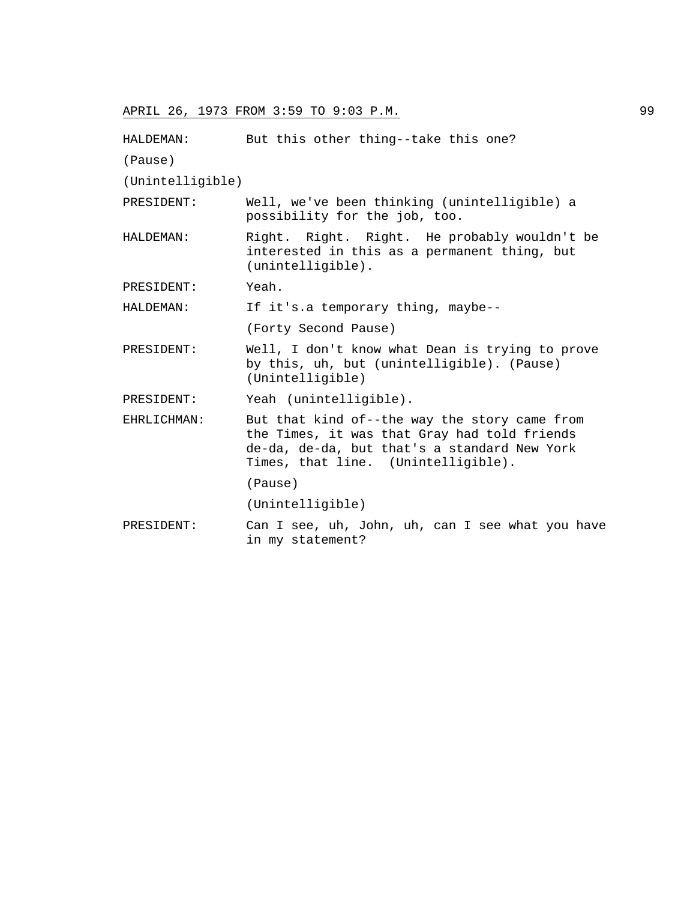HALDEMAN: But this other thing--take this one?

(Pause)

(Unintelligible)

PRESIDENT: Well, we've been thinking (unintelligible) a possibility for the job, too.

HALDEMAN: Right. Right. Right. He probably wouldn't be interested in this as a permanent thing, but (unintelligible).

PRESIDENT: Yeah.

HALDEMAN: If it's.a temporary thing, maybe--

(Forty Second Pause)

PRESIDENT: Well, I don't know what Dean is trying to prove by this, uh, but (unintelligible). (Pause) (Unintelligible)

PRESIDENT: Yeah (unintelligible).

EHRLICHMAN: But that kind of--the way the story came from the Times, it was that Gray had told friends de-da, de-da, but that's a standard New York Times, that line. (Unintelligible).

(Pause)

(Unintelligible)

PRESIDENT: Can I see, uh, John, uh, can I see what you have in my statement?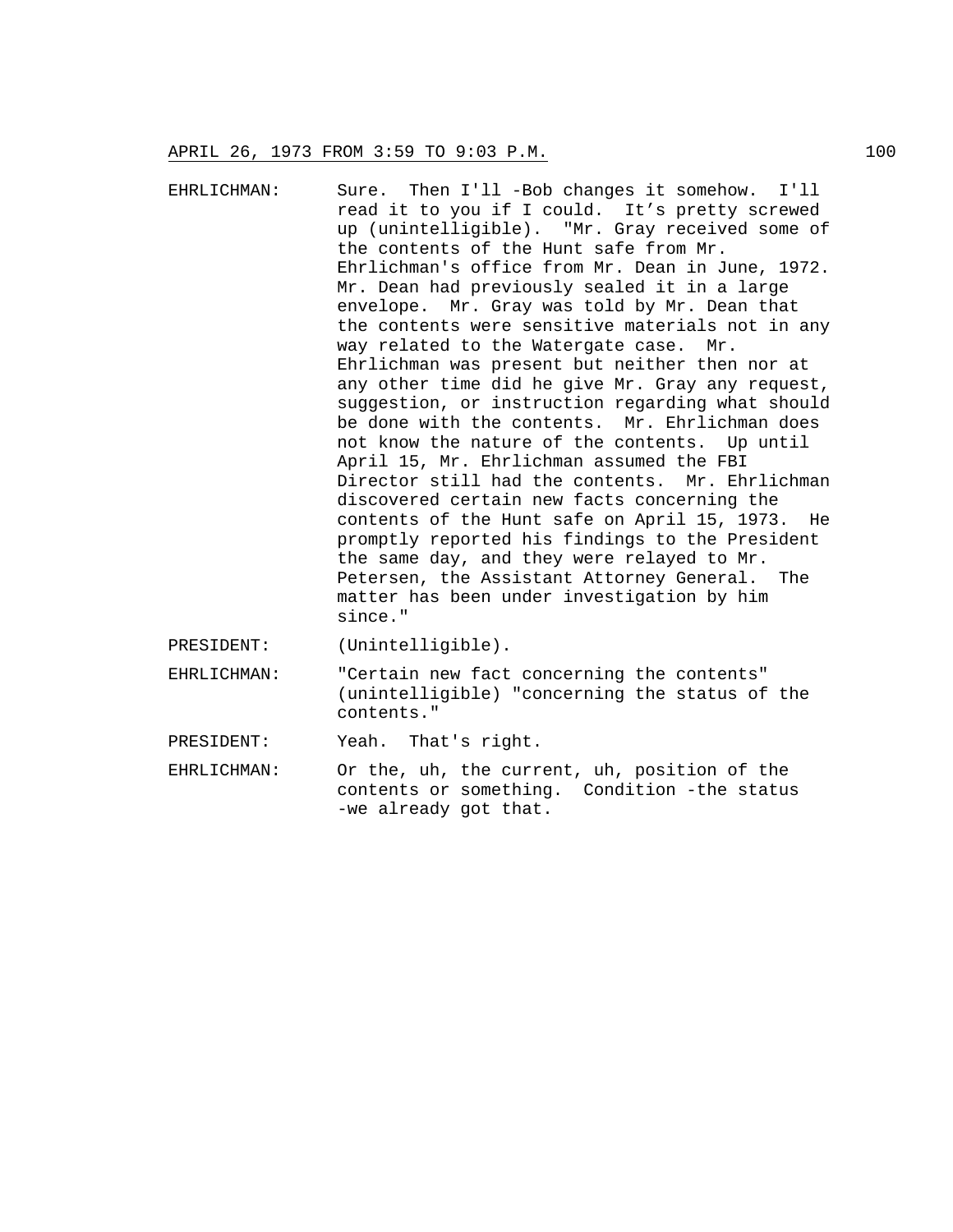EHRLICHMAN: Sure. Then I'll -Bob changes it somehow. I'll read it to you if I could. It's pretty screwed up (unintelligible). "Mr. Gray received some of the contents of the Hunt safe from Mr. Ehrlichman's office from Mr. Dean in June, 1972. Mr. Dean had previously sealed it in a large envelope. Mr. Gray was told by Mr. Dean that the contents were sensitive materials not in any way related to the Watergate case. Mr. Ehrlichman was present but neither then nor at any other time did he give Mr. Gray any request, suggestion, or instruction regarding what should be done with the contents. Mr. Ehrlichman does not know the nature of the contents. Up until April 15, Mr. Ehrlichman assumed the FBI Director still had the contents. Mr. Ehrlichman discovered certain new facts concerning the contents of the Hunt safe on April 15, 1973. He promptly reported his findings to the President the same day, and they were relayed to Mr. Petersen, the Assistant Attorney General. The matter has been under investigation by him since."

PRESIDENT: (Unintelligible).

EHRLICHMAN: "Certain new fact concerning the contents" (unintelligible) "concerning the status of the contents."

PRESIDENT: Yeah. That's right.

EHRLICHMAN: Or the, uh, the current, uh, position of the contents or something. Condition -the status -we already got that.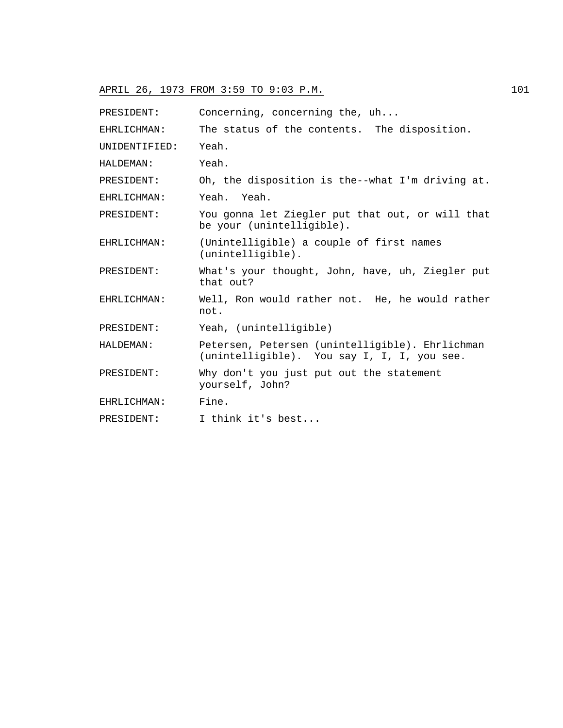APRIL 26, 1973 FROM 3:59 TO 9:03 P.M.

PRESIDENT: Concerning, concerning the, uh...

EHRLICHMAN: The status of the contents. The disposition.

UNIDENTIFIED: Yeah.

HALDEMAN: Yeah.

PRESIDENT: Oh, the disposition is the--what I'm driving at.

EHRLICHMAN: Yeah. Yeah.

PRESIDENT: You gonna let Ziegler put that out, or will that be your (unintelligible).

EHRLICHMAN: (Unintelligible) a couple of first names (unintelligible).

PRESIDENT: What's your thought, John, have, uh, Ziegler put that out?

EHRLICHMAN: Well, Ron would rather not. He, he would rather not.

PRESIDENT: Yeah, (unintelligible)

HALDEMAN: Petersen, Petersen (unintelligible). Ehrlichman (unintelligible). You say I, I, I, you see.

PRESIDENT: Why don't you just put out the statement yourself, John?

EHRLICHMAN: Fine.

PRESIDENT: I think it's best...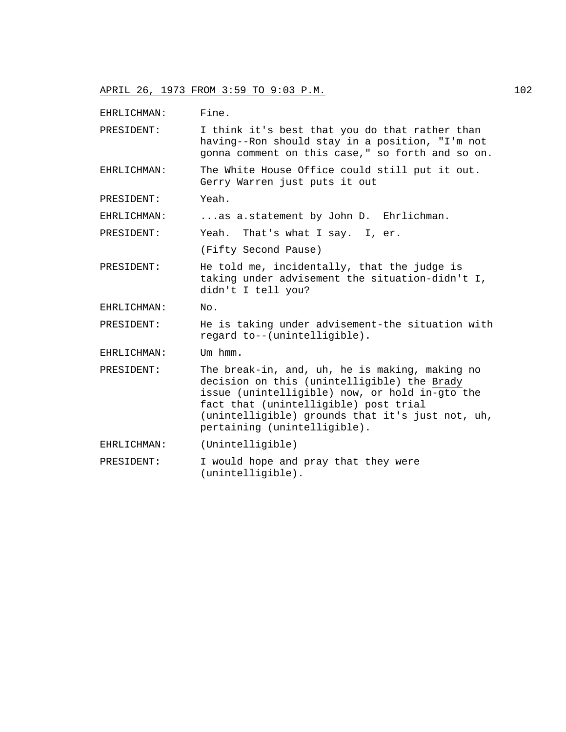APRIL 26, 1973 FROM 3:59 TO 9:03 P.M.

EHRLICHMAN: Fine.

PRESIDENT: I think it's best that you do that rather than having--Ron should stay in a position, "I'm not gonna comment on this case," so forth and so on.

EHRLICHMAN: The White House Office could still put it out. Gerry Warren just puts it out

PRESIDENT: Yeah.

EHRLICHMAN: ...as a.statement by John D. Ehrlichman.

PRESIDENT: Yeah. That's what I say. I, er.

(Fifty Second Pause)

PRESIDENT: He told me, incidentally, that the judge is taking under advisement the situation-didn't I, didn't I tell you?

EHRLICHMAN: No.

PRESIDENT: He is taking under advisement-the situation with regard to--(unintelligible).

EHRLICHMAN: Um hmm.

PRESIDENT: The break-in, and, uh, he is making, making no decision on this (unintelligible) the Brady issue (unintelligible) now, or hold in-gto the fact that (unintelligible) post trial (unintelligible) grounds that it's just not, uh, pertaining (unintelligible).

EHRLICHMAN: (Unintelligible)

PRESIDENT: I would hope and pray that they were (unintelligible).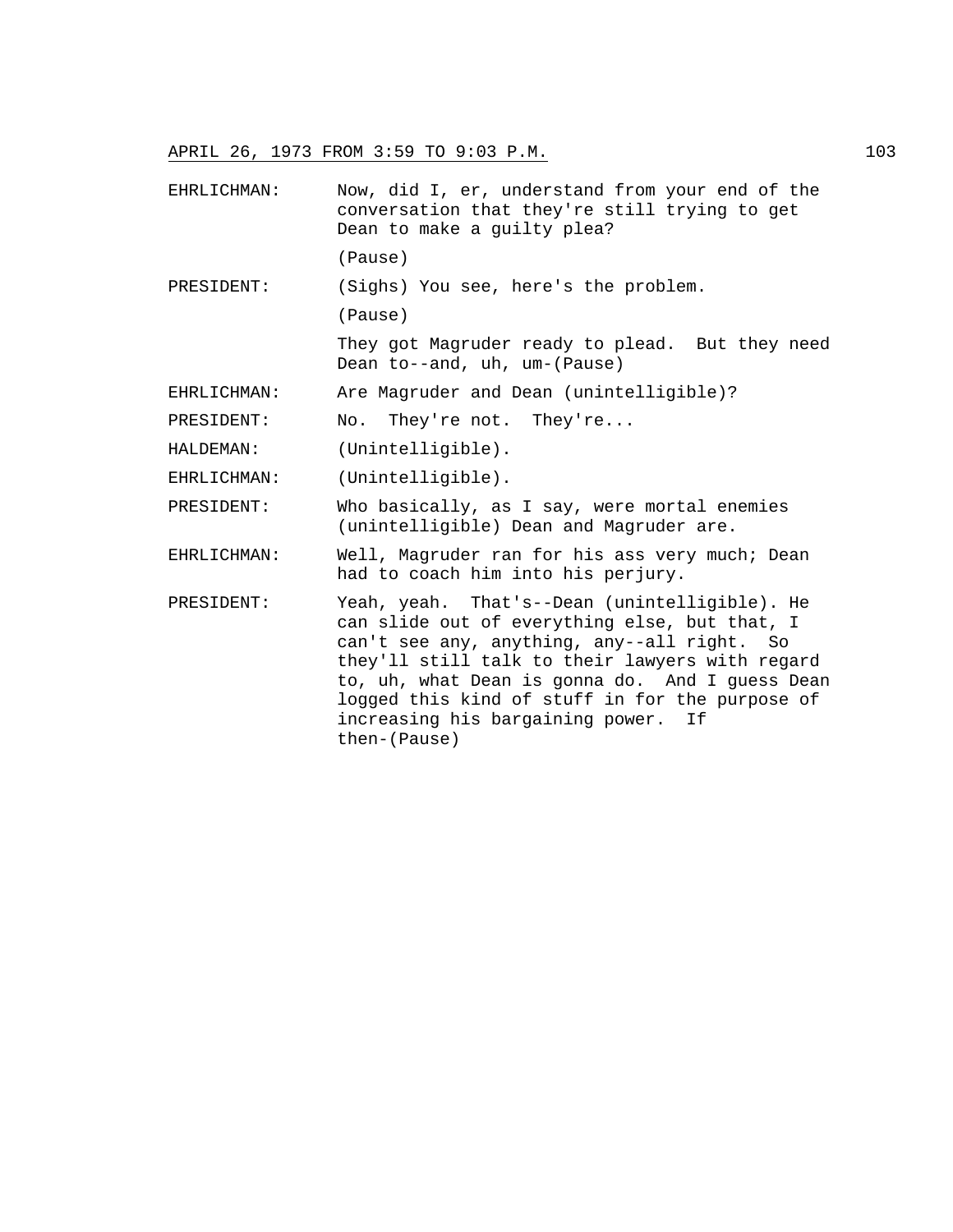EHRLICHMAN: Now, did I, er, understand from your end of the conversation that they're still trying to get Dean to make a guilty plea?

(Pause)

PRESIDENT: (Sighs) You see, here's the problem.

(Pause)

They got Magruder ready to plead. But they need Dean to--and, uh, um-(Pause)

EHRLICHMAN: Are Magruder and Dean (unintelligible)?

PRESIDENT: No. They're not. They're...

HALDEMAN: (Unintelligible).

EHRLICHMAN: (Unintelligible).

PRESIDENT: Who basically, as I say, were mortal enemies (unintelligible) Dean and Magruder are.

EHRLICHMAN: Well, Magruder ran for his ass very much; Dean had to coach him into his perjury.

PRESIDENT: Yeah, yeah. That's--Dean (unintelligible). He can slide out of everything else, but that, I can't see any, anything, any--all right. So they'll still talk to their lawyers with regard to, uh, what Dean is gonna do. And I guess Dean logged this kind of stuff in for the purpose of increasing his bargaining power. If then-(Pause)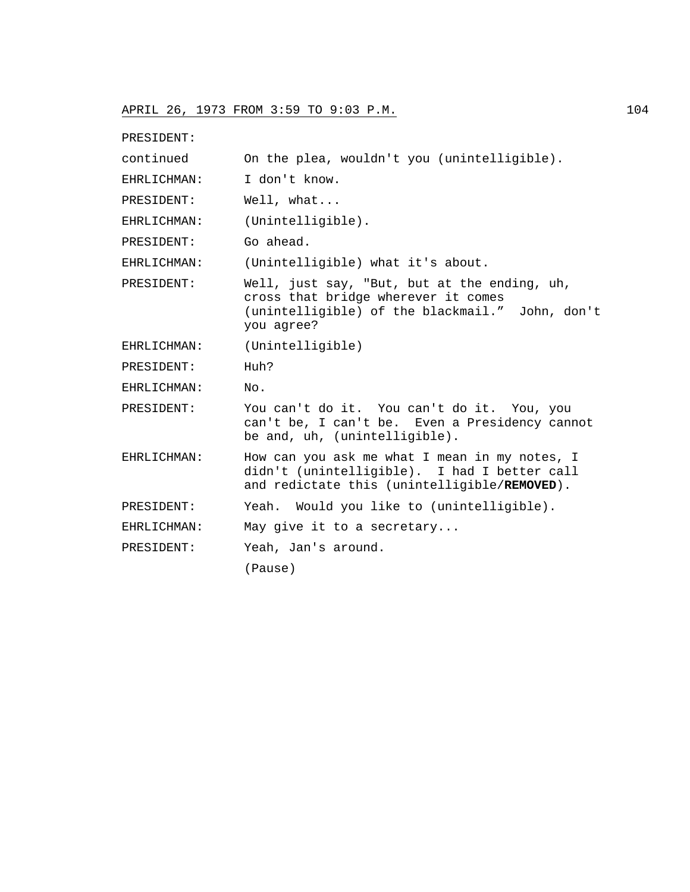APRIL 26, 1973 FROM 3:59 TO 9:03 P.M.

| | |
|---|---|
| PRESIDENT: continued | On the plea, wouldn't you (unintelligible). |
| EHRLICHMAN: | I don't know. |
| PRESIDENT: | Well, what... |
| EHRLICHMAN: | (Unintelligible). |
| PRESIDENT: | Go ahead. |
| EHRLICHMAN: | (Unintelligible) what it's about. |
| PRESIDENT: | Well, just say, "But, but at the ending, uh, cross that bridge wherever it comes (unintelligible) of the blackmail." John, don't you agree? |
| EHRLICHMAN: | (Unintelligible) |
| PRESIDENT: | Huh? |
| EHRLICHMAN: | No. |
| PRESIDENT: | You can't do it. You can't do it. You, you can't be, I can't be. Even a Presidency cannot be and, uh, (unintelligible). |
| EHRLICHMAN: | How can you ask me what I mean in my notes, I didn't (unintelligible). I had I better call and redictate this (unintelligible/**REMOVED**). |
| PRESIDENT: | Yeah. Would you like to (unintelligible). |
| EHRLICHMAN: | May give it to a secretary... |
| PRESIDENT: | Yeah, Jan's around. |
| | (Pause) |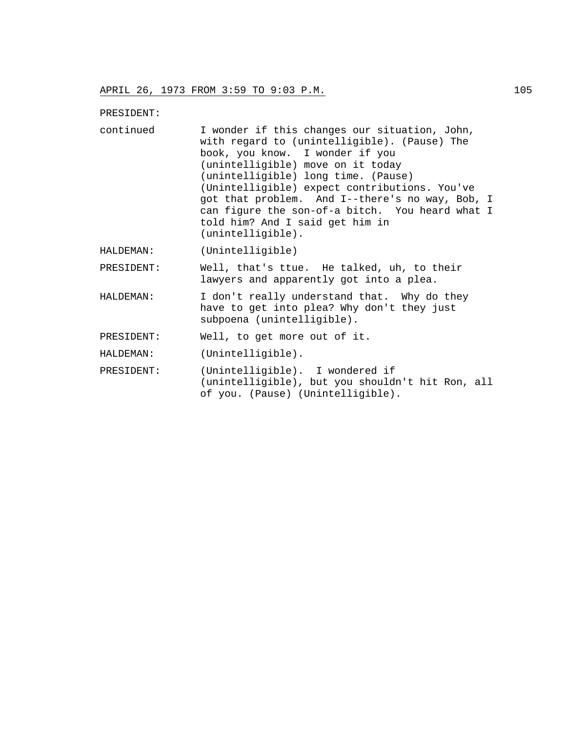PRESIDENT:

continued I wonder if this changes our situation, John, with regard to (unintelligible). (Pause) The book, you know. I wonder if you (unintelligible) move on it today (unintelligible) long time. (Pause) (Unintelligible) expect contributions. You've got that problem. And I--there's no way, Bob, I can figure the son-of-a bitch. You heard what I told him? And I said get him in (unintelligible).

HALDEMAN: (Unintelligible)

PRESIDENT: Well, that's ttue. He talked, uh, to their lawyers and apparently got into a plea.

HALDEMAN: I don't really understand that. Why do they have to get into plea? Why don't they just subpoena (unintelligible).

PRESIDENT: Well, to get more out of it.

HALDEMAN: (Unintelligible).

PRESIDENT: (Unintelligible). I wondered if (unintelligible), but you shouldn't hit Ron, all of you. (Pause) (Unintelligible).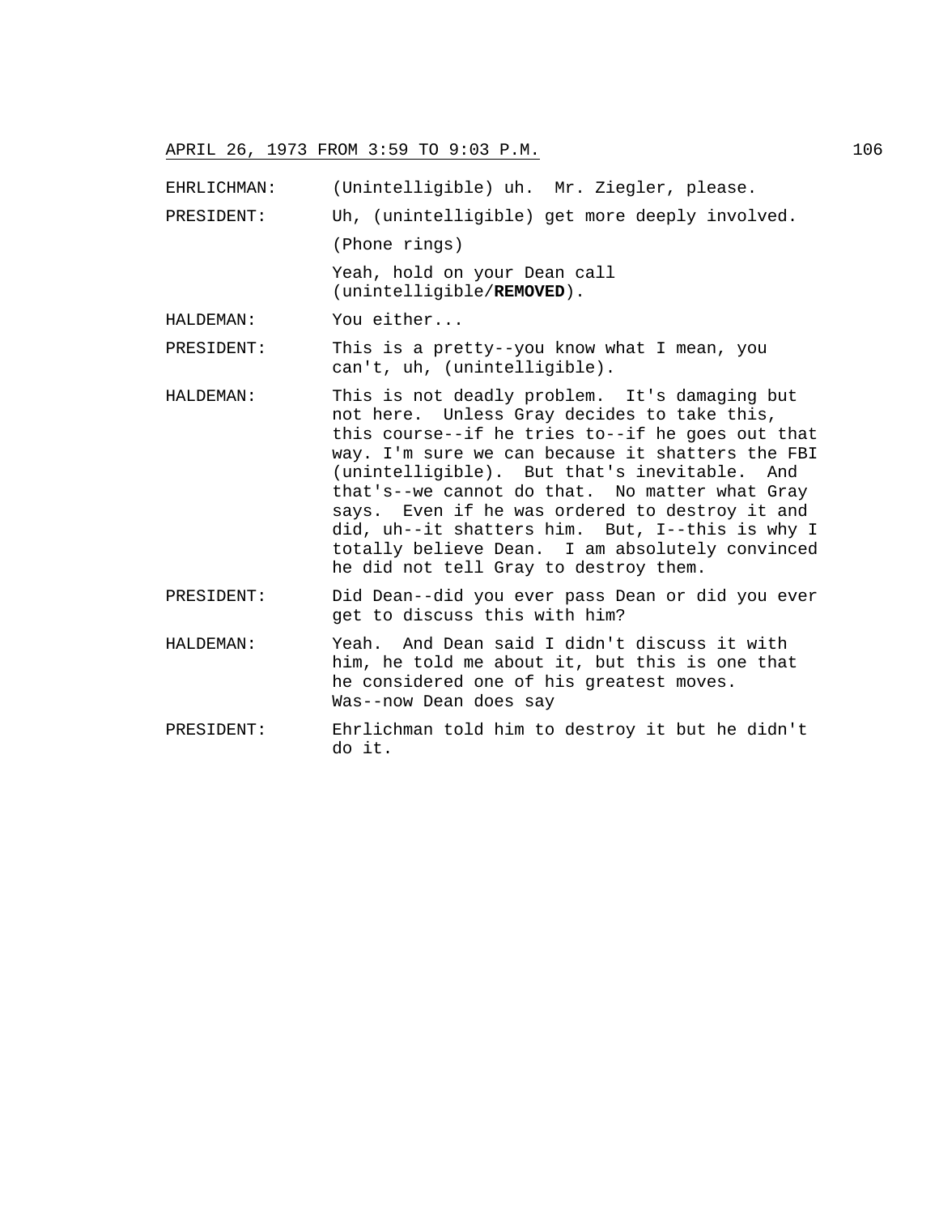EHRLICHMAN: (Unintelligible) uh. Mr. Ziegler, please.

PRESIDENT: Uh, (unintelligible) get more deeply involved.

(Phone rings)

Yeah, hold on your Dean call (unintelligible/**REMOVED**).

HALDEMAN: You either...

PRESIDENT: This is a pretty--you know what I mean, you can't, uh, (unintelligible).

HALDEMAN: This is not deadly problem. It's damaging but not here. Unless Gray decides to take this, this course--if he tries to--if he goes out that way. I'm sure we can because it shatters the FBI (unintelligible). But that's inevitable. And that's--we cannot do that. No matter what Gray says. Even if he was ordered to destroy it and did, uh--it shatters him. But, I--this is why I totally believe Dean. I am absolutely convinced he did not tell Gray to destroy them.

PRESIDENT: Did Dean--did you ever pass Dean or did you ever get to discuss this with him?

HALDEMAN: Yeah. And Dean said I didn't discuss it with him, he told me about it, but this is one that he considered one of his greatest moves. Was--now Dean does say

PRESIDENT: Ehrlichman told him to destroy it but he didn't do it.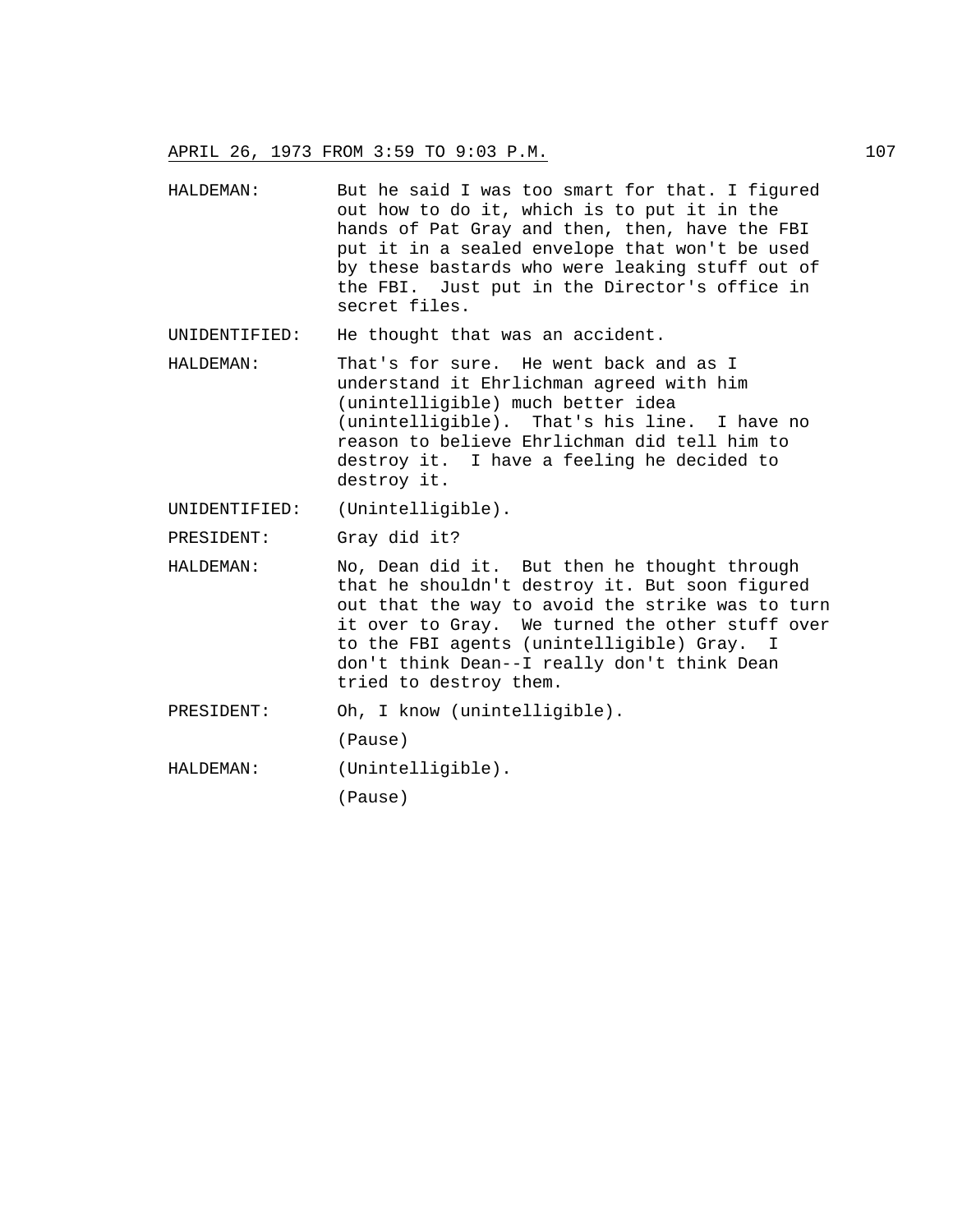HALDEMAN: But he said I was too smart for that. I figured out how to do it, which is to put it in the hands of Pat Gray and then, then, have the FBI put it in a sealed envelope that won't be used by these bastards who were leaking stuff out of the FBI. Just put in the Director's office in secret files.

UNIDENTIFIED: He thought that was an accident.

HALDEMAN: That's for sure. He went back and as I understand it Ehrlichman agreed with him (unintelligible) much better idea (unintelligible). That's his line. I have no reason to believe Ehrlichman did tell him to destroy it. I have a feeling he decided to destroy it.

UNIDENTIFIED: (Unintelligible).

PRESIDENT: Gray did it?

HALDEMAN: No, Dean did it. But then he thought through that he shouldn't destroy it. But soon figured out that the way to avoid the strike was to turn it over to Gray. We turned the other stuff over to the FBI agents (unintelligible) Gray. I don't think Dean--I really don't think Dean tried to destroy them.

PRESIDENT: Oh, I know (unintelligible).

(Pause)

HALDEMAN: (Unintelligible).

(Pause)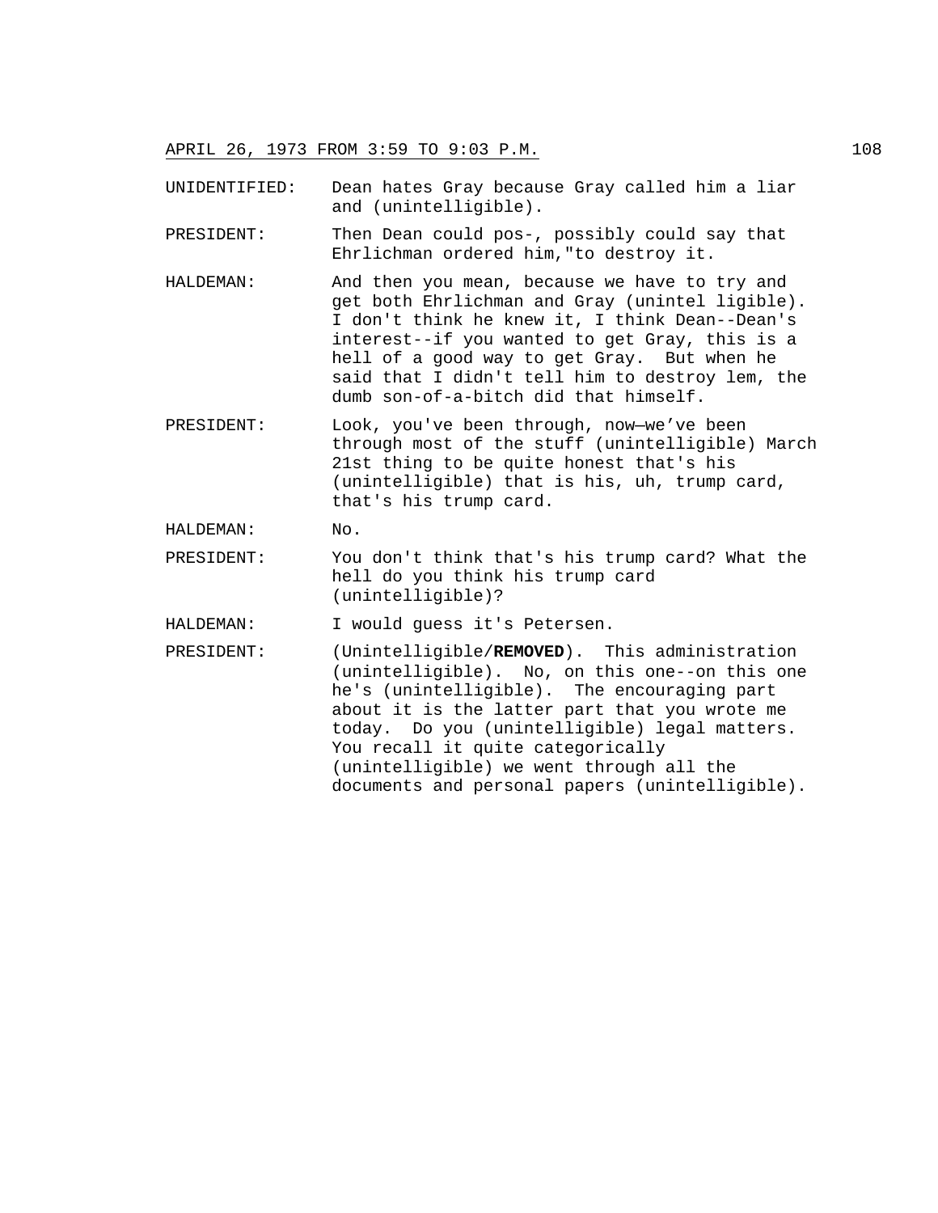UNIDENTIFIED: Dean hates Gray because Gray called him a liar and (unintelligible).

PRESIDENT: Then Dean could pos-, possibly could say that Ehrlichman ordered him,"to destroy it.

HALDEMAN: And then you mean, because we have to try and get both Ehrlichman and Gray (unintel ligible). I don't think he knew it, I think Dean--Dean's interest--if you wanted to get Gray, this is a hell of a good way to get Gray. But when he said that I didn't tell him to destroy lem, the dumb son-of-a-bitch did that himself.

PRESIDENT: Look, you've been through, now—we've been through most of the stuff (unintelligible) March 21st thing to be quite honest that's his (unintelligible) that is his, uh, trump card, that's his trump card.

HALDEMAN: No.

PRESIDENT: You don't think that's his trump card? What the hell do you think his trump card (unintelligible)?

HALDEMAN: I would guess it's Petersen.

PRESIDENT: (Unintelligible/**REMOVED**). This administration (unintelligible). No, on this one--on this one he's (unintelligible). The encouraging part about it is the latter part that you wrote me today. Do you (unintelligible) legal matters. You recall it quite categorically (unintelligible) we went through all the documents and personal papers (unintelligible).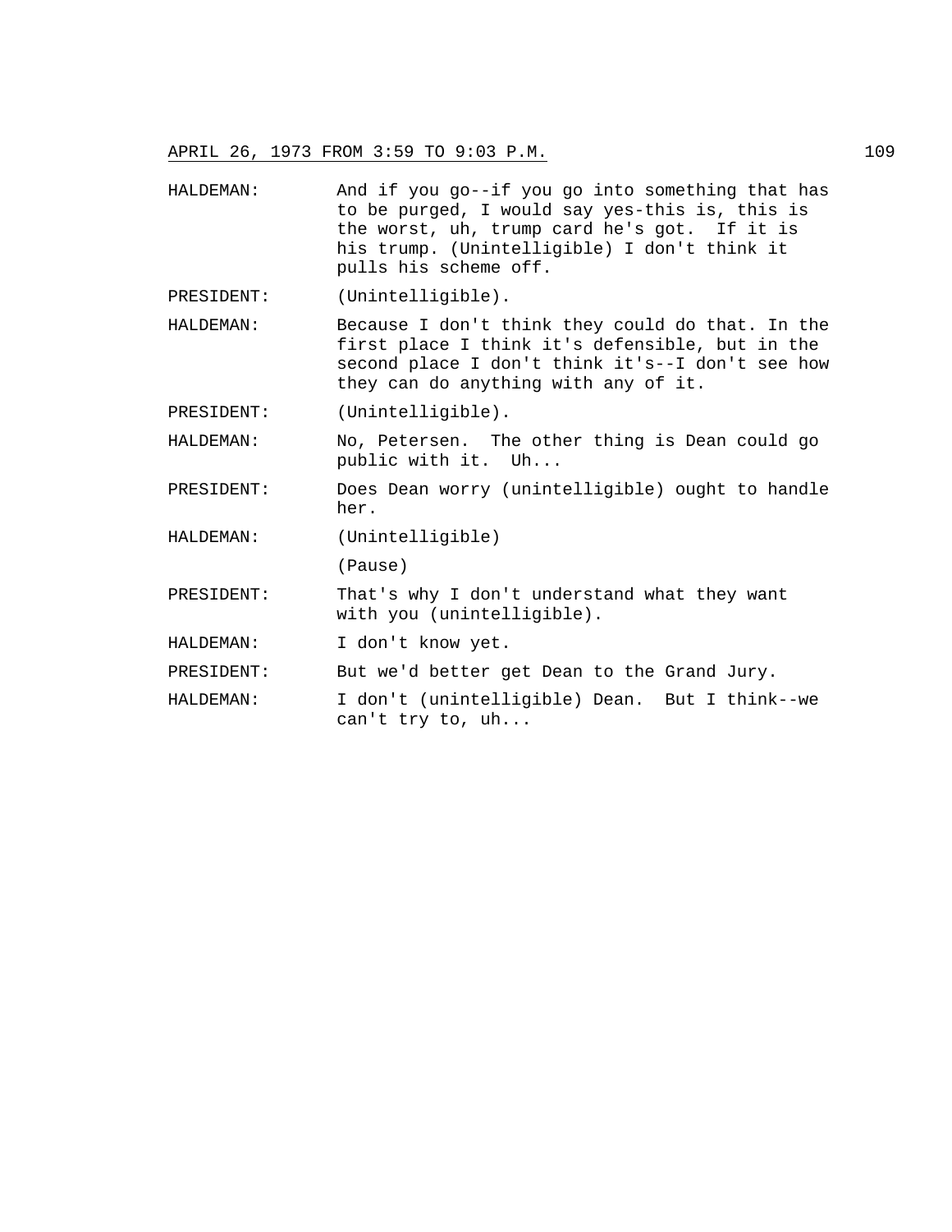HALDEMAN: And if you go--if you go into something that has to be purged, I would say yes-this is, this is the worst, uh, trump card he's got. If it is his trump. (Unintelligible) I don't think it pulls his scheme off.

PRESIDENT: (Unintelligible).

HALDEMAN: Because I don't think they could do that. In the first place I think it's defensible, but in the second place I don't think it's--I don't see how they can do anything with any of it.

PRESIDENT: (Unintelligible).

HALDEMAN: No, Petersen. The other thing is Dean could go public with it. Uh...

PRESIDENT: Does Dean worry (unintelligible) ought to handle her.

HALDEMAN: (Unintelligible)

(Pause)

PRESIDENT: That's why I don't understand what they want with you (unintelligible).

HALDEMAN: I don't know yet.

PRESIDENT: But we'd better get Dean to the Grand Jury.

HALDEMAN: I don't (unintelligible) Dean. But I think--we can't try to, uh...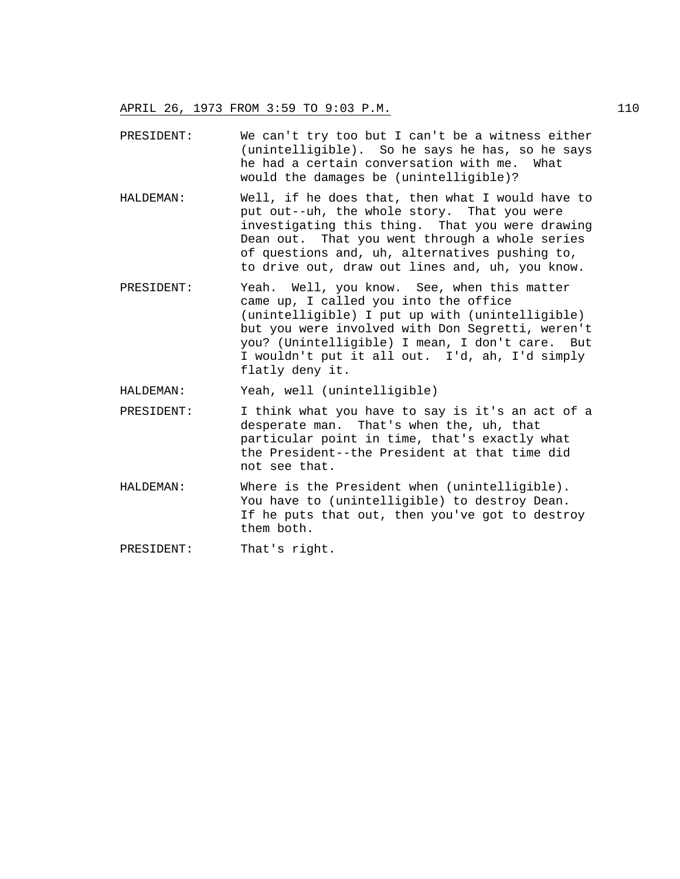PRESIDENT: We can't try too but I can't be a witness either (unintelligible). So he says he has, so he says he had a certain conversation with me. What would the damages be (unintelligible)?

HALDEMAN: Well, if he does that, then what I would have to put out--uh, the whole story. That you were investigating this thing. That you were drawing Dean out. That you went through a whole series of questions and, uh, alternatives pushing to, to drive out, draw out lines and, uh, you know.

PRESIDENT: Yeah. Well, you know. See, when this matter came up, I called you into the office (unintelligible) I put up with (unintelligible) but you were involved with Don Segretti, weren't you? (Unintelligible) I mean, I don't care. But I wouldn't put it all out. I'd, ah, I'd simply flatly deny it.

HALDEMAN: Yeah, well (unintelligible)

PRESIDENT: I think what you have to say is it's an act of a desperate man. That's when the, uh, that particular point in time, that's exactly what the President--the President at that time did not see that.

HALDEMAN: Where is the President when (unintelligible). You have to (unintelligible) to destroy Dean. If he puts that out, then you've got to destroy them both.

PRESIDENT: That's right.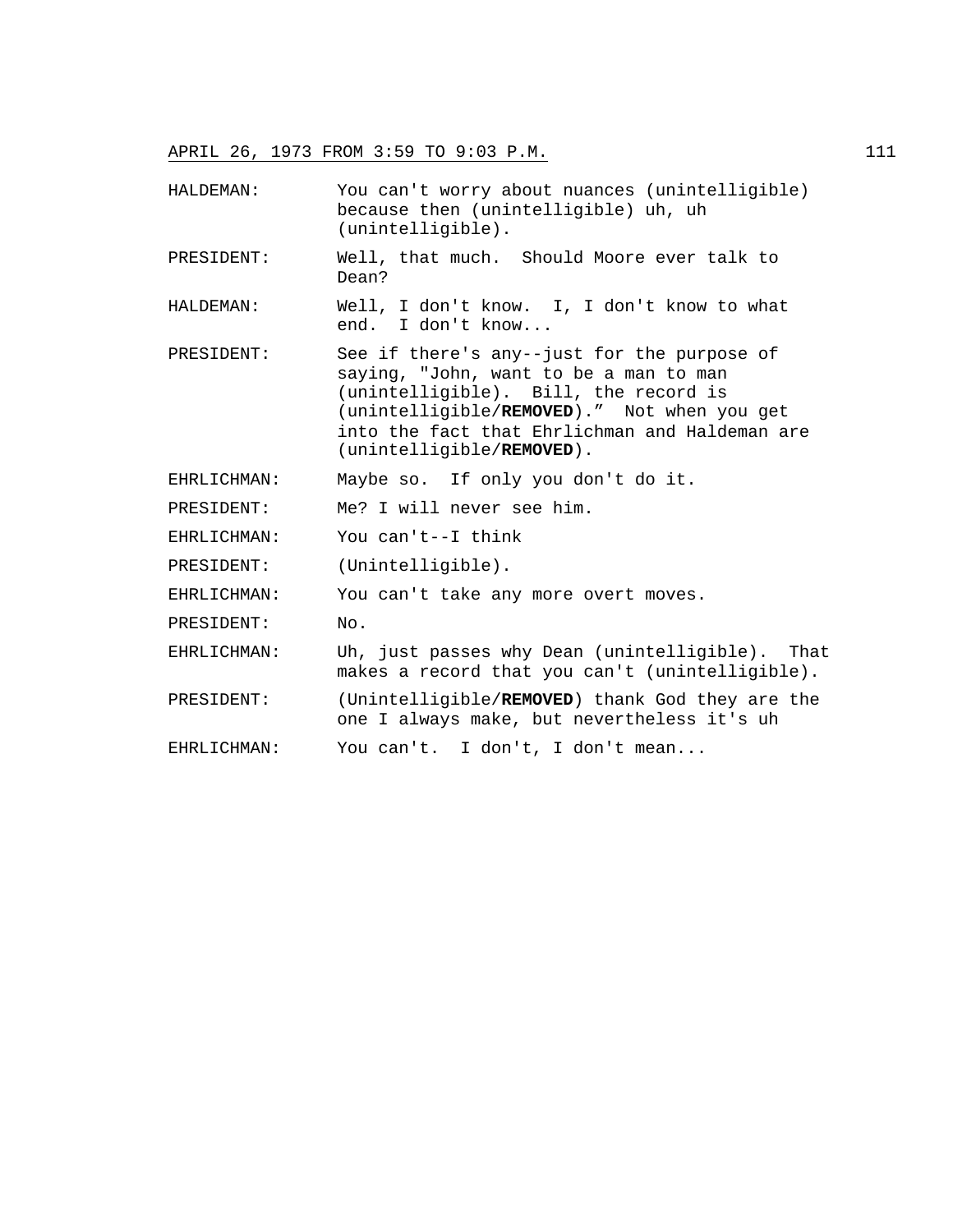HALDEMAN: You can't worry about nuances (unintelligible) because then (unintelligible) uh, uh (unintelligible).

PRESIDENT: Well, that much. Should Moore ever talk to Dean?

HALDEMAN: Well, I don't know. I, I don't know to what end. I don't know...

PRESIDENT: See if there's any--just for the purpose of saying, "John, want to be a man to man (unintelligible). Bill, the record is (unintelligible/**REMOVED**)." Not when you get into the fact that Ehrlichman and Haldeman are (unintelligible/**REMOVED**).

EHRLICHMAN: Maybe so. If only you don't do it.

PRESIDENT: Me? I will never see him.

EHRLICHMAN: You can't--I think

PRESIDENT: (Unintelligible).

EHRLICHMAN: You can't take any more overt moves.

PRESIDENT: No.

EHRLICHMAN: Uh, just passes why Dean (unintelligible). That makes a record that you can't (unintelligible).

PRESIDENT: (Unintelligible/**REMOVED**) thank God they are the one I always make, but nevertheless it's uh

EHRLICHMAN: You can't. I don't, I don't mean...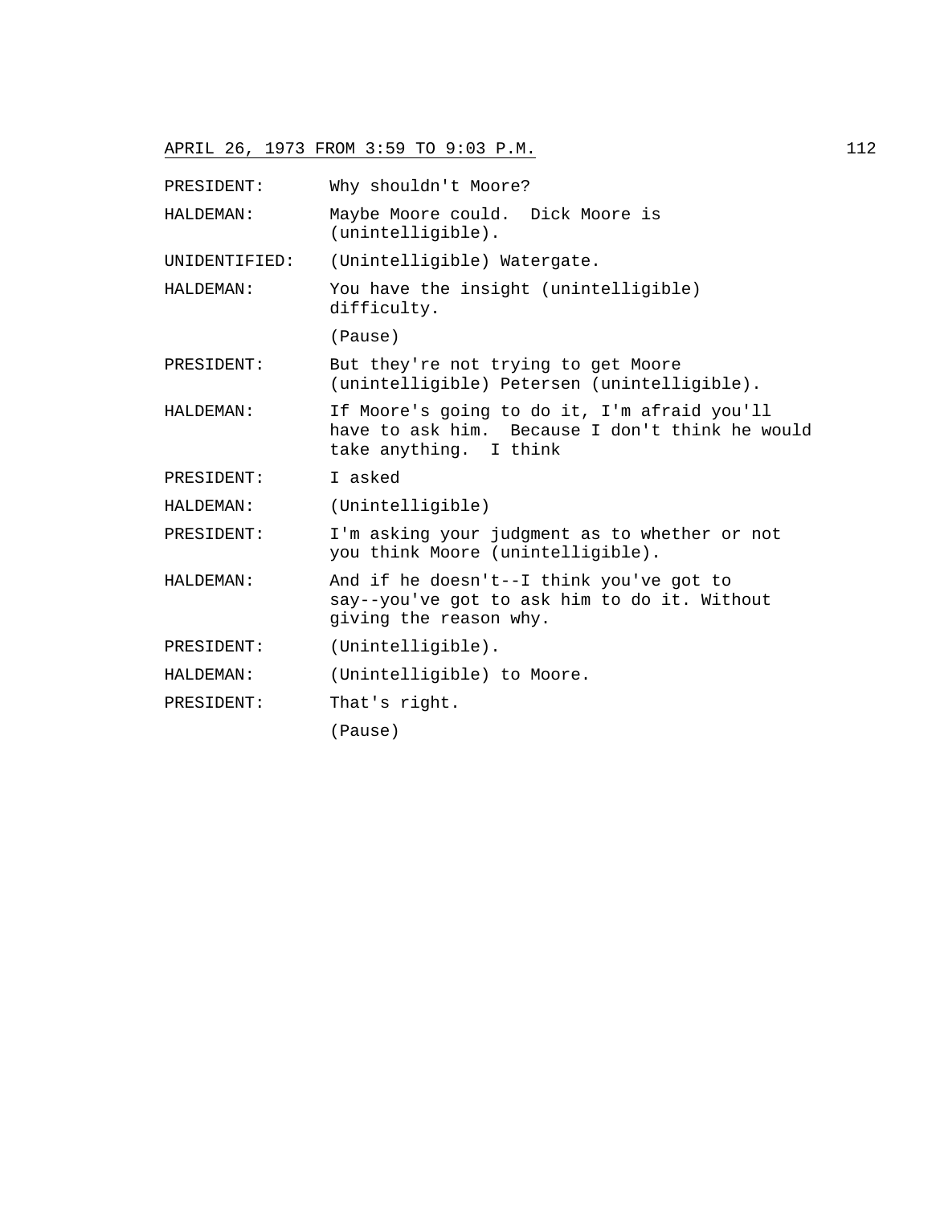PRESIDENT: Why shouldn't Moore?

HALDEMAN: Maybe Moore could. Dick Moore is (unintelligible).

UNIDENTIFIED: (Unintelligible) Watergate.

HALDEMAN: You have the insight (unintelligible) difficulty.

(Pause)

PRESIDENT: But they're not trying to get Moore (unintelligible) Petersen (unintelligible).

HALDEMAN: If Moore's going to do it, I'm afraid you'll have to ask him. Because I don't think he would take anything. I think

PRESIDENT: I asked

HALDEMAN: (Unintelligible)

PRESIDENT: I'm asking your judgment as to whether or not you think Moore (unintelligible).

HALDEMAN: And if he doesn't--I think you've got to say--you've got to ask him to do it. Without giving the reason why.

PRESIDENT: (Unintelligible).

HALDEMAN: (Unintelligible) to Moore.

PRESIDENT: That's right.

(Pause)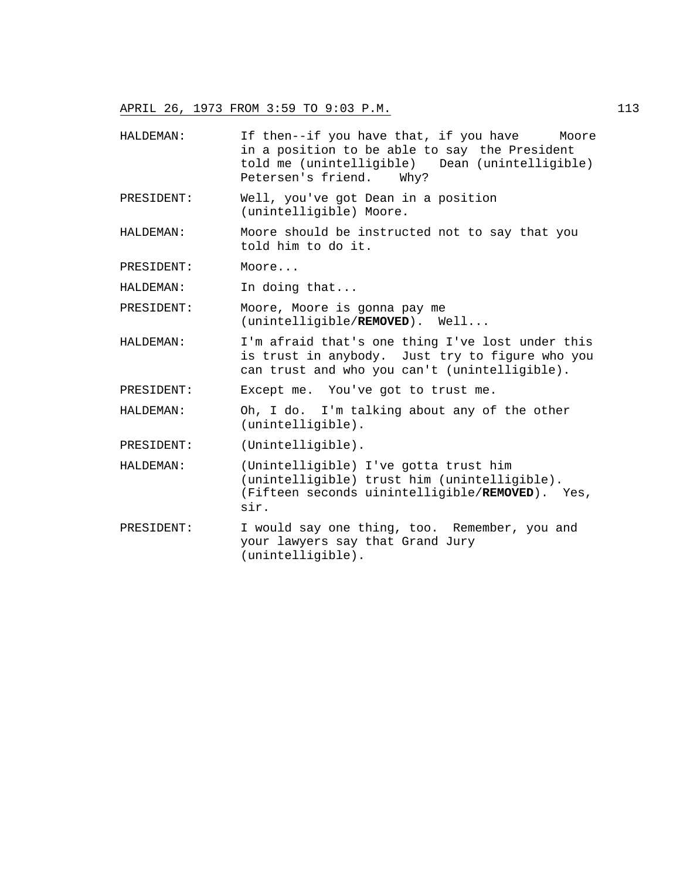HALDEMAN: If then--if you have that, if you have Moore in a position to be able to say the President told me (unintelligible) Dean (unintelligible) Petersen's friend. Why?

PRESIDENT: Well, you've got Dean in a position (unintelligible) Moore.

HALDEMAN: Moore should be instructed not to say that you told him to do it.

PRESIDENT: Moore...

HALDEMAN: In doing that...

PRESIDENT: Moore, Moore is gonna pay me (unintelligible/**REMOVED**). Well...

HALDEMAN: I'm afraid that's one thing I've lost under this is trust in anybody. Just try to figure who you can trust and who you can't (unintelligible).

PRESIDENT: Except me. You've got to trust me.

HALDEMAN: Oh, I do. I'm talking about any of the other (unintelligible).

PRESIDENT: (Unintelligible).

HALDEMAN: (Unintelligible) I've gotta trust him (unintelligible) trust him (unintelligible). (Fifteen seconds uinintelligible/**REMOVED**). Yes, sir.

PRESIDENT: I would say one thing, too. Remember, you and your lawyers say that Grand Jury (unintelligible).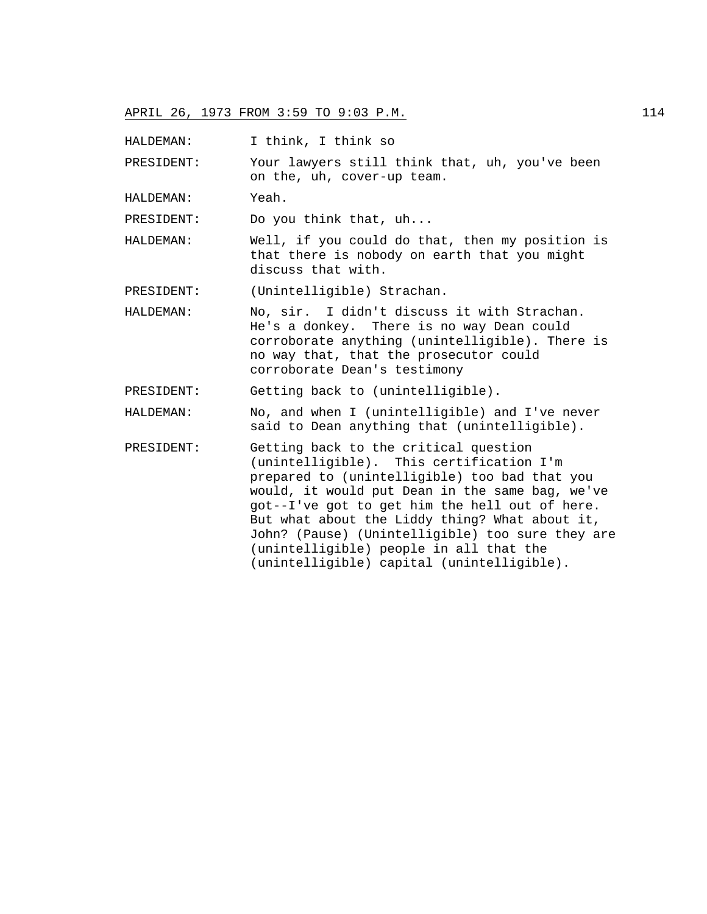HALDEMAN: I think, I think so

PRESIDENT: Your lawyers still think that, uh, you've been on the, uh, cover-up team.

HALDEMAN: Yeah.

PRESIDENT: Do you think that, uh...

HALDEMAN: Well, if you could do that, then my position is that there is nobody on earth that you might discuss that with.

PRESIDENT: (Unintelligible) Strachan.

HALDEMAN: No, sir. I didn't discuss it with Strachan. He's a donkey. There is no way Dean could corroborate anything (unintelligible). There is no way that, that the prosecutor could corroborate Dean's testimony

PRESIDENT: Getting back to (unintelligible).

HALDEMAN: No, and when I (unintelligible) and I've never said to Dean anything that (unintelligible).

PRESIDENT: Getting back to the critical question (unintelligible). This certification I'm prepared to (unintelligible) too bad that you would, it would put Dean in the same bag, we've got--I've got to get him the hell out of here. But what about the Liddy thing? What about it, John? (Pause) (Unintelligible) too sure they are (unintelligible) people in all that the (unintelligible) capital (unintelligible).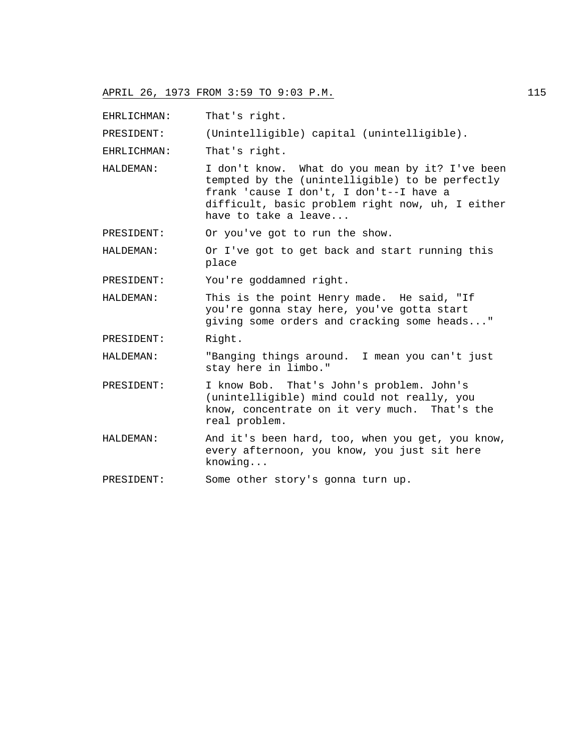EHRLICHMAN: That's right.

PRESIDENT: (Unintelligible) capital (unintelligible).

EHRLICHMAN: That's right.

HALDEMAN: I don't know. What do you mean by it? I've been tempted by the (unintelligible) to be perfectly frank 'cause I don't, I don't--I have a difficult, basic problem right now, uh, I either have to take a leave...

PRESIDENT: Or you've got to run the show.

HALDEMAN: Or I've got to get back and start running this place

PRESIDENT: You're goddamned right.

HALDEMAN: This is the point Henry made. He said, "If you're gonna stay here, you've gotta start giving some orders and cracking some heads..."

PRESIDENT: Right.

HALDEMAN: "Banging things around. I mean you can't just stay here in limbo."

PRESIDENT: I know Bob. That's John's problem. John's (unintelligible) mind could not really, you know, concentrate on it very much. That's the real problem.

HALDEMAN: And it's been hard, too, when you get, you know, every afternoon, you know, you just sit here knowing...

PRESIDENT: Some other story's gonna turn up.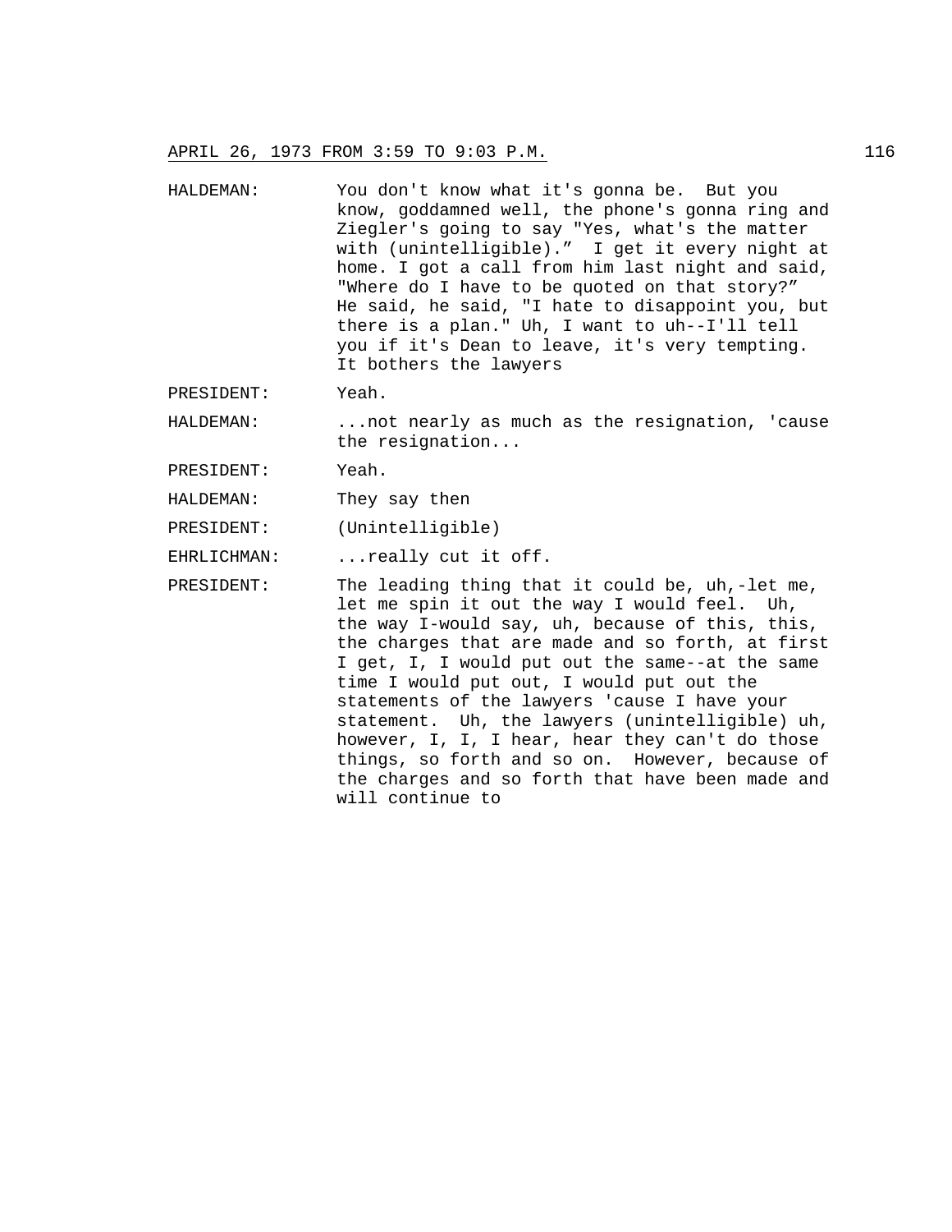HALDEMAN: You don't know what it's gonna be. But you know, goddamned well, the phone's gonna ring and Ziegler's going to say "Yes, what's the matter with (unintelligible)." I get it every night at home. I got a call from him last night and said, "Where do I have to be quoted on that story?" He said, he said, "I hate to disappoint you, but there is a plan." Uh, I want to uh--I'll tell you if it's Dean to leave, it's very tempting. It bothers the lawyers

PRESIDENT: Yeah.

HALDEMAN: ...not nearly as much as the resignation, 'cause the resignation...

PRESIDENT: Yeah.

HALDEMAN: They say then

PRESIDENT: (Unintelligible)

EHRLICHMAN: ...really cut it off.

PRESIDENT: The leading thing that it could be, uh,-let me, let me spin it out the way I would feel. Uh, the way I-would say, uh, because of this, this, the charges that are made and so forth, at first I get, I, I would put out the same--at the same time I would put out, I would put out the statements of the lawyers 'cause I have your statement. Uh, the lawyers (unintelligible) uh, however, I, I, I hear, hear they can't do those things, so forth and so on. However, because of the charges and so forth that have been made and will continue to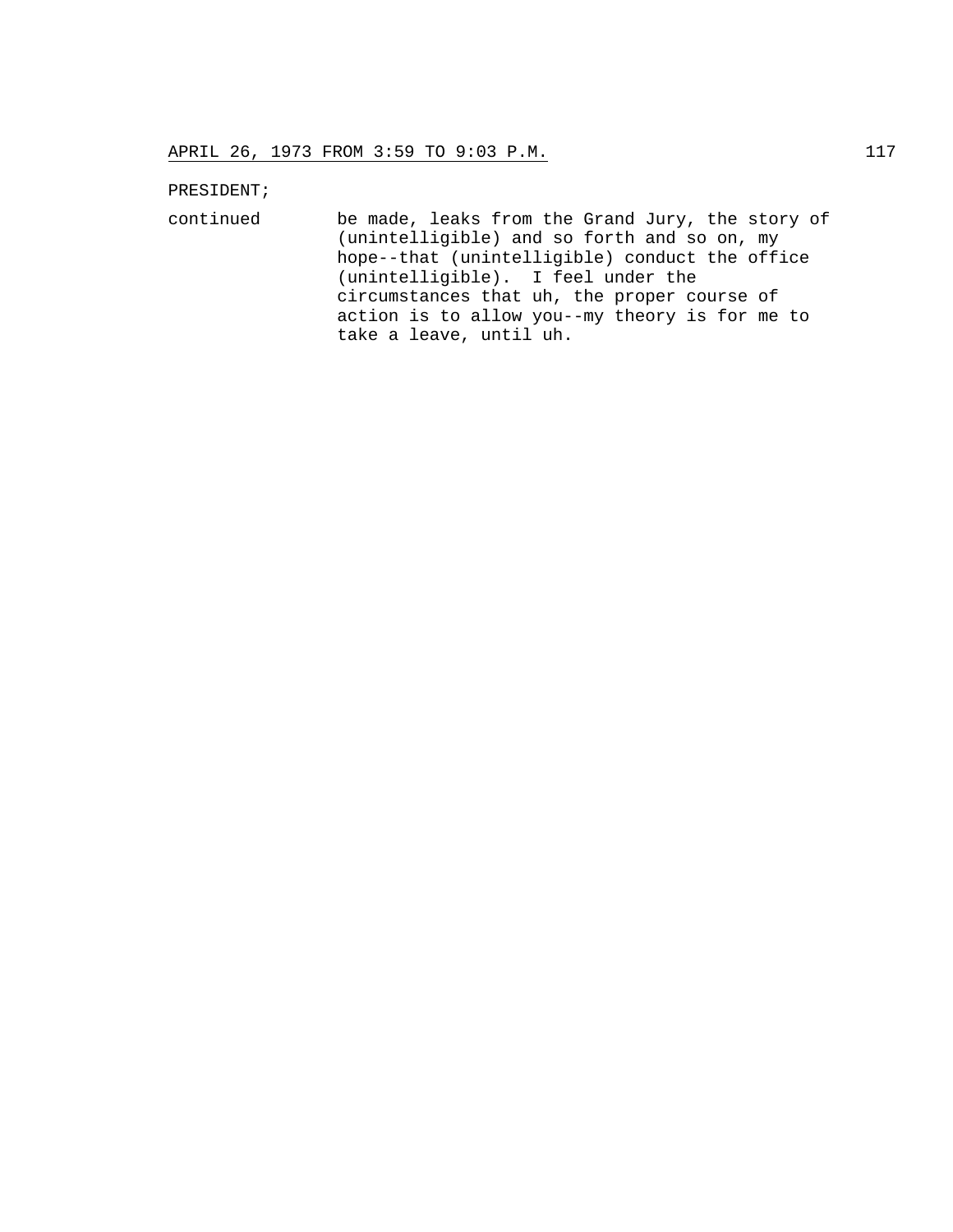PRESIDENT;

continued be made, leaks from the Grand Jury, the story of (unintelligible) and so forth and so on, my hope--that (unintelligible) conduct the office (unintelligible). I feel under the circumstances that uh, the proper course of action is to allow you--my theory is for me to take a leave, until uh.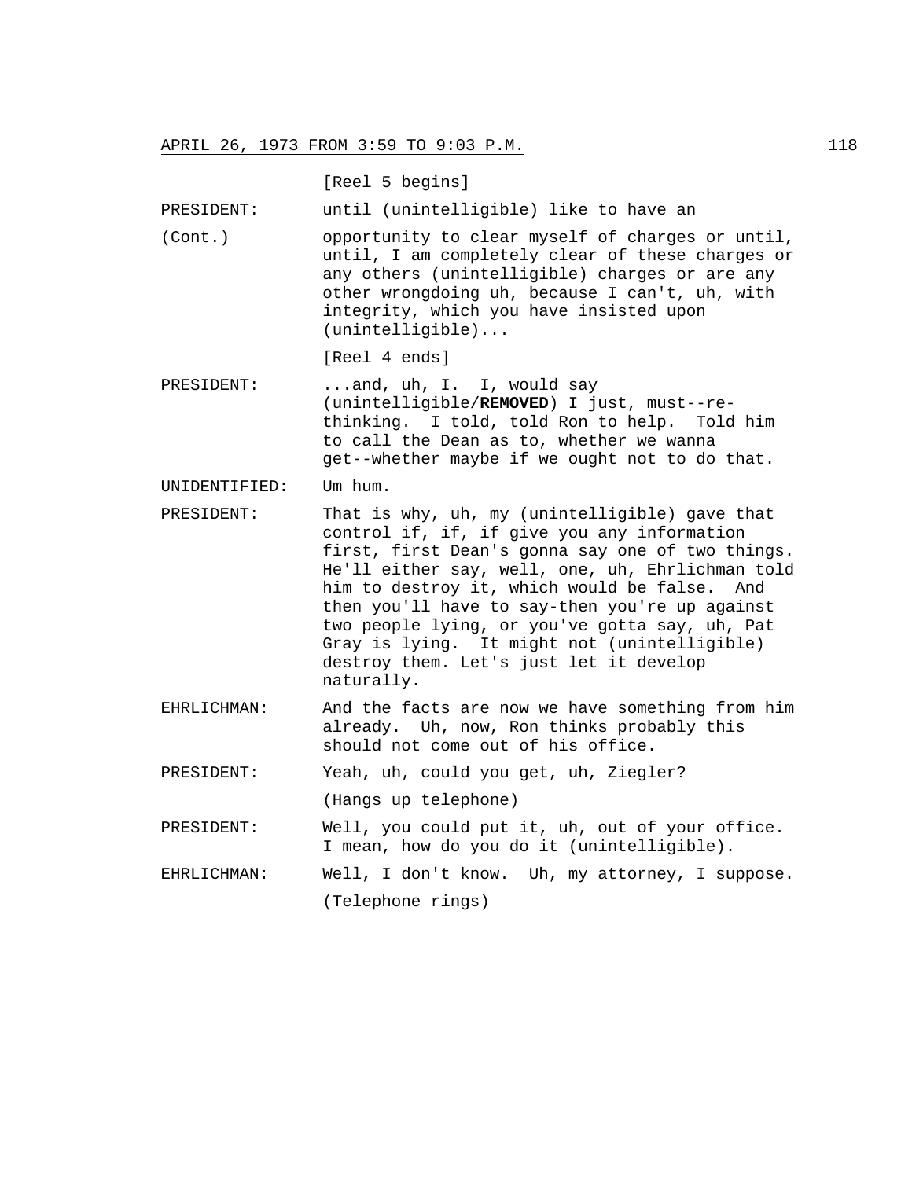[Reel 5 begins]

PRESIDENT: until (unintelligible) like to have an

(Cont.) opportunity to clear myself of charges or until, until, I am completely clear of these charges or any others (unintelligible) charges or are any other wrongdoing uh, because I can't, uh, with integrity, which you have insisted upon (unintelligible)...

[Reel 4 ends]

PRESIDENT: ...and, uh, I. I, would say (unintelligible/**REMOVED**) I just, must--re-thinking. I told, told Ron to help. Told him to call the Dean as to, whether we wanna get--whether maybe if we ought not to do that.

UNIDENTIFIED: Um hum.

PRESIDENT: That is why, uh, my (unintelligible) gave that control if, if, if give you any information first, first Dean's gonna say one of two things. He'll either say, well, one, uh, Ehrlichman told him to destroy it, which would be false. And then you'll have to say-then you're up against two people lying, or you've gotta say, uh, Pat Gray is lying. It might not (unintelligible) destroy them. Let's just let it develop naturally.

EHRLICHMAN: And the facts are now we have something from him already. Uh, now, Ron thinks probably this should not come out of his office.

PRESIDENT: Yeah, uh, could you get, uh, Ziegler?

(Hangs up telephone)

PRESIDENT: Well, you could put it, uh, out of your office. I mean, how do you do it (unintelligible).

EHRLICHMAN: Well, I don't know. Uh, my attorney, I suppose.

(Telephone rings)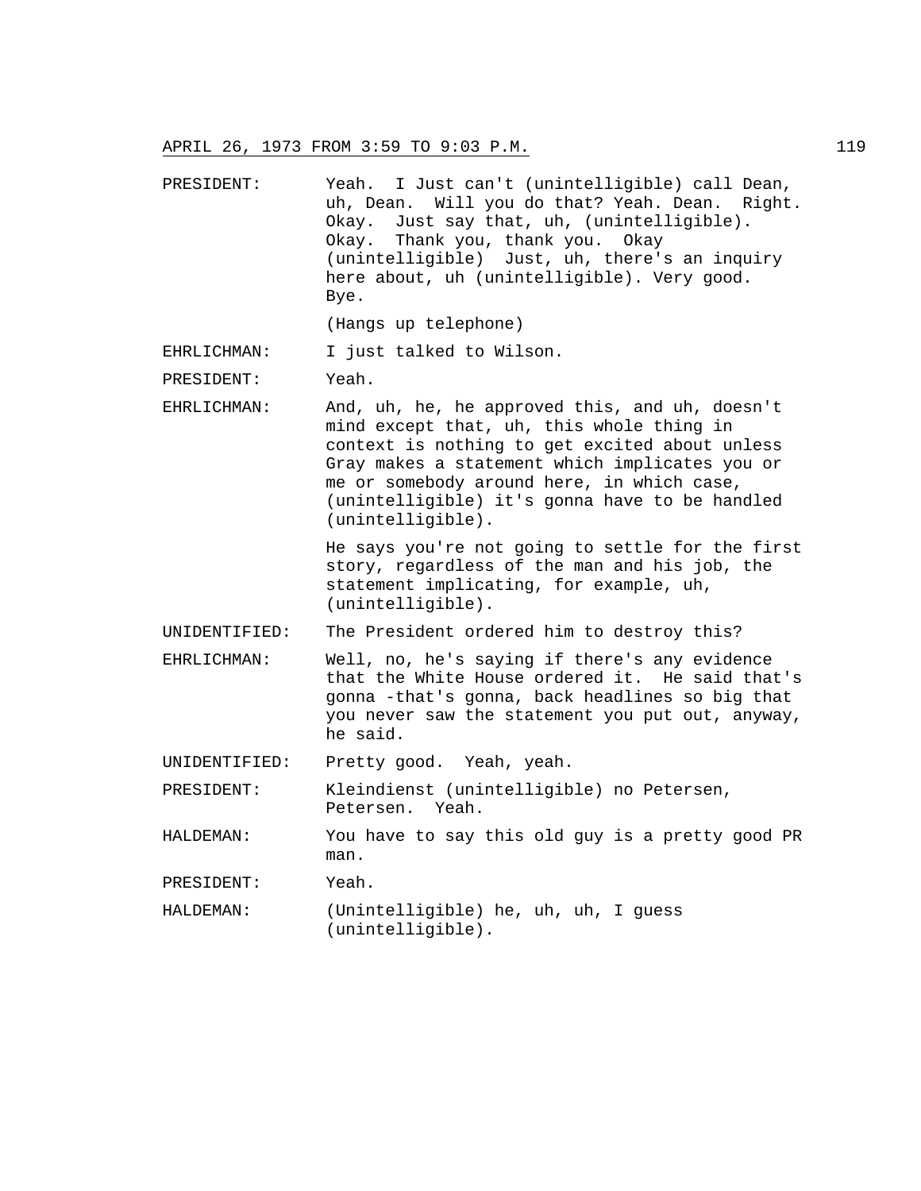PRESIDENT: Yeah. I Just can't (unintelligible) call Dean, uh, Dean. Will you do that? Yeah. Dean. Right. Okay. Just say that, uh, (unintelligible). Okay. Thank you, thank you. Okay (unintelligible) Just, uh, there's an inquiry here about, uh (unintelligible). Very good. Bye.

(Hangs up telephone)

EHRLICHMAN: I just talked to Wilson.

PRESIDENT: Yeah.

EHRLICHMAN: And, uh, he, he approved this, and uh, doesn't mind except that, uh, this whole thing in context is nothing to get excited about unless Gray makes a statement which implicates you or me or somebody around here, in which case, (unintelligible) it's gonna have to be handled (unintelligible).

He says you're not going to settle for the first story, regardless of the man and his job, the statement implicating, for example, uh, (unintelligible).

UNIDENTIFIED: The President ordered him to destroy this?

EHRLICHMAN: Well, no, he's saying if there's any evidence that the White House ordered it. He said that's gonna -that's gonna, back headlines so big that you never saw the statement you put out, anyway, he said.

UNIDENTIFIED: Pretty good. Yeah, yeah.

PRESIDENT: Kleindienst (unintelligible) no Petersen, Petersen. Yeah.

HALDEMAN: You have to say this old guy is a pretty good PR man.

PRESIDENT: Yeah.

HALDEMAN: (Unintelligible) he, uh, uh, I guess (unintelligible).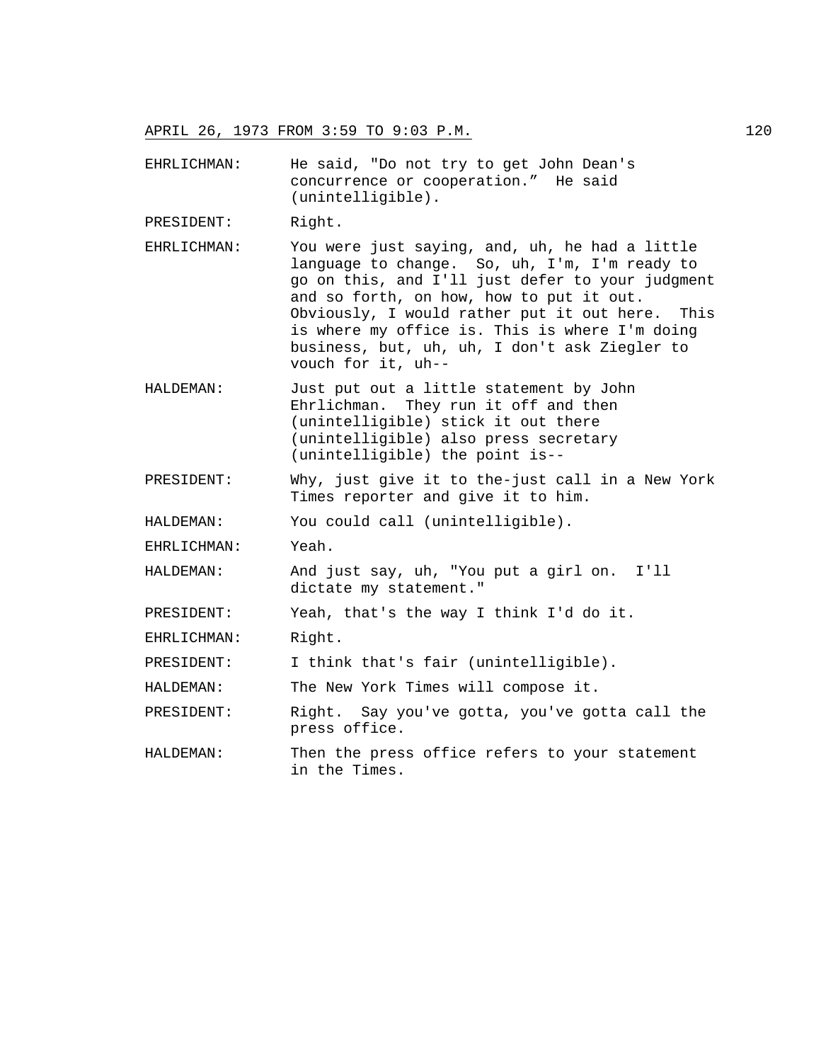EHRLICHMAN: He said, "Do not try to get John Dean's concurrence or cooperation." He said (unintelligible).

PRESIDENT: Right.

EHRLICHMAN: You were just saying, and, uh, he had a little language to change. So, uh, I'm, I'm ready to go on this, and I'll just defer to your judgment and so forth, on how, how to put it out. Obviously, I would rather put it out here. This is where my office is. This is where I'm doing business, but, uh, uh, I don't ask Ziegler to vouch for it, uh--

HALDEMAN: Just put out a little statement by John Ehrlichman. They run it off and then (unintelligible) stick it out there (unintelligible) also press secretary (unintelligible) the point is--

PRESIDENT: Why, just give it to the-just call in a New York Times reporter and give it to him.

HALDEMAN: You could call (unintelligible).

EHRLICHMAN: Yeah.

HALDEMAN: And just say, uh, "You put a girl on. I'll dictate my statement."

PRESIDENT: Yeah, that's the way I think I'd do it.

EHRLICHMAN: Right.

PRESIDENT: I think that's fair (unintelligible).

HALDEMAN: The New York Times will compose it.

PRESIDENT: Right. Say you've gotta, you've gotta call the press office.

HALDEMAN: Then the press office refers to your statement in the Times.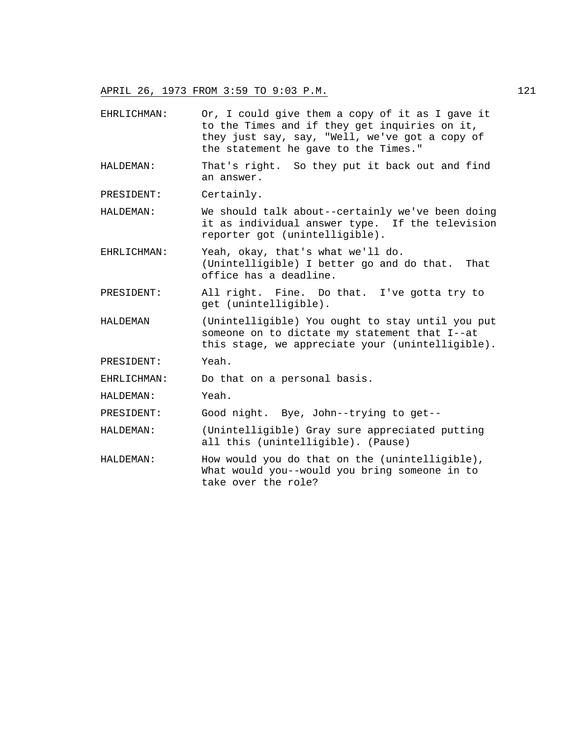EHRLICHMAN: Or, I could give them a copy of it as I gave it to the Times and if they get inquiries on it, they just say, say, "Well, we've got a copy of the statement he gave to the Times."

HALDEMAN: That's right. So they put it back out and find an answer.

PRESIDENT: Certainly.

HALDEMAN: We should talk about--certainly we've been doing it as individual answer type. If the television reporter got (unintelligible).

EHRLICHMAN: Yeah, okay, that's what we'll do. (Unintelligible) I better go and do that. That office has a deadline.

PRESIDENT: All right. Fine. Do that. I've gotta try to get (unintelligible).

HALDEMAN (Unintelligible) You ought to stay until you put someone on to dictate my statement that I--at this stage, we appreciate your (unintelligible).

PRESIDENT: Yeah.

EHRLICHMAN: Do that on a personal basis.

HALDEMAN: Yeah.

PRESIDENT: Good night. Bye, John--trying to get--

HALDEMAN: (Unintelligible) Gray sure appreciated putting all this (unintelligible). (Pause)

HALDEMAN: How would you do that on the (unintelligible), What would you--would you bring someone in to take over the role?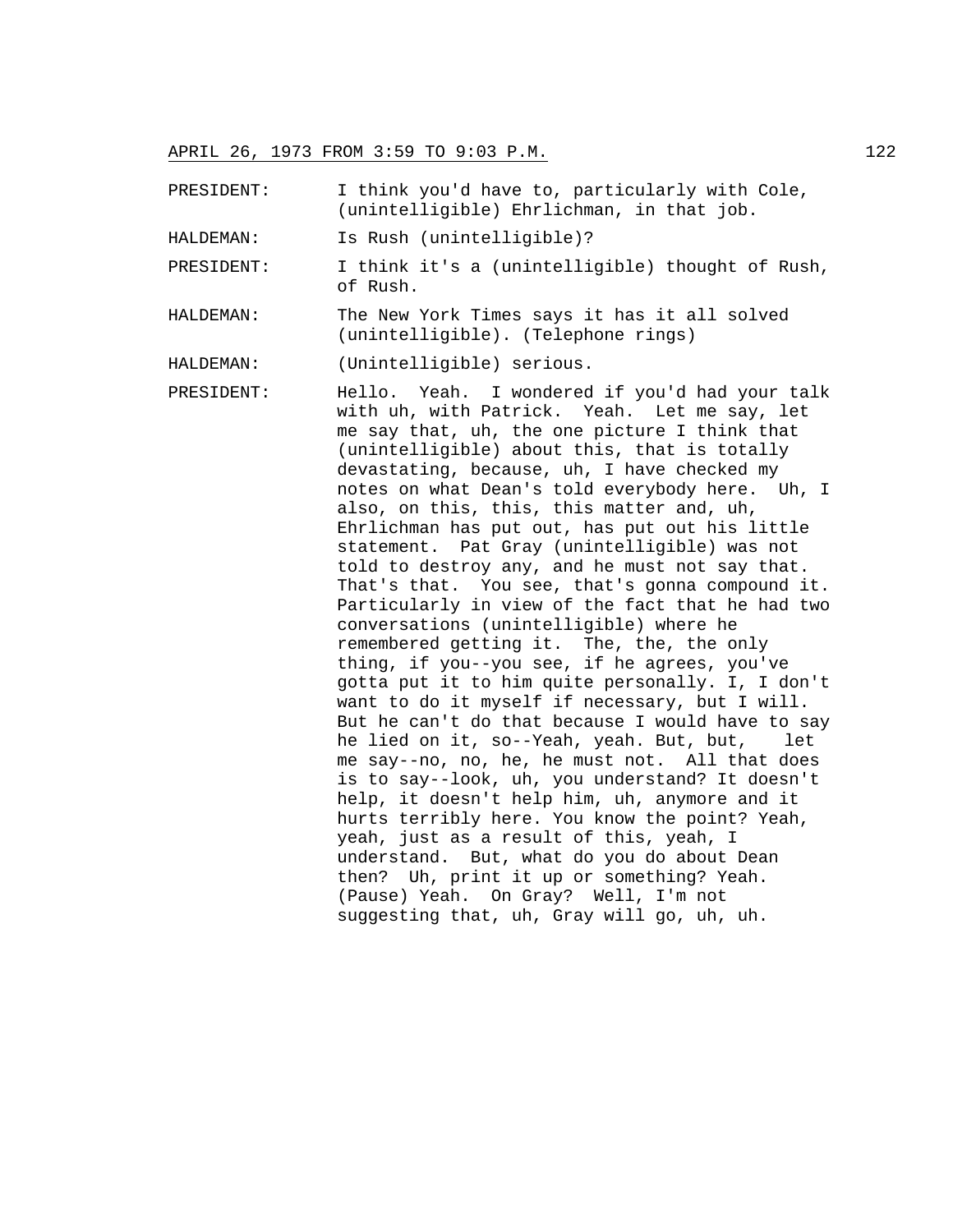PRESIDENT: I think you'd have to, particularly with Cole, (unintelligible) Ehrlichman, in that job.

HALDEMAN: Is Rush (unintelligible)?

PRESIDENT: I think it's a (unintelligible) thought of Rush, of Rush.

HALDEMAN: The New York Times says it has it all solved (unintelligible). (Telephone rings)

HALDEMAN: (Unintelligible) serious.

PRESIDENT: Hello. Yeah. I wondered if you'd had your talk with uh, with Patrick. Yeah. Let me say, let me say that, uh, the one picture I think that (unintelligible) about this, that is totally devastating, because, uh, I have checked my notes on what Dean's told everybody here. Uh, I also, on this, this, this matter and, uh, Ehrlichman has put out, has put out his little statement. Pat Gray (unintelligible) was not told to destroy any, and he must not say that. That's that. You see, that's gonna compound it. Particularly in view of the fact that he had two conversations (unintelligible) where he remembered getting it. The, the, the only thing, if you--you see, if he agrees, you've gotta put it to him quite personally. I, I don't want to do it myself if necessary, but I will. But he can't do that because I would have to say he lied on it, so--Yeah, yeah. But, but, let me say--no, no, he, he must not. All that does is to say--look, uh, you understand? It doesn't help, it doesn't help him, uh, anymore and it hurts terribly here. You know the point? Yeah, yeah, just as a result of this, yeah, I understand. But, what do you do about Dean then? Uh, print it up or something? Yeah. (Pause) Yeah. On Gray? Well, I'm not suggesting that, uh, Gray will go, uh, uh.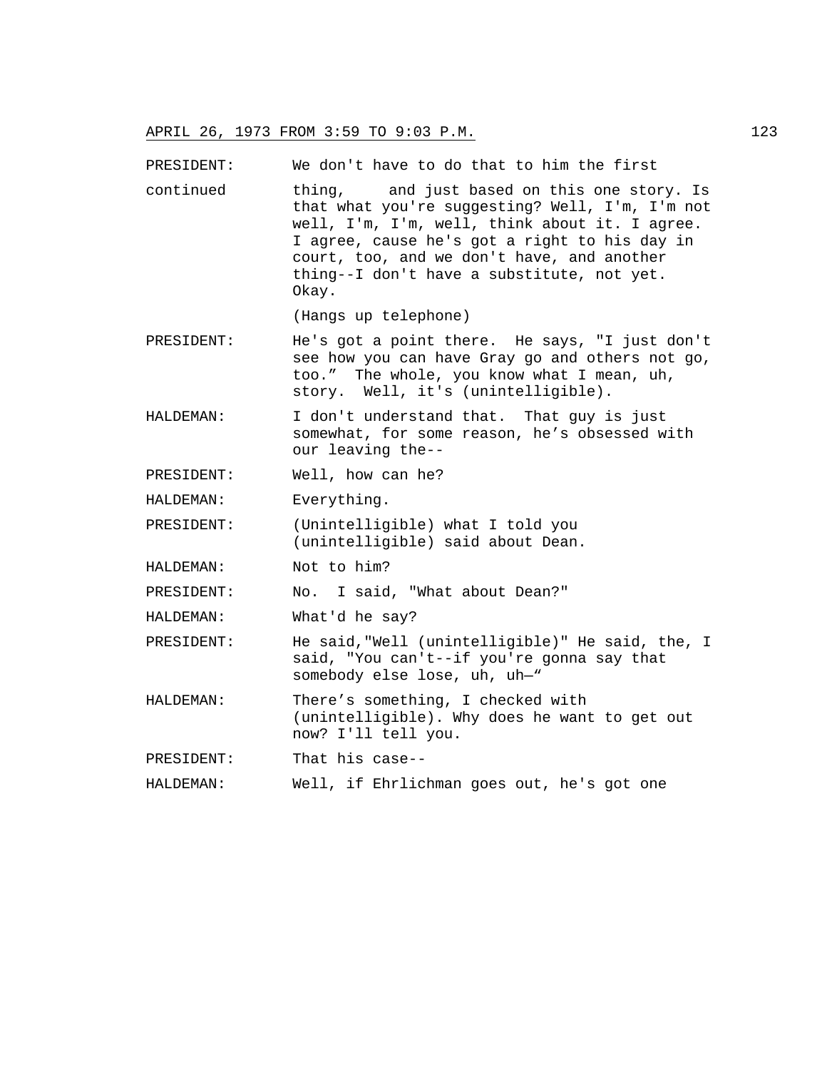APRIL 26, 1973 FROM 3:59 TO 9:03 P.M.

PRESIDENT: We don't have to do that to him the first

continued thing, and just based on this one story. Is that what you're suggesting? Well, I'm, I'm not well, I'm, I'm, well, think about it. I agree. I agree, cause he's got a right to his day in court, too, and we don't have, and another thing--I don't have a substitute, not yet. Okay.

(Hangs up telephone)

PRESIDENT: He's got a point there. He says, "I just don't see how you can have Gray go and others not go, too." The whole, you know what I mean, uh, story. Well, it's (unintelligible).

HALDEMAN: I don't understand that. That guy is just somewhat, for some reason, he's obsessed with our leaving the--

PRESIDENT: Well, how can he?

HALDEMAN: Everything.

PRESIDENT: (Unintelligible) what I told you (unintelligible) said about Dean.

HALDEMAN: Not to him?

PRESIDENT: No. I said, "What about Dean?"

HALDEMAN: What'd he say?

PRESIDENT: He said,"Well (unintelligible)" He said, the, I said, "You can't--if you're gonna say that somebody else lose, uh, uh—"

HALDEMAN: There's something, I checked with (unintelligible). Why does he want to get out now? I'll tell you.

PRESIDENT: That his case--

HALDEMAN: Well, if Ehrlichman goes out, he's got one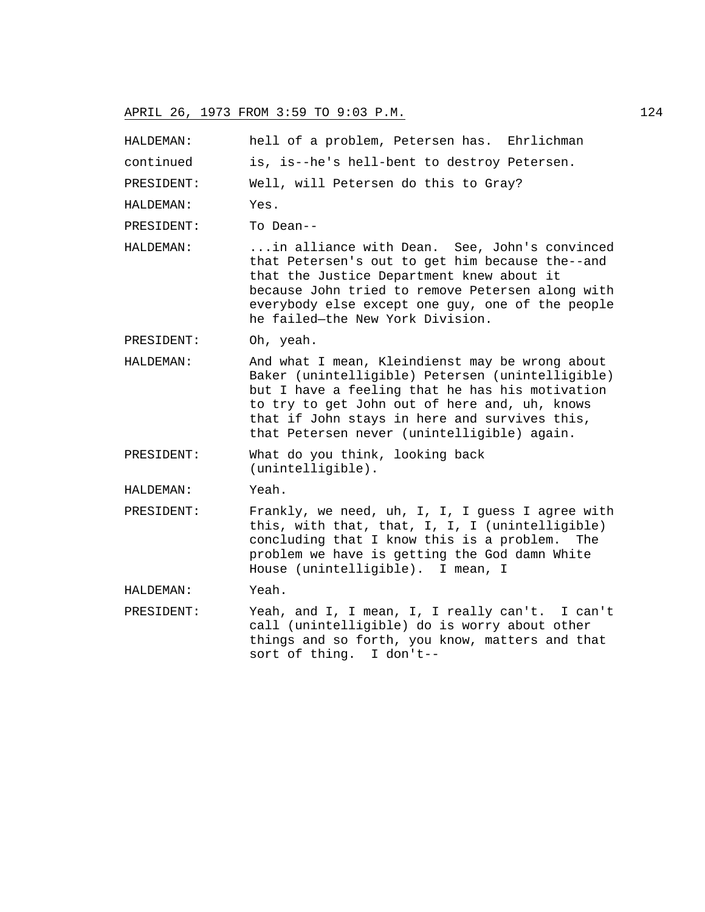APRIL 26, 1973 FROM 3:59 TO 9:03 P.M.

HALDEMAN: hell of a problem, Petersen has. Ehrlichman
continued is, is--he's hell-bent to destroy Petersen.

PRESIDENT: Well, will Petersen do this to Gray?

HALDEMAN: Yes.

PRESIDENT: To Dean--

HALDEMAN: ...in alliance with Dean. See, John's convinced that Petersen's out to get him because the--and that the Justice Department knew about it because John tried to remove Petersen along with everybody else except one guy, one of the people he failed—the New York Division.

PRESIDENT: Oh, yeah.

HALDEMAN: And what I mean, Kleindienst may be wrong about Baker (unintelligible) Petersen (unintelligible) but I have a feeling that he has his motivation to try to get John out of here and, uh, knows that if John stays in here and survives this, that Petersen never (unintelligible) again.

PRESIDENT: What do you think, looking back (unintelligible).

HALDEMAN: Yeah.

PRESIDENT: Frankly, we need, uh, I, I, I guess I agree with this, with that, that, I, I, I (unintelligible) concluding that I know this is a problem. The problem we have is getting the God damn White House (unintelligible). I mean, I

HALDEMAN: Yeah.

PRESIDENT: Yeah, and I, I mean, I, I really can't. I can't call (unintelligible) do is worry about other things and so forth, you know, matters and that sort of thing. I don't--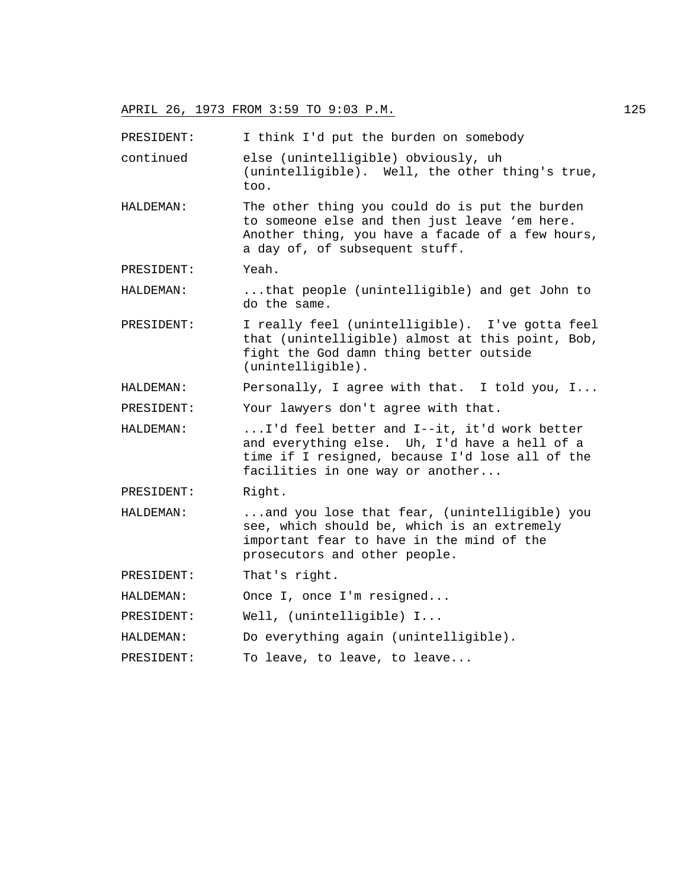PRESIDENT: I think I'd put the burden on somebody else (unintelligible) obviously, uh (unintelligible). Well, the other thing's true, too.

HALDEMAN: The other thing you could do is put the burden to someone else and then just leave 'em here. Another thing, you have a facade of a few hours, a day of, of subsequent stuff.

PRESIDENT: Yeah.

HALDEMAN: ...that people (unintelligible) and get John to do the same.

PRESIDENT: I really feel (unintelligible). I've gotta feel that (unintelligible) almost at this point, Bob, fight the God damn thing better outside (unintelligible).

HALDEMAN: Personally, I agree with that. I told you, I...

PRESIDENT: Your lawyers don't agree with that.

HALDEMAN: ...I'd feel better and I--it, it'd work better and everything else. Uh, I'd have a hell of a time if I resigned, because I'd lose all of the facilities in one way or another...

PRESIDENT: Right.

HALDEMAN: ...and you lose that fear, (unintelligible) you see, which should be, which is an extremely important fear to have in the mind of the prosecutors and other people.

PRESIDENT: That's right.

HALDEMAN: Once I, once I'm resigned...

PRESIDENT: Well, (unintelligible) I...

HALDEMAN: Do everything again (unintelligible).

PRESIDENT: To leave, to leave, to leave...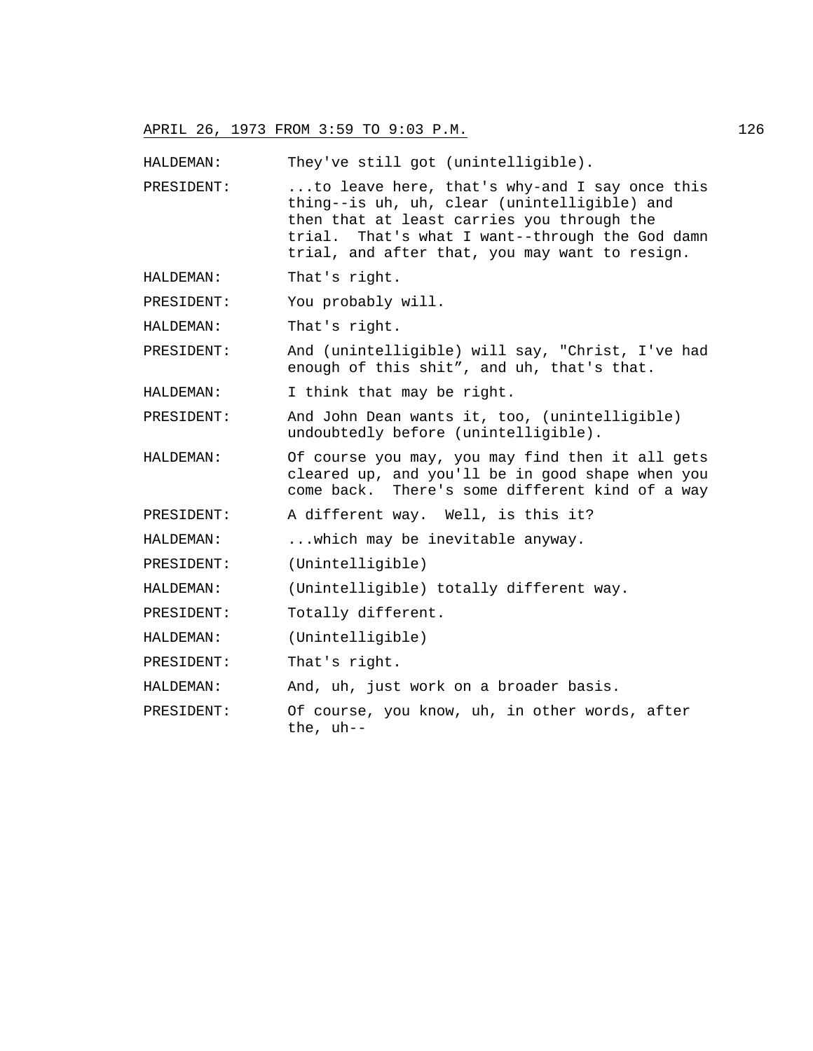APRIL 26, 1973 FROM 3:59 TO 9:03 P.M.

HALDEMAN: They've still got (unintelligible).

PRESIDENT: ...to leave here, that's why-and I say once this thing--is uh, uh, clear (unintelligible) and then that at least carries you through the trial. That's what I want--through the God damn trial, and after that, you may want to resign.

HALDEMAN: That's right.

PRESIDENT: You probably will.

HALDEMAN: That's right.

PRESIDENT: And (unintelligible) will say, "Christ, I've had enough of this shit", and uh, that's that.

HALDEMAN: I think that may be right.

PRESIDENT: And John Dean wants it, too, (unintelligible) undoubtedly before (unintelligible).

HALDEMAN: Of course you may, you may find then it all gets cleared up, and you'll be in good shape when you come back. There's some different kind of a way

PRESIDENT: A different way. Well, is this it?

HALDEMAN: ...which may be inevitable anyway.

PRESIDENT: (Unintelligible)

HALDEMAN: (Unintelligible) totally different way.

PRESIDENT: Totally different.

HALDEMAN: (Unintelligible)

PRESIDENT: That's right.

HALDEMAN: And, uh, just work on a broader basis.

PRESIDENT: Of course, you know, uh, in other words, after the, uh--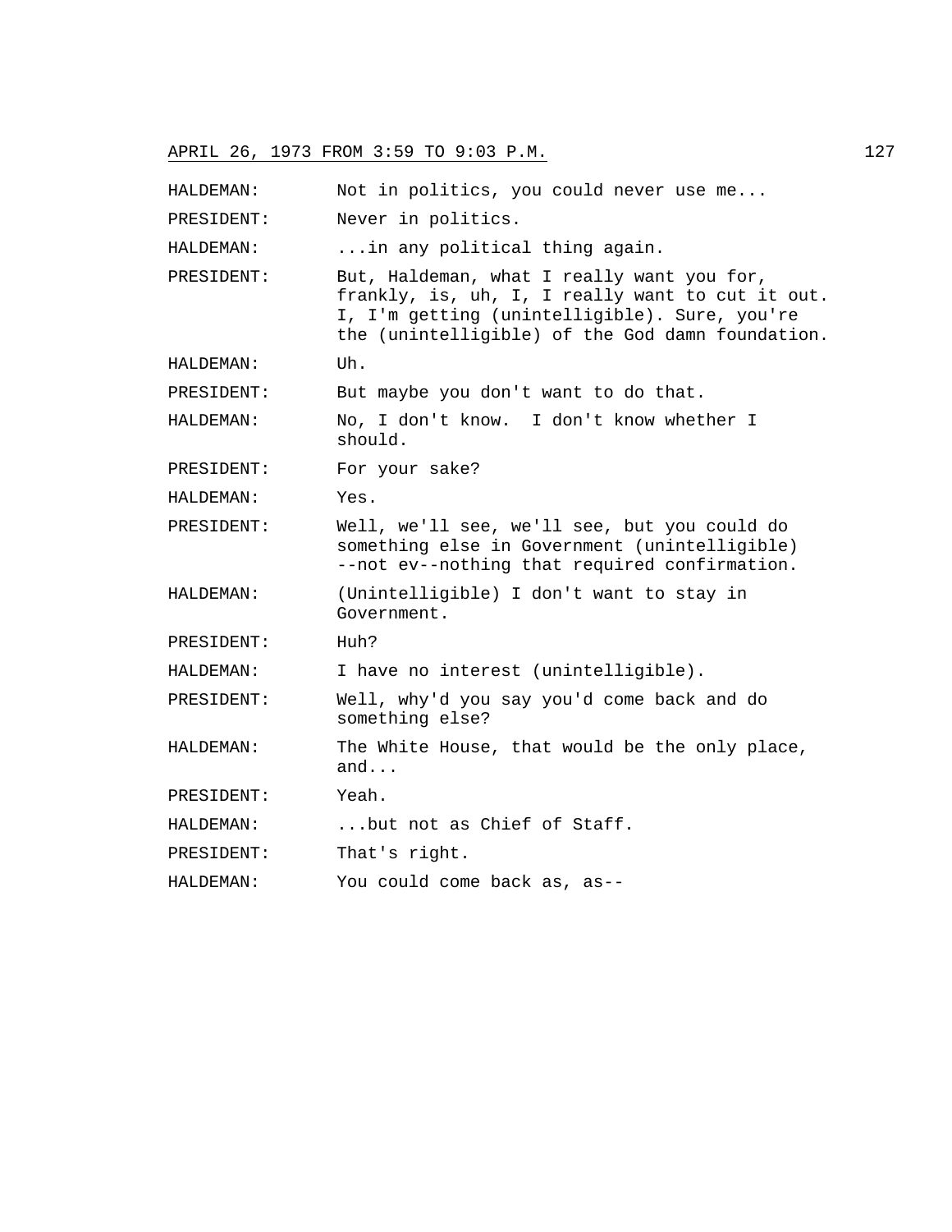HALDEMAN: Not in politics, you could never use me...

PRESIDENT: Never in politics.

HALDEMAN: ...in any political thing again.

PRESIDENT: But, Haldeman, what I really want you for, frankly, is, uh, I, I really want to cut it out. I, I'm getting (unintelligible). Sure, you're the (unintelligible) of the God damn foundation.

HALDEMAN: Uh.

PRESIDENT: But maybe you don't want to do that.

HALDEMAN: No, I don't know. I don't know whether I should.

PRESIDENT: For your sake?

HALDEMAN: Yes.

PRESIDENT: Well, we'll see, we'll see, but you could do something else in Government (unintelligible) --not ev--nothing that required confirmation.

HALDEMAN: (Unintelligible) I don't want to stay in Government.

PRESIDENT: Huh?

HALDEMAN: I have no interest (unintelligible).

PRESIDENT: Well, why'd you say you'd come back and do something else?

HALDEMAN: The White House, that would be the only place, and...

PRESIDENT: Yeah.

HALDEMAN: ...but not as Chief of Staff.

PRESIDENT: That's right.

HALDEMAN: You could come back as, as--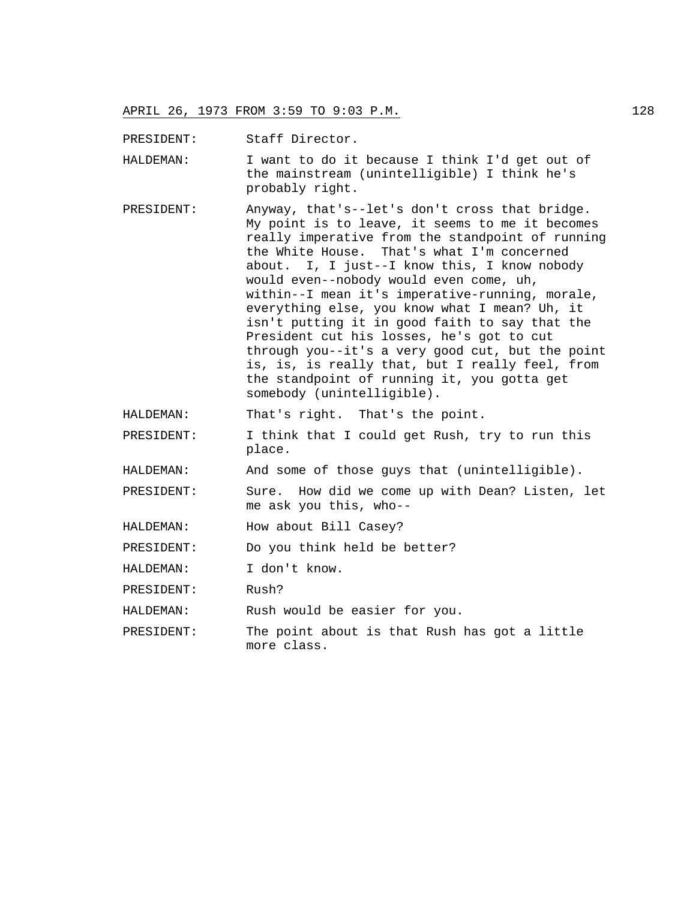PRESIDENT: Staff Director.

HALDEMAN: I want to do it because I think I'd get out of the mainstream (unintelligible) I think he's probably right.

PRESIDENT: Anyway, that's--let's don't cross that bridge. My point is to leave, it seems to me it becomes really imperative from the standpoint of running the White House. That's what I'm concerned about. I, I just--I know this, I know nobody would even--nobody would even come, uh, within--I mean it's imperative-running, morale, everything else, you know what I mean? Uh, it isn't putting it in good faith to say that the President cut his losses, he's got to cut through you--it's a very good cut, but the point is, is, is really that, but I really feel, from the standpoint of running it, you gotta get somebody (unintelligible).

HALDEMAN: That's right. That's the point.

PRESIDENT: I think that I could get Rush, try to run this place.

HALDEMAN: And some of those guys that (unintelligible).

PRESIDENT: Sure. How did we come up with Dean? Listen, let me ask you this, who--

HALDEMAN: How about Bill Casey?

PRESIDENT: Do you think held be better?

HALDEMAN: I don't know.

PRESIDENT: Rush?

HALDEMAN: Rush would be easier for you.

PRESIDENT: The point about is that Rush has got a little more class.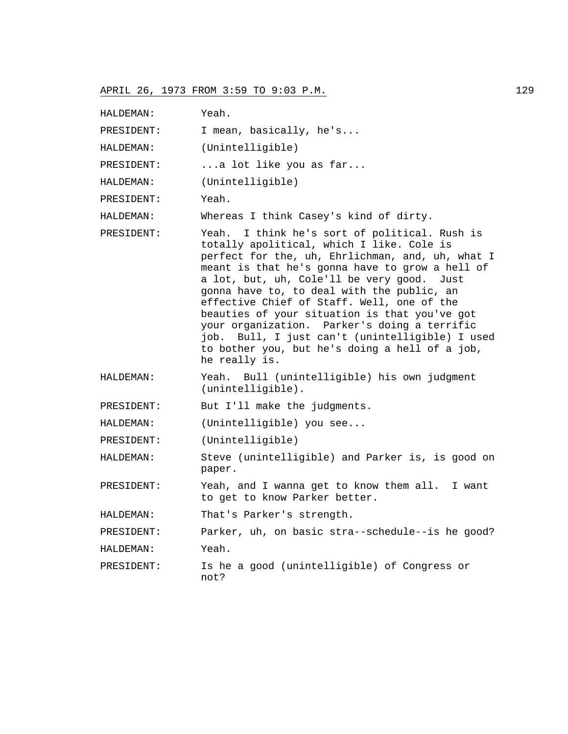HALDEMAN: Yeah.

PRESIDENT: I mean, basically, he's...

HALDEMAN: (Unintelligible)

PRESIDENT: ...a lot like you as far...

HALDEMAN: (Unintelligible)

PRESIDENT: Yeah.

HALDEMAN: Whereas I think Casey's kind of dirty.

PRESIDENT: Yeah. I think he's sort of political. Rush is totally apolitical, which I like. Cole is perfect for the, uh, Ehrlichman, and, uh, what I meant is that he's gonna have to grow a hell of a lot, but, uh, Cole'll be very good. Just gonna have to, to deal with the public, an effective Chief of Staff. Well, one of the beauties of your situation is that you've got your organization. Parker's doing a terrific job. Bull, I just can't (unintelligible) I used to bother you, but he's doing a hell of a job, he really is.

HALDEMAN: Yeah. Bull (unintelligible) his own judgment (unintelligible).

PRESIDENT: But I'll make the judgments.

HALDEMAN: (Unintelligible) you see...

PRESIDENT: (Unintelligible)

HALDEMAN: Steve (unintelligible) and Parker is, is good on paper.

PRESIDENT: Yeah, and I wanna get to know them all. I want to get to know Parker better.

HALDEMAN: That's Parker's strength.

PRESIDENT: Parker, uh, on basic stra--schedule--is he good?

HALDEMAN: Yeah.

PRESIDENT: Is he a good (unintelligible) of Congress or not?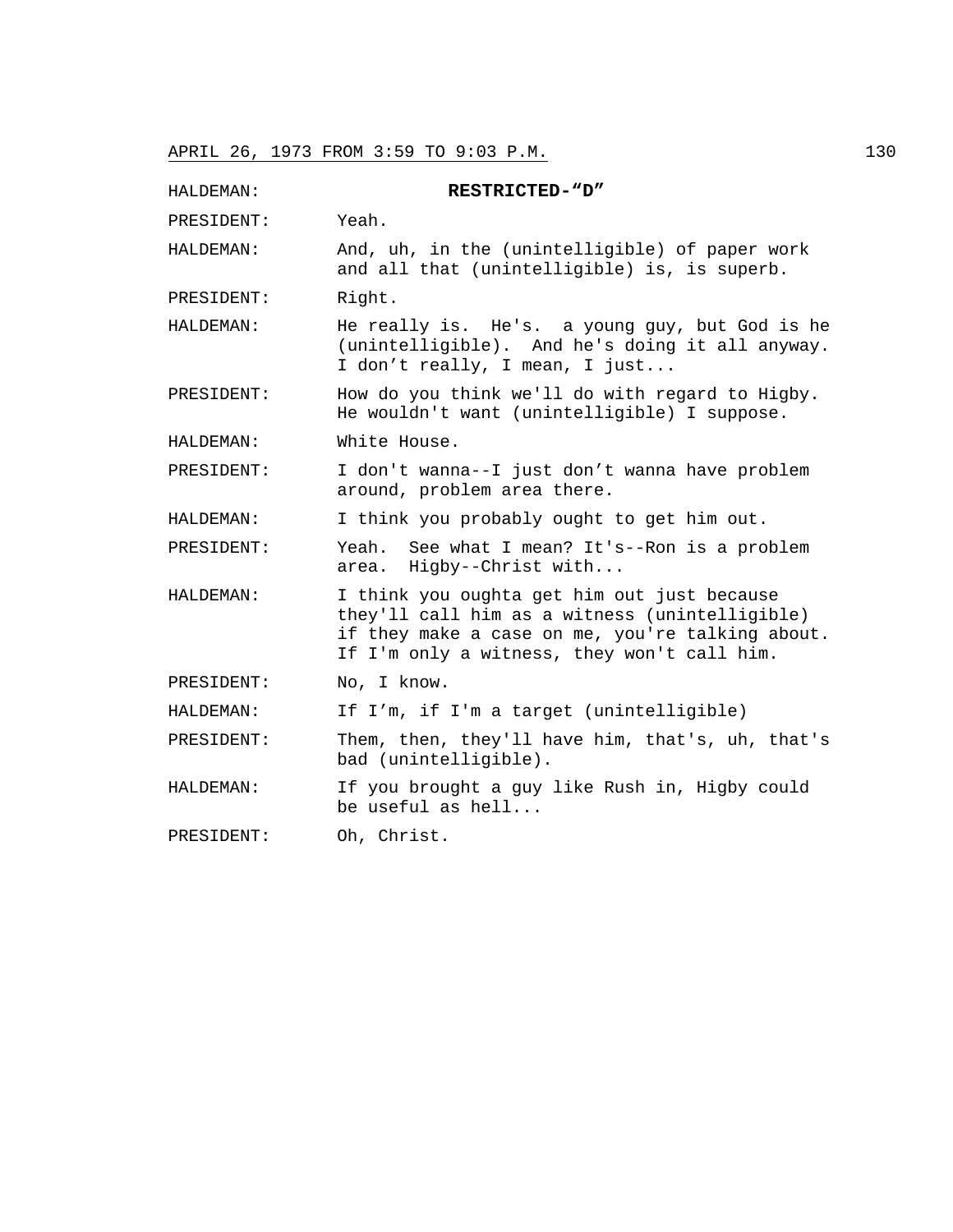HALDEMAN: **RESTRICTED-"D"**

PRESIDENT: Yeah.

HALDEMAN: And, uh, in the (unintelligible) of paper work and all that (unintelligible) is, is superb.

PRESIDENT: Right.

HALDEMAN: He really is. He's. a young guy, but God is he (unintelligible). And he's doing it all anyway. I don't really, I mean, I just...

PRESIDENT: How do you think we'll do with regard to Higby. He wouldn't want (unintelligible) I suppose.

HALDEMAN: White House.

PRESIDENT: I don't wanna--I just don't wanna have problem around, problem area there.

HALDEMAN: I think you probably ought to get him out.

PRESIDENT: Yeah. See what I mean? It's--Ron is a problem area. Higby--Christ with...

HALDEMAN: I think you oughta get him out just because they'll call him as a witness (unintelligible) if they make a case on me, you're talking about. If I'm only a witness, they won't call him.

PRESIDENT: No, I know.

HALDEMAN: If I'm, if I'm a target (unintelligible)

PRESIDENT: Them, then, they'll have him, that's, uh, that's bad (unintelligible).

HALDEMAN: If you brought a guy like Rush in, Higby could be useful as hell...

PRESIDENT: Oh, Christ.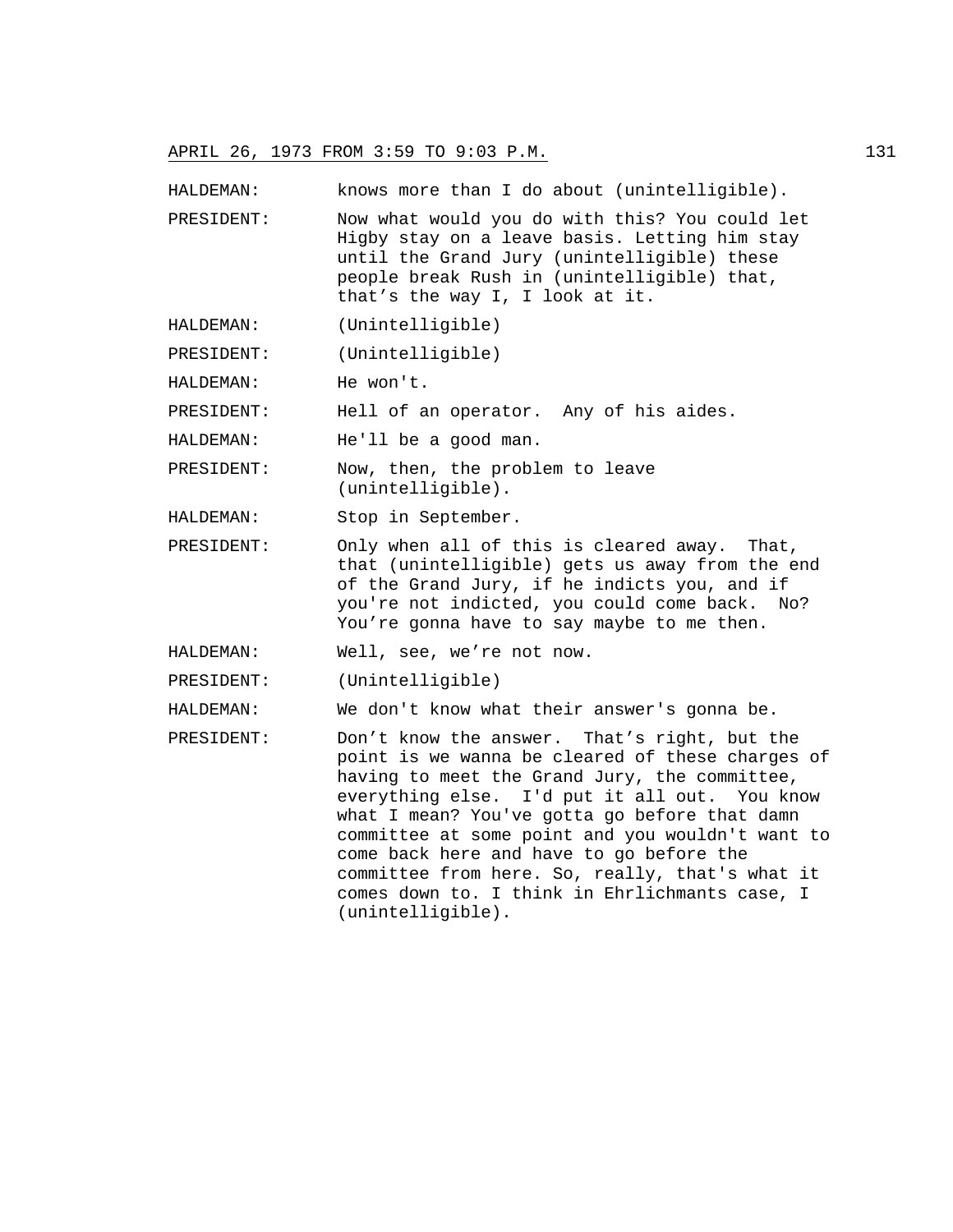HALDEMAN: knows more than I do about (unintelligible).

PRESIDENT: Now what would you do with this? You could let Higby stay on a leave basis. Letting him stay until the Grand Jury (unintelligible) these people break Rush in (unintelligible) that, that's the way I, I look at it.

HALDEMAN: (Unintelligible)

PRESIDENT: (Unintelligible)

HALDEMAN: He won't.

PRESIDENT: Hell of an operator. Any of his aides.

HALDEMAN: He'll be a good man.

PRESIDENT: Now, then, the problem to leave (unintelligible).

HALDEMAN: Stop in September.

PRESIDENT: Only when all of this is cleared away. That, that (unintelligible) gets us away from the end of the Grand Jury, if he indicts you, and if you're not indicted, you could come back. No? You're gonna have to say maybe to me then.

HALDEMAN: Well, see, we're not now.

PRESIDENT: (Unintelligible)

HALDEMAN: We don't know what their answer's gonna be.

PRESIDENT: Don't know the answer. That's right, but the point is we wanna be cleared of these charges of having to meet the Grand Jury, the committee, everything else. I'd put it all out. You know what I mean? You've gotta go before that damn committee at some point and you wouldn't want to come back here and have to go before the committee from here. So, really, that's what it comes down to. I think in Ehrlichmants case, I (unintelligible).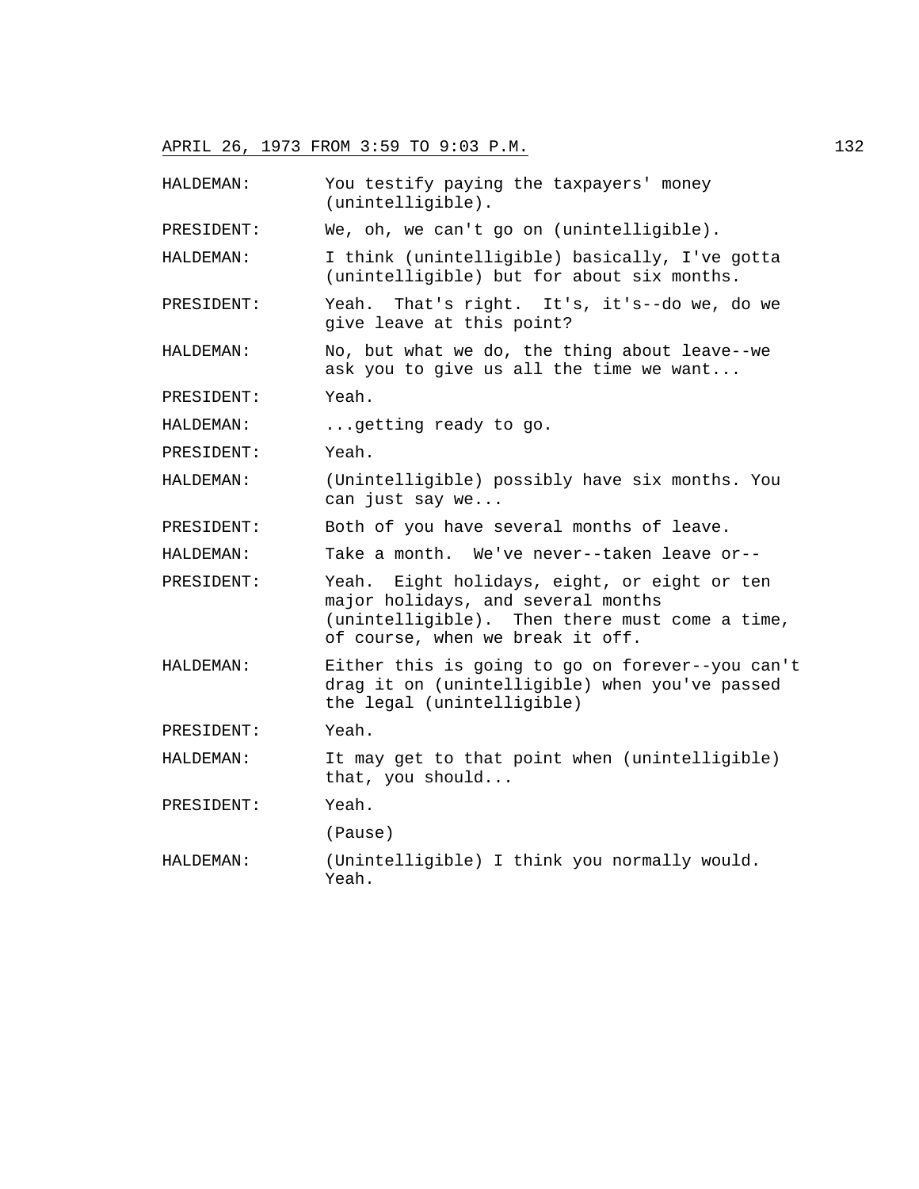APRIL 26, 1973 FROM 3:59 TO 9:03 P.M.

HALDEMAN: You testify paying the taxpayers' money (unintelligible).

PRESIDENT: We, oh, we can't go on (unintelligible).

HALDEMAN: I think (unintelligible) basically, I've gotta (unintelligible) but for about six months.

PRESIDENT: Yeah. That's right. It's, it's--do we, do we give leave at this point?

HALDEMAN: No, but what we do, the thing about leave--we ask you to give us all the time we want...

PRESIDENT: Yeah.

HALDEMAN: ...getting ready to go.

PRESIDENT: Yeah.

HALDEMAN: (Unintelligible) possibly have six months. You can just say we...

PRESIDENT: Both of you have several months of leave.

HALDEMAN: Take a month. We've never--taken leave or--

PRESIDENT: Yeah. Eight holidays, eight, or eight or ten major holidays, and several months (unintelligible). Then there must come a time, of course, when we break it off.

HALDEMAN: Either this is going to go on forever--you can't drag it on (unintelligible) when you've passed the legal (unintelligible)

PRESIDENT: Yeah.

HALDEMAN: It may get to that point when (unintelligible) that, you should...

PRESIDENT: Yeah.

(Pause)

HALDEMAN: (Unintelligible) I think you normally would. Yeah.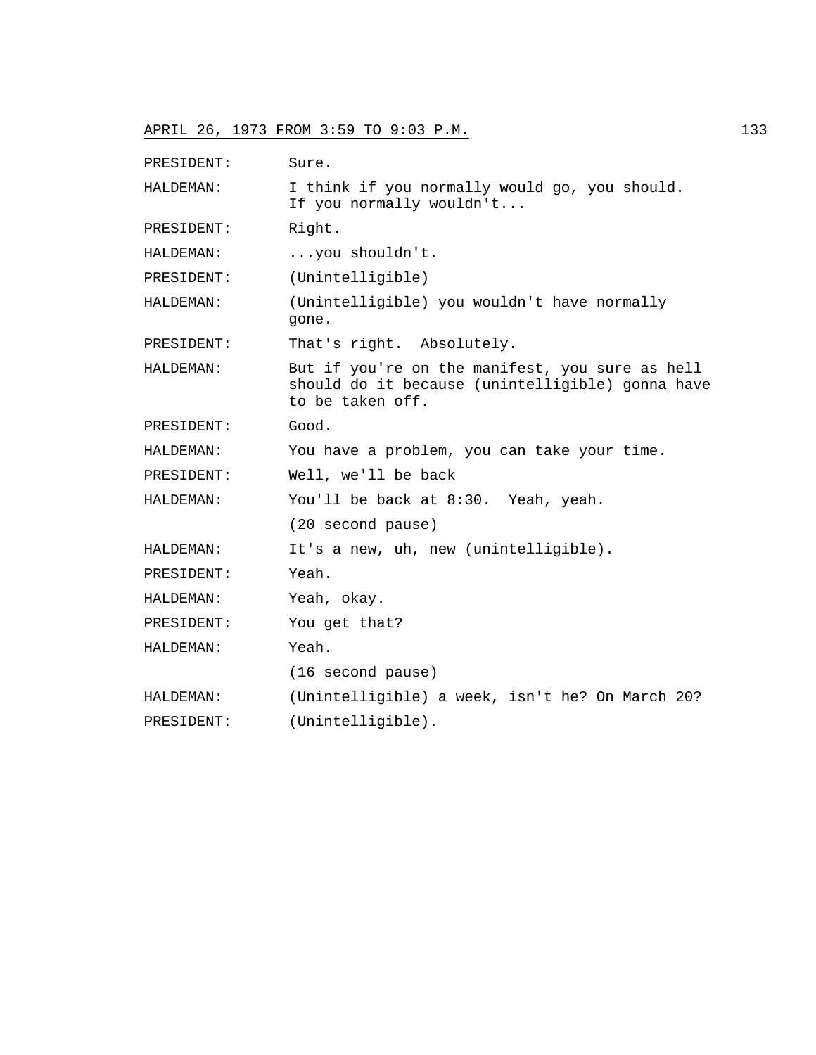PRESIDENT: Sure.

HALDEMAN: I think if you normally would go, you should. If you normally wouldn't...

PRESIDENT: Right.

HALDEMAN: ...you shouldn't.

PRESIDENT: (Unintelligible)

HALDEMAN: (Unintelligible) you wouldn't have normally gone.

PRESIDENT: That's right. Absolutely.

HALDEMAN: But if you're on the manifest, you sure as hell should do it because (unintelligible) gonna have to be taken off.

PRESIDENT: Good.

HALDEMAN: You have a problem, you can take your time.

PRESIDENT: Well, we'll be back

HALDEMAN: You'll be back at 8:30. Yeah, yeah.

(20 second pause)

HALDEMAN: It's a new, uh, new (unintelligible).

PRESIDENT: Yeah.

HALDEMAN: Yeah, okay.

PRESIDENT: You get that?

HALDEMAN: Yeah.

(16 second pause)

HALDEMAN: (Unintelligible) a week, isn't he? On March 20?

PRESIDENT: (Unintelligible).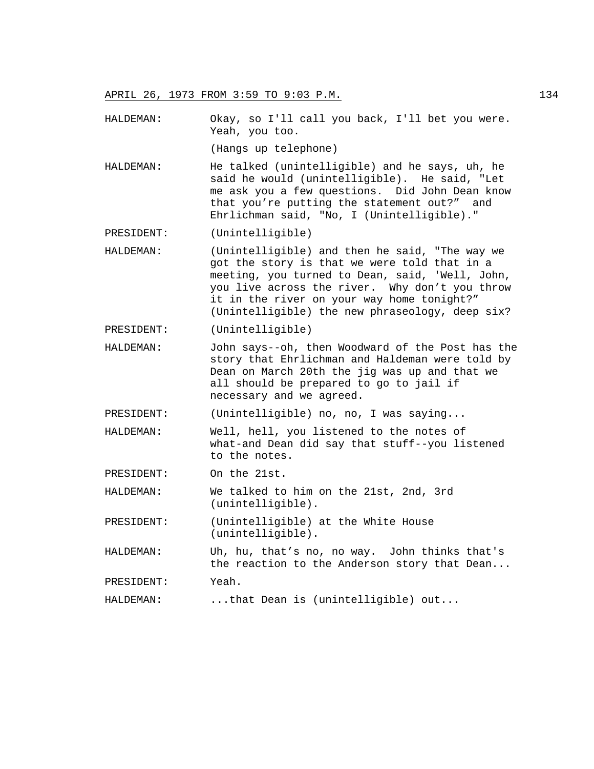HALDEMAN: Okay, so I'll call you back, I'll bet you were. Yeah, you too.

(Hangs up telephone)

HALDEMAN: He talked (unintelligible) and he says, uh, he said he would (unintelligible). He said, "Let me ask you a few questions. Did John Dean know that you're putting the statement out?" and Ehrlichman said, "No, I (Unintelligible)."

PRESIDENT: (Unintelligible)

HALDEMAN: (Unintelligible) and then he said, "The way we got the story is that we were told that in a meeting, you turned to Dean, said, 'Well, John, you live across the river. Why don't you throw it in the river on your way home tonight?" (Unintelligible) the new phraseology, deep six?

PRESIDENT: (Unintelligible)

HALDEMAN: John says--oh, then Woodward of the Post has the story that Ehrlichman and Haldeman were told by Dean on March 20th the jig was up and that we all should be prepared to go to jail if necessary and we agreed.

PRESIDENT: (Unintelligible) no, no, I was saying...

HALDEMAN: Well, hell, you listened to the notes of what-and Dean did say that stuff--you listened to the notes.

PRESIDENT: On the 21st.

HALDEMAN: We talked to him on the 21st, 2nd, 3rd (unintelligible).

PRESIDENT: (Unintelligible) at the White House (unintelligible).

HALDEMAN: Uh, hu, that's no, no way. John thinks that's the reaction to the Anderson story that Dean...

PRESIDENT: Yeah.

HALDEMAN: ...that Dean is (unintelligible) out...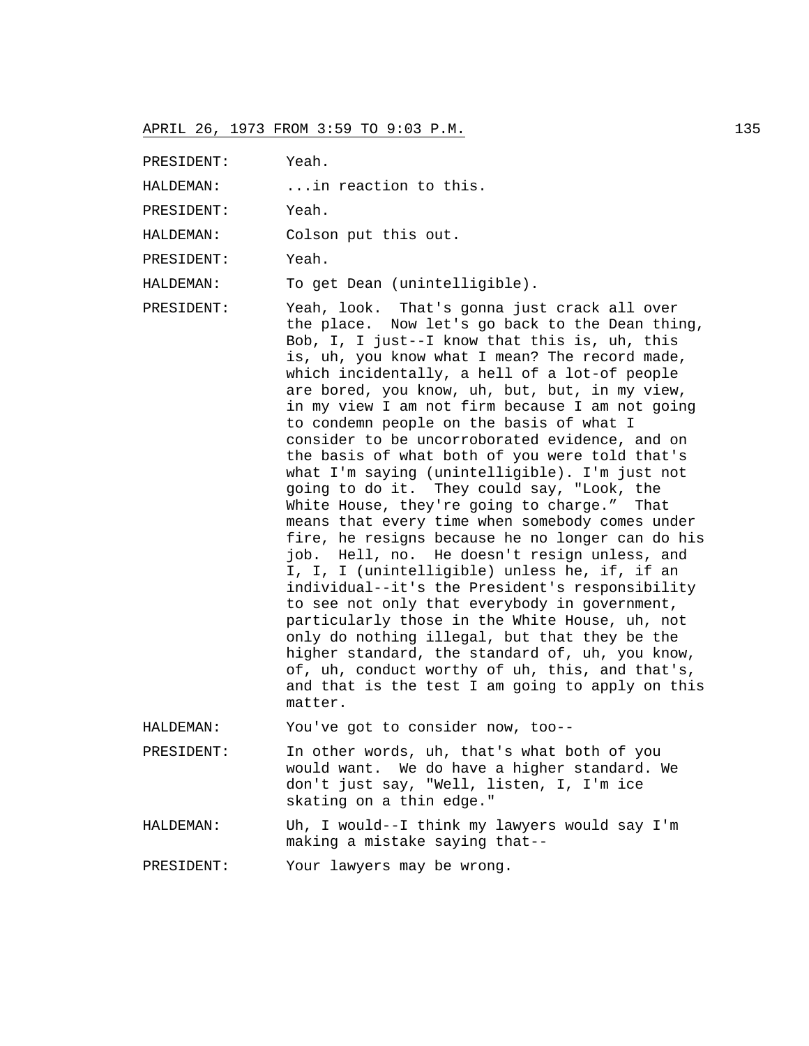APRIL 26, 1973 FROM 3:59 TO 9:03 P.M.

PRESIDENT: Yeah.

HALDEMAN: ...in reaction to this.

PRESIDENT: Yeah.

HALDEMAN: Colson put this out.

PRESIDENT: Yeah.

HALDEMAN: To get Dean (unintelligible).

PRESIDENT: Yeah, look. That's gonna just crack all over the place. Now let's go back to the Dean thing, Bob, I, I just--I know that this is, uh, this is, uh, you know what I mean? The record made, which incidentally, a hell of a lot-of people are bored, you know, uh, but, but, in my view, in my view I am not firm because I am not going to condemn people on the basis of what I consider to be uncorroborated evidence, and on the basis of what both of you were told that's what I'm saying (unintelligible). I'm just not going to do it. They could say, "Look, the White House, they're going to charge." That means that every time when somebody comes under fire, he resigns because he no longer can do his job. Hell, no. He doesn't resign unless, and I, I, I (unintelligible) unless he, if, if an individual--it's the President's responsibility to see not only that everybody in government, particularly those in the White House, uh, not only do nothing illegal, but that they be the higher standard, the standard of, uh, you know, of, uh, conduct worthy of uh, this, and that's, and that is the test I am going to apply on this matter.

HALDEMAN: You've got to consider now, too--

PRESIDENT: In other words, uh, that's what both of you would want. We do have a higher standard. We don't just say, "Well, listen, I, I'm ice skating on a thin edge."

HALDEMAN: Uh, I would--I think my lawyers would say I'm making a mistake saying that--

PRESIDENT: Your lawyers may be wrong.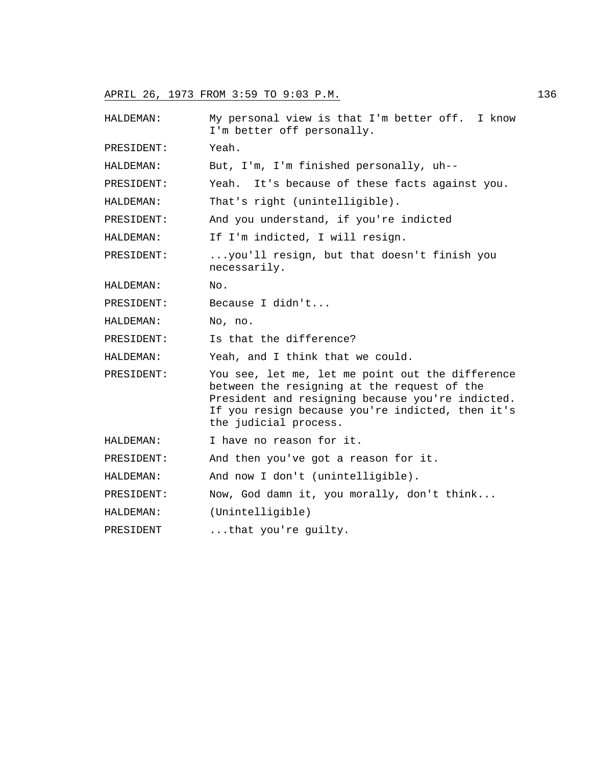APRIL 26, 1973 FROM 3:59 TO 9:03 P.M.

| | |
|---|---|
| HALDEMAN: | My personal view is that I'm better off. I know I'm better off personally. |
| PRESIDENT: | Yeah. |
| HALDEMAN: | But, I'm, I'm finished personally, uh-- |
| PRESIDENT: | Yeah. It's because of these facts against you. |
| HALDEMAN: | That's right (unintelligible). |
| PRESIDENT: | And you understand, if you're indicted |
| HALDEMAN: | If I'm indicted, I will resign. |
| PRESIDENT: | ...you'll resign, but that doesn't finish you necessarily. |
| HALDEMAN: | No. |
| PRESIDENT: | Because I didn't... |
| HALDEMAN: | No, no. |
| PRESIDENT: | Is that the difference? |
| HALDEMAN: | Yeah, and I think that we could. |
| PRESIDENT: | You see, let me, let me point out the difference between the resigning at the request of the President and resigning because you're indicted. If you resign because you're indicted, then it's the judicial process. |
| HALDEMAN: | I have no reason for it. |
| PRESIDENT: | And then you've got a reason for it. |
| HALDEMAN: | And now I don't (unintelligible). |
| PRESIDENT: | Now, God damn it, you morally, don't think... |
| HALDEMAN: | (Unintelligible) |
| PRESIDENT | ...that you're guilty. |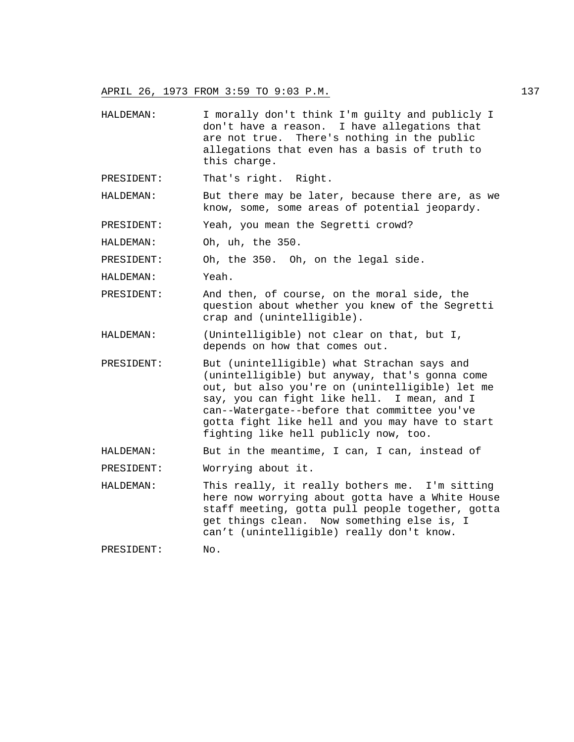HALDEMAN: I morally don't think I'm guilty and publicly I don't have a reason. I have allegations that are not true. There's nothing in the public allegations that even has a basis of truth to this charge.

PRESIDENT: That's right. Right.

HALDEMAN: But there may be later, because there are, as we know, some, some areas of potential jeopardy.

PRESIDENT: Yeah, you mean the Segretti crowd?

HALDEMAN: Oh, uh, the 350.

PRESIDENT: Oh, the 350. Oh, on the legal side.

HALDEMAN: Yeah.

PRESIDENT: And then, of course, on the moral side, the question about whether you knew of the Segretti crap and (unintelligible).

HALDEMAN: (Unintelligible) not clear on that, but I, depends on how that comes out.

PRESIDENT: But (unintelligible) what Strachan says and (unintelligible) but anyway, that's gonna come out, but also you're on (unintelligible) let me say, you can fight like hell. I mean, and I can--Watergate--before that committee you've gotta fight like hell and you may have to start fighting like hell publicly now, too.

HALDEMAN: But in the meantime, I can, I can, instead of

PRESIDENT: Worrying about it.

HALDEMAN: This really, it really bothers me. I'm sitting here now worrying about gotta have a White House staff meeting, gotta pull people together, gotta get things clean. Now something else is, I can’t (unintelligible) really don't know.

PRESIDENT: No.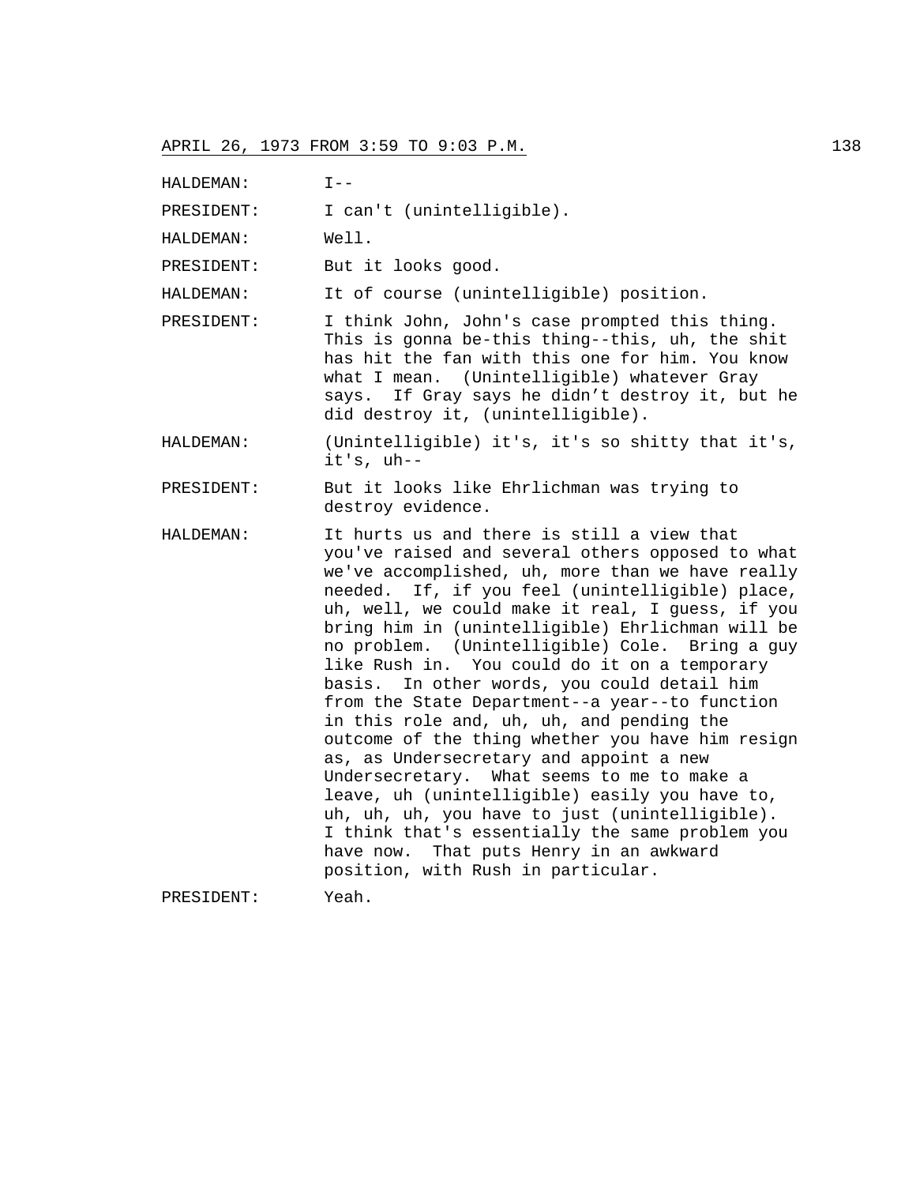APRIL 26, 1973 FROM 3:59 TO 9:03 P.M.

HALDEMAN: I--

PRESIDENT: I can't (unintelligible).

HALDEMAN: Well.

PRESIDENT: But it looks good.

HALDEMAN: It of course (unintelligible) position.

PRESIDENT: I think John, John's case prompted this thing. This is gonna be-this thing--this, uh, the shit has hit the fan with this one for him. You know what I mean. (Unintelligible) whatever Gray says. If Gray says he didn't destroy it, but he did destroy it, (unintelligible).

HALDEMAN: (Unintelligible) it's, it's so shitty that it's, it's, uh--

PRESIDENT: But it looks like Ehrlichman was trying to destroy evidence.

HALDEMAN: It hurts us and there is still a view that you've raised and several others opposed to what we've accomplished, uh, more than we have really needed. If, if you feel (unintelligible) place, uh, well, we could make it real, I guess, if you bring him in (unintelligible) Ehrlichman will be no problem. (Unintelligible) Cole. Bring a guy like Rush in. You could do it on a temporary basis. In other words, you could detail him from the State Department--a year--to function in this role and, uh, uh, and pending the outcome of the thing whether you have him resign as, as Undersecretary and appoint a new Undersecretary. What seems to me to make a leave, uh (unintelligible) easily you have to, uh, uh, uh, you have to just (unintelligible). I think that's essentially the same problem you have now. That puts Henry in an awkward position, with Rush in particular.

PRESIDENT: Yeah.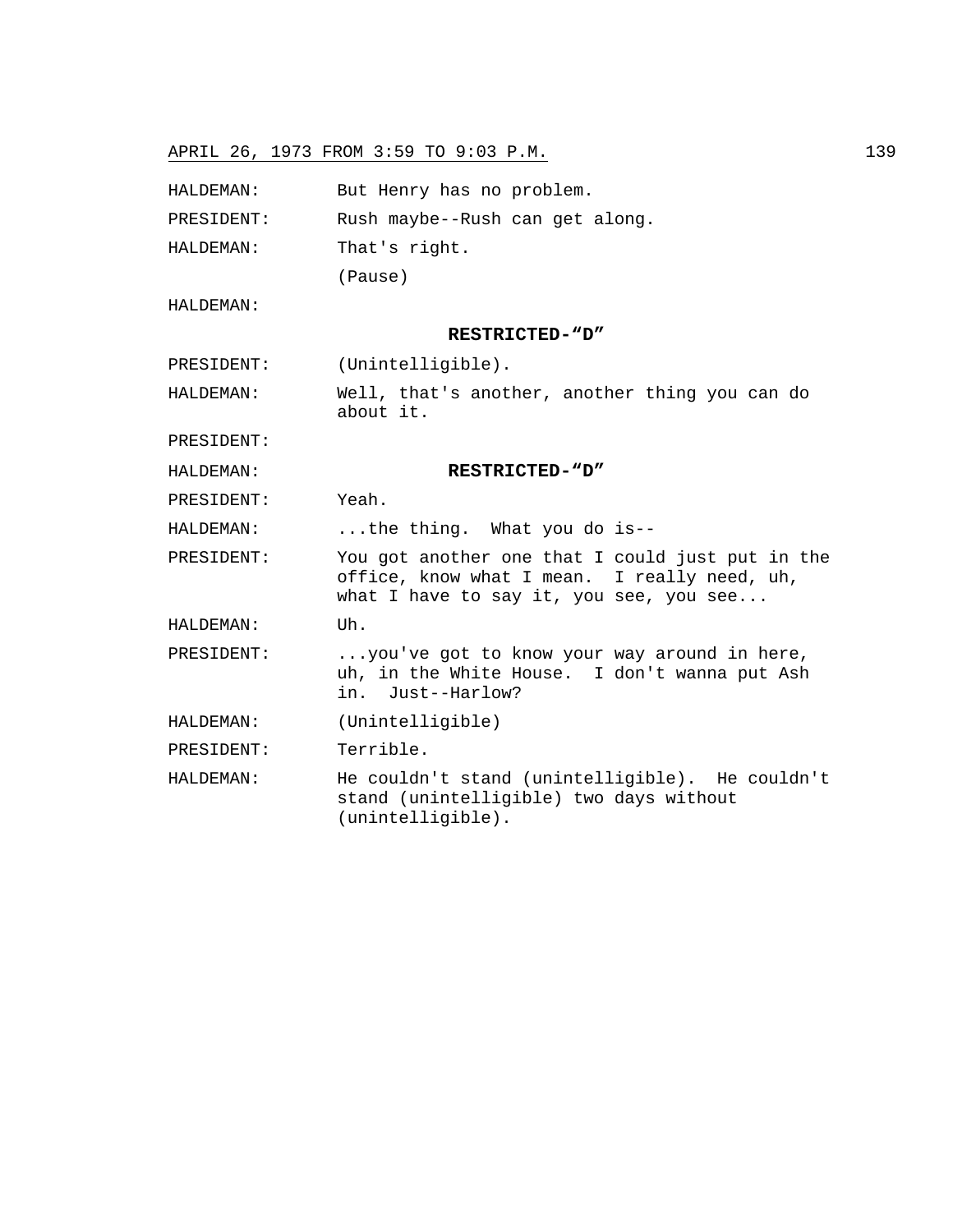HALDEMAN: But Henry has no problem.

PRESIDENT: Rush maybe--Rush can get along.

HALDEMAN: That's right.

(Pause)

HALDEMAN:

**RESTRICTED-"D"**

PRESIDENT: (Unintelligible).

HALDEMAN: Well, that's another, another thing you can do about it.

PRESIDENT:

HALDEMAN: **RESTRICTED-"D"**

PRESIDENT: Yeah.

HALDEMAN: ...the thing. What you do is--

PRESIDENT: You got another one that I could just put in the office, know what I mean. I really need, uh, what I have to say it, you see, you see...

HALDEMAN: Uh.

PRESIDENT: ...you've got to know your way around in here, uh, in the White House. I don't wanna put Ash in. Just--Harlow?

HALDEMAN: (Unintelligible)

PRESIDENT: Terrible.

HALDEMAN: He couldn't stand (unintelligible). He couldn't stand (unintelligible) two days without (unintelligible).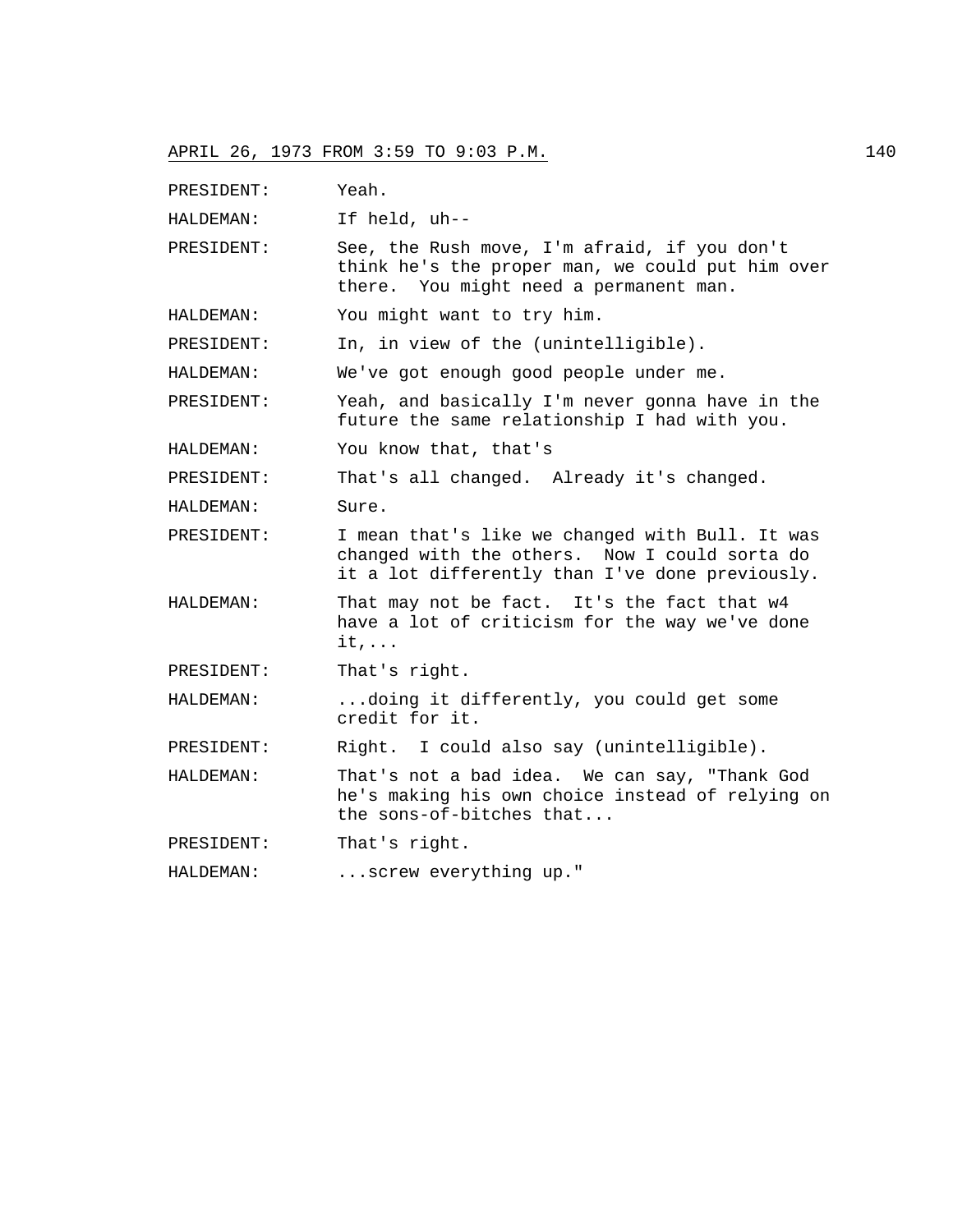PRESIDENT: Yeah.

HALDEMAN: If held, uh--

PRESIDENT: See, the Rush move, I'm afraid, if you don't think he's the proper man, we could put him over there. You might need a permanent man.

HALDEMAN: You might want to try him.

PRESIDENT: In, in view of the (unintelligible).

HALDEMAN: We've got enough good people under me.

PRESIDENT: Yeah, and basically I'm never gonna have in the future the same relationship I had with you.

HALDEMAN: You know that, that's

PRESIDENT: That's all changed. Already it's changed.

HALDEMAN: Sure.

PRESIDENT: I mean that's like we changed with Bull. It was changed with the others. Now I could sorta do it a lot differently than I've done previously.

HALDEMAN: That may not be fact. It's the fact that w4 have a lot of criticism for the way we've done it,...

PRESIDENT: That's right.

HALDEMAN: ...doing it differently, you could get some credit for it.

PRESIDENT: Right. I could also say (unintelligible).

HALDEMAN: That's not a bad idea. We can say, "Thank God he's making his own choice instead of relying on the sons-of-bitches that...

PRESIDENT: That's right.

HALDEMAN: ...screw everything up."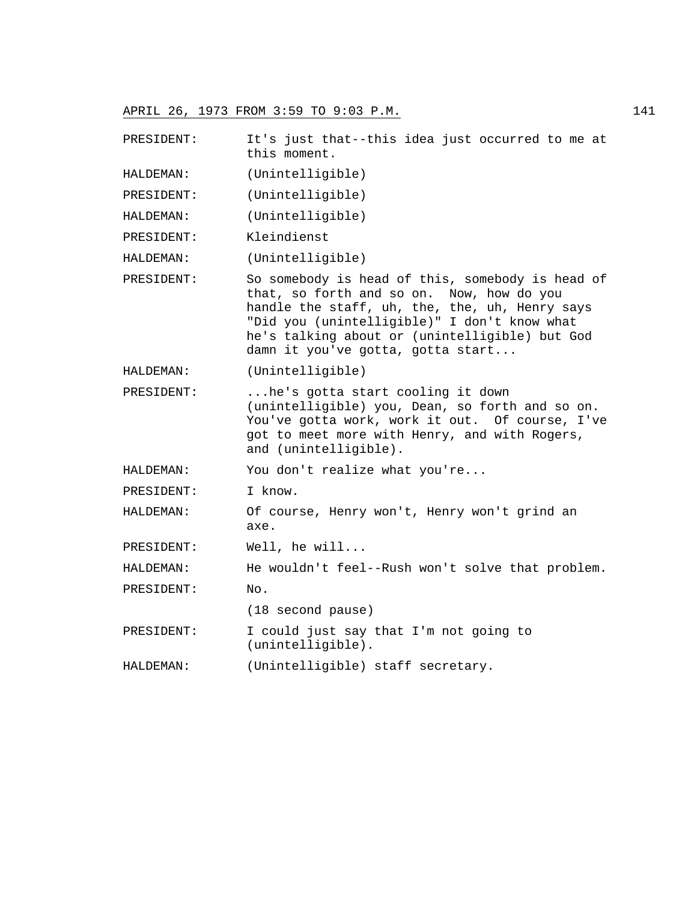PRESIDENT: It's just that--this idea just occurred to me at this moment.

HALDEMAN: (Unintelligible)

PRESIDENT: (Unintelligible)

HALDEMAN: (Unintelligible)

PRESIDENT: Kleindienst

HALDEMAN: (Unintelligible)

PRESIDENT: So somebody is head of this, somebody is head of that, so forth and so on. Now, how do you handle the staff, uh, the, the, uh, Henry says "Did you (unintelligible)" I don't know what he's talking about or (unintelligible) but God damn it you've gotta, gotta start...

HALDEMAN: (Unintelligible)

PRESIDENT: ...he's gotta start cooling it down (unintelligible) you, Dean, so forth and so on. You've gotta work, work it out. Of course, I've got to meet more with Henry, and with Rogers, and (unintelligible).

HALDEMAN: You don't realize what you're...

PRESIDENT: I know.

HALDEMAN: Of course, Henry won't, Henry won't grind an axe.

PRESIDENT: Well, he will...

HALDEMAN: He wouldn't feel--Rush won't solve that problem.

PRESIDENT: No.

(18 second pause)

PRESIDENT: I could just say that I'm not going to (unintelligible).

HALDEMAN: (Unintelligible) staff secretary.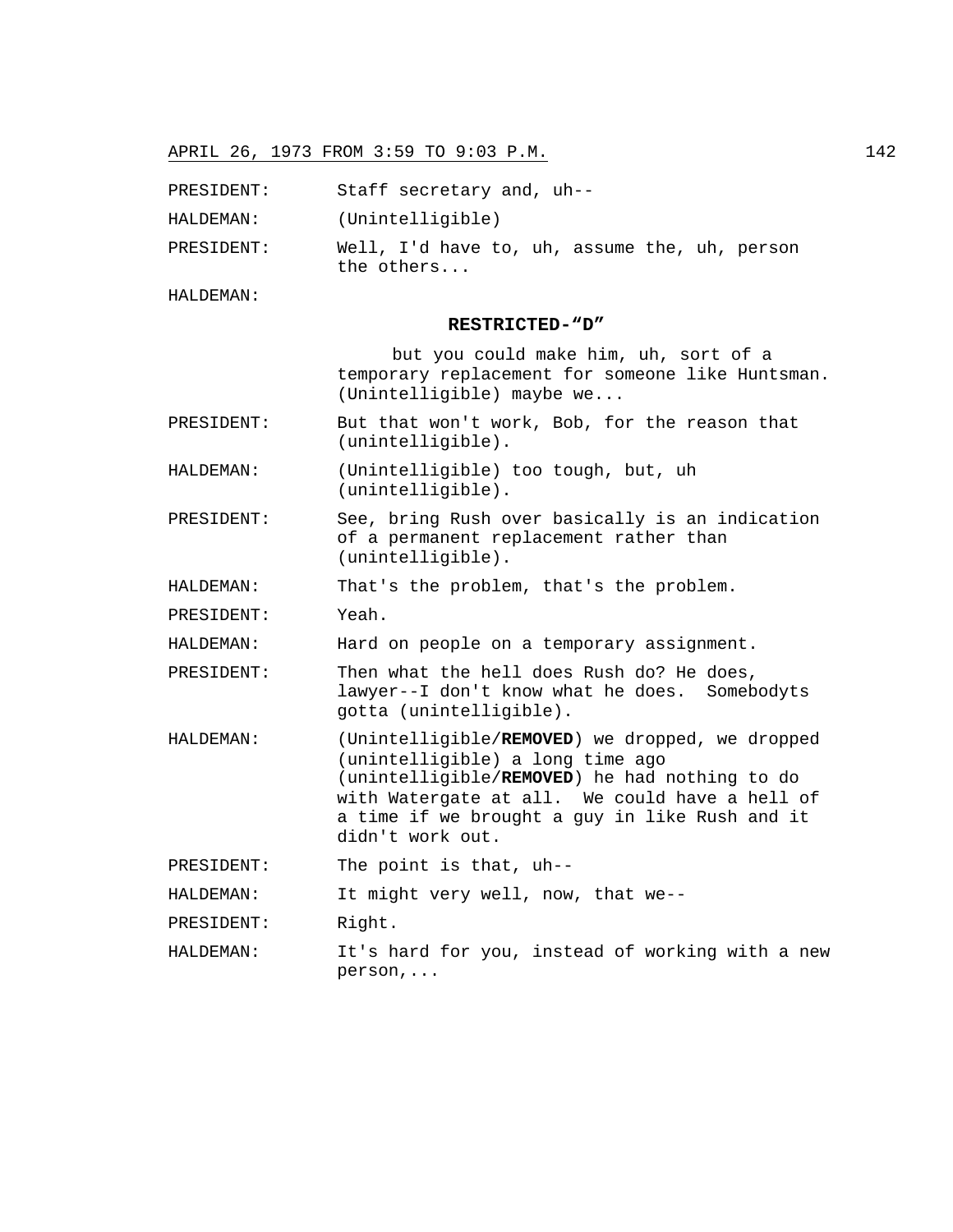PRESIDENT: Staff secretary and, uh--

HALDEMAN: (Unintelligible)

PRESIDENT: Well, I'd have to, uh, assume the, uh, person the others...

HALDEMAN:

**RESTRICTED-"D"**

but you could make him, uh, sort of a temporary replacement for someone like Huntsman. (Unintelligible) maybe we...

PRESIDENT: But that won't work, Bob, for the reason that (unintelligible).

HALDEMAN: (Unintelligible) too tough, but, uh (unintelligible).

PRESIDENT: See, bring Rush over basically is an indication of a permanent replacement rather than (unintelligible).

HALDEMAN: That's the problem, that's the problem.

PRESIDENT: Yeah.

HALDEMAN: Hard on people on a temporary assignment.

PRESIDENT: Then what the hell does Rush do? He does, lawyer--I don't know what he does. Somebodyts gotta (unintelligible).

HALDEMAN: (Unintelligible/**REMOVED**) we dropped, we dropped (unintelligible) a long time ago (unintelligible/**REMOVED**) he had nothing to do with Watergate at all. We could have a hell of a time if we brought a guy in like Rush and it didn't work out.

PRESIDENT: The point is that, uh--

HALDEMAN: It might very well, now, that we--

PRESIDENT: Right.

HALDEMAN: It's hard for you, instead of working with a new person,...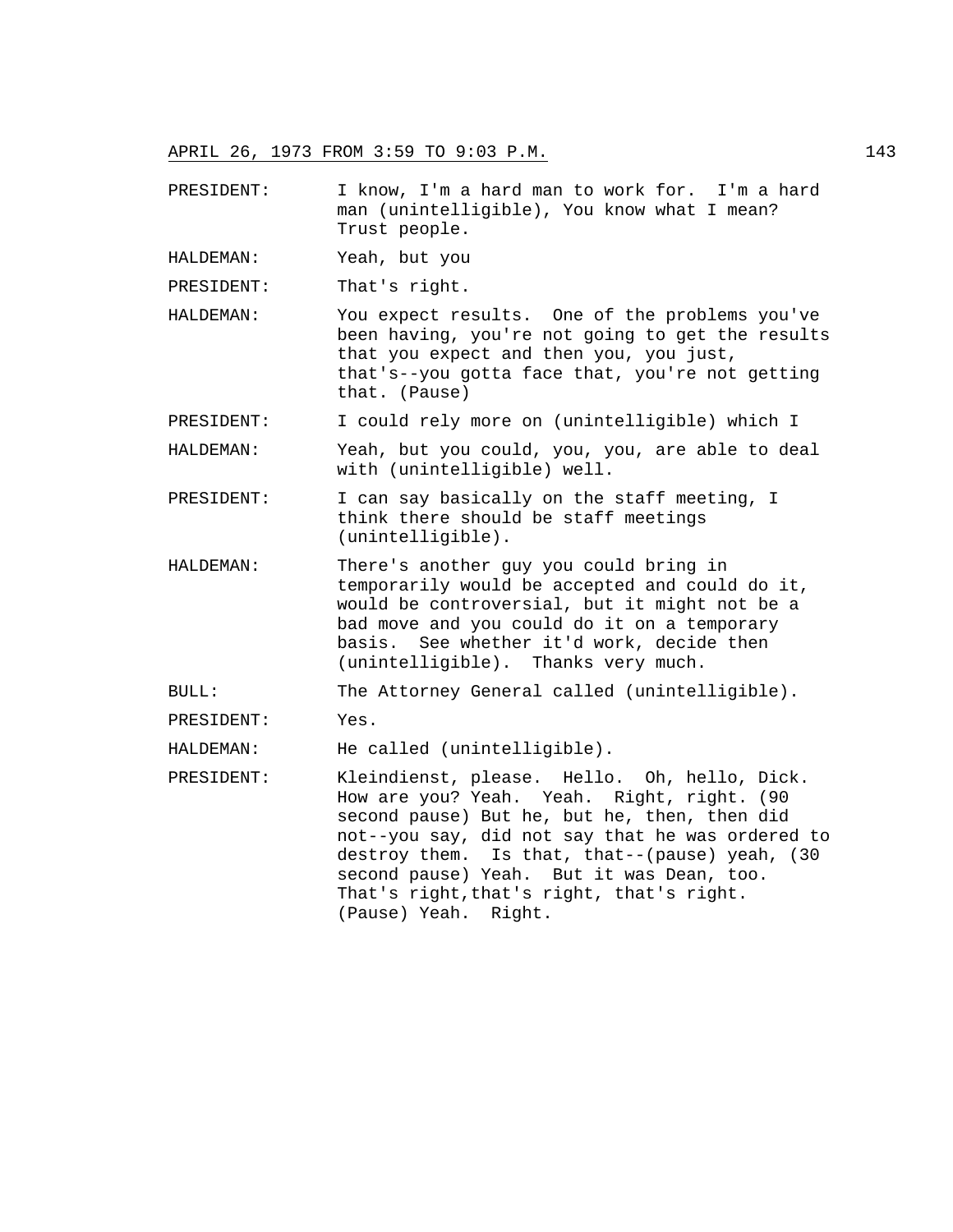PRESIDENT: I know, I'm a hard man to work for. I'm a hard man (unintelligible), You know what I mean? Trust people.

HALDEMAN: Yeah, but you

PRESIDENT: That's right.

HALDEMAN: You expect results. One of the problems you've been having, you're not going to get the results that you expect and then you, you just, that's--you gotta face that, you're not getting that. (Pause)

PRESIDENT: I could rely more on (unintelligible) which I

HALDEMAN: Yeah, but you could, you, you, are able to deal with (unintelligible) well.

PRESIDENT: I can say basically on the staff meeting, I think there should be staff meetings (unintelligible).

HALDEMAN: There's another guy you could bring in temporarily would be accepted and could do it, would be controversial, but it might not be a bad move and you could do it on a temporary basis. See whether it'd work, decide then (unintelligible). Thanks very much.

BULL: The Attorney General called (unintelligible).

PRESIDENT: Yes.

HALDEMAN: He called (unintelligible).

PRESIDENT: Kleindienst, please. Hello. Oh, hello, Dick. How are you? Yeah. Yeah. Right, right. (90 second pause) But he, but he, then, then did not--you say, did not say that he was ordered to destroy them. Is that, that--(pause) yeah, (30 second pause) Yeah. But it was Dean, too. That's right,that's right, that's right. (Pause) Yeah. Right.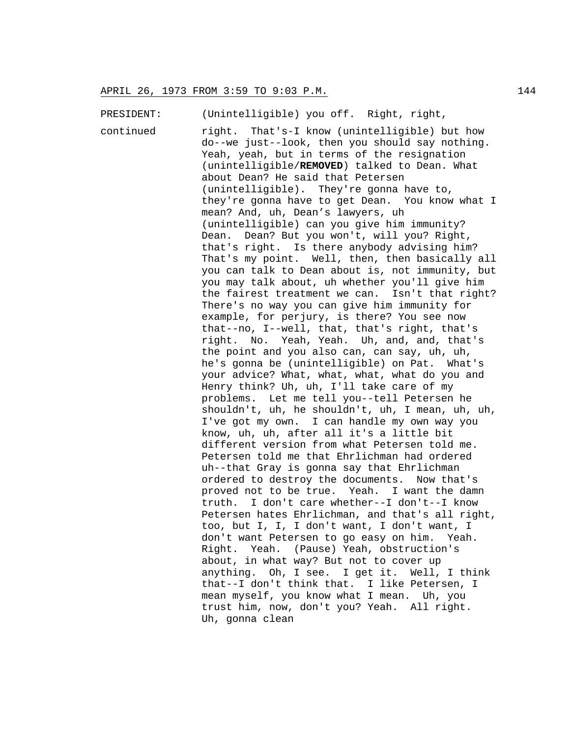APRIL 26, 1973 FROM 3:59 TO 9:03 P.M.

PRESIDENT: (Unintelligible) you off. Right, right,

continued right. That's-I know (unintelligible) but how do--we just--look, then you should say nothing. Yeah, yeah, but in terms of the resignation (unintelligible/**REMOVED**) talked to Dean. What about Dean? He said that Petersen (unintelligible). They're gonna have to, they're gonna have to get Dean. You know what I mean? And, uh, Dean's lawyers, uh (unintelligible) can you give him immunity? Dean. Dean? But you won't, will you? Right, that's right. Is there anybody advising him? That's my point. Well, then, then basically all you can talk to Dean about is, not immunity, but you may talk about, uh whether you'll give him the fairest treatment we can. Isn't that right? There's no way you can give him immunity for example, for perjury, is there? You see now that--no, I--well, that, that's right, that's right. No. Yeah, Yeah. Uh, and, and, that's the point and you also can, can say, uh, uh, he's gonna be (unintelligible) on Pat. What's your advice? What, what, what do you and Henry think? Uh, uh, I'll take care of my problems. Let me tell you--tell Petersen he shouldn't, uh, he shouldn't, uh, I mean, uh, uh, I've got my own. I can handle my own way you know, uh, uh, after all it's a little bit different version from what Petersen told me. Petersen told me that Ehrlichman had ordered uh--that Gray is gonna say that Ehrlichman ordered to destroy the documents. Now that's proved not to be true. Yeah. I want the damn truth. I don't care whether--I don't--I know Petersen hates Ehrlichman, and that's all right, too, but I, I, I don't want, I don't want, I don't want Petersen to go easy on him. Yeah. Right. Yeah. (Pause) Yeah, obstruction's about, in what way? But not to cover up anything. Oh, I see. I get it. Well, I think that--I don't think that. I like Petersen, I mean myself, you know what I mean. Uh, you trust him, now, don't you? Yeah. All right. Uh, gonna clean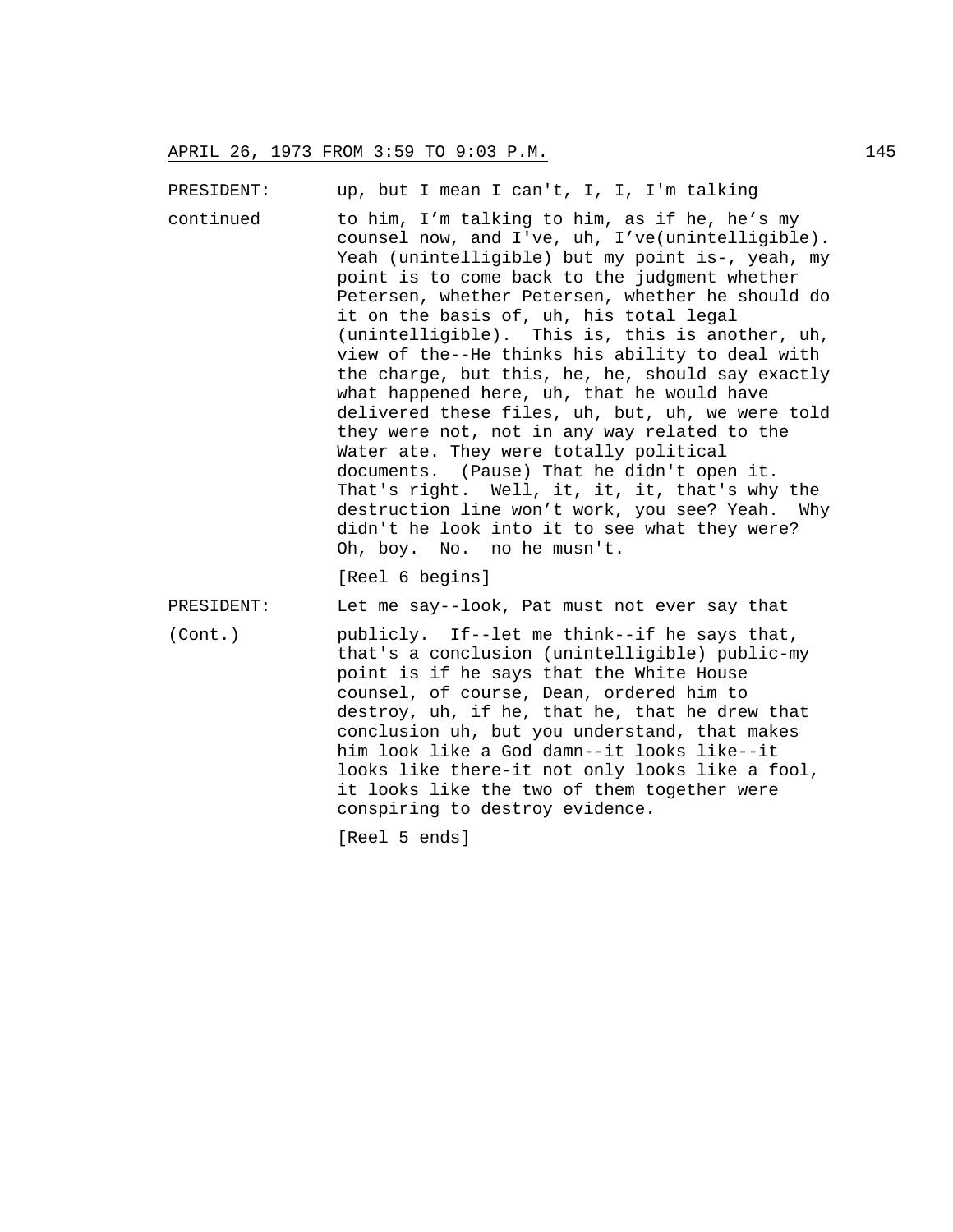PRESIDENT: up, but I mean I can't, I, I, I'm talking

continued to him, I'm talking to him, as if he, he's my counsel now, and I've, uh, I've(unintelligible). Yeah (unintelligible) but my point is-, yeah, my point is to come back to the judgment whether Petersen, whether Petersen, whether he should do it on the basis of, uh, his total legal (unintelligible). This is, this is another, uh, view of the--He thinks his ability to deal with the charge, but this, he, he, should say exactly what happened here, uh, that he would have delivered these files, uh, but, uh, we were told they were not, not in any way related to the Water ate. They were totally political documents. (Pause) That he didn't open it. That's right. Well, it, it, it, that's why the destruction line won't work, you see? Yeah. Why didn't he look into it to see what they were? Oh, boy. No. no he musn't.

[Reel 6 begins]

PRESIDENT: Let me say--look, Pat must not ever say that

(Cont.) publicly. If--let me think--if he says that, that's a conclusion (unintelligible) public-my point is if he says that the White House counsel, of course, Dean, ordered him to destroy, uh, if he, that he, that he drew that conclusion uh, but you understand, that makes him look like a God damn--it looks like--it looks like there-it not only looks like a fool, it looks like the two of them together were conspiring to destroy evidence.

[Reel 5 ends]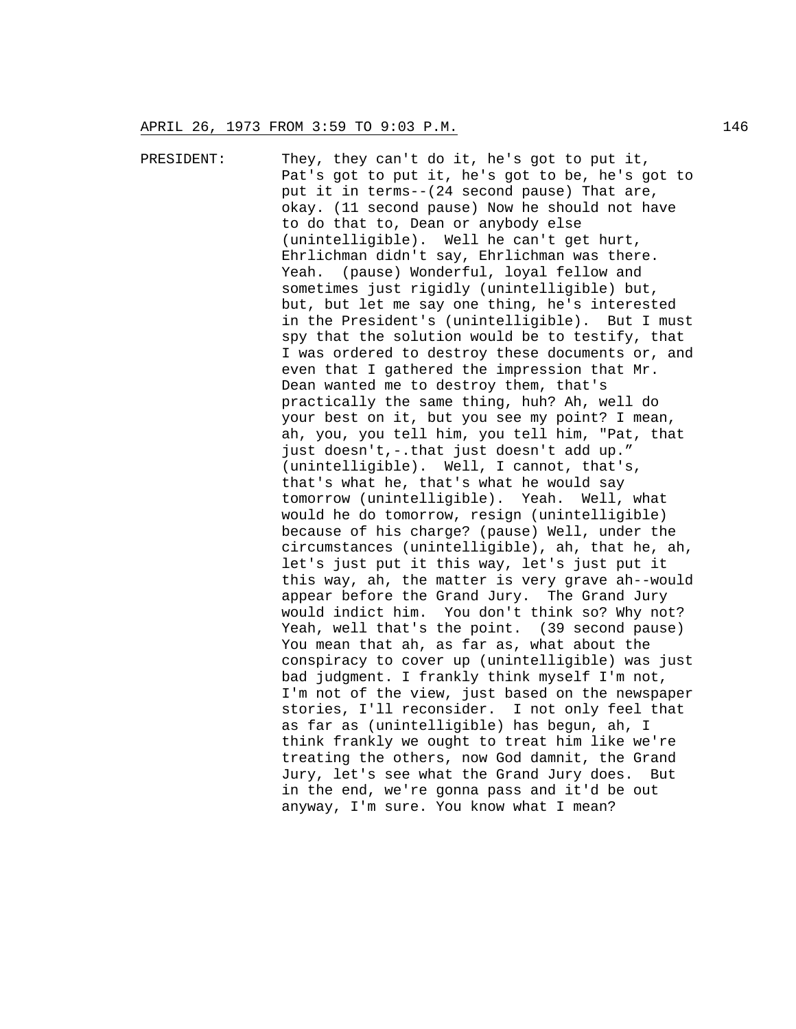PRESIDENT: They, they can't do it, he's got to put it, Pat's got to put it, he's got to be, he's got to put it in terms--(24 second pause) That are, okay. (11 second pause) Now he should not have to do that to, Dean or anybody else (unintelligible). Well he can't get hurt, Ehrlichman didn't say, Ehrlichman was there. Yeah. (pause) Wonderful, loyal fellow and sometimes just rigidly (unintelligible) but, but, but let me say one thing, he's interested in the President's (unintelligible). But I must spy that the solution would be to testify, that I was ordered to destroy these documents or, and even that I gathered the impression that Mr. Dean wanted me to destroy them, that's practically the same thing, huh? Ah, well do your best on it, but you see my point? I mean, ah, you, you tell him, you tell him, "Pat, that just doesn't,-.that just doesn't add up." (unintelligible). Well, I cannot, that's, that's what he, that's what he would say tomorrow (unintelligible). Yeah. Well, what would he do tomorrow, resign (unintelligible) because of his charge? (pause) Well, under the circumstances (unintelligible), ah, that he, ah, let's just put it this way, let's just put it this way, ah, the matter is very grave ah--would appear before the Grand Jury. The Grand Jury would indict him. You don't think so? Why not? Yeah, well that's the point. (39 second pause) You mean that ah, as far as, what about the conspiracy to cover up (unintelligible) was just bad judgment. I frankly think myself I'm not, I'm not of the view, just based on the newspaper stories, I'll reconsider. I not only feel that as far as (unintelligible) has begun, ah, I think frankly we ought to treat him like we're treating the others, now God damnit, the Grand Jury, let's see what the Grand Jury does. But in the end, we're gonna pass and it'd be out anyway, I'm sure. You know what I mean?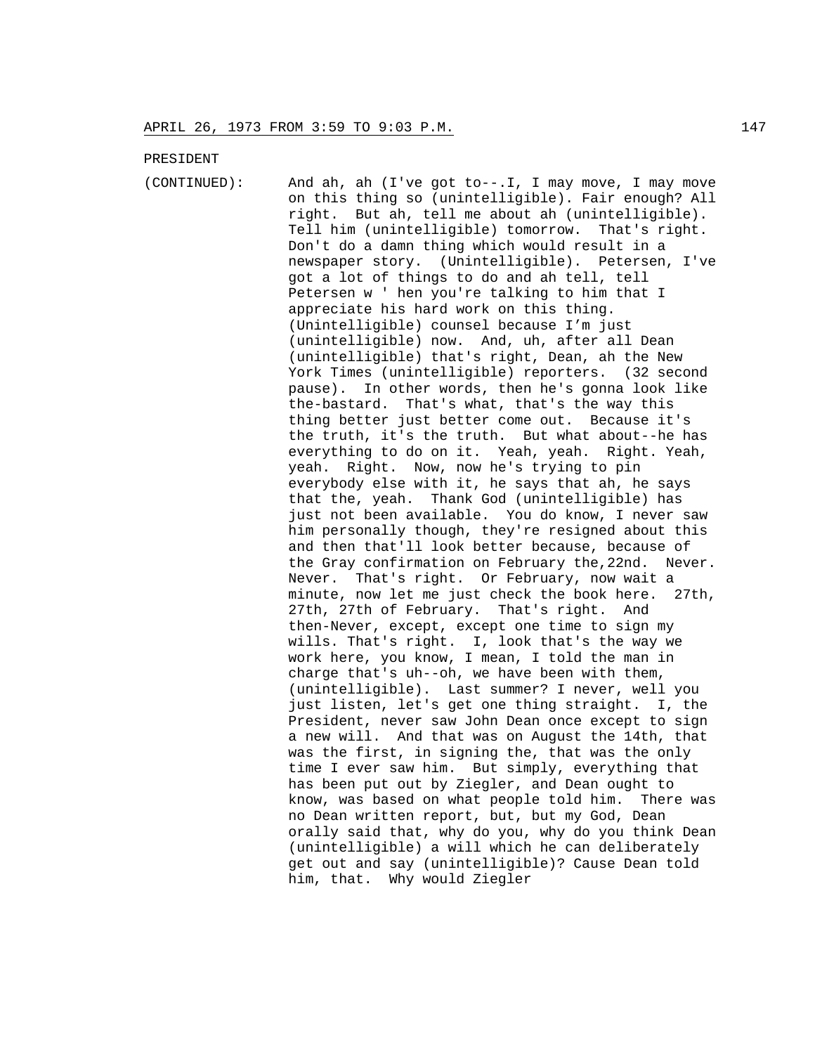PRESIDENT

(CONTINUED): And ah, ah (I've got to--.I, I may move, I may move on this thing so (unintelligible). Fair enough? All right. But ah, tell me about ah (unintelligible). Tell him (unintelligible) tomorrow. That's right. Don't do a damn thing which would result in a newspaper story. (Unintelligible). Petersen, I've got a lot of things to do and ah tell, tell Petersen w ' hen you're talking to him that I appreciate his hard work on this thing. (Unintelligible) counsel because I'm just (unintelligible) now. And, uh, after all Dean (unintelligible) that's right, Dean, ah the New York Times (unintelligible) reporters. (32 second pause). In other words, then he's gonna look like the-bastard. That's what, that's the way this thing better just better come out. Because it's the truth, it's the truth. But what about--he has everything to do on it. Yeah, yeah. Right. Yeah, yeah. Right. Now, now he's trying to pin everybody else with it, he says that ah, he says that the, yeah. Thank God (unintelligible) has just not been available. You do know, I never saw him personally though, they're resigned about this and then that'll look better because, because of the Gray confirmation on February the,22nd. Never. Never. That's right. Or February, now wait a minute, now let me just check the book here. 27th, 27th, 27th of February. That's right. And then-Never, except, except one time to sign my wills. That's right. I, look that's the way we work here, you know, I mean, I told the man in charge that's uh--oh, we have been with them, (unintelligible). Last summer? I never, well you just listen, let's get one thing straight. I, the President, never saw John Dean once except to sign a new will. And that was on August the 14th, that was the first, in signing the, that was the only time I ever saw him. But simply, everything that has been put out by Ziegler, and Dean ought to know, was based on what people told him. There was no Dean written report, but, but my God, Dean orally said that, why do you, why do you think Dean (unintelligible) a will which he can deliberately get out and say (unintelligible)? Cause Dean told him, that. Why would Ziegler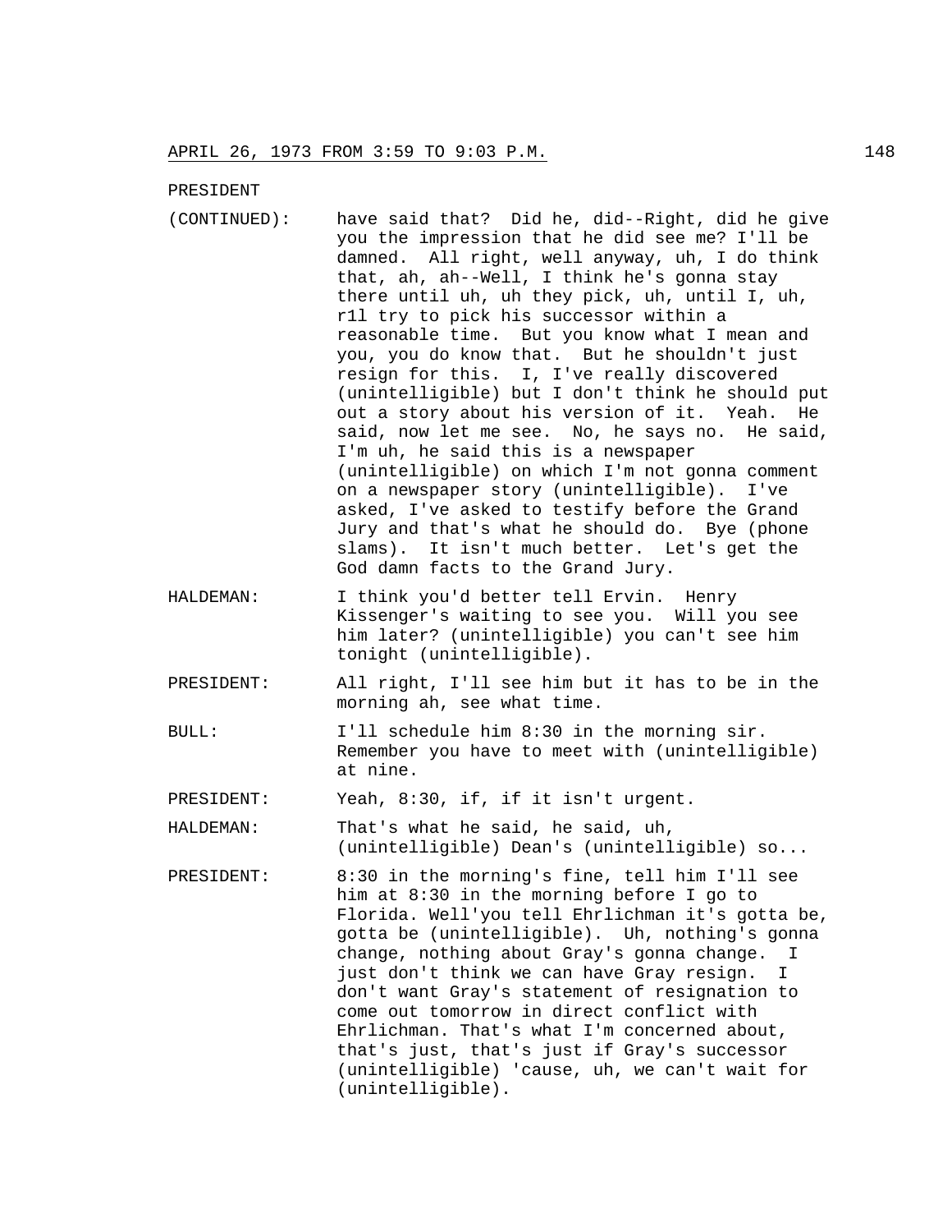PRESIDENT

(CONTINUED): have said that? Did he, did--Right, did he give you the impression that he did see me? I'll be damned. All right, well anyway, uh, I do think that, ah, ah--Well, I think he's gonna stay there until uh, uh they pick, uh, until I, uh, r1l try to pick his successor within a reasonable time. But you know what I mean and you, you do know that. But he shouldn't just resign for this. I, I've really discovered (unintelligible) but I don't think he should put out a story about his version of it. Yeah. He said, now let me see. No, he says no. He said, I'm uh, he said this is a newspaper (unintelligible) on which I'm not gonna comment on a newspaper story (unintelligible). I've asked, I've asked to testify before the Grand Jury and that's what he should do. Bye (phone slams). It isn't much better. Let's get the God damn facts to the Grand Jury.

HALDEMAN: I think you'd better tell Ervin. Henry Kissenger's waiting to see you. Will you see him later? (unintelligible) you can't see him tonight (unintelligible).

PRESIDENT: All right, I'll see him but it has to be in the morning ah, see what time.

BULL: I'll schedule him 8:30 in the morning sir. Remember you have to meet with (unintelligible) at nine.

PRESIDENT: Yeah, 8:30, if, if it isn't urgent.

HALDEMAN: That's what he said, he said, uh, (unintelligible) Dean's (unintelligible) so...

PRESIDENT: 8:30 in the morning's fine, tell him I'll see him at 8:30 in the morning before I go to Florida. Well'you tell Ehrlichman it's gotta be, gotta be (unintelligible). Uh, nothing's gonna change, nothing about Gray's gonna change. I just don't think we can have Gray resign. I don't want Gray's statement of resignation to come out tomorrow in direct conflict with Ehrlichman. That's what I'm concerned about, that's just, that's just if Gray's successor (unintelligible) 'cause, uh, we can't wait for (unintelligible).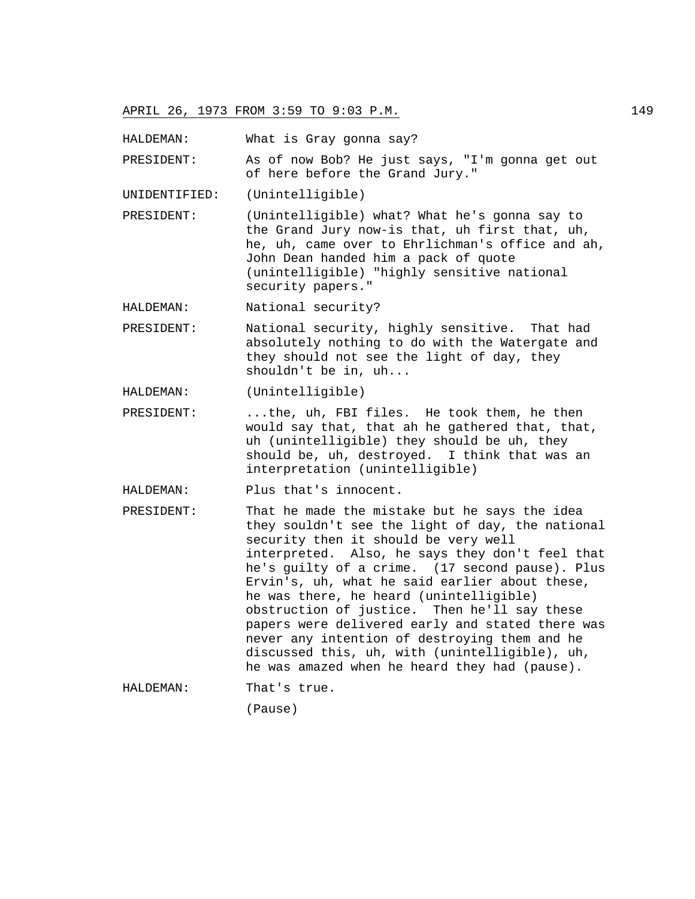APRIL 26, 1973 FROM 3:59 TO 9:03 P.M.

HALDEMAN: What is Gray gonna say?

PRESIDENT: As of now Bob? He just says, "I'm gonna get out of here before the Grand Jury."

UNIDENTIFIED: (Unintelligible)

PRESIDENT: (Unintelligible) what? What he's gonna say to the Grand Jury now-is that, uh first that, uh, he, uh, came over to Ehrlichman's office and ah, John Dean handed him a pack of quote (unintelligible) "highly sensitive national security papers."

HALDEMAN: National security?

PRESIDENT: National security, highly sensitive. That had absolutely nothing to do with the Watergate and they should not see the light of day, they shouldn't be in, uh...

HALDEMAN: (Unintelligible)

PRESIDENT: ...the, uh, FBI files. He took them, he then would say that, that ah he gathered that, that, uh (unintelligible) they should be uh, they should be, uh, destroyed. I think that was an interpretation (unintelligible)

HALDEMAN: Plus that's innocent.

PRESIDENT: That he made the mistake but he says the idea they souldn't see the light of day, the national security then it should be very well interpreted. Also, he says they don't feel that he's guilty of a crime. (17 second pause). Plus Ervin's, uh, what he said earlier about these, he was there, he heard (unintelligible) obstruction of justice. Then he'll say these papers were delivered early and stated there was never any intention of destroying them and he discussed this, uh, with (unintelligible), uh, he was amazed when he heard they had (pause).

HALDEMAN: That's true.

(Pause)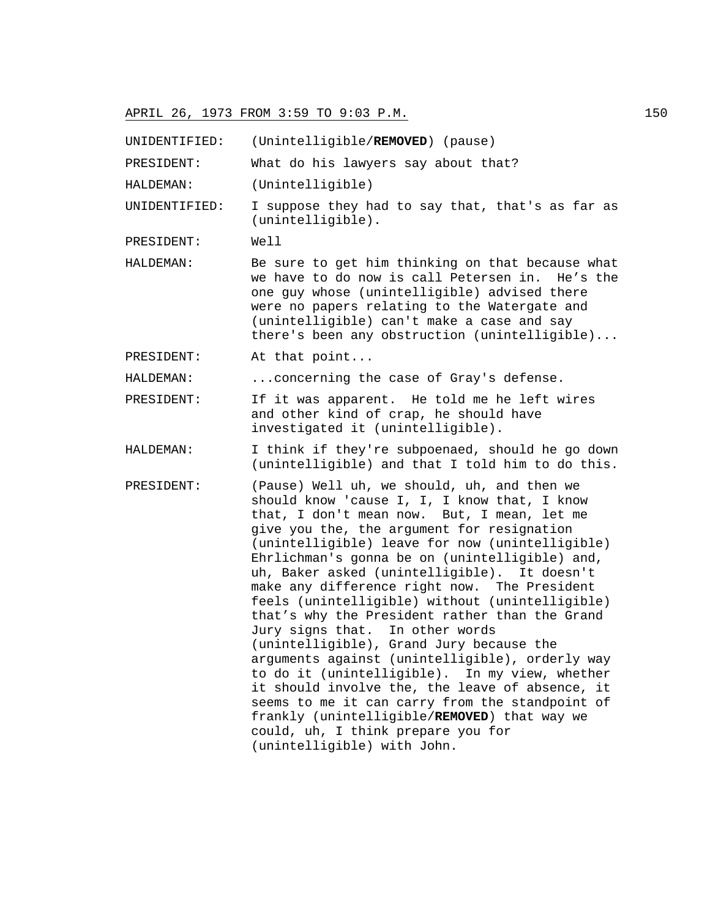APRIL 26, 1973 FROM 3:59 TO 9:03 P.M.

UNIDENTIFIED: (Unintelligible/**REMOVED**) (pause)

PRESIDENT: What do his lawyers say about that?

HALDEMAN: (Unintelligible)

UNIDENTIFIED: I suppose they had to say that, that's as far as (unintelligible).

PRESIDENT: Well

HALDEMAN: Be sure to get him thinking on that because what we have to do now is call Petersen in. He's the one guy whose (unintelligible) advised there were no papers relating to the Watergate and (unintelligible) can't make a case and say there's been any obstruction (unintelligible)...

PRESIDENT: At that point...

HALDEMAN: ...concerning the case of Gray's defense.

PRESIDENT: If it was apparent. He told me he left wires and other kind of crap, he should have investigated it (unintelligible).

HALDEMAN: I think if they're subpoenaed, should he go down (unintelligible) and that I told him to do this.

PRESIDENT: (Pause) Well uh, we should, uh, and then we should know 'cause I, I, I know that, I know that, I don't mean now. But, I mean, let me give you the, the argument for resignation (unintelligible) leave for now (unintelligible) Ehrlichman's gonna be on (unintelligible) and, uh, Baker asked (unintelligible). It doesn't make any difference right now. The President feels (unintelligible) without (unintelligible) that's why the President rather than the Grand Jury signs that. In other words (unintelligible), Grand Jury because the arguments against (unintelligible), orderly way to do it (unintelligible). In my view, whether it should involve the, the leave of absence, it seems to me it can carry from the standpoint of frankly (unintelligible/**REMOVED**) that way we could, uh, I think prepare you for (unintelligible) with John.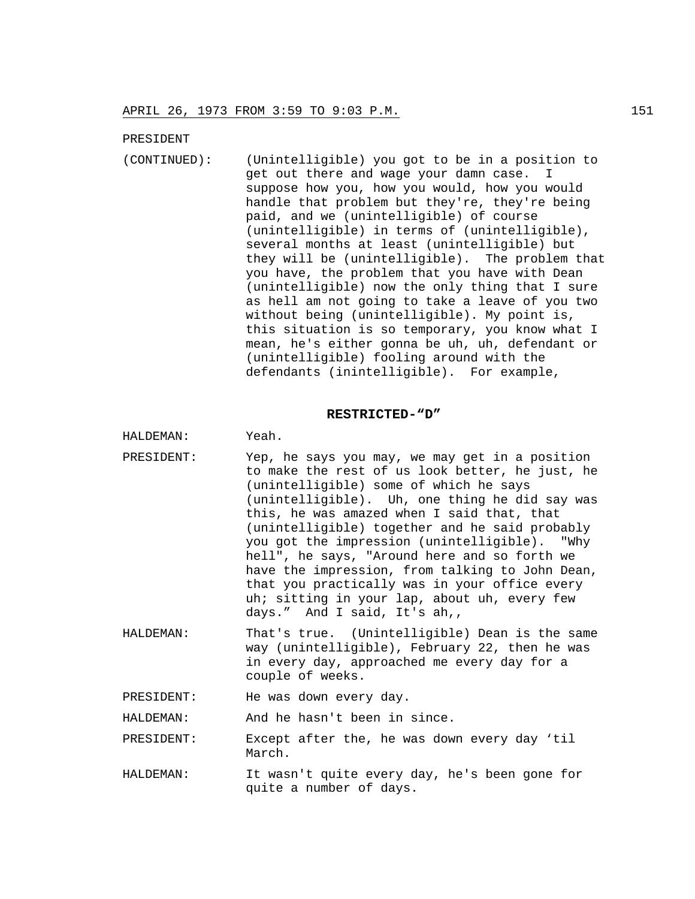PRESIDENT

(CONTINUED): (Unintelligible) you got to be in a position to get out there and wage your damn case. I suppose how you, how you would, how you would handle that problem but they're, they're being paid, and we (unintelligible) of course (unintelligible) in terms of (unintelligible), several months at least (unintelligible) but they will be (unintelligible). The problem that you have, the problem that you have with Dean (unintelligible) now the only thing that I sure as hell am not going to take a leave of you two without being (unintelligible). My point is, this situation is so temporary, you know what I mean, he's either gonna be uh, uh, defendant or (unintelligible) fooling around with the defendants (inintelligible). For example,

**RESTRICTED-"D"**

HALDEMAN: Yeah.

PRESIDENT: Yep, he says you may, we may get in a position to make the rest of us look better, he just, he (unintelligible) some of which he says (unintelligible). Uh, one thing he did say was this, he was amazed when I said that, that (unintelligible) together and he said probably you got the impression (unintelligible). "Why hell", he says, "Around here and so forth we have the impression, from talking to John Dean, that you practically was in your office every uh; sitting in your lap, about uh, every few days." And I said, It's ah,,

HALDEMAN: That's true. (Unintelligible) Dean is the same way (unintelligible), February 22, then he was in every day, approached me every day for a couple of weeks.

PRESIDENT: He was down every day.

HALDEMAN: And he hasn't been in since.

PRESIDENT: Except after the, he was down every day 'til March.

HALDEMAN: It wasn't quite every day, he's been gone for quite a number of days.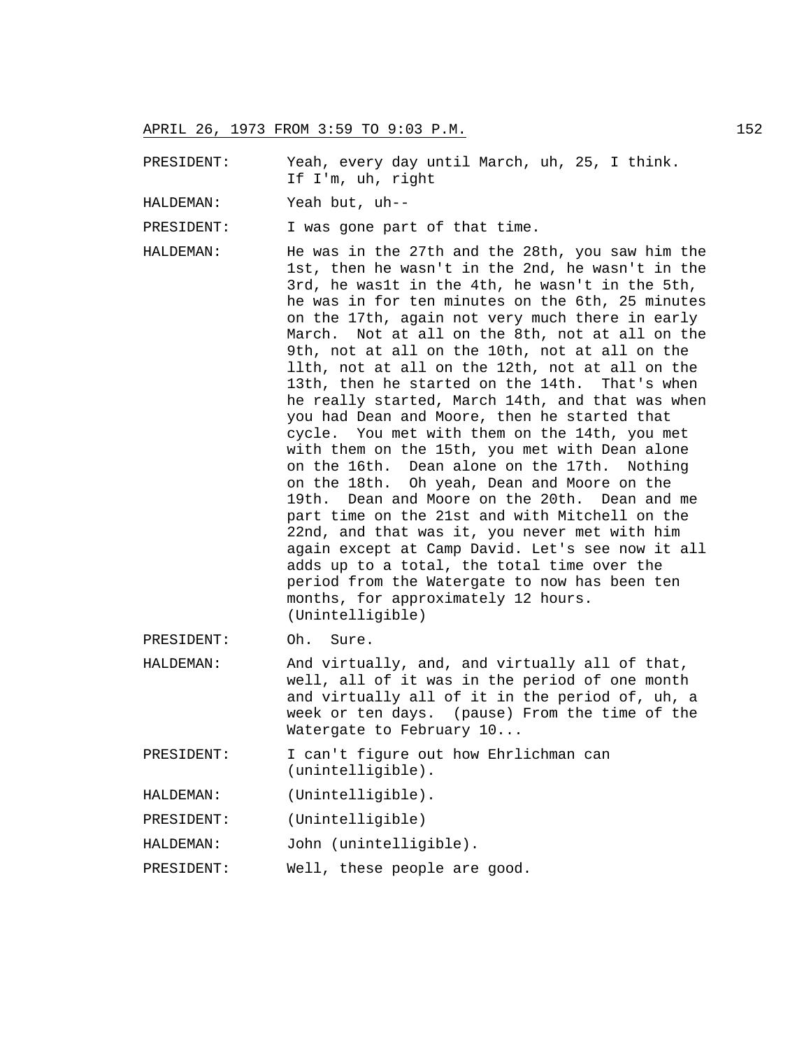PRESIDENT: Yeah, every day until March, uh, 25, I think. If I'm, uh, right

HALDEMAN: Yeah but, uh--

PRESIDENT: I was gone part of that time.

HALDEMAN: He was in the 27th and the 28th, you saw him the 1st, then he wasn't in the 2nd, he wasn't in the 3rd, he was1t in the 4th, he wasn't in the 5th, he was in for ten minutes on the 6th, 25 minutes on the 17th, again not very much there in early March. Not at all on the 8th, not at all on the 9th, not at all on the 10th, not at all on the llth, not at all on the 12th, not at all on the 13th, then he started on the 14th. That's when he really started, March 14th, and that was when you had Dean and Moore, then he started that cycle. You met with them on the 14th, you met with them on the 15th, you met with Dean alone on the 16th. Dean alone on the 17th. Nothing on the 18th. Oh yeah, Dean and Moore on the 19th. Dean and Moore on the 20th. Dean and me part time on the 21st and with Mitchell on the 22nd, and that was it, you never met with him again except at Camp David. Let's see now it all adds up to a total, the total time over the period from the Watergate to now has been ten months, for approximately 12 hours. (Unintelligible)

PRESIDENT: Oh. Sure.

HALDEMAN: And virtually, and, and virtually all of that, well, all of it was in the period of one month and virtually all of it in the period of, uh, a week or ten days. (pause) From the time of the Watergate to February 10...

PRESIDENT: I can't figure out how Ehrlichman can (unintelligible).

HALDEMAN: (Unintelligible).

PRESIDENT: (Unintelligible)

HALDEMAN: John (unintelligible).

PRESIDENT: Well, these people are good.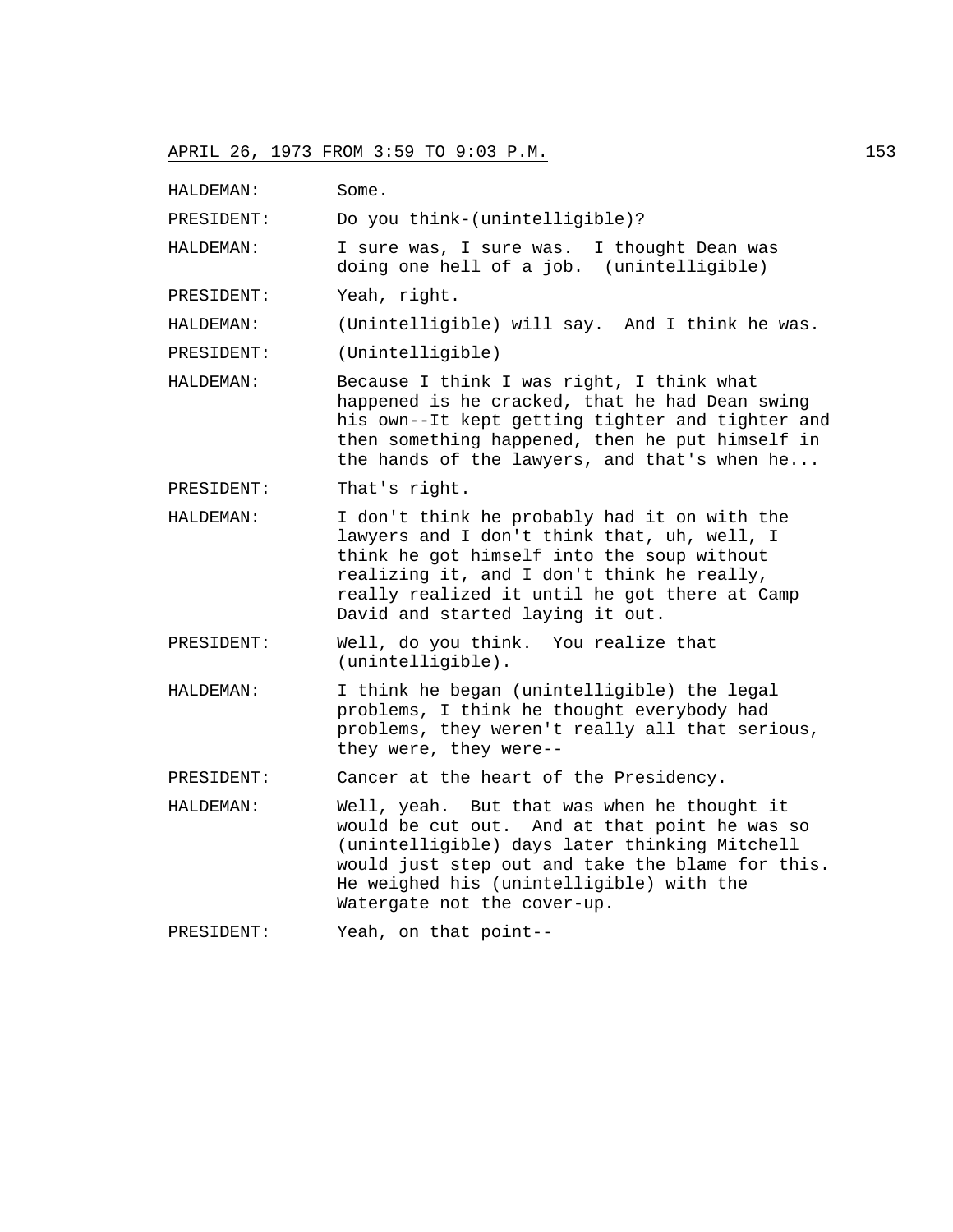HALDEMAN: Some.

PRESIDENT: Do you think-(unintelligible)?

HALDEMAN: I sure was, I sure was. I thought Dean was doing one hell of a job. (unintelligible)

PRESIDENT: Yeah, right.

HALDEMAN: (Unintelligible) will say. And I think he was.

PRESIDENT: (Unintelligible)

HALDEMAN: Because I think I was right, I think what happened is he cracked, that he had Dean swing his own--It kept getting tighter and tighter and then something happened, then he put himself in the hands of the lawyers, and that's when he...

PRESIDENT: That's right.

HALDEMAN: I don't think he probably had it on with the lawyers and I don't think that, uh, well, I think he got himself into the soup without realizing it, and I don't think he really, really realized it until he got there at Camp David and started laying it out.

PRESIDENT: Well, do you think. You realize that (unintelligible).

HALDEMAN: I think he began (unintelligible) the legal problems, I think he thought everybody had problems, they weren't really all that serious, they were, they were--

PRESIDENT: Cancer at the heart of the Presidency.

HALDEMAN: Well, yeah. But that was when he thought it would be cut out. And at that point he was so (unintelligible) days later thinking Mitchell would just step out and take the blame for this. He weighed his (unintelligible) with the Watergate not the cover-up.

PRESIDENT: Yeah, on that point--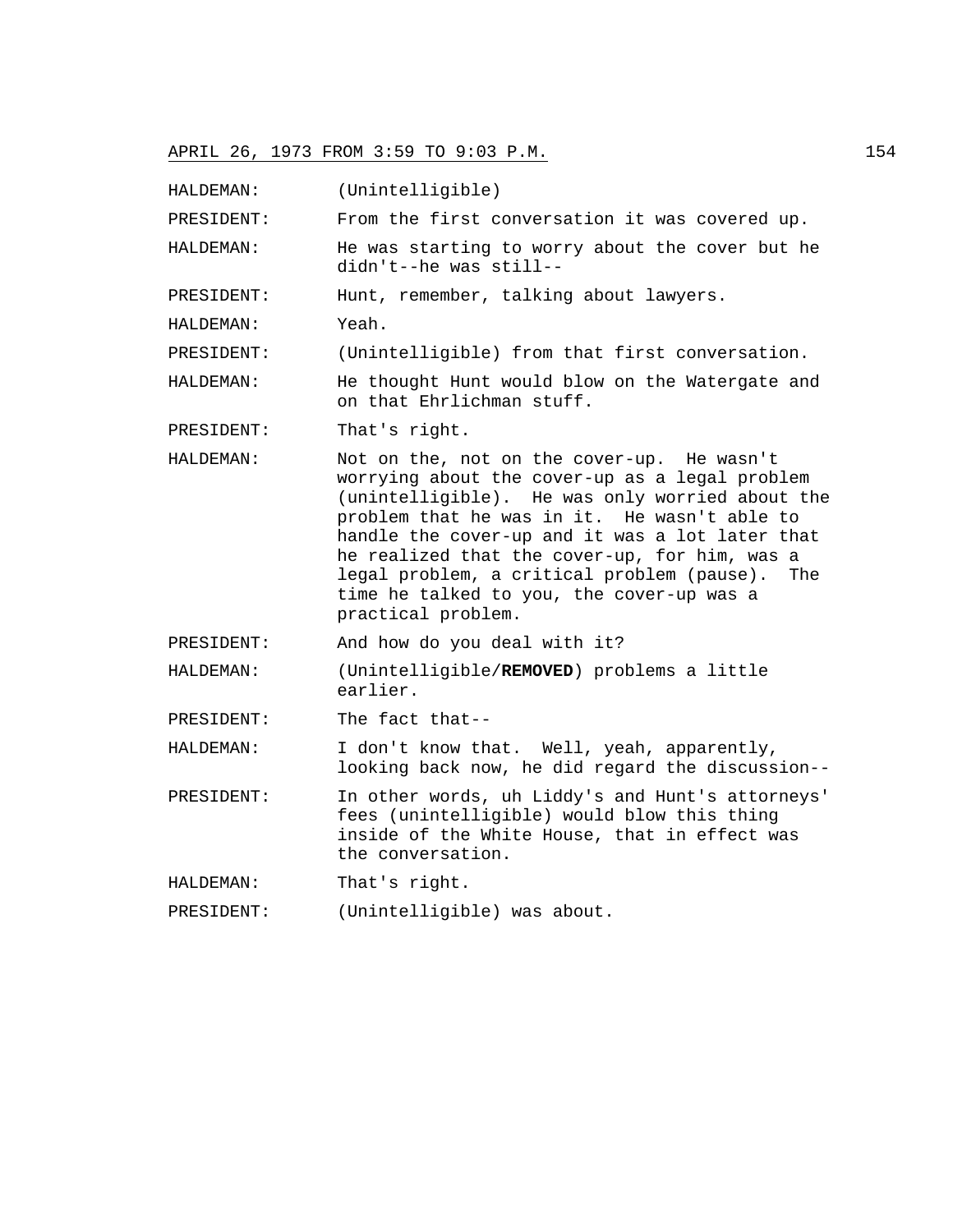HALDEMAN: (Unintelligible)

PRESIDENT: From the first conversation it was covered up.

HALDEMAN: He was starting to worry about the cover but he didn't--he was still--

PRESIDENT: Hunt, remember, talking about lawyers.

HALDEMAN: Yeah.

PRESIDENT: (Unintelligible) from that first conversation.

HALDEMAN: He thought Hunt would blow on the Watergate and on that Ehrlichman stuff.

PRESIDENT: That's right.

HALDEMAN: Not on the, not on the cover-up. He wasn't worrying about the cover-up as a legal problem (unintelligible). He was only worried about the problem that he was in it. He wasn't able to handle the cover-up and it was a lot later that he realized that the cover-up, for him, was a legal problem, a critical problem (pause). The time he talked to you, the cover-up was a practical problem.

PRESIDENT: And how do you deal with it?

HALDEMAN: (Unintelligible/**REMOVED**) problems a little earlier.

PRESIDENT: The fact that--

HALDEMAN: I don't know that. Well, yeah, apparently, looking back now, he did regard the discussion--

PRESIDENT: In other words, uh Liddy's and Hunt's attorneys' fees (unintelligible) would blow this thing inside of the White House, that in effect was the conversation.

HALDEMAN: That's right.

PRESIDENT: (Unintelligible) was about.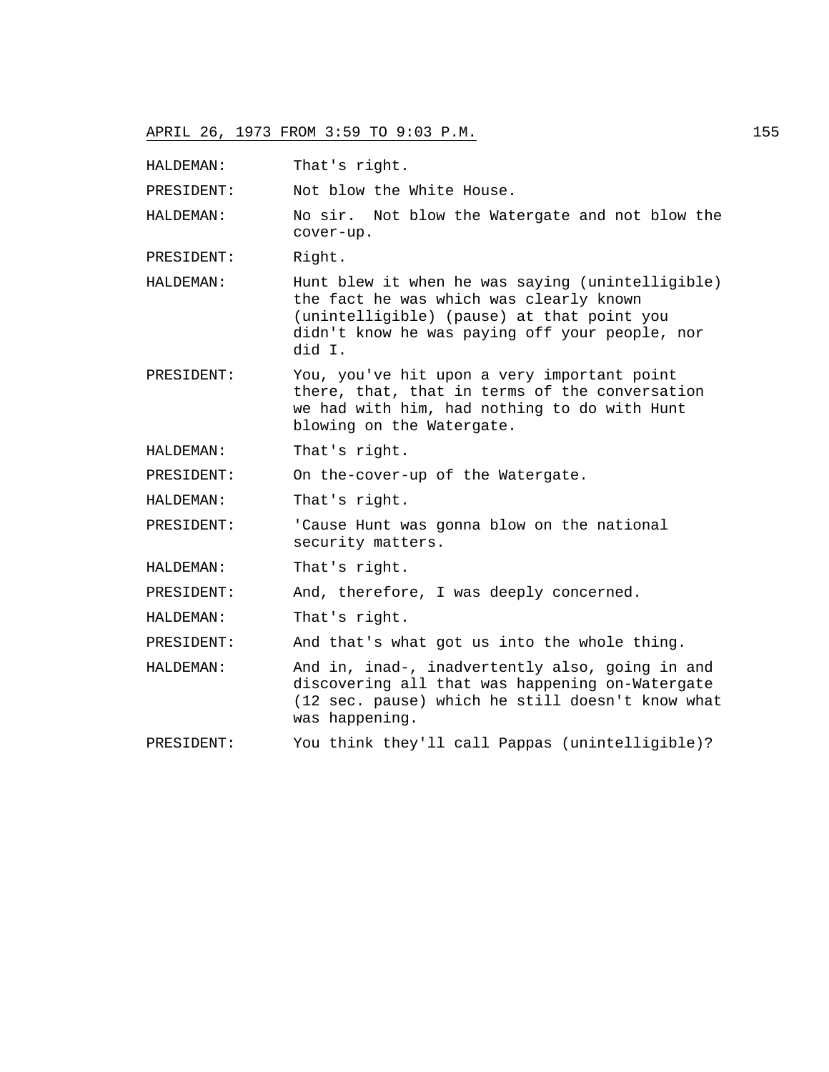APRIL 26, 1973 FROM 3:59 TO 9:03 P.M.

HALDEMAN: That's right.

PRESIDENT: Not blow the White House.

HALDEMAN: No sir. Not blow the Watergate and not blow the cover-up.

PRESIDENT: Right.

HALDEMAN: Hunt blew it when he was saying (unintelligible) the fact he was which was clearly known (unintelligible) (pause) at that point you didn't know he was paying off your people, nor did I.

PRESIDENT: You, you've hit upon a very important point there, that, that in terms of the conversation we had with him, had nothing to do with Hunt blowing on the Watergate.

HALDEMAN: That's right.

PRESIDENT: On the-cover-up of the Watergate.

HALDEMAN: That's right.

PRESIDENT: 'Cause Hunt was gonna blow on the national security matters.

HALDEMAN: That's right.

PRESIDENT: And, therefore, I was deeply concerned.

HALDEMAN: That's right.

PRESIDENT: And that's what got us into the whole thing.

HALDEMAN: And in, inad-, inadvertently also, going in and discovering all that was happening on-Watergate (12 sec. pause) which he still doesn't know what was happening.

PRESIDENT: You think they'll call Pappas (unintelligible)?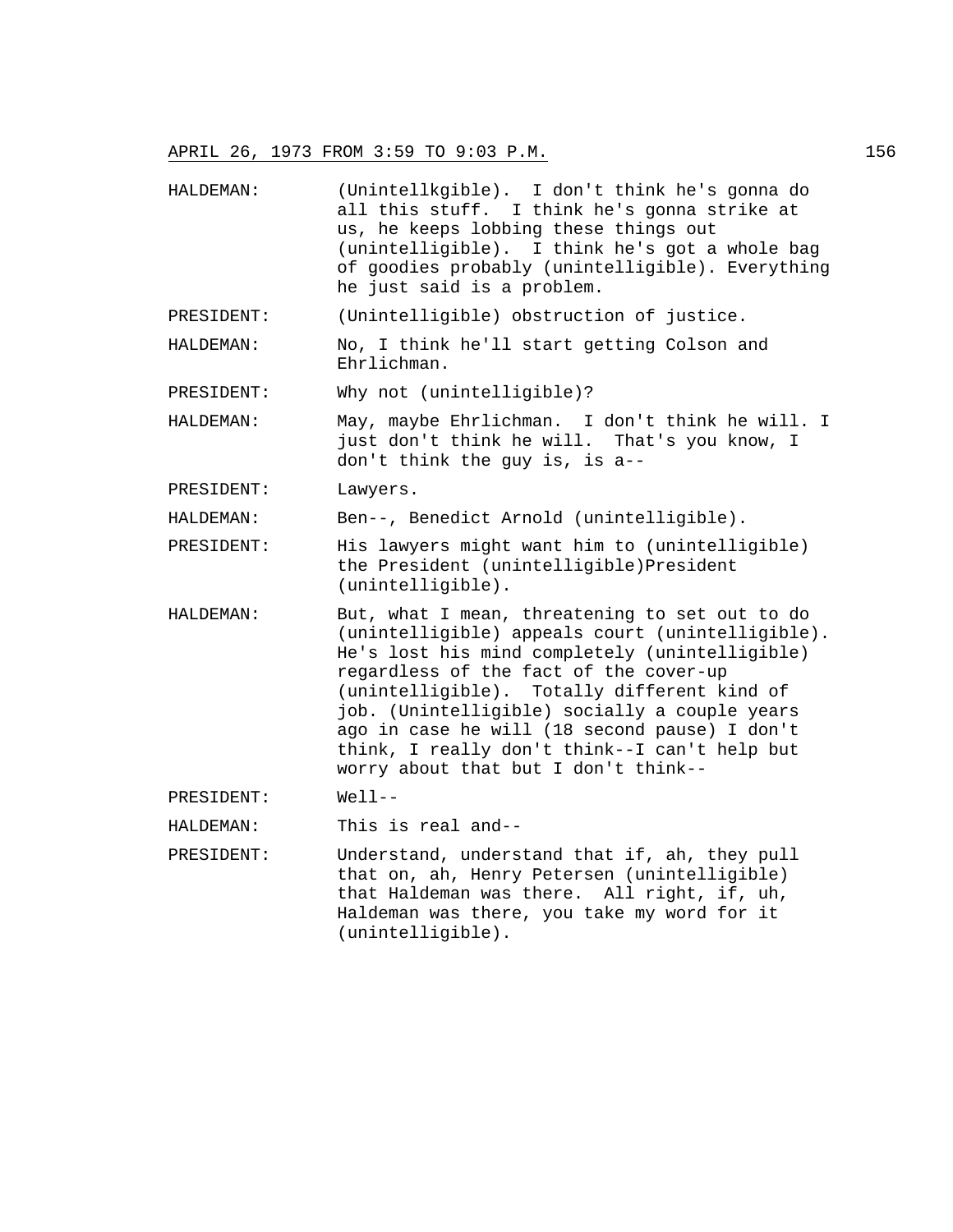APRIL 26, 1973 FROM 3:59 TO 9:03 P.M.

HALDEMAN: (Unintellkgible). I don't think he's gonna do all this stuff. I think he's gonna strike at us, he keeps lobbing these things out (unintelligible). I think he's got a whole bag of goodies probably (unintelligible). Everything he just said is a problem.

PRESIDENT: (Unintelligible) obstruction of justice.

HALDEMAN: No, I think he'll start getting Colson and Ehrlichman.

PRESIDENT: Why not (unintelligible)?

HALDEMAN: May, maybe Ehrlichman. I don't think he will. I just don't think he will. That's you know, I don't think the guy is, is a--

PRESIDENT: Lawyers.

HALDEMAN: Ben--, Benedict Arnold (unintelligible).

PRESIDENT: His lawyers might want him to (unintelligible) the President (unintelligible)President (unintelligible).

HALDEMAN: But, what I mean, threatening to set out to do (unintelligible) appeals court (unintelligible). He's lost his mind completely (unintelligible) regardless of the fact of the cover-up (unintelligible). Totally different kind of job. (Unintelligible) socially a couple years ago in case he will (18 second pause) I don't think, I really don't think--I can't help but worry about that but I don't think--

PRESIDENT: Well--

HALDEMAN: This is real and--

PRESIDENT: Understand, understand that if, ah, they pull that on, ah, Henry Petersen (unintelligible) that Haldeman was there. All right, if, uh, Haldeman was there, you take my word for it (unintelligible).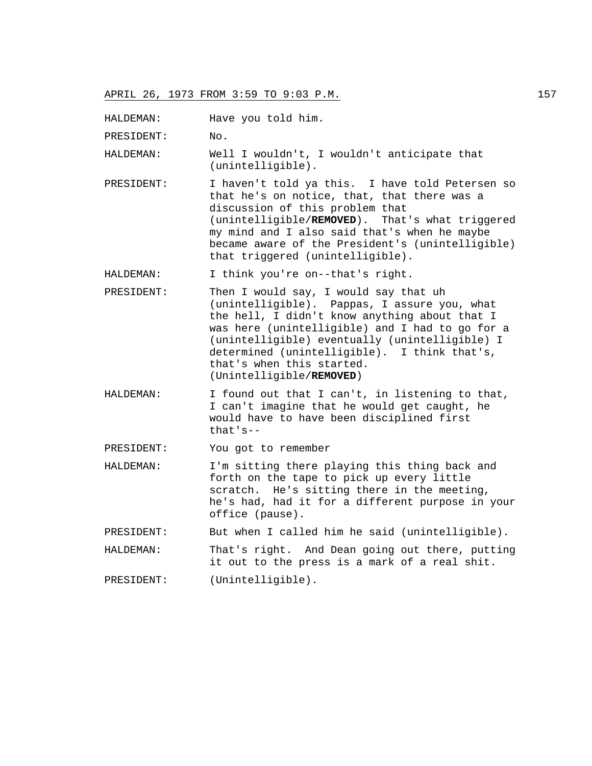HALDEMAN: Have you told him.

PRESIDENT: No.

HALDEMAN: Well I wouldn't, I wouldn't anticipate that (unintelligible).

PRESIDENT: I haven't told ya this. I have told Petersen so that he's on notice, that, that there was a discussion of this problem that (unintelligible/**REMOVED**). That's what triggered my mind and I also said that's when he maybe became aware of the President's (unintelligible) that triggered (unintelligible).

HALDEMAN: I think you're on--that's right.

PRESIDENT: Then I would say, I would say that uh (unintelligible). Pappas, I assure you, what the hell, I didn't know anything about that I was here (unintelligible) and I had to go for a (unintelligible) eventually (unintelligible) I determined (unintelligible). I think that's, that's when this started. (Unintelligible/**REMOVED**)

HALDEMAN: I found out that I can't, in listening to that, I can't imagine that he would get caught, he would have to have been disciplined first that's--

PRESIDENT: You got to remember

HALDEMAN: I'm sitting there playing this thing back and forth on the tape to pick up every little scratch. He's sitting there in the meeting, he's had, had it for a different purpose in your office (pause).

PRESIDENT: But when I called him he said (unintelligible).

HALDEMAN: That's right. And Dean going out there, putting it out to the press is a mark of a real shit.

PRESIDENT: (Unintelligible).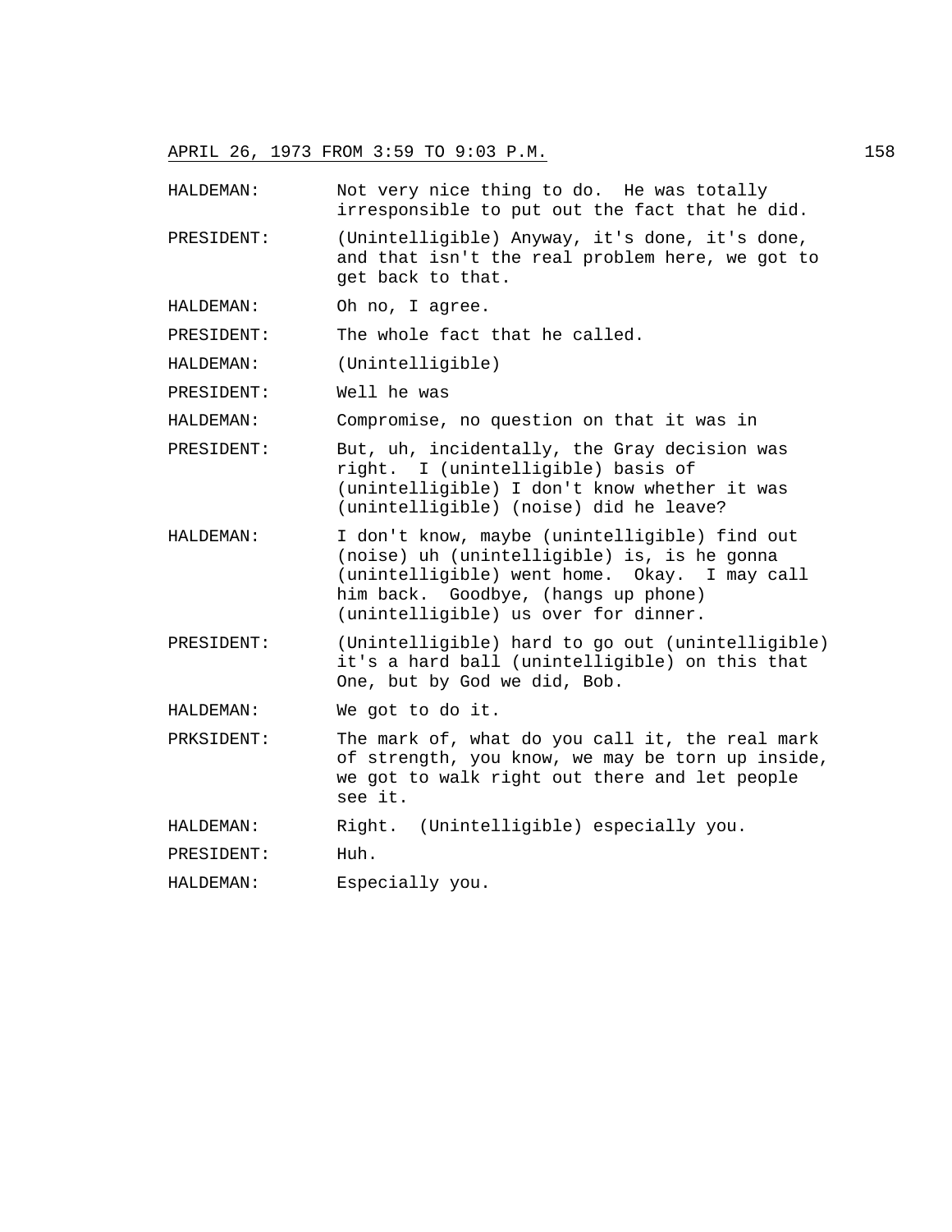APRIL 26, 1973 FROM 3:59 TO 9:03 P.M.

HALDEMAN: Not very nice thing to do. He was totally irresponsible to put out the fact that he did.

PRESIDENT: (Unintelligible) Anyway, it's done, it's done, and that isn't the real problem here, we got to get back to that.

HALDEMAN: Oh no, I agree.

PRESIDENT: The whole fact that he called.

HALDEMAN: (Unintelligible)

PRESIDENT: Well he was

HALDEMAN: Compromise, no question on that it was in

PRESIDENT: But, uh, incidentally, the Gray decision was right. I (unintelligible) basis of (unintelligible) I don't know whether it was (unintelligible) (noise) did he leave?

HALDEMAN: I don't know, maybe (unintelligible) find out (noise) uh (unintelligible) is, is he gonna (unintelligible) went home. Okay. I may call him back. Goodbye, (hangs up phone) (unintelligible) us over for dinner.

PRESIDENT: (Unintelligible) hard to go out (unintelligible) it's a hard ball (unintelligible) on this that One, but by God we did, Bob.

HALDEMAN: We got to do it.

PRKSIDENT: The mark of, what do you call it, the real mark of strength, you know, we may be torn up inside, we got to walk right out there and let people see it.

HALDEMAN: Right. (Unintelligible) especially you.

PRESIDENT: Huh.

HALDEMAN: Especially you.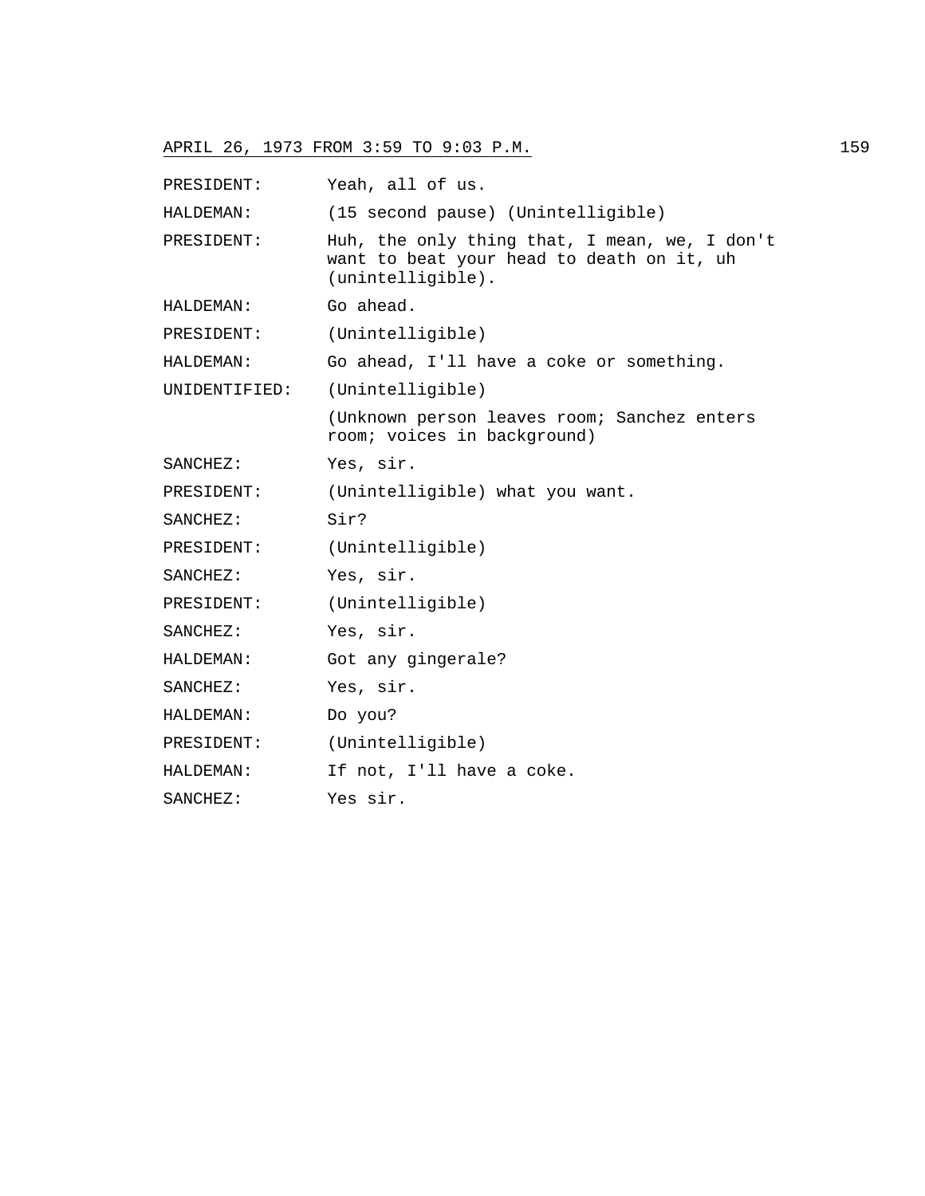PRESIDENT: Yeah, all of us.

HALDEMAN: (15 second pause) (Unintelligible)

PRESIDENT: Huh, the only thing that, I mean, we, I don't want to beat your head to death on it, uh (unintelligible).

HALDEMAN: Go ahead.

PRESIDENT: (Unintelligible)

HALDEMAN: Go ahead, I'll have a coke or something.

UNIDENTIFIED: (Unintelligible)

(Unknown person leaves room; Sanchez enters room; voices in background)

SANCHEZ: Yes, sir.

PRESIDENT: (Unintelligible) what you want.

SANCHEZ: Sir?

PRESIDENT: (Unintelligible)

SANCHEZ: Yes, sir.

PRESIDENT: (Unintelligible)

SANCHEZ: Yes, sir.

HALDEMAN: Got any gingerale?

SANCHEZ: Yes, sir.

HALDEMAN: Do you?

PRESIDENT: (Unintelligible)

HALDEMAN: If not, I'll have a coke.

SANCHEZ: Yes sir.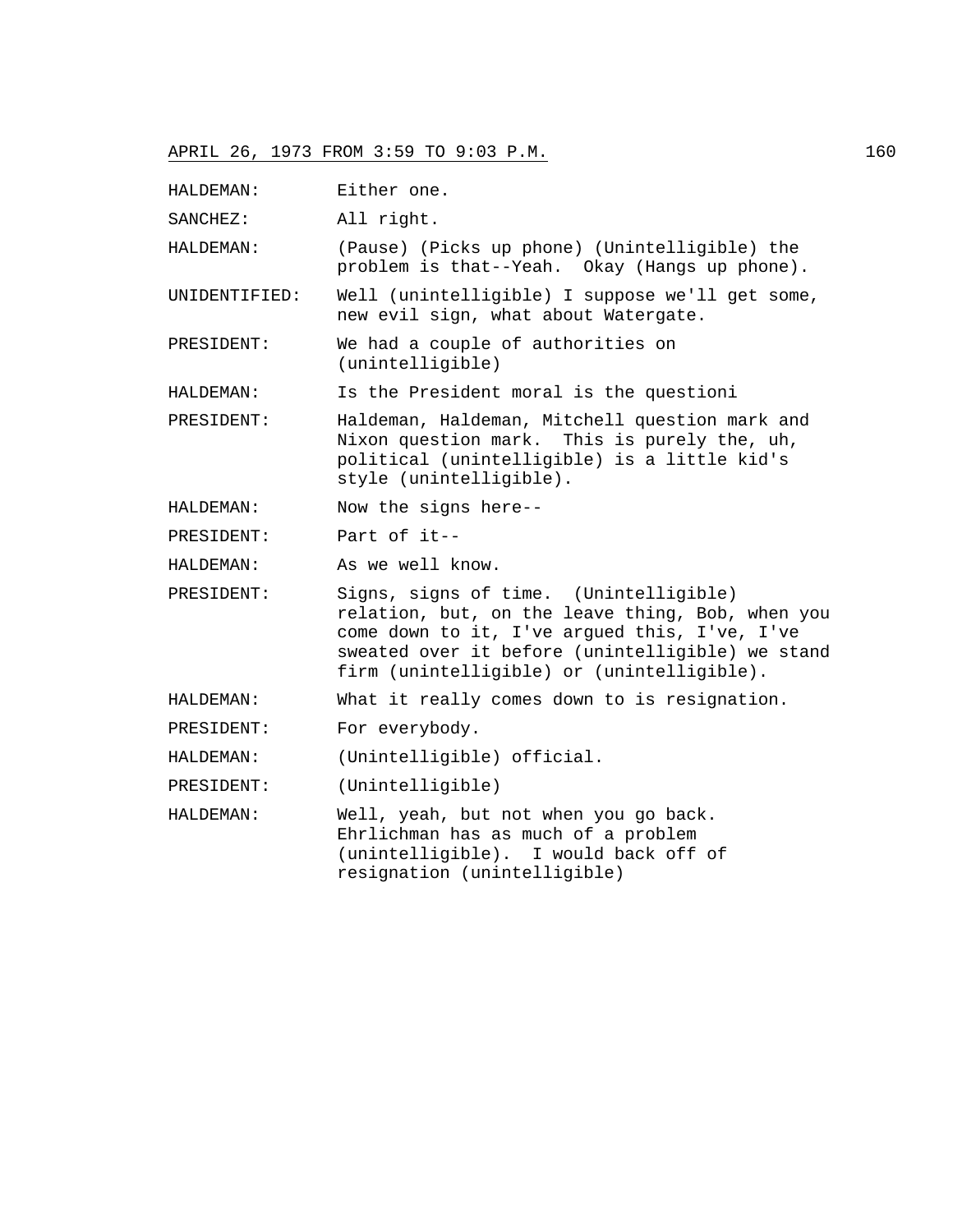APRIL 26, 1973 FROM 3:59 TO 9:03 P.M.

| | |
|---|---|
| HALDEMAN: | Either one. |
| SANCHEZ: | All right. |
| HALDEMAN: | (Pause) (Picks up phone) (Unintelligible) the problem is that--Yeah. Okay (Hangs up phone). |
| UNIDENTIFIED: | Well (unintelligible) I suppose we'll get some, new evil sign, what about Watergate. |
| PRESIDENT: | We had a couple of authorities on (unintelligible) |
| HALDEMAN: | Is the President moral is the questioni |
| PRESIDENT: | Haldeman, Haldeman, Mitchell question mark and Nixon question mark. This is purely the, uh, political (unintelligible) is a little kid's style (unintelligible). |
| HALDEMAN: | Now the signs here-- |
| PRESIDENT: | Part of it-- |
| HALDEMAN: | As we well know. |
| PRESIDENT: | Signs, signs of time. (Unintelligible) relation, but, on the leave thing, Bob, when you come down to it, I've argued this, I've, I've sweated over it before (unintelligible) we stand firm (unintelligible) or (unintelligible). |
| HALDEMAN: | What it really comes down to is resignation. |
| PRESIDENT: | For everybody. |
| HALDEMAN: | (Unintelligible) official. |
| PRESIDENT: | (Unintelligible) |
| HALDEMAN: | Well, yeah, but not when you go back. Ehrlichman has as much of a problem (unintelligible). I would back off of resignation (unintelligible) |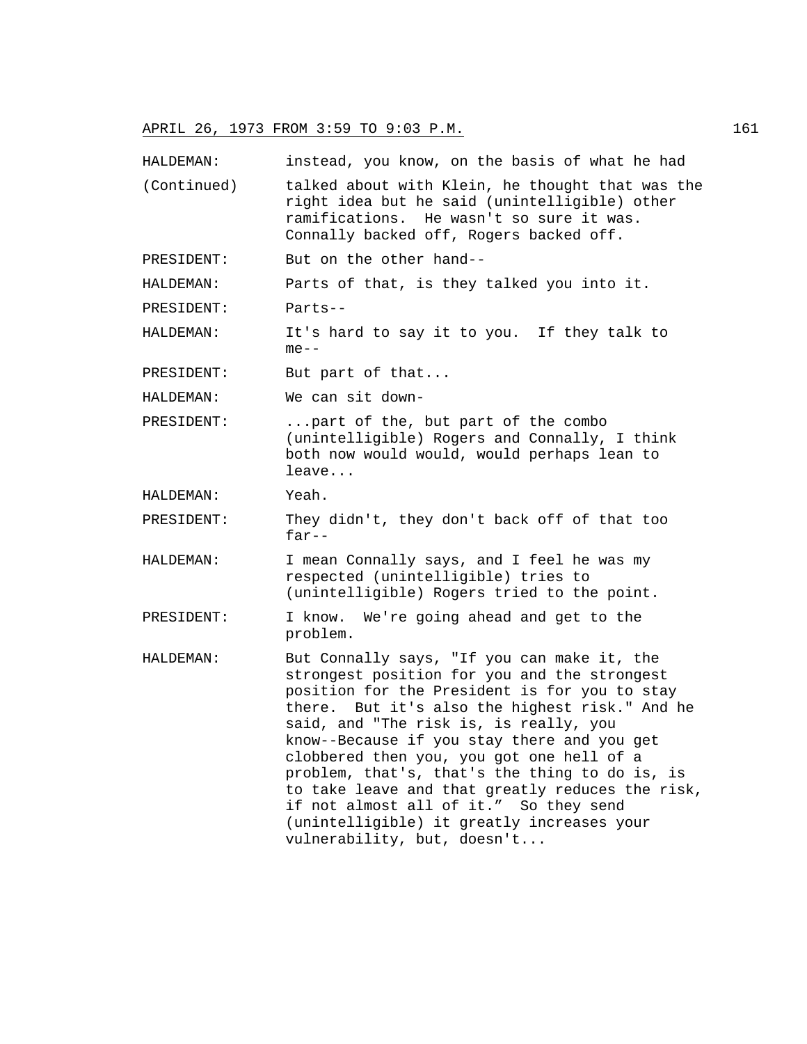HALDEMAN: instead, you know, on the basis of what he had (Continued) talked about with Klein, he thought that was the right idea but he said (unintelligible) other ramifications. He wasn't so sure it was. Connally backed off, Rogers backed off.

PRESIDENT: But on the other hand--

HALDEMAN: Parts of that, is they talked you into it.

PRESIDENT: Parts--

HALDEMAN: It's hard to say it to you. If they talk to me--

PRESIDENT: But part of that...

HALDEMAN: We can sit down-

PRESIDENT: ...part of the, but part of the combo (unintelligible) Rogers and Connally, I think both now would would, would perhaps lean to leave...

HALDEMAN: Yeah.

PRESIDENT: They didn't, they don't back off of that too far--

HALDEMAN: I mean Connally says, and I feel he was my respected (unintelligible) tries to (unintelligible) Rogers tried to the point.

PRESIDENT: I know. We're going ahead and get to the problem.

HALDEMAN: But Connally says, "If you can make it, the strongest position for you and the strongest position for the President is for you to stay there. But it's also the highest risk." And he said, and "The risk is, is really, you know--Because if you stay there and you get clobbered then you, you got one hell of a problem, that's, that's the thing to do is, is to take leave and that greatly reduces the risk, if not almost all of it." So they send (unintelligible) it greatly increases your vulnerability, but, doesn't...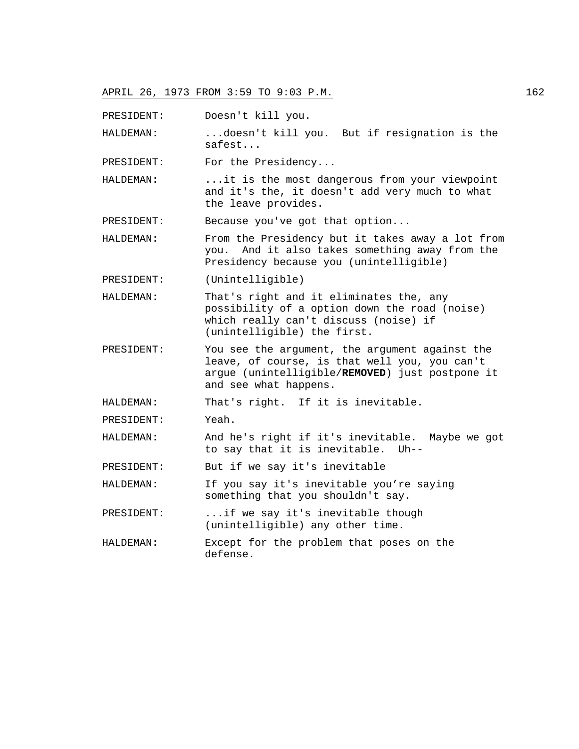PRESIDENT: Doesn't kill you.

HALDEMAN: ...doesn't kill you. But if resignation is the safest...

PRESIDENT: For the Presidency...

HALDEMAN: ...it is the most dangerous from your viewpoint and it's the, it doesn't add very much to what the leave provides.

PRESIDENT: Because you've got that option...

HALDEMAN: From the Presidency but it takes away a lot from you. And it also takes something away from the Presidency because you (unintelligible)

PRESIDENT: (Unintelligible)

HALDEMAN: That's right and it eliminates the, any possibility of a option down the road (noise) which really can't discuss (noise) if (unintelligible) the first.

PRESIDENT: You see the argument, the argument against the leave, of course, is that well you, you can't argue (unintelligible/**REMOVED**) just postpone it and see what happens.

HALDEMAN: That's right. If it is inevitable.

PRESIDENT: Yeah.

HALDEMAN: And he's right if it's inevitable. Maybe we got to say that it is inevitable. Uh--

PRESIDENT: But if we say it's inevitable

HALDEMAN: If you say it's inevitable you're saying something that you shouldn't say.

PRESIDENT: ...if we say it's inevitable though (unintelligible) any other time.

HALDEMAN: Except for the problem that poses on the defense.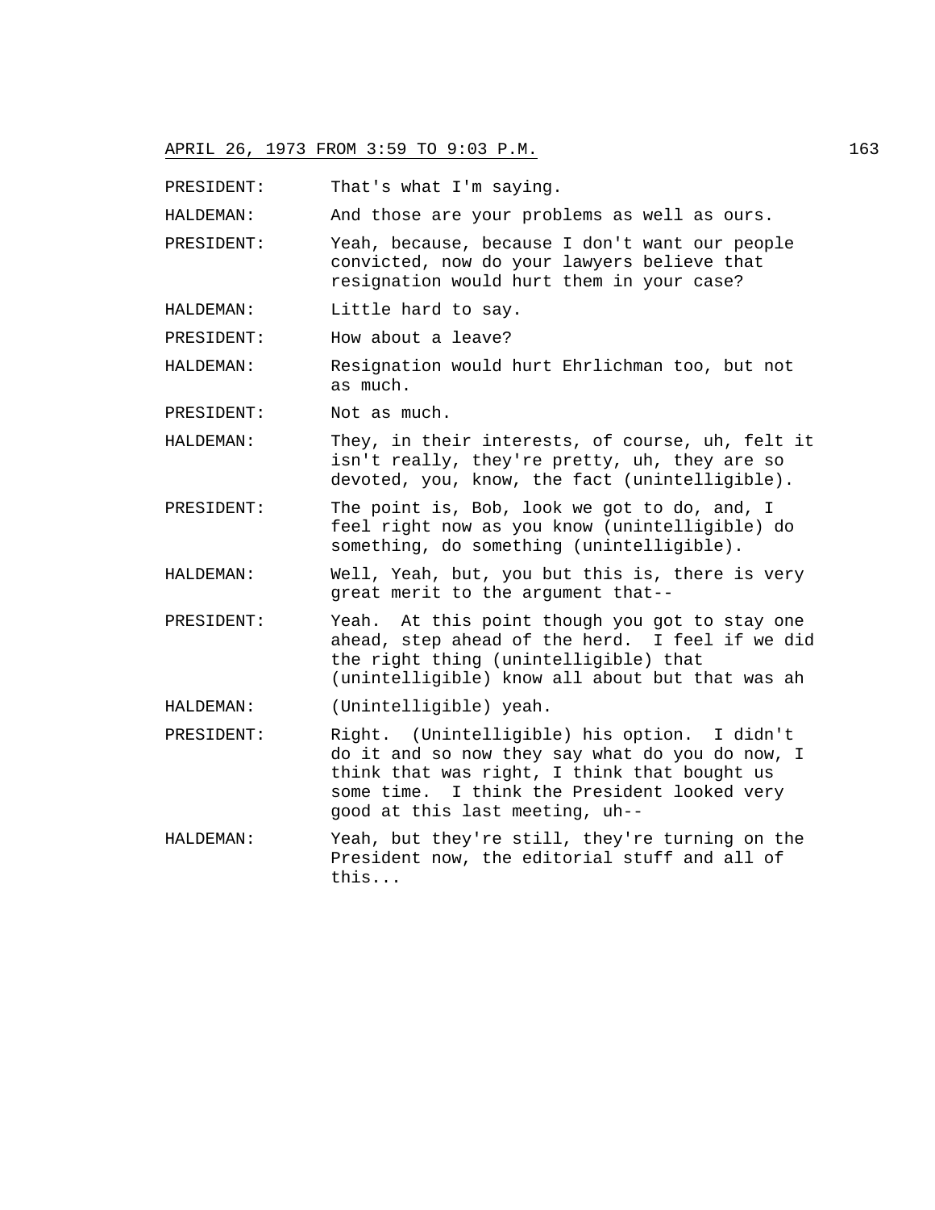PRESIDENT: That's what I'm saying.

HALDEMAN: And those are your problems as well as ours.

PRESIDENT: Yeah, because, because I don't want our people convicted, now do your lawyers believe that resignation would hurt them in your case?

HALDEMAN: Little hard to say.

PRESIDENT: How about a leave?

HALDEMAN: Resignation would hurt Ehrlichman too, but not as much.

PRESIDENT: Not as much.

HALDEMAN: They, in their interests, of course, uh, felt it isn't really, they're pretty, uh, they are so devoted, you, know, the fact (unintelligible).

PRESIDENT: The point is, Bob, look we got to do, and, I feel right now as you know (unintelligible) do something, do something (unintelligible).

HALDEMAN: Well, Yeah, but, you but this is, there is very great merit to the argument that--

PRESIDENT: Yeah. At this point though you got to stay one ahead, step ahead of the herd. I feel if we did the right thing (unintelligible) that (unintelligible) know all about but that was ah

HALDEMAN: (Unintelligible) yeah.

PRESIDENT: Right. (Unintelligible) his option. I didn't do it and so now they say what do you do now, I think that was right, I think that bought us some time. I think the President looked very good at this last meeting, uh--

HALDEMAN: Yeah, but they're still, they're turning on the President now, the editorial stuff and all of this...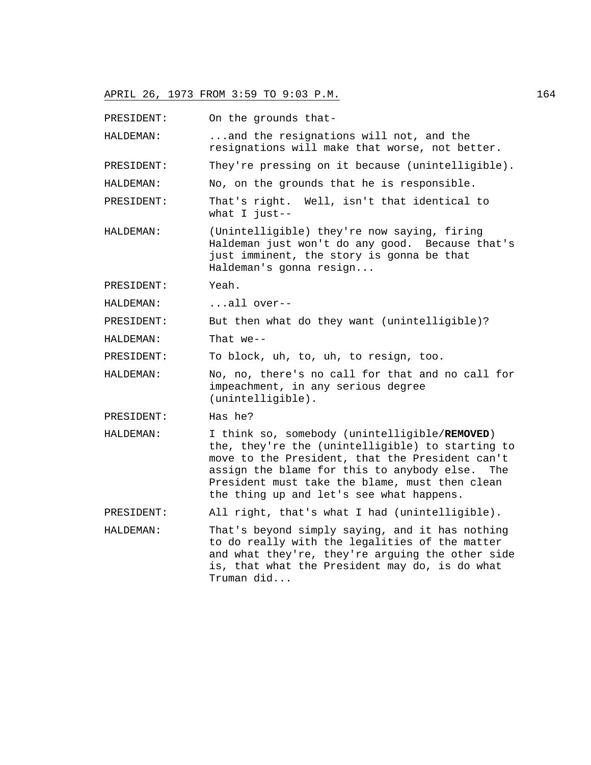PRESIDENT: On the grounds that-

HALDEMAN: ...and the resignations will not, and the resignations will make that worse, not better.

PRESIDENT: They're pressing on it because (unintelligible).

HALDEMAN: No, on the grounds that he is responsible.

PRESIDENT: That's right. Well, isn't that identical to what I just--

HALDEMAN: (Unintelligible) they're now saying, firing Haldeman just won't do any good. Because that's just imminent, the story is gonna be that Haldeman's gonna resign...

PRESIDENT: Yeah.

HALDEMAN: ...all over--

PRESIDENT: But then what do they want (unintelligible)?

HALDEMAN: That we--

PRESIDENT: To block, uh, to, uh, to resign, too.

HALDEMAN: No, no, there's no call for that and no call for impeachment, in any serious degree (unintelligible).

PRESIDENT: Has he?

HALDEMAN: I think so, somebody (unintelligible/**REMOVED**) the, they're the (unintelligible) to starting to move to the President, that the President can't assign the blame for this to anybody else. The President must take the blame, must then clean the thing up and let's see what happens.

PRESIDENT: All right, that's what I had (unintelligible).

HALDEMAN: That's beyond simply saying, and it has nothing to do really with the legalities of the matter and what they're, they're arguing the other side is, that what the President may do, is do what Truman did...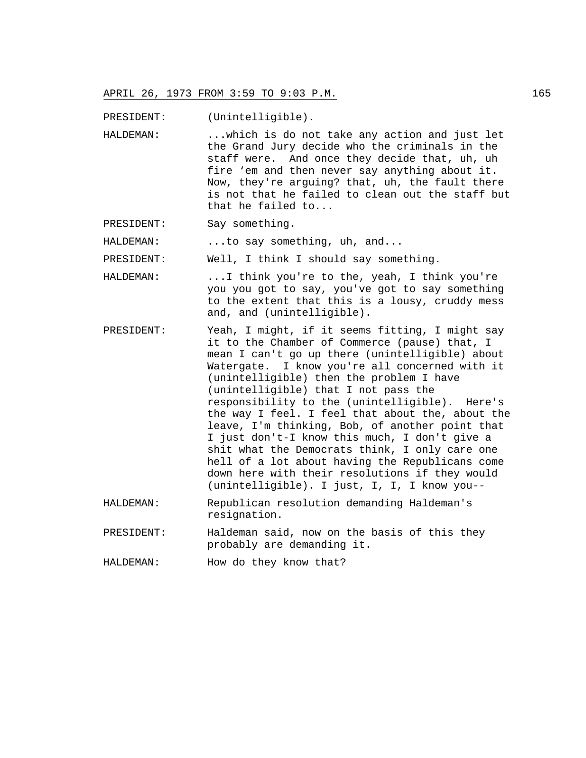PRESIDENT: (Unintelligible).

HALDEMAN: ...which is do not take any action and just let the Grand Jury decide who the criminals in the staff were. And once they decide that, uh, uh fire 'em and then never say anything about it. Now, they're arguing? that, uh, the fault there is not that he failed to clean out the staff but that he failed to...

PRESIDENT: Say something.

HALDEMAN: ...to say something, uh, and...

PRESIDENT: Well, I think I should say something.

HALDEMAN: ...I think you're to the, yeah, I think you're you you got to say, you've got to say something to the extent that this is a lousy, cruddy mess and, and (unintelligible).

PRESIDENT: Yeah, I might, if it seems fitting, I might say it to the Chamber of Commerce (pause) that, I mean I can't go up there (unintelligible) about Watergate. I know you're all concerned with it (unintelligible) then the problem I have (unintelligible) that I not pass the responsibility to the (unintelligible). Here's the way I feel. I feel that about the, about the leave, I'm thinking, Bob, of another point that I just don't-I know this much, I don't give a shit what the Democrats think, I only care one hell of a lot about having the Republicans come down here with their resolutions if they would (unintelligible). I just, I, I, I know you--

HALDEMAN: Republican resolution demanding Haldeman's resignation.

PRESIDENT: Haldeman said, now on the basis of this they probably are demanding it.

HALDEMAN: How do they know that?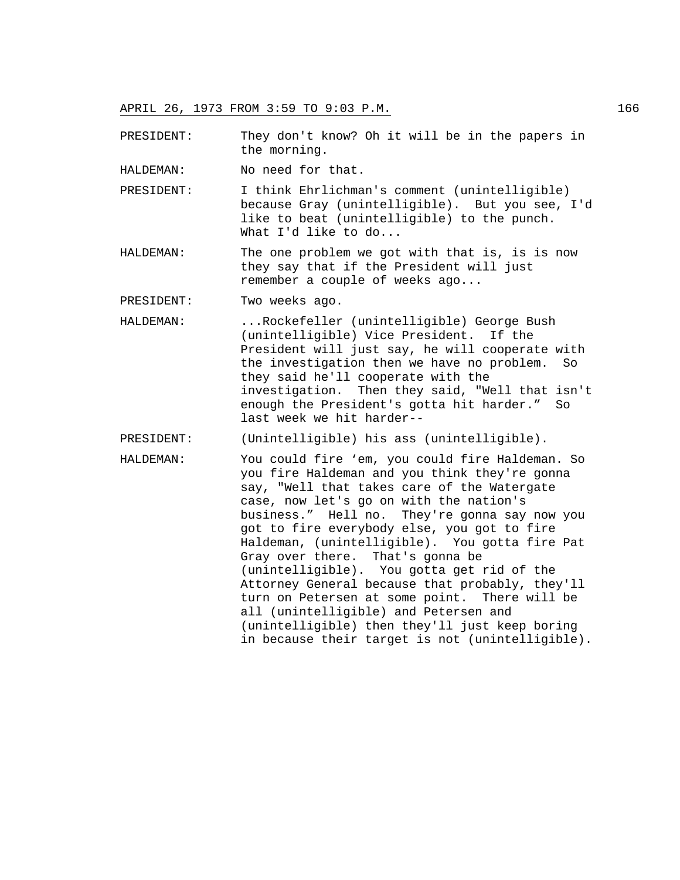PRESIDENT: They don't know? Oh it will be in the papers in the morning.

HALDEMAN: No need for that.

PRESIDENT: I think Ehrlichman's comment (unintelligible) because Gray (unintelligible). But you see, I'd like to beat (unintelligible) to the punch. What I'd like to do...

HALDEMAN: The one problem we got with that is, is is now they say that if the President will just remember a couple of weeks ago...

PRESIDENT: Two weeks ago.

HALDEMAN: ...Rockefeller (unintelligible) George Bush (unintelligible) Vice President. If the President will just say, he will cooperate with the investigation then we have no problem. So they said he'll cooperate with the investigation. Then they said, "Well that isn't enough the President's gotta hit harder." So last week we hit harder--

PRESIDENT: (Unintelligible) his ass (unintelligible).

HALDEMAN: You could fire 'em, you could fire Haldeman. So you fire Haldeman and you think they're gonna say, "Well that takes care of the Watergate case, now let's go on with the nation's business." Hell no. They're gonna say now you got to fire everybody else, you got to fire Haldeman, (unintelligible). You gotta fire Pat Gray over there. That's gonna be (unintelligible). You gotta get rid of the Attorney General because that probably, they'll turn on Petersen at some point. There will be all (unintelligible) and Petersen and (unintelligible) then they'll just keep boring in because their target is not (unintelligible).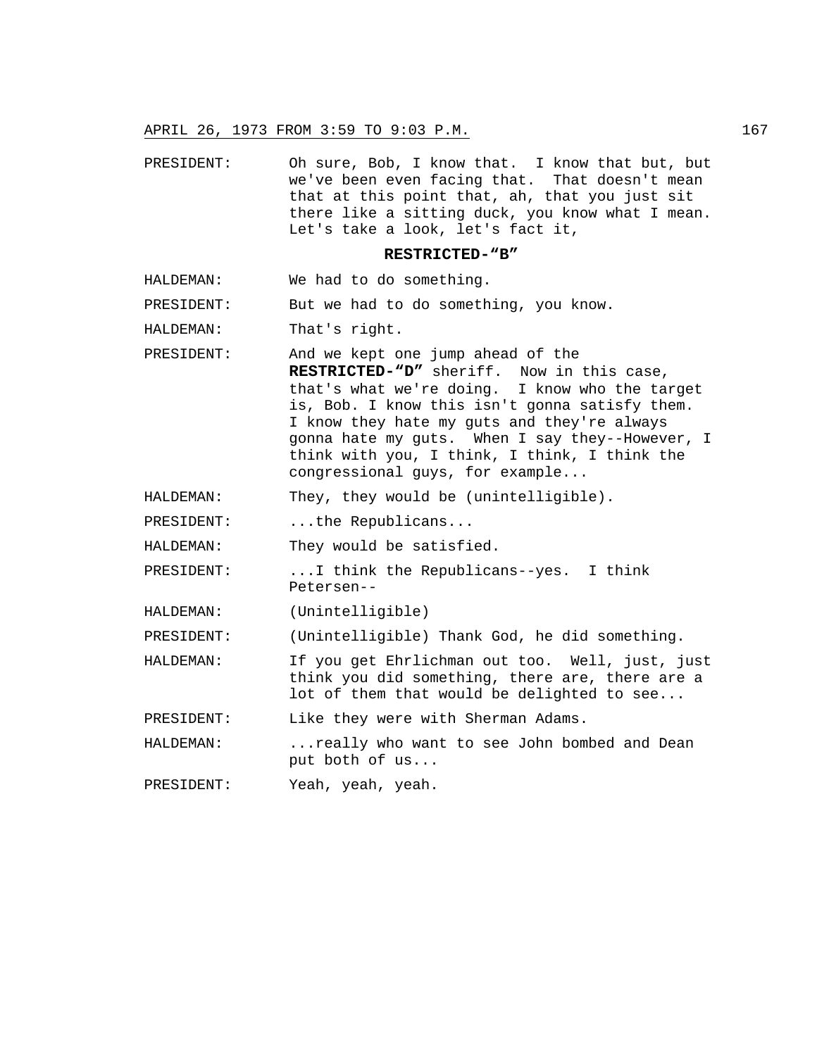PRESIDENT: Oh sure, Bob, I know that. I know that but, but we've been even facing that. That doesn't mean that at this point that, ah, that you just sit there like a sitting duck, you know what I mean. Let's take a look, let's fact it,

**RESTRICTED-"B"**

HALDEMAN: We had to do something.

PRESIDENT: But we had to do something, you know.

HALDEMAN: That's right.

PRESIDENT: And we kept one jump ahead of the **RESTRICTED-"D"** sheriff. Now in this case, that's what we're doing. I know who the target is, Bob. I know this isn't gonna satisfy them. I know they hate my guts and they're always gonna hate my guts. When I say they--However, I think with you, I think, I think, I think the congressional guys, for example...

HALDEMAN: They, they would be (unintelligible).

PRESIDENT: ...the Republicans...

HALDEMAN: They would be satisfied.

PRESIDENT: ...I think the Republicans--yes. I think Petersen--

HALDEMAN: (Unintelligible)

PRESIDENT: (Unintelligible) Thank God, he did something.

HALDEMAN: If you get Ehrlichman out too. Well, just, just think you did something, there are, there are a lot of them that would be delighted to see...

PRESIDENT: Like they were with Sherman Adams.

HALDEMAN: ...really who want to see John bombed and Dean put both of us...

PRESIDENT: Yeah, yeah, yeah.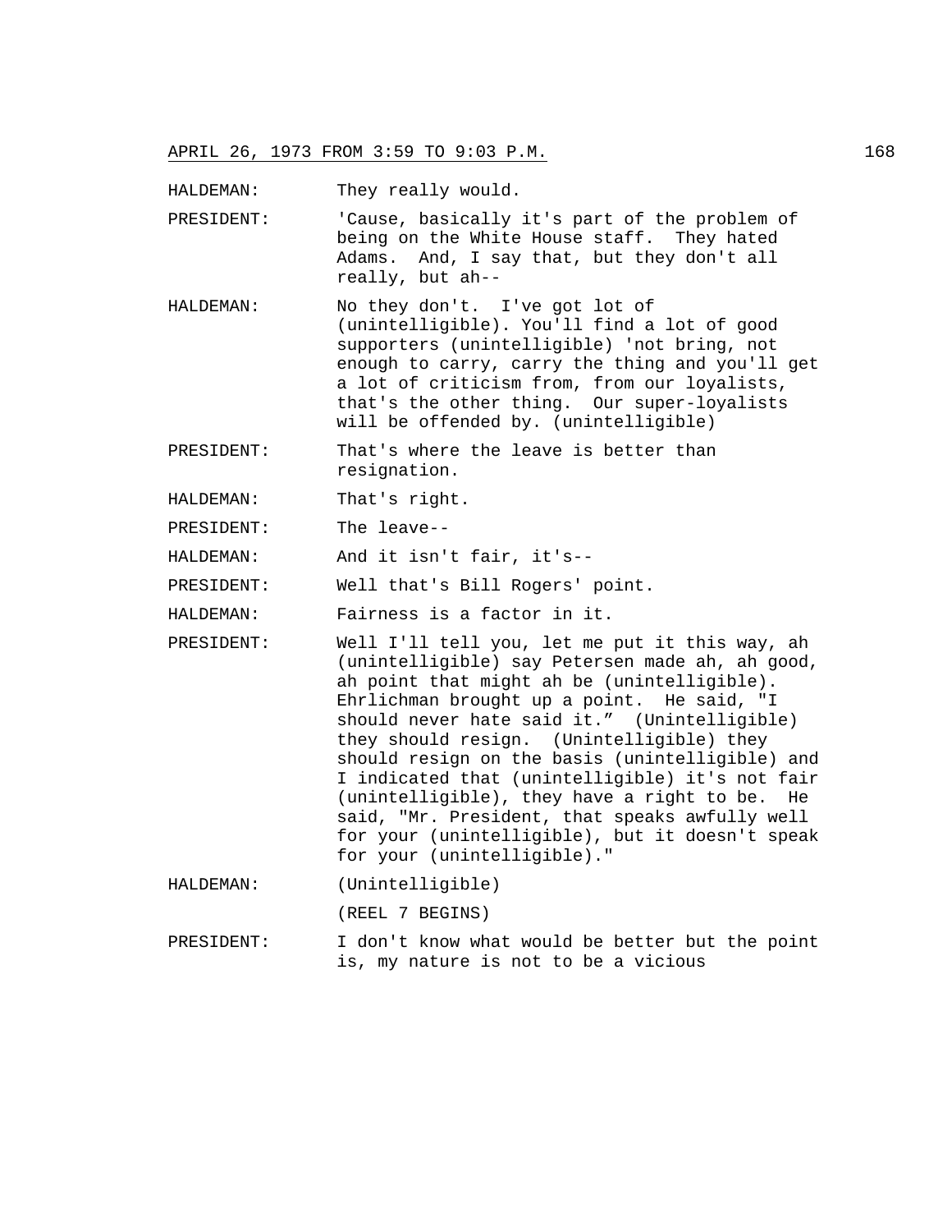HALDEMAN: They really would.

PRESIDENT: 'Cause, basically it's part of the problem of being on the White House staff. They hated Adams. And, I say that, but they don't all really, but ah--

HALDEMAN: No they don't. I've got lot of (unintelligible). You'll find a lot of good supporters (unintelligible) 'not bring, not enough to carry, carry the thing and you'll get a lot of criticism from, from our loyalists, that's the other thing. Our super-loyalists will be offended by. (unintelligible)

PRESIDENT: That's where the leave is better than resignation.

HALDEMAN: That's right.

PRESIDENT: The leave--

HALDEMAN: And it isn't fair, it's--

PRESIDENT: Well that's Bill Rogers' point.

HALDEMAN: Fairness is a factor in it.

PRESIDENT: Well I'll tell you, let me put it this way, ah (unintelligible) say Petersen made ah, ah good, ah point that might ah be (unintelligible). Ehrlichman brought up a point. He said, "I should never hate said it." (Unintelligible) they should resign. (Unintelligible) they should resign on the basis (unintelligible) and I indicated that (unintelligible) it's not fair (unintelligible), they have a right to be. He said, "Mr. President, that speaks awfully well for your (unintelligible), but it doesn't speak for your (unintelligible)."

HALDEMAN: (Unintelligible)

(REEL 7 BEGINS)

PRESIDENT: I don't know what would be better but the point is, my nature is not to be a vicious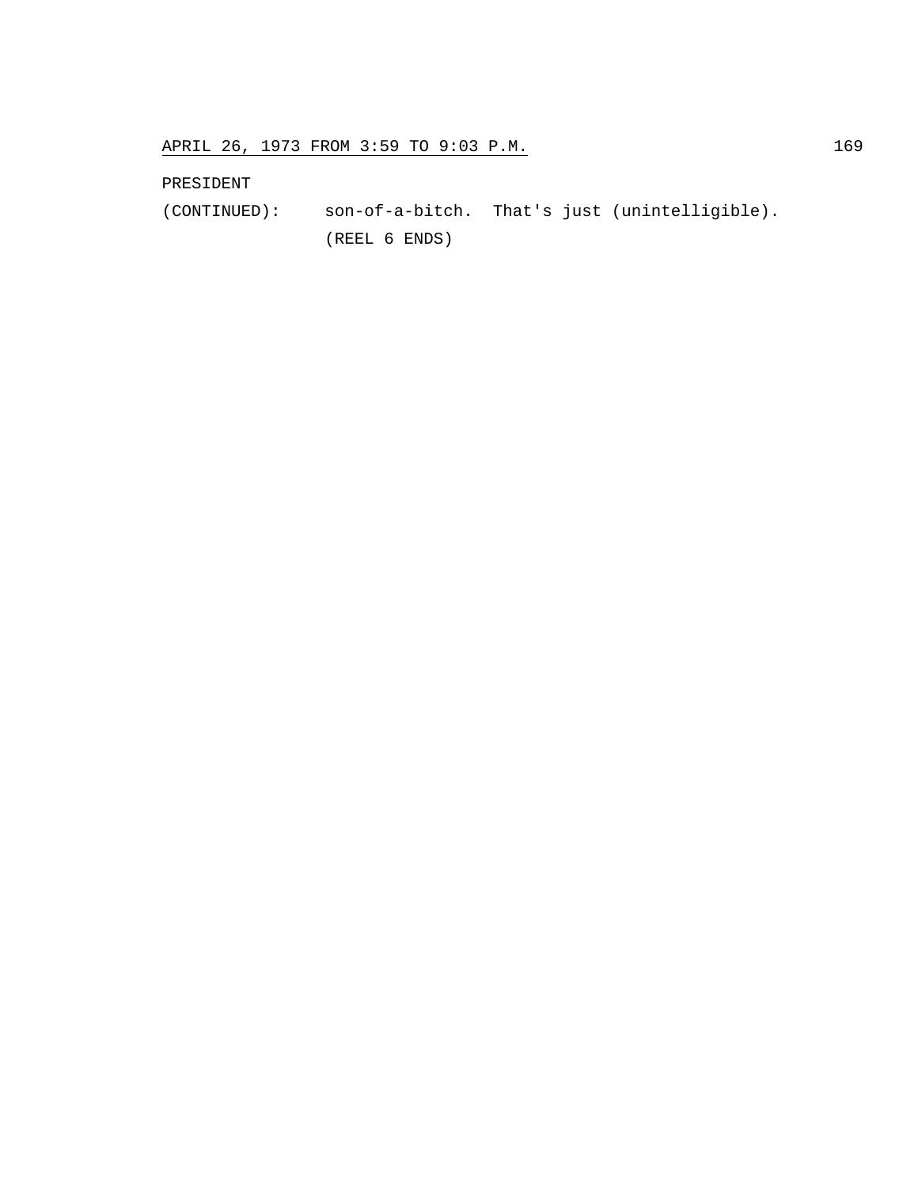PRESIDENT
(CONTINUED): son-of-a-bitch. That's just (unintelligible).
(REEL 6 ENDS)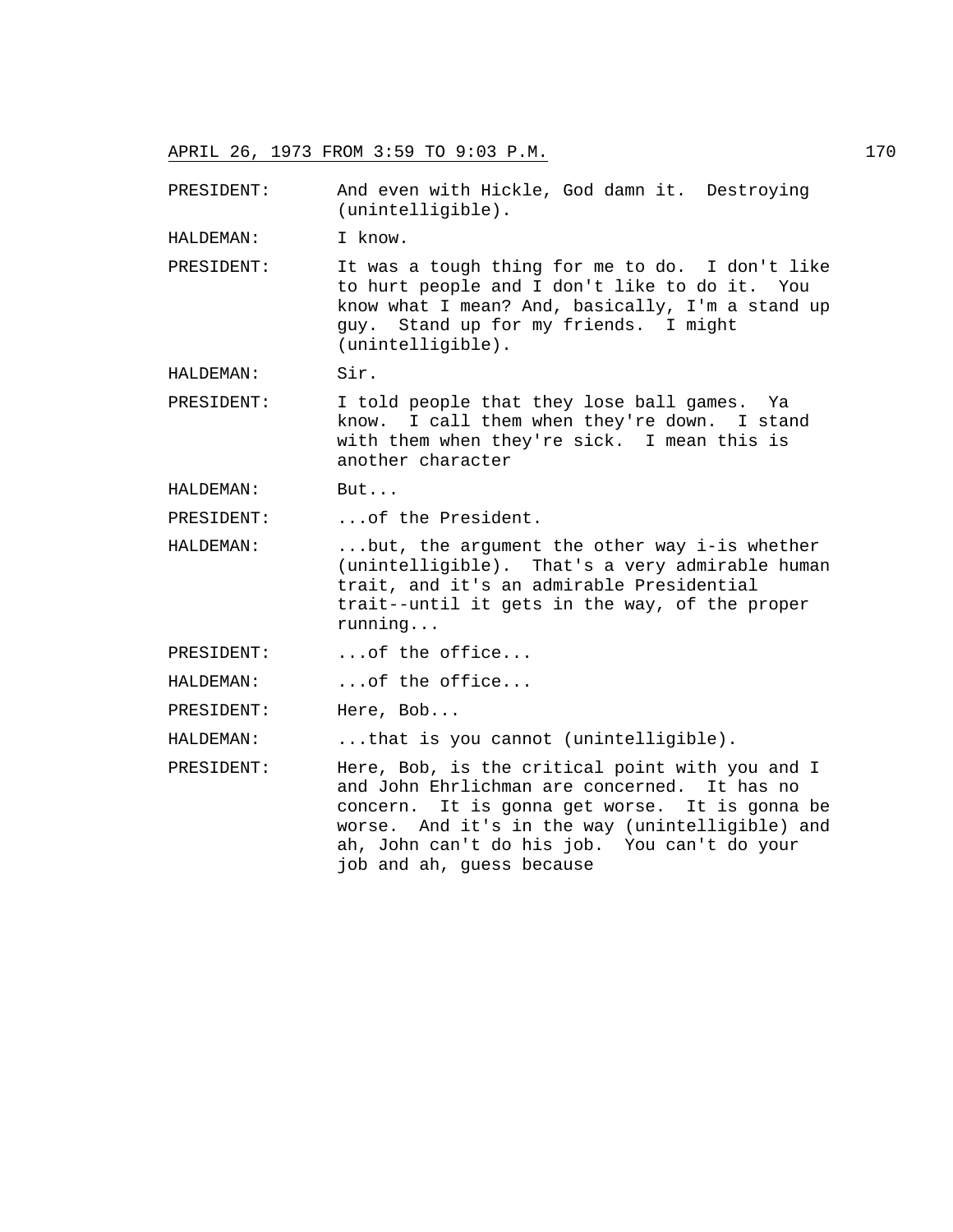PRESIDENT: And even with Hickle, God damn it. Destroying (unintelligible).

HALDEMAN: I know.

PRESIDENT: It was a tough thing for me to do. I don't like to hurt people and I don't like to do it. You know what I mean? And, basically, I'm a stand up guy. Stand up for my friends. I might (unintelligible).

HALDEMAN: Sir.

PRESIDENT: I told people that they lose ball games. Ya know. I call them when they're down. I stand with them when they're sick. I mean this is another character

HALDEMAN: But...

PRESIDENT: ...of the President.

HALDEMAN: ...but, the argument the other way i-is whether (unintelligible). That's a very admirable human trait, and it's an admirable Presidential trait--until it gets in the way, of the proper running...

PRESIDENT: ...of the office...

HALDEMAN: ...of the office...

PRESIDENT: Here, Bob...

HALDEMAN: ...that is you cannot (unintelligible).

PRESIDENT: Here, Bob, is the critical point with you and I and John Ehrlichman are concerned. It has no concern. It is gonna get worse. It is gonna be worse. And it's in the way (unintelligible) and ah, John can't do his job. You can't do your job and ah, guess because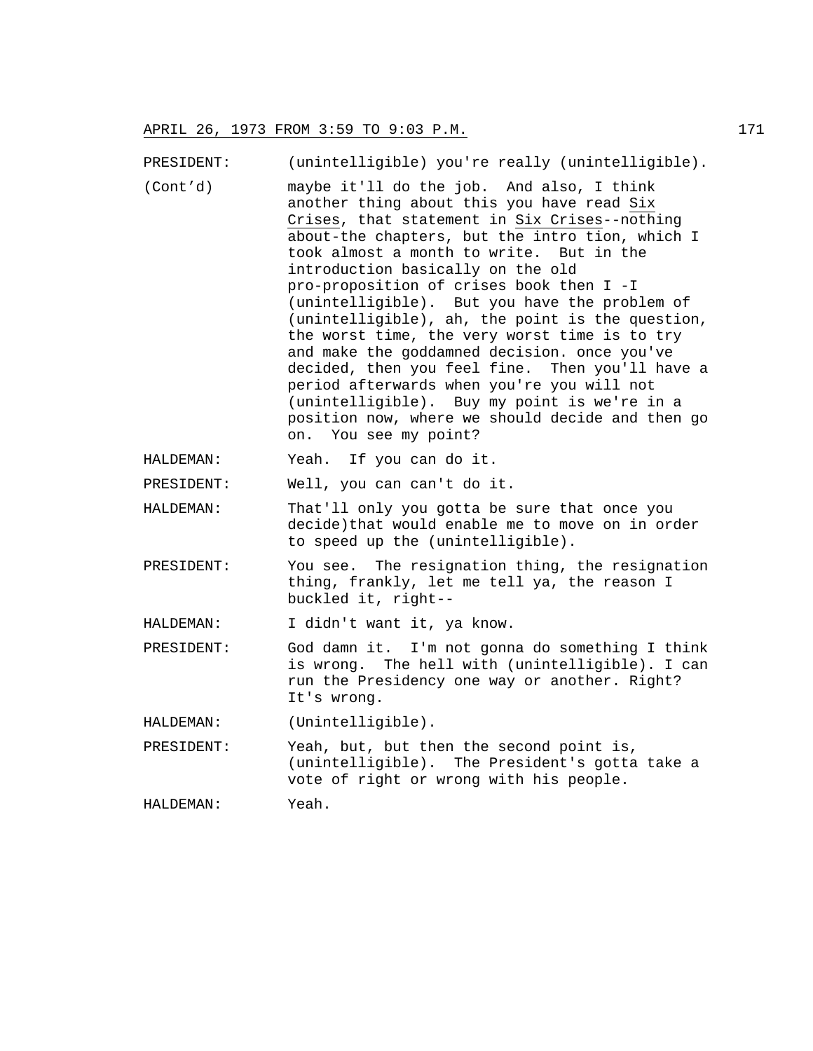PRESIDENT: (unintelligible) you're really (unintelligible).

(Cont'd) maybe it'll do the job. And also, I think another thing about this you have read Six Crises, that statement in Six Crises--nothing about-the chapters, but the intro tion, which I took almost a month to write. But in the introduction basically on the old pro-proposition of crises book then I -I (unintelligible). But you have the problem of (unintelligible), ah, the point is the question, the worst time, the very worst time is to try and make the goddamned decision. once you've decided, then you feel fine. Then you'll have a period afterwards when you're you will not (unintelligible). Buy my point is we're in a position now, where we should decide and then go on. You see my point?

HALDEMAN: Yeah. If you can do it.

PRESIDENT: Well, you can can't do it.

HALDEMAN: That'll only you gotta be sure that once you decide)that would enable me to move on in order to speed up the (unintelligible).

PRESIDENT: You see. The resignation thing, the resignation thing, frankly, let me tell ya, the reason I buckled it, right--

HALDEMAN: I didn't want it, ya know.

PRESIDENT: God damn it. I'm not gonna do something I think is wrong. The hell with (unintelligible). I can run the Presidency one way or another. Right? It's wrong.

HALDEMAN: (Unintelligible).

PRESIDENT: Yeah, but, but then the second point is, (unintelligible). The President's gotta take a vote of right or wrong with his people.

HALDEMAN: Yeah.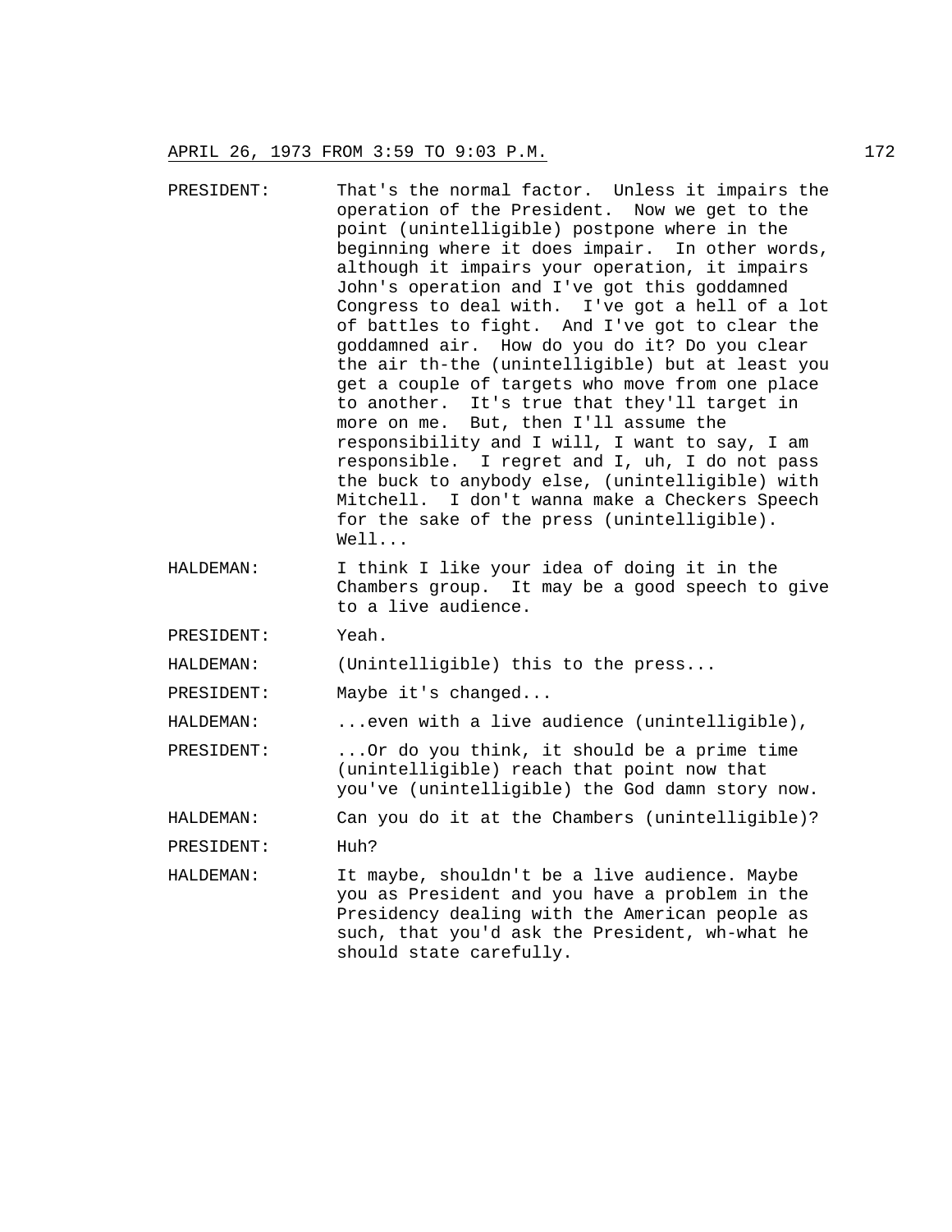PRESIDENT: That's the normal factor. Unless it impairs the operation of the President. Now we get to the point (unintelligible) postpone where in the beginning where it does impair. In other words, although it impairs your operation, it impairs John's operation and I've got this goddamned Congress to deal with. I've got a hell of a lot of battles to fight. And I've got to clear the goddamned air. How do you do it? Do you clear the air th-the (unintelligible) but at least you get a couple of targets who move from one place to another. It's true that they'll target in more on me. But, then I'll assume the responsibility and I will, I want to say, I am responsible. I regret and I, uh, I do not pass the buck to anybody else, (unintelligible) with Mitchell. I don't wanna make a Checkers Speech for the sake of the press (unintelligible). Well...

HALDEMAN: I think I like your idea of doing it in the Chambers group. It may be a good speech to give to a live audience.

PRESIDENT: Yeah.

HALDEMAN: (Unintelligible) this to the press...

PRESIDENT: Maybe it's changed...

HALDEMAN: ...even with a live audience (unintelligible),

PRESIDENT: ...Or do you think, it should be a prime time (unintelligible) reach that point now that you've (unintelligible) the God damn story now.

HALDEMAN: Can you do it at the Chambers (unintelligible)?

PRESIDENT: Huh?

HALDEMAN: It maybe, shouldn't be a live audience. Maybe you as President and you have a problem in the Presidency dealing with the American people as such, that you'd ask the President, wh-what he should state carefully.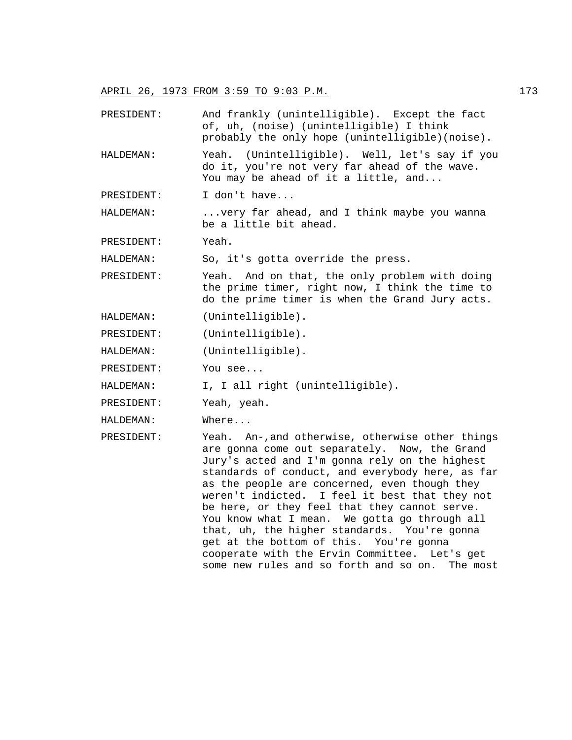PRESIDENT: And frankly (unintelligible). Except the fact of, uh, (noise) (unintelligible) I think probably the only hope (unintelligible)(noise).

HALDEMAN: Yeah. (Unintelligible). Well, let's say if you do it, you're not very far ahead of the wave. You may be ahead of it a little, and...

PRESIDENT: I don't have...

HALDEMAN: ...very far ahead, and I think maybe you wanna be a little bit ahead.

PRESIDENT: Yeah.

HALDEMAN: So, it's gotta override the press.

PRESIDENT: Yeah. And on that, the only problem with doing the prime timer, right now, I think the time to do the prime timer is when the Grand Jury acts.

HALDEMAN: (Unintelligible).

PRESIDENT: (Unintelligible).

HALDEMAN: (Unintelligible).

PRESIDENT: You see...

HALDEMAN: I, I all right (unintelligible).

PRESIDENT: Yeah, yeah.

HALDEMAN: Where...

PRESIDENT: Yeah. An-,and otherwise, otherwise other things are gonna come out separately. Now, the Grand Jury's acted and I'm gonna rely on the highest standards of conduct, and everybody here, as far as the people are concerned, even though they weren't indicted. I feel it best that they not be here, or they feel that they cannot serve. You know what I mean. We gotta go through all that, uh, the higher standards. You're gonna get at the bottom of this. You're gonna cooperate with the Ervin Committee. Let's get some new rules and so forth and so on. The most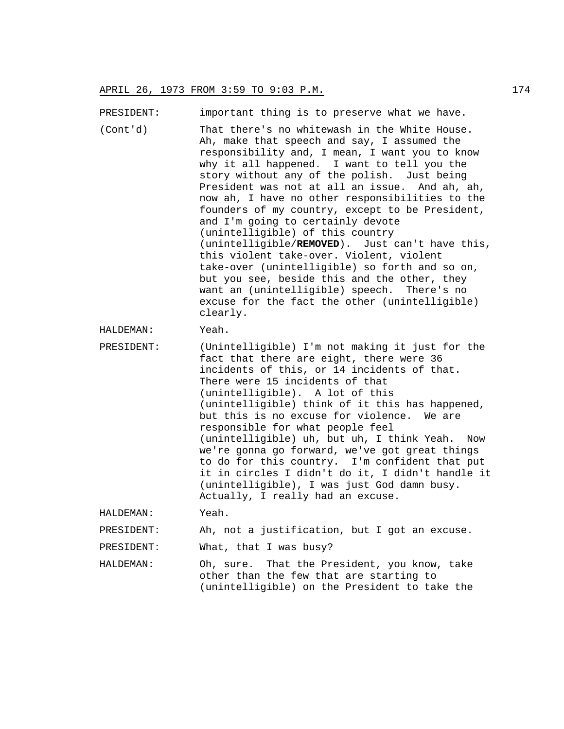PRESIDENT: important thing is to preserve what we have.

(Cont'd) That there's no whitewash in the White House. Ah, make that speech and say, I assumed the responsibility and, I mean, I want you to know why it all happened. I want to tell you the story without any of the polish. Just being President was not at all an issue. And ah, ah, now ah, I have no other responsibilities to the founders of my country, except to be President, and I'm going to certainly devote (unintelligible) of this country (unintelligible/**REMOVED**). Just can't have this, this violent take-over. Violent, violent take-over (unintelligible) so forth and so on, but you see, beside this and the other, they want an (unintelligible) speech. There's no excuse for the fact the other (unintelligible) clearly.

HALDEMAN: Yeah.

PRESIDENT: (Unintelligible) I'm not making it just for the fact that there are eight, there were 36 incidents of this, or 14 incidents of that. There were 15 incidents of that (unintelligible). A lot of this (unintelligible) think of it this has happened, but this is no excuse for violence. We are responsible for what people feel (unintelligible) uh, but uh, I think Yeah. Now we're gonna go forward, we've got great things to do for this country. I'm confident that put it in circles I didn't do it, I didn't handle it (unintelligible), I was just God damn busy. Actually, I really had an excuse.

HALDEMAN: Yeah.

PRESIDENT: Ah, not a justification, but I got an excuse.

PRESIDENT: What, that I was busy?

HALDEMAN: Oh, sure. That the President, you know, take other than the few that are starting to (unintelligible) on the President to take the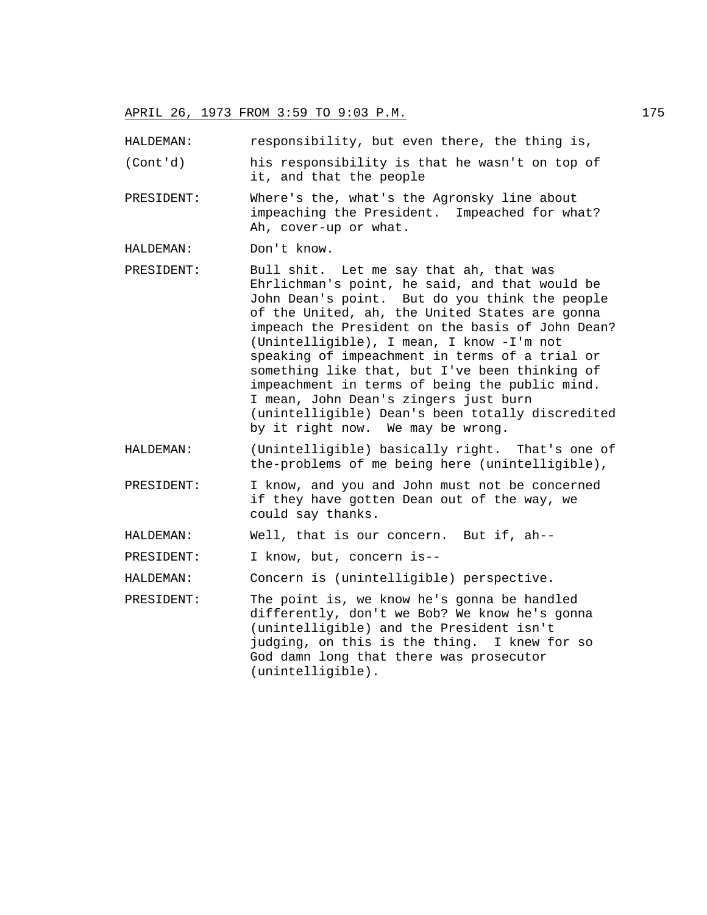HALDEMAN: responsibility, but even there, the thing is,

(Cont'd) his responsibility is that he wasn't on top of it, and that the people

PRESIDENT: Where's the, what's the Agronsky line about impeaching the President. Impeached for what? Ah, cover-up or what.

HALDEMAN: Don't know.

PRESIDENT: Bull shit. Let me say that ah, that was Ehrlichman's point, he said, and that would be John Dean's point. But do you think the people of the United, ah, the United States are gonna impeach the President on the basis of John Dean? (Unintelligible), I mean, I know -I'm not speaking of impeachment in terms of a trial or something like that, but I've been thinking of impeachment in terms of being the public mind. I mean, John Dean's zingers just burn (unintelligible) Dean's been totally discredited by it right now. We may be wrong.

HALDEMAN: (Unintelligible) basically right. That's one of the-problems of me being here (unintelligible),

PRESIDENT: I know, and you and John must not be concerned if they have gotten Dean out of the way, we could say thanks.

HALDEMAN: Well, that is our concern. But if, ah--

PRESIDENT: I know, but, concern is--

HALDEMAN: Concern is (unintelligible) perspective.

PRESIDENT: The point is, we know he's gonna be handled differently, don't we Bob? We know he's gonna (unintelligible) and the President isn't judging, on this is the thing. I knew for so God damn long that there was prosecutor (unintelligible).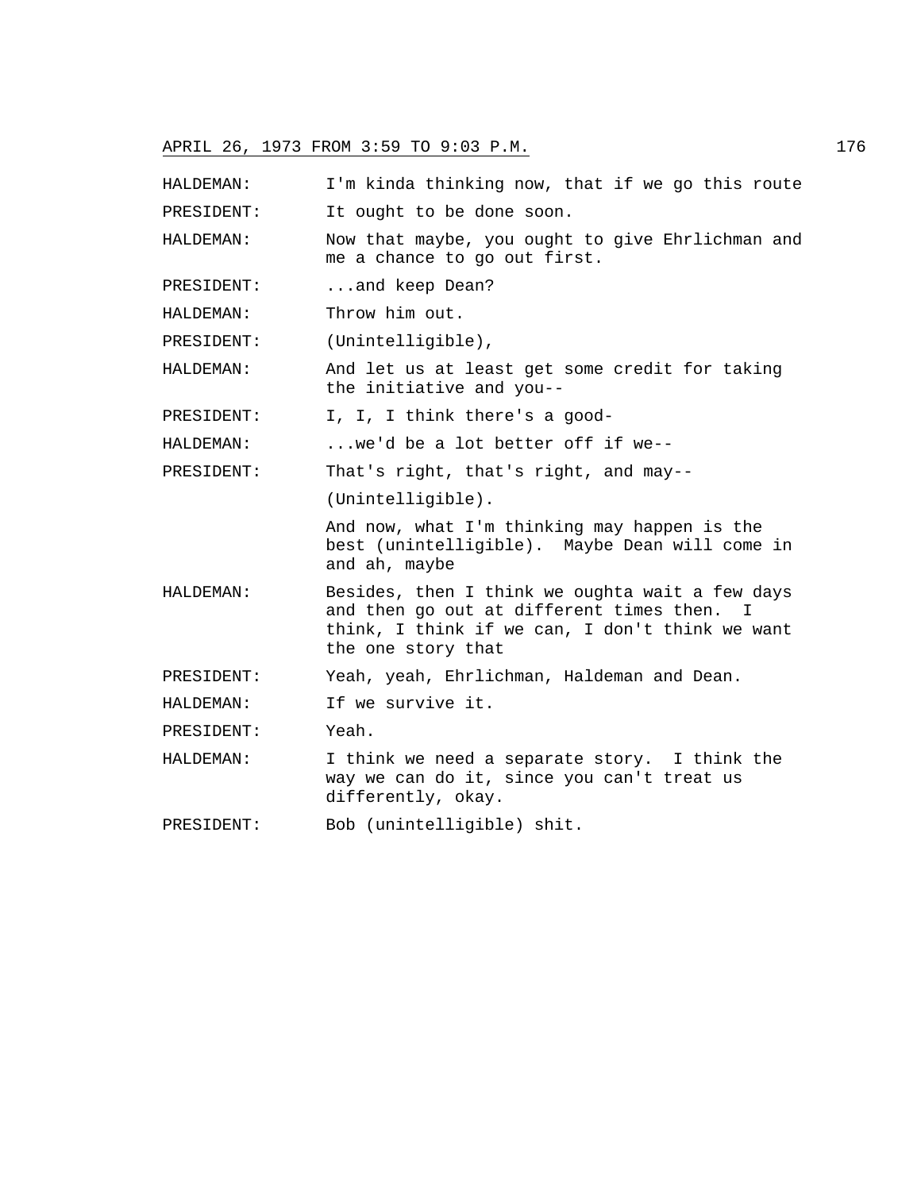APRIL 26, 1973 FROM 3:59 TO 9:03 P.M.

HALDEMAN: I'm kinda thinking now, that if we go this route

PRESIDENT: It ought to be done soon.

HALDEMAN: Now that maybe, you ought to give Ehrlichman and me a chance to go out first.

PRESIDENT: ...and keep Dean?

HALDEMAN: Throw him out.

PRESIDENT: (Unintelligible),

HALDEMAN: And let us at least get some credit for taking the initiative and you--

PRESIDENT: I, I, I think there's a good-

HALDEMAN: ...we'd be a lot better off if we--

PRESIDENT: That's right, that's right, and may--

(Unintelligible).

And now, what I'm thinking may happen is the best (unintelligible). Maybe Dean will come in and ah, maybe

HALDEMAN: Besides, then I think we oughta wait a few days and then go out at different times then. I think, I think if we can, I don't think we want the one story that

PRESIDENT: Yeah, yeah, Ehrlichman, Haldeman and Dean.

HALDEMAN: If we survive it.

PRESIDENT: Yeah.

HALDEMAN: I think we need a separate story. I think the way we can do it, since you can't treat us differently, okay.

PRESIDENT: Bob (unintelligible) shit.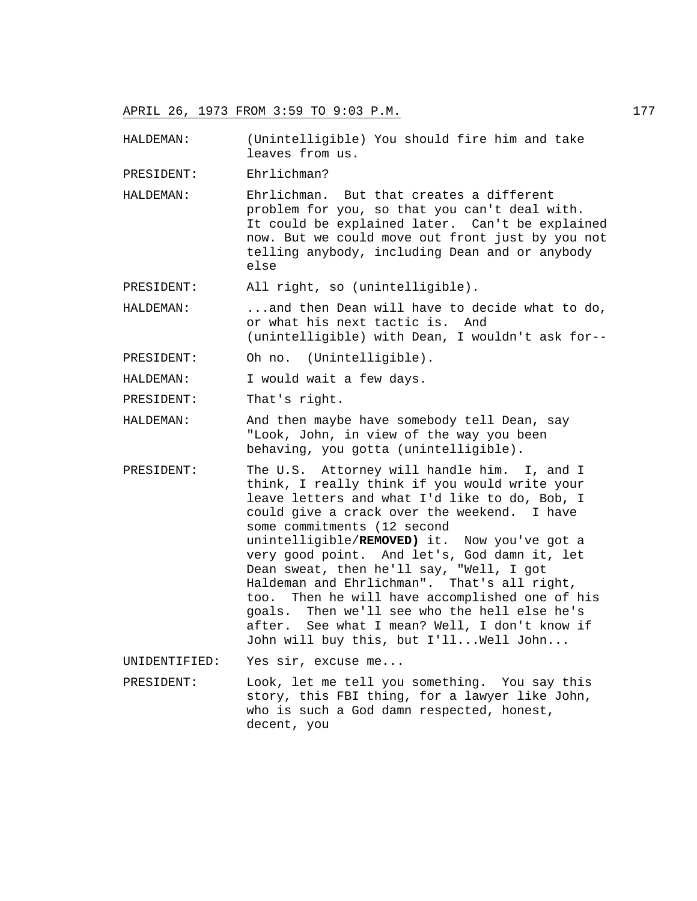HALDEMAN: (Unintelligible) You should fire him and take leaves from us.

PRESIDENT: Ehrlichman?

HALDEMAN: Ehrlichman. But that creates a different problem for you, so that you can't deal with. It could be explained later. Can't be explained now. But we could move out front just by you not telling anybody, including Dean and or anybody else

PRESIDENT: All right, so (unintelligible).

HALDEMAN: ...and then Dean will have to decide what to do, or what his next tactic is. And (unintelligible) with Dean, I wouldn't ask for--

PRESIDENT: Oh no. (Unintelligible).

HALDEMAN: I would wait a few days.

PRESIDENT: That's right.

HALDEMAN: And then maybe have somebody tell Dean, say "Look, John, in view of the way you been behaving, you gotta (unintelligible).

PRESIDENT: The U.S. Attorney will handle him. I, and I think, I really think if you would write your leave letters and what I'd like to do, Bob, I could give a crack over the weekend. I have some commitments (12 second unintelligible/**REMOVED)** it. Now you've got a very good point. And let's, God damn it, let Dean sweat, then he'll say, "Well, I got Haldeman and Ehrlichman". That's all right, too. Then he will have accomplished one of his goals. Then we'll see who the hell else he's after. See what I mean? Well, I don't know if John will buy this, but I'll...Well John...

UNIDENTIFIED: Yes sir, excuse me...

PRESIDENT: Look, let me tell you something. You say this story, this FBI thing, for a lawyer like John, who is such a God damn respected, honest, decent, you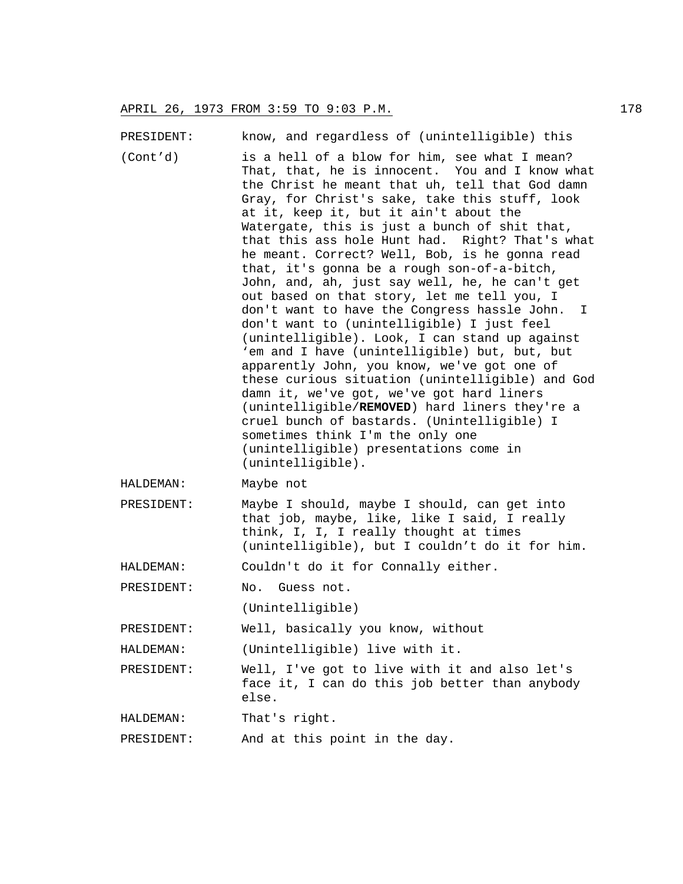PRESIDENT: know, and regardless of (unintelligible) this (Cont'd) is a hell of a blow for him, see what I mean? That, that, he is innocent. You and I know what the Christ he meant that uh, tell that God damn Gray, for Christ's sake, take this stuff, look at it, keep it, but it ain't about the Watergate, this is just a bunch of shit that, that this ass hole Hunt had. Right? That's what he meant. Correct? Well, Bob, is he gonna read that, it's gonna be a rough son-of-a-bitch, John, and, ah, just say well, he, he can't get out based on that story, let me tell you, I don't want to have the Congress hassle John. I don't want to (unintelligible) I just feel (unintelligible). Look, I can stand up against 'em and I have (unintelligible) but, but, but apparently John, you know, we've got one of these curious situation (unintelligible) and God damn it, we've got, we've got hard liners (unintelligible/**REMOVED**) hard liners they're a cruel bunch of bastards. (Unintelligible) I sometimes think I'm the only one (unintelligible) presentations come in (unintelligible).

HALDEMAN: Maybe not

PRESIDENT: Maybe I should, maybe I should, can get into that job, maybe, like, like I said, I really think, I, I, I really thought at times (unintelligible), but I couldn't do it for him.

HALDEMAN: Couldn't do it for Connally either.

PRESIDENT: No. Guess not.

(Unintelligible)

PRESIDENT: Well, basically you know, without

HALDEMAN: (Unintelligible) live with it.

PRESIDENT: Well, I've got to live with it and also let's face it, I can do this job better than anybody else.

HALDEMAN: That's right.

PRESIDENT: And at this point in the day.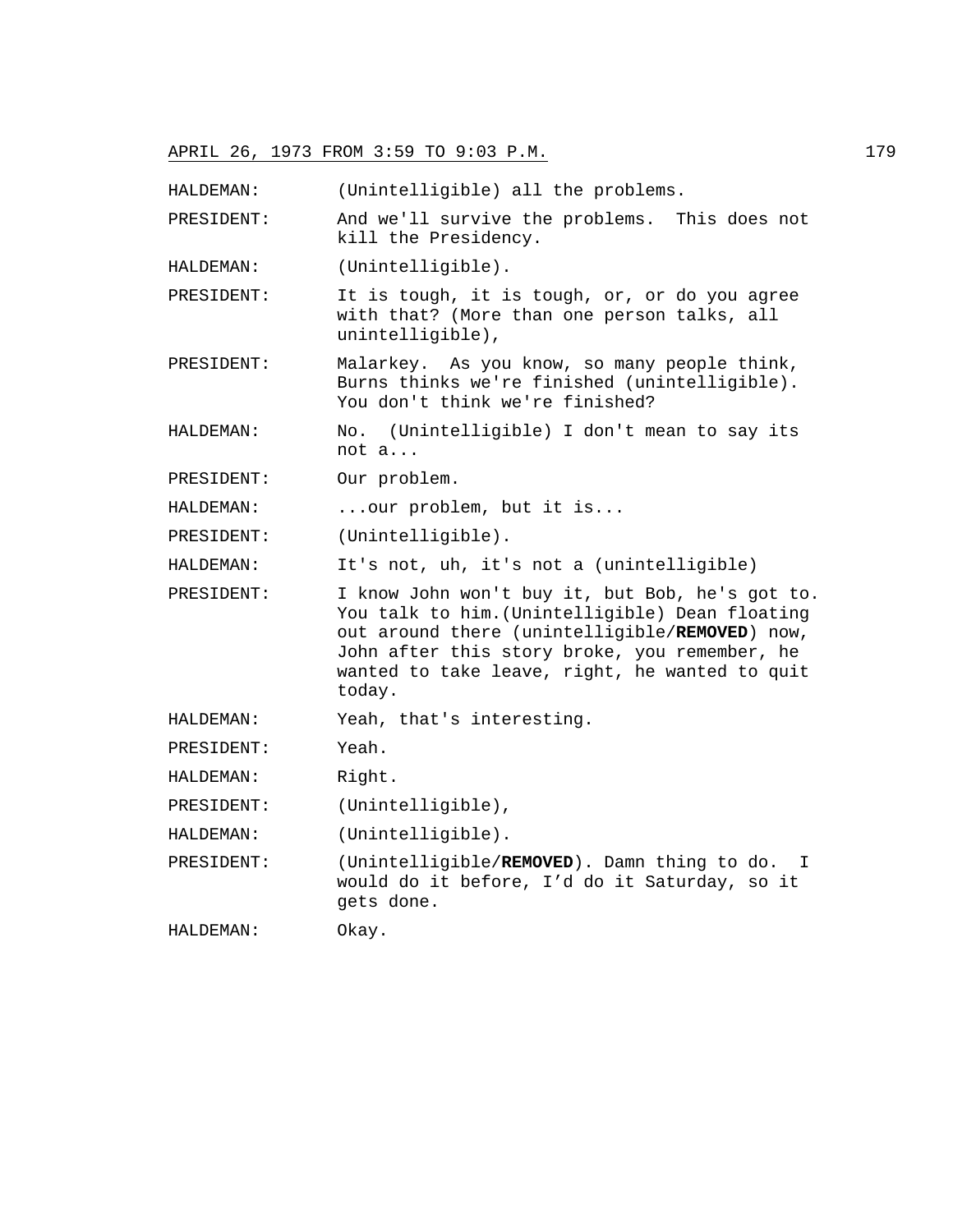HALDEMAN: (Unintelligible) all the problems.

PRESIDENT: And we'll survive the problems. This does not kill the Presidency.

HALDEMAN: (Unintelligible).

PRESIDENT: It is tough, it is tough, or, or do you agree with that? (More than one person talks, all unintelligible),

PRESIDENT: Malarkey. As you know, so many people think, Burns thinks we're finished (unintelligible). You don't think we're finished?

HALDEMAN: No. (Unintelligible) I don't mean to say its not a...

PRESIDENT: Our problem.

HALDEMAN: ...our problem, but it is...

PRESIDENT: (Unintelligible).

HALDEMAN: It's not, uh, it's not a (unintelligible)

PRESIDENT: I know John won't buy it, but Bob, he's got to. You talk to him.(Unintelligible) Dean floating out around there (unintelligible/**REMOVED**) now, John after this story broke, you remember, he wanted to take leave, right, he wanted to quit today.

HALDEMAN: Yeah, that's interesting.

PRESIDENT: Yeah.

HALDEMAN: Right.

PRESIDENT: (Unintelligible),

HALDEMAN: (Unintelligible).

PRESIDENT: (Unintelligible/**REMOVED**). Damn thing to do. I would do it before, I'd do it Saturday, so it gets done.

HALDEMAN: Okay.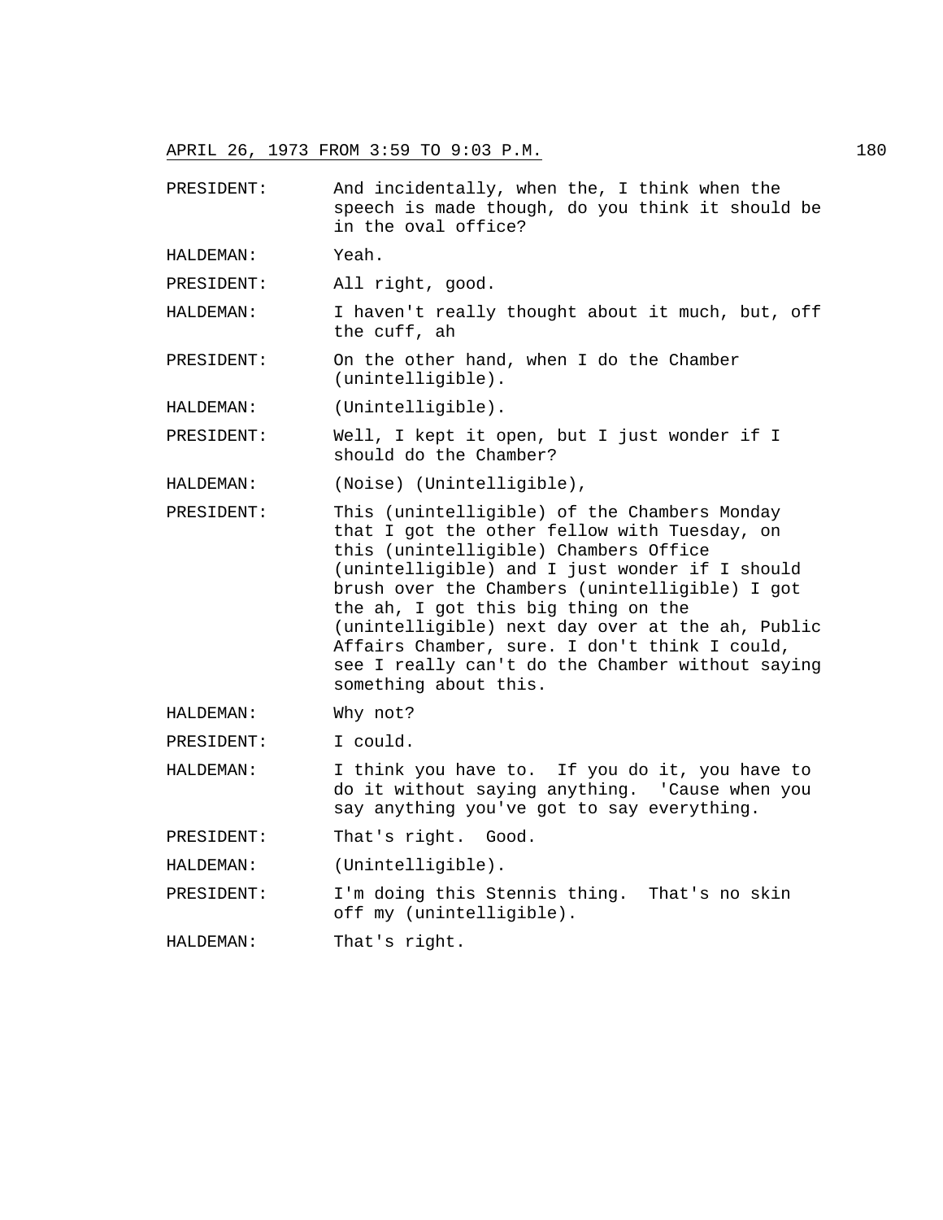PRESIDENT: And incidentally, when the, I think when the speech is made though, do you think it should be in the oval office?

HALDEMAN: Yeah.

PRESIDENT: All right, good.

HALDEMAN: I haven't really thought about it much, but, off the cuff, ah

PRESIDENT: On the other hand, when I do the Chamber (unintelligible).

HALDEMAN: (Unintelligible).

PRESIDENT: Well, I kept it open, but I just wonder if I should do the Chamber?

HALDEMAN: (Noise) (Unintelligible),

PRESIDENT: This (unintelligible) of the Chambers Monday that I got the other fellow with Tuesday, on this (unintelligible) Chambers Office (unintelligible) and I just wonder if I should brush over the Chambers (unintelligible) I got the ah, I got this big thing on the (unintelligible) next day over at the ah, Public Affairs Chamber, sure. I don't think I could, see I really can't do the Chamber without saying something about this.

HALDEMAN: Why not?

PRESIDENT: I could.

HALDEMAN: I think you have to. If you do it, you have to do it without saying anything. 'Cause when you say anything you've got to say everything.

PRESIDENT: That's right. Good.

HALDEMAN: (Unintelligible).

PRESIDENT: I'm doing this Stennis thing. That's no skin off my (unintelligible).

HALDEMAN: That's right.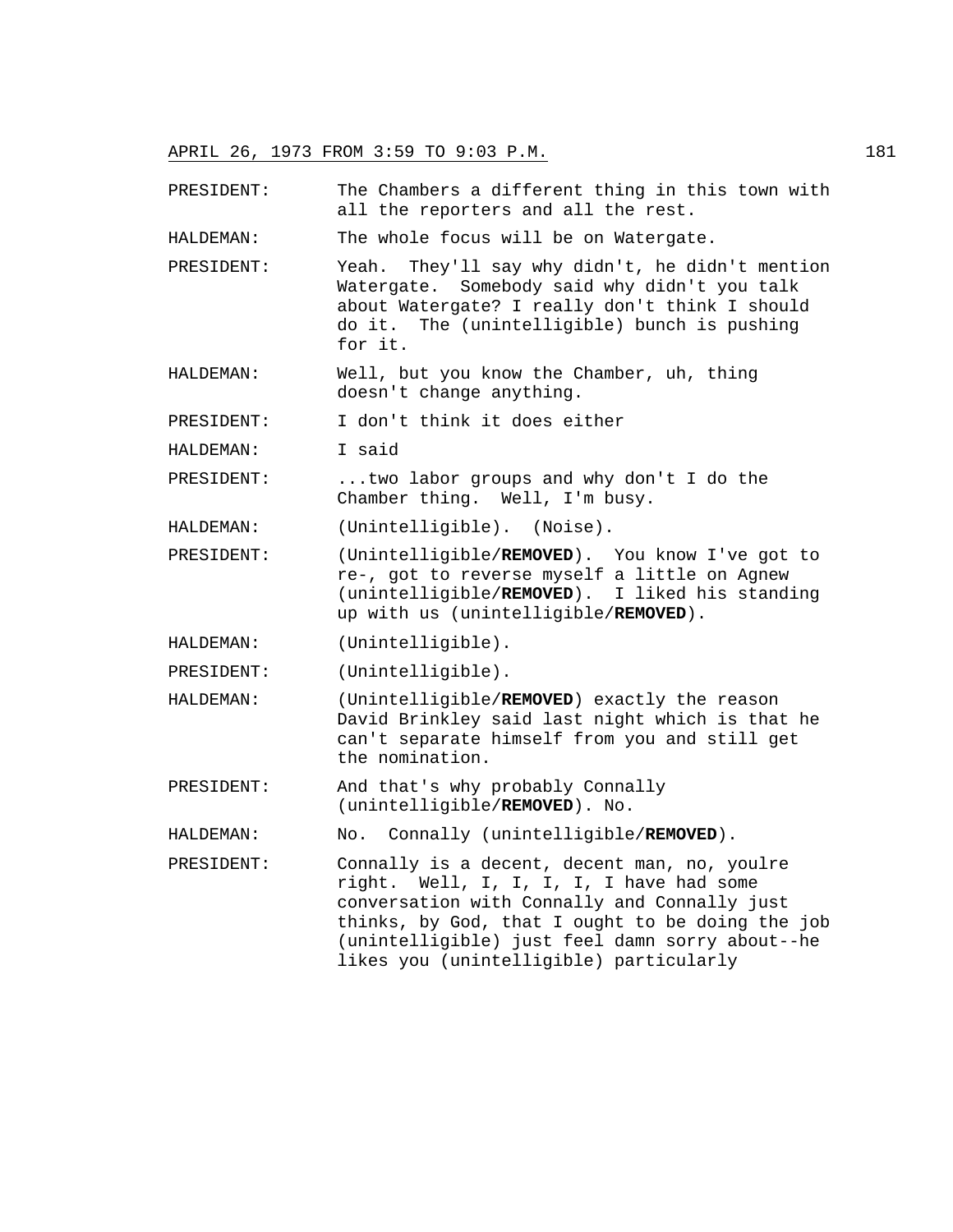PRESIDENT: The Chambers a different thing in this town with all the reporters and all the rest.

HALDEMAN: The whole focus will be on Watergate.

PRESIDENT: Yeah. They'll say why didn't, he didn't mention Watergate. Somebody said why didn't you talk about Watergate? I really don't think I should do it. The (unintelligible) bunch is pushing for it.

HALDEMAN: Well, but you know the Chamber, uh, thing doesn't change anything.

PRESIDENT: I don't think it does either

HALDEMAN: I said

PRESIDENT: ...two labor groups and why don't I do the Chamber thing. Well, I'm busy.

HALDEMAN: (Unintelligible). (Noise).

PRESIDENT: (Unintelligible/**REMOVED**). You know I've got to re-, got to reverse myself a little on Agnew (unintelligible/**REMOVED**). I liked his standing up with us (unintelligible/**REMOVED**).

HALDEMAN: (Unintelligible).

PRESIDENT: (Unintelligible).

HALDEMAN: (Unintelligible/**REMOVED**) exactly the reason David Brinkley said last night which is that he can't separate himself from you and still get the nomination.

PRESIDENT: And that's why probably Connally (unintelligible/**REMOVED**). No.

HALDEMAN: No. Connally (unintelligible/**REMOVED**).

PRESIDENT: Connally is a decent, decent man, no, youlre right. Well, I, I, I, I, I have had some conversation with Connally and Connally just thinks, by God, that I ought to be doing the job (unintelligible) just feel damn sorry about--he likes you (unintelligible) particularly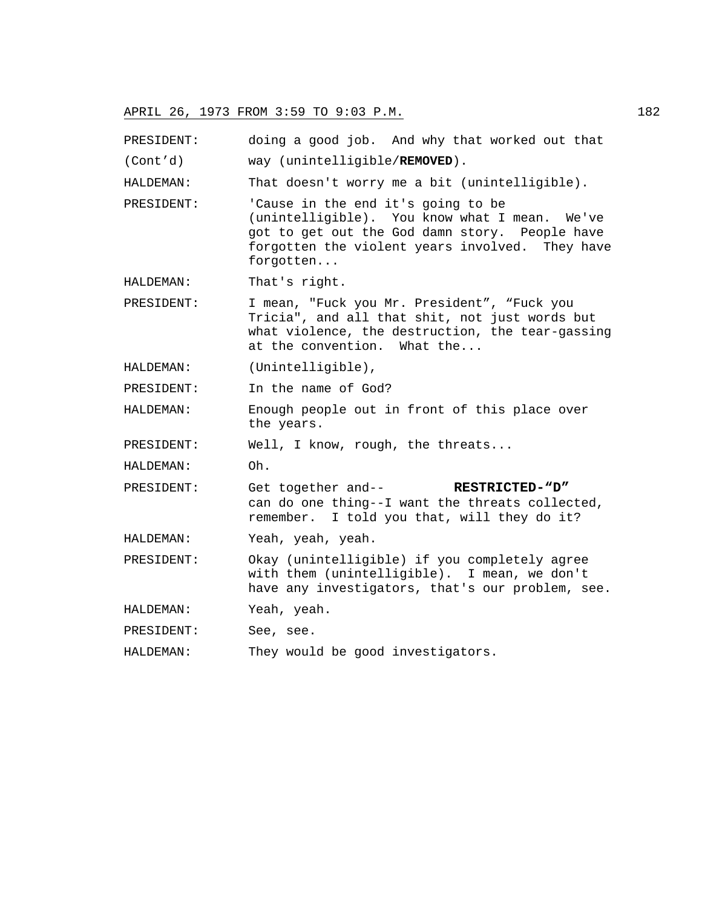APRIL 26, 1973 FROM 3:59 TO 9:03 P.M.

PRESIDENT: doing a good job. And why that worked out that
(Cont'd) way (unintelligible/**REMOVED**).

HALDEMAN: That doesn't worry me a bit (unintelligible).

PRESIDENT: 'Cause in the end it's going to be (unintelligible). You know what I mean. We've got to get out the God damn story. People have forgotten the violent years involved. They have forgotten...

HALDEMAN: That's right.

PRESIDENT: I mean, "Fuck you Mr. President", "Fuck you Tricia", and all that shit, not just words but what violence, the destruction, the tear-gassing at the convention. What the...

HALDEMAN: (Unintelligible),

PRESIDENT: In the name of God?

HALDEMAN: Enough people out in front of this place over the years.

PRESIDENT: Well, I know, rough, the threats...

HALDEMAN: Oh.

PRESIDENT: Get together and-- **RESTRICTED-"D"** can do one thing--I want the threats collected, remember. I told you that, will they do it?

HALDEMAN: Yeah, yeah, yeah.

PRESIDENT: Okay (unintelligible) if you completely agree with them (unintelligible). I mean, we don't have any investigators, that's our problem, see.

HALDEMAN: Yeah, yeah.

PRESIDENT: See, see.

HALDEMAN: They would be good investigators.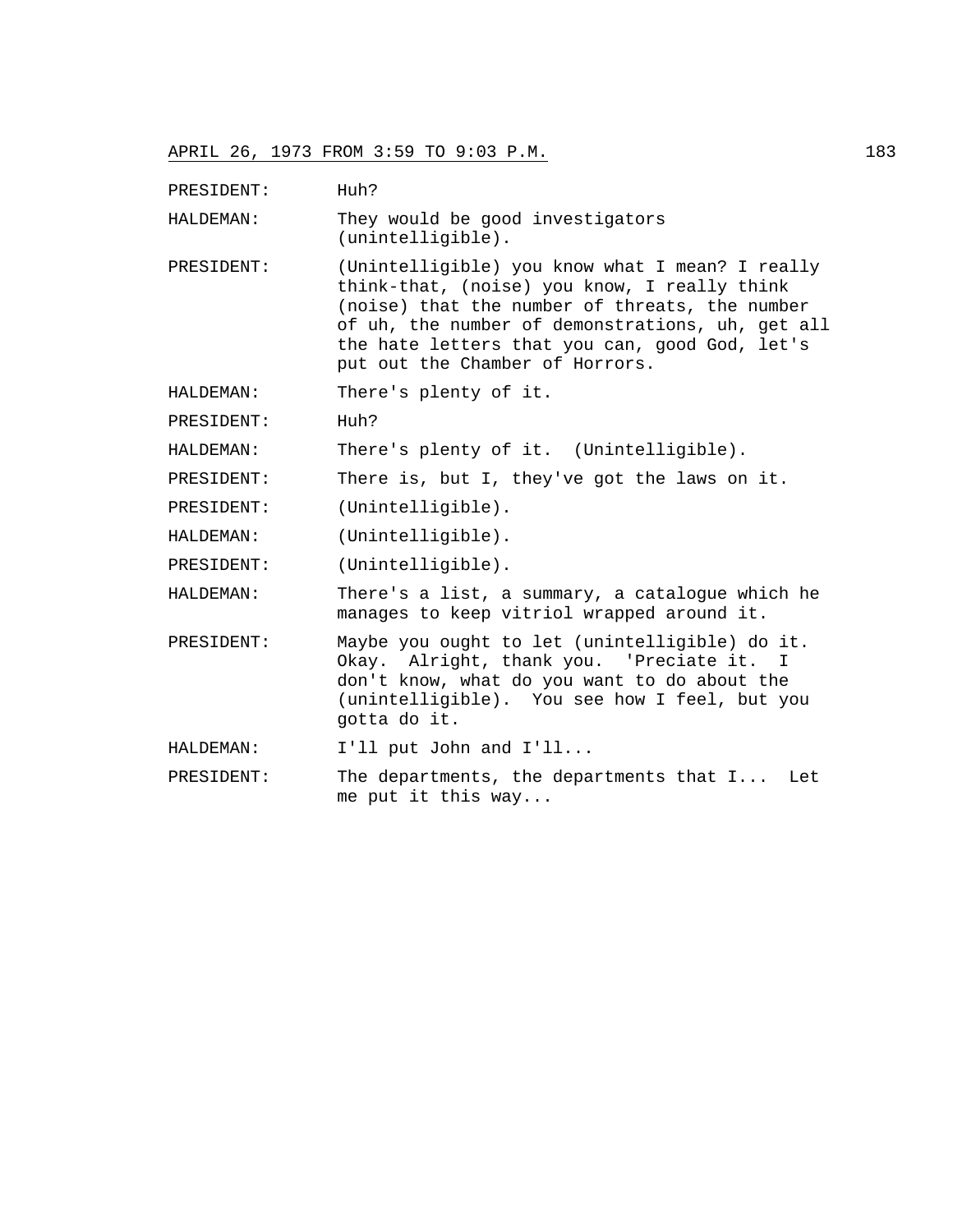PRESIDENT: Huh?

HALDEMAN: They would be good investigators (unintelligible).

PRESIDENT: (Unintelligible) you know what I mean? I really think-that, (noise) you know, I really think (noise) that the number of threats, the number of uh, the number of demonstrations, uh, get all the hate letters that you can, good God, let's put out the Chamber of Horrors.

HALDEMAN: There's plenty of it.

PRESIDENT: Huh?

HALDEMAN: There's plenty of it. (Unintelligible).

PRESIDENT: There is, but I, they've got the laws on it.

PRESIDENT: (Unintelligible).

HALDEMAN: (Unintelligible).

PRESIDENT: (Unintelligible).

HALDEMAN: There's a list, a summary, a catalogue which he manages to keep vitriol wrapped around it.

PRESIDENT: Maybe you ought to let (unintelligible) do it. Okay. Alright, thank you. 'Preciate it. I don't know, what do you want to do about the (unintelligible). You see how I feel, but you gotta do it.

HALDEMAN: I'll put John and I'll...

PRESIDENT: The departments, the departments that I... Let me put it this way...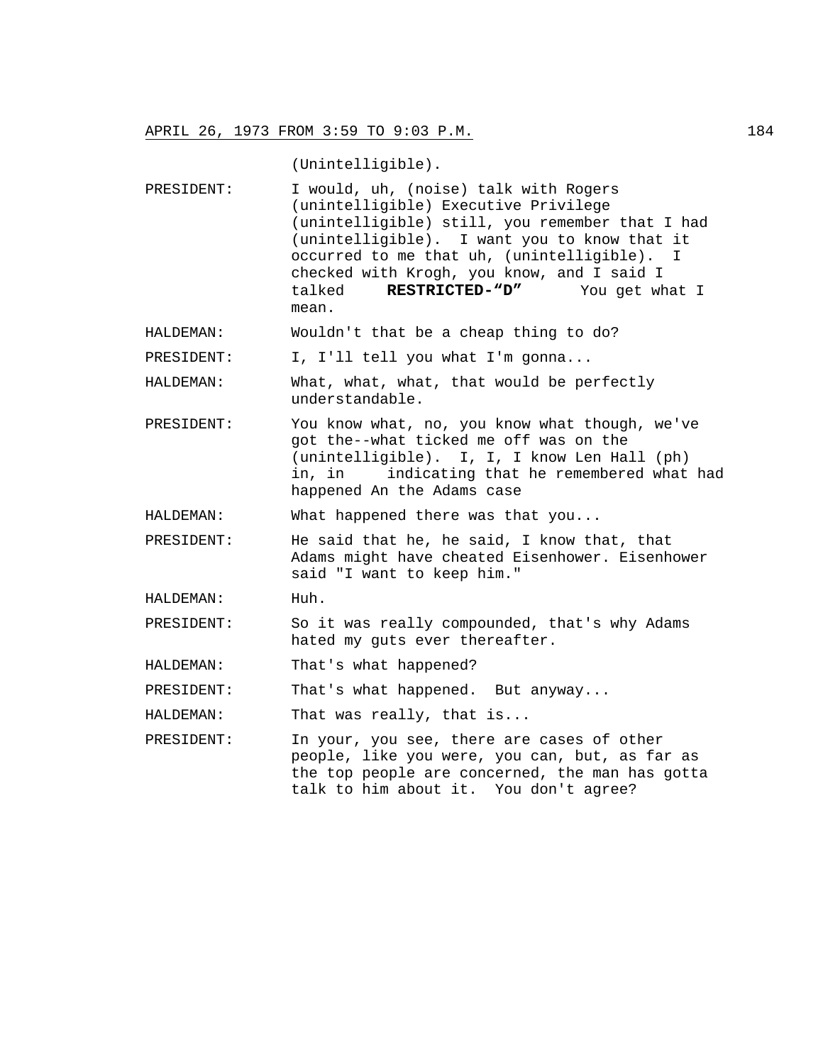(Unintelligible).

PRESIDENT: I would, uh, (noise) talk with Rogers (unintelligible) Executive Privilege (unintelligible) still, you remember that I had (unintelligible). I want you to know that it occurred to me that uh, (unintelligible). I checked with Krogh, you know, and I said I talked **RESTRICTED-"D"** You get what I mean.

HALDEMAN: Wouldn't that be a cheap thing to do?

PRESIDENT: I, I'll tell you what I'm gonna...

HALDEMAN: What, what, what, that would be perfectly understandable.

PRESIDENT: You know what, no, you know what though, we've got the--what ticked me off was on the (unintelligible). I, I, I know Len Hall (ph) in, in indicating that he remembered what had happened An the Adams case

HALDEMAN: What happened there was that you...

PRESIDENT: He said that he, he said, I know that, that Adams might have cheated Eisenhower. Eisenhower said "I want to keep him."

HALDEMAN: Huh.

PRESIDENT: So it was really compounded, that's why Adams hated my guts ever thereafter.

HALDEMAN: That's what happened?

PRESIDENT: That's what happened. But anyway...

HALDEMAN: That was really, that is...

PRESIDENT: In your, you see, there are cases of other people, like you were, you can, but, as far as the top people are concerned, the man has gotta talk to him about it. You don't agree?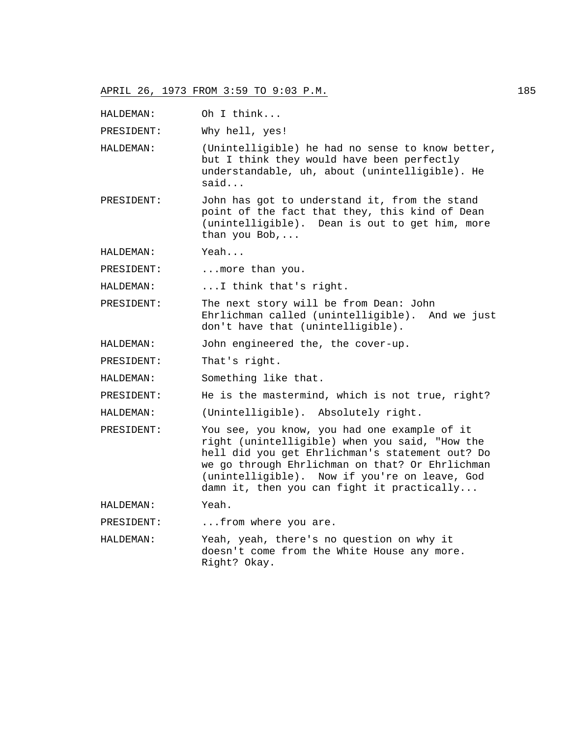HALDEMAN: Oh I think...

PRESIDENT: Why hell, yes!

HALDEMAN: (Unintelligible) he had no sense to know better, but I think they would have been perfectly understandable, uh, about (unintelligible). He said...

PRESIDENT: John has got to understand it, from the stand point of the fact that they, this kind of Dean (unintelligible). Dean is out to get him, more than you Bob,...

HALDEMAN: Yeah...

PRESIDENT: ...more than you.

HALDEMAN: ...I think that's right.

PRESIDENT: The next story will be from Dean: John Ehrlichman called (unintelligible). And we just don't have that (unintelligible).

HALDEMAN: John engineered the, the cover-up.

PRESIDENT: That's right.

HALDEMAN: Something like that.

PRESIDENT: He is the mastermind, which is not true, right?

HALDEMAN: (Unintelligible). Absolutely right.

PRESIDENT: You see, you know, you had one example of it right (unintelligible) when you said, "How the hell did you get Ehrlichman's statement out? Do we go through Ehrlichman on that? Or Ehrlichman (unintelligible). Now if you're on leave, God damn it, then you can fight it practically...

HALDEMAN: Yeah.

PRESIDENT: ...from where you are.

HALDEMAN: Yeah, yeah, there's no question on why it doesn't come from the White House any more. Right? Okay.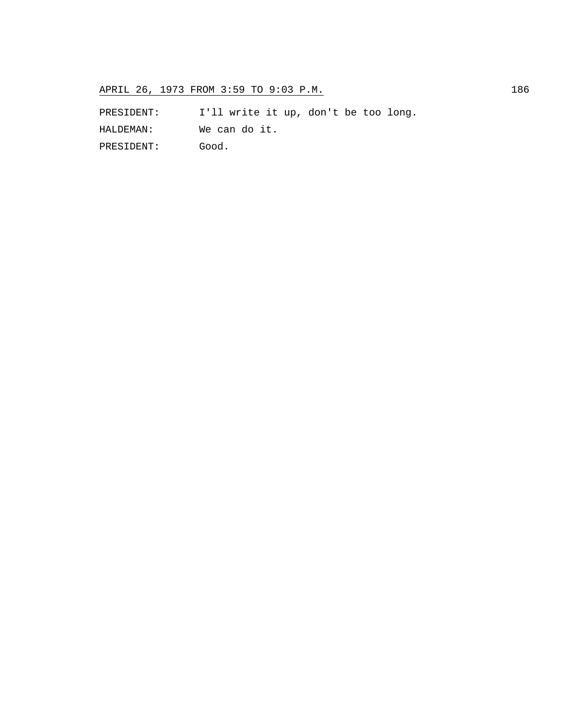PRESIDENT: I'll write it up, don't be too long.

HALDEMAN: We can do it.

PRESIDENT: Good.